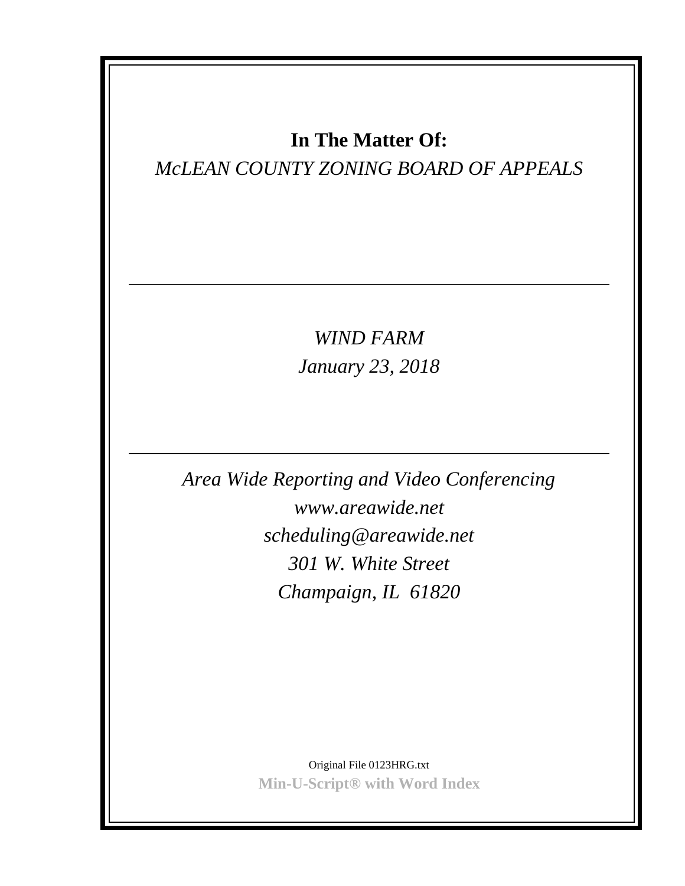**In The Matter Of:**

*McLEAN COUNTY ZONING BOARD OF APPEALS*

---

*WIND FARM*

*January 23, 2018*

---

*Area Wide Reporting and Video Conferencing*

*www.areawide.net*

*scheduling@areawide.net*

*301 W. White Street*

*Champaign, IL 61820*

Original File 0123HRG.txt

**Min-U-Script® with Word Index**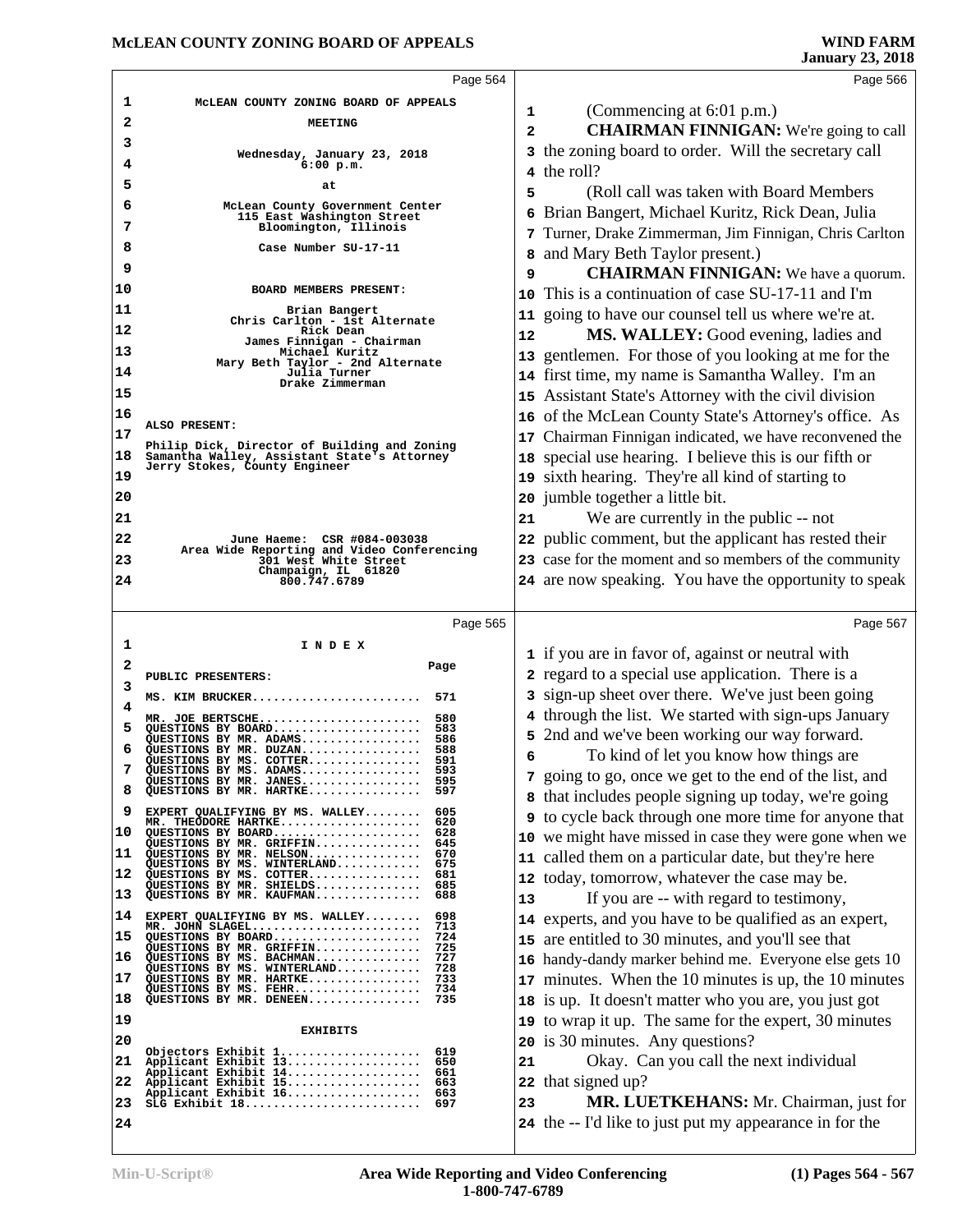McLEAN COUNTY ZONING BOARD OF APPEALS

MEETING

Wednesday, January 23, 2018
6:00 p.m.

at

McLean County Government Center
115 East Washington Street
Bloomington, Illinois

Case Number SU-17-11

BOARD MEMBERS PRESENT:

Brian Bangert
Chris Carlton - 1st Alternate
Rick Dean
James Finnigan - Chairman
Michael Kuritz
Mary Beth Taylor - 2nd Alternate
Julia Turner
Drake Zimmerman

ALSO PRESENT:

Philip Dick, Director of Building and Zoning
Samantha Walley, Assistant State's Attorney
Jerry Stokes, County Engineer

June Haeme: CSR #084-003038
Area Wide Reporting and Video Conferencing
301 West White Street
Champaign, IL 61820
800.747.6789

# I N D E X

| PUBLIC PRESENTERS: | Page |
|---|---|
| MS. KIM BRUCKER | 571 |
| MR. JOE BERTSCHE | 580 |
| QUESTIONS BY BOARD | 583 |
| QUESTIONS BY MR. ADAMS | 586 |
| QUESTIONS BY MR. DUZAN | 588 |
| QUESTIONS BY MS. COTTER | 591 |
| QUESTIONS BY MS. ADAMS | 593 |
| QUESTIONS BY MR. JANES | 595 |
| QUESTIONS BY MR. HARTKE | 597 |
| EXPERT QUALIFYING BY MS. WALLEY | 605 |
| MR. THEODORE HARTKE | 620 |
| QUESTIONS BY BOARD | 628 |
| QUESTIONS BY MR. GRIFFIN | 645 |
| QUESTIONS BY MR. NELSON | 670 |
| QUESTIONS BY MS. WINTERLAND | 675 |
| QUESTIONS BY MS. COTTER | 681 |
| QUESTIONS BY MR. SHIELDS | 685 |
| QUESTIONS BY MR. KAUFMAN | 688 |
| EXPERT QUALIFYING BY MS. WALLEY | 698 |
| MR. JOHN SLAGEL | 713 |
| QUESTIONS BY BOARD | 724 |
| QUESTIONS BY MR. GRIFFIN | 725 |
| QUESTIONS BY MS. BACHMAN | 727 |
| QUESTIONS BY MS. WINTERLAND | 728 |
| QUESTIONS BY MR. HARTKE | 733 |
| QUESTIONS BY MS. FEHR | 734 |
| QUESTIONS BY MR. DENEEN | 735 |

EXHIBITS

| | |
|---|---|
| Objectors Exhibit 1 | 619 |
| Applicant Exhibit 13 | 650 |
| Applicant Exhibit 14 | 661 |
| Applicant Exhibit 15 | 663 |
| Applicant Exhibit 16 | 663 |
| SLG Exhibit 18 | 697 |

(Commencing at 6:01 p.m.)

**CHAIRMAN FINNIGAN:** We're going to call the zoning board to order. Will the secretary call the roll?

(Roll call was taken with Board Members Brian Bangert, Michael Kuritz, Rick Dean, Julia Turner, Drake Zimmerman, Jim Finnigan, Chris Carlton and Mary Beth Taylor present.)

**CHAIRMAN FINNIGAN:** We have a quorum. This is a continuation of case SU-17-11 and I'm going to have our counsel tell us where we're at.

**MS. WALLEY:** Good evening, ladies and gentlemen. For those of you looking at me for the first time, my name is Samantha Walley. I'm an Assistant State's Attorney with the civil division of the McLean County State's Attorney's office. As Chairman Finnigan indicated, we have reconvened the special use hearing. I believe this is our fifth or sixth hearing. They're all kind of starting to jumble together a little bit.

We are currently in the public -- not public comment, but the applicant has rested their case for the moment and so members of the community are now speaking. You have the opportunity to speak if you are in favor of, against or neutral with regard to a special use application. There is a sign-up sheet over there. We've just been going through the list. We started with sign-ups January 2nd and we've been working our way forward.

To kind of let you know how things are going to go, once we get to the end of the list, and that includes people signing up today, we're going to cycle back through one more time for anyone that we might have missed in case they were gone when we called them on a particular date, but they're here today, tomorrow, whatever the case may be.

If you are -- with regard to testimony, experts, and you have to be qualified as an expert, are entitled to 30 minutes, and you'll see that handy-dandy marker behind me. Everyone else gets 10 minutes. When the 10 minutes is up, the 10 minutes is up. It doesn't matter who you are, you just got to wrap it up. The same for the expert, 30 minutes is 30 minutes. Any questions?

Okay. Can you call the next individual that signed up?

**MR. LUETKEHANS:** Mr. Chairman, just for the -- I'd like to just put my appearance in for the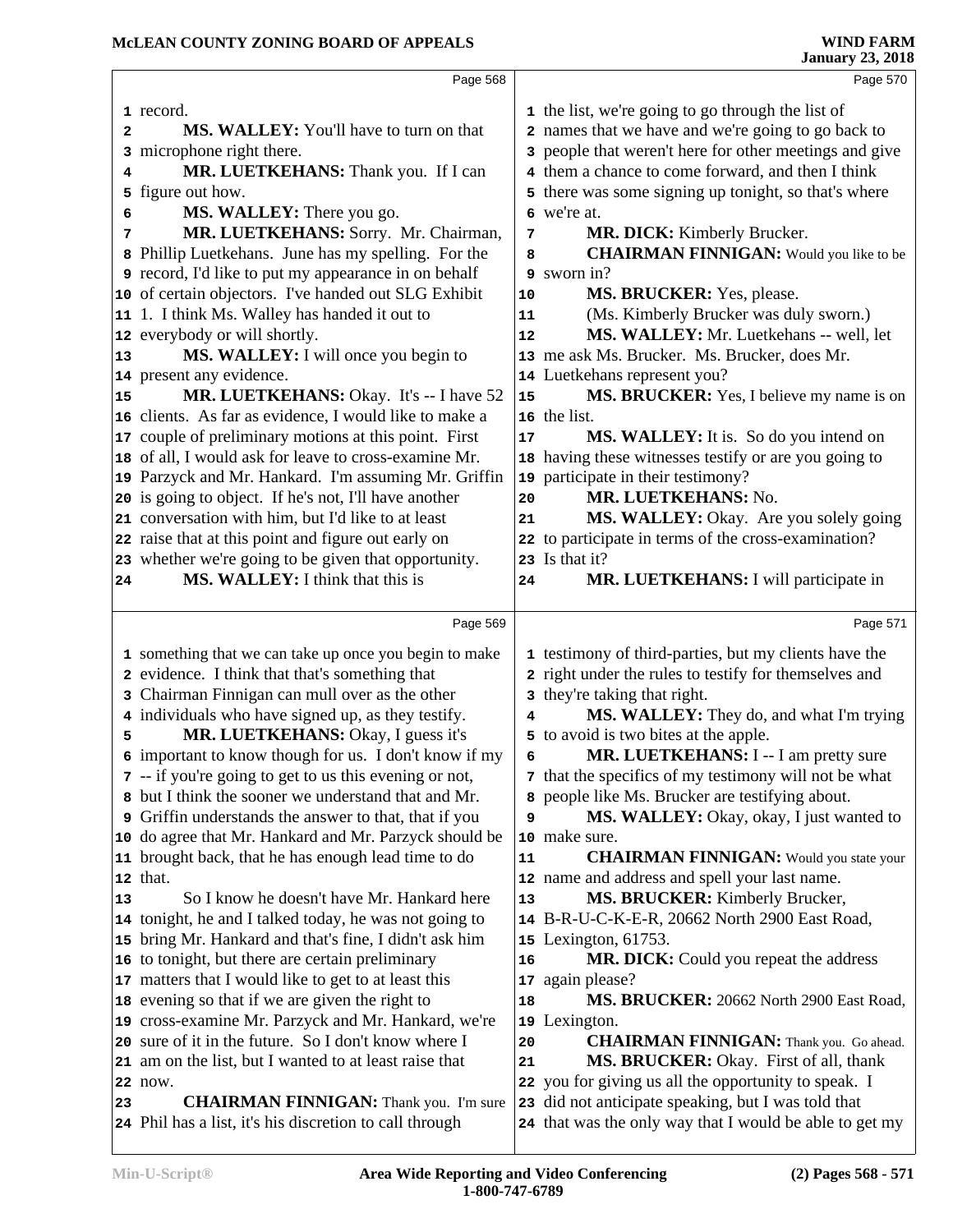record.

**MS. WALLEY:** You'll have to turn on that microphone right there.

**MR. LUETKEHANS:** Thank you. If I can figure out how.

**MS. WALLEY:** There you go.

**MR. LUETKEHANS:** Sorry. Mr. Chairman, Phillip Luetkehans. June has my spelling. For the record, I'd like to put my appearance in on behalf of certain objectors. I've handed out SLG Exhibit 1. I think Ms. Walley has handed it out to everybody or will shortly.

**MS. WALLEY:** I will once you begin to present any evidence.

**MR. LUETKEHANS:** Okay. It's -- I have 52 clients. As far as evidence, I would like to make a couple of preliminary motions at this point. First of all, I would ask for leave to cross-examine Mr. Parzyck and Mr. Hankard. I'm assuming Mr. Griffin is going to object. If he's not, I'll have another conversation with him, but I'd like to at least raise that at this point and figure out early on whether we're going to be given that opportunity.

**MS. WALLEY:** I think that this is something that we can take up once you begin to make evidence. I think that that's something that Chairman Finnigan can mull over as the other individuals who have signed up, as they testify.

**MR. LUETKEHANS:** Okay, I guess it's important to know though for us. I don't know if my -- if you're going to get to us this evening or not, but I think the sooner we understand that and Mr. Griffin understands the answer to that, that if you do agree that Mr. Hankard and Mr. Parzyck should be brought back, that he has enough lead time to do that.

So I know he doesn't have Mr. Hankard here tonight, he and I talked today, he was not going to bring Mr. Hankard and that's fine, I didn't ask him to tonight, but there are certain preliminary matters that I would like to get to at least this evening so that if we are given the right to cross-examine Mr. Parzyck and Mr. Hankard, we're sure of it in the future. So I don't know where I am on the list, but I wanted to at least raise that now.

**CHAIRMAN FINNIGAN:** Thank you. I'm sure Phil has a list, it's his discretion to call through the list, we're going to go through the list of names that we have and we're going to go back to people that weren't here for other meetings and give them a chance to come forward, and then I think there was some signing up tonight, so that's where we're at.

**MR. DICK:** Kimberly Brucker.

**CHAIRMAN FINNIGAN:** Would you like to be sworn in?

**MS. BRUCKER:** Yes, please.

(Ms. Kimberly Brucker was duly sworn.)

**MS. WALLEY:** Mr. Luetkehans -- well, let me ask Ms. Brucker. Ms. Brucker, does Mr. Luetkehans represent you?

**MS. BRUCKER:** Yes, I believe my name is on the list.

**MS. WALLEY:** It is. So do you intend on having these witnesses testify or are you going to participate in their testimony?

**MR. LUETKEHANS:** No.

**MS. WALLEY:** Okay. Are you solely going to participate in terms of the cross-examination? Is that it?

**MR. LUETKEHANS:** I will participate in testimony of third-parties, but my clients have the right under the rules to testify for themselves and they're taking that right.

**MS. WALLEY:** They do, and what I'm trying to avoid is two bites at the apple.

**MR. LUETKEHANS:** I -- I am pretty sure that the specifics of my testimony will not be what people like Ms. Brucker are testifying about.

**MS. WALLEY:** Okay, okay, I just wanted to make sure.

**CHAIRMAN FINNIGAN:** Would you state your name and address and spell your last name.

**MS. BRUCKER:** Kimberly Brucker, B-R-U-C-K-E-R, 20662 North 2900 East Road, Lexington, 61753.

**MR. DICK:** Could you repeat the address again please?

**MS. BRUCKER:** 20662 North 2900 East Road, Lexington.

**CHAIRMAN FINNIGAN:** Thank you. Go ahead.

**MS. BRUCKER:** Okay. First of all, thank you for giving us all the opportunity to speak. I did not anticipate speaking, but I was told that that was the only way that I would be able to get my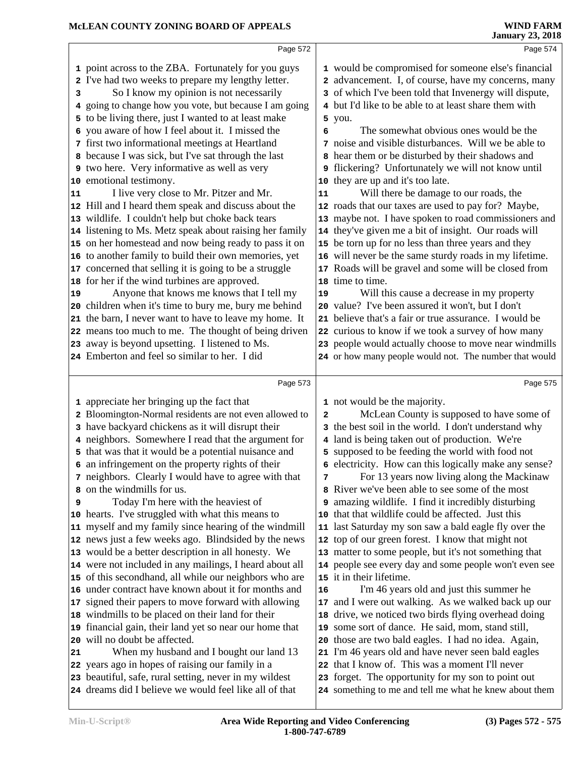Page 572

point across to the ZBA. Fortunately for you guys I've had two weeks to prepare my lengthy letter.

So I know my opinion is not necessarily going to change how you vote, but because I am going to be living there, just I wanted to at least make you aware of how I feel about it. I missed the first two informational meetings at Heartland because I was sick, but I've sat through the last two here. Very informative as well as very emotional testimony.

I live very close to Mr. Pitzer and Mr. Hill and I heard them speak and discuss about the wildlife. I couldn't help but choke back tears listening to Ms. Metz speak about raising her family on her homestead and now being ready to pass it on to another family to build their own memories, yet concerned that selling it is going to be a struggle for her if the wind turbines are approved.

Anyone that knows me knows that I tell my children when it's time to bury me, bury me behind the barn, I never want to have to leave my home. It means too much to me. The thought of being driven away is beyond upsetting. I listened to Ms. Emberton and feel so similar to her. I did

Page 573

appreciate her bringing up the fact that Bloomington-Normal residents are not even allowed to have backyard chickens as it will disrupt their neighbors. Somewhere I read that the argument for that was that it would be a potential nuisance and an infringement on the property rights of their neighbors. Clearly I would have to agree with that on the windmills for us.

Today I'm here with the heaviest of hearts. I've struggled with what this means to myself and my family since hearing of the windmill news just a few weeks ago. Blindsided by the news would be a better description in all honesty. We were not included in any mailings, I heard about all of this secondhand, all while our neighbors who are under contract have known about it for months and signed their papers to move forward with allowing windmills to be placed on their land for their financial gain, their land yet so near our home that will no doubt be affected.

When my husband and I bought our land 13 years ago in hopes of raising our family in a beautiful, safe, rural setting, never in my wildest dreams did I believe we would feel like all of that

Page 574

would be compromised for someone else's financial advancement. I, of course, have my concerns, many of which I've been told that Invenergy will dispute, but I'd like to be able to at least share them with you.

The somewhat obvious ones would be the noise and visible disturbances. Will we be able to hear them or be disturbed by their shadows and flickering? Unfortunately we will not know until they are up and it's too late.

Will there be damage to our roads, the roads that our taxes are used to pay for? Maybe, maybe not. I have spoken to road commissioners and they've given me a bit of insight. Our roads will be torn up for no less than three years and they will never be the same sturdy roads in my lifetime. Roads will be gravel and some will be closed from time to time.

Will this cause a decrease in my property value? I've been assured it won't, but I don't believe that's a fair or true assurance. I would be curious to know if we took a survey of how many people would actually choose to move near windmills or how many people would not. The number that would

Page 575

not would be the majority.

McLean County is supposed to have some of the best soil in the world. I don't understand why land is being taken out of production. We're supposed to be feeding the world with food not electricity. How can this logically make any sense?

For 13 years now living along the Mackinaw River we've been able to see some of the most amazing wildlife. I find it incredibly disturbing that that wildlife could be affected. Just this last Saturday my son saw a bald eagle fly over the top of our green forest. I know that might not matter to some people, but it's not something that people see every day and some people won't even see it in their lifetime.

I'm 46 years old and just this summer he and I were out walking. As we walked back up our drive, we noticed two birds flying overhead doing some sort of dance. He said, mom, stand still, those are two bald eagles. I had no idea. Again, I'm 46 years old and have never seen bald eagles that I know of. This was a moment I'll never forget. The opportunity for my son to point out something to me and tell me what he knew about them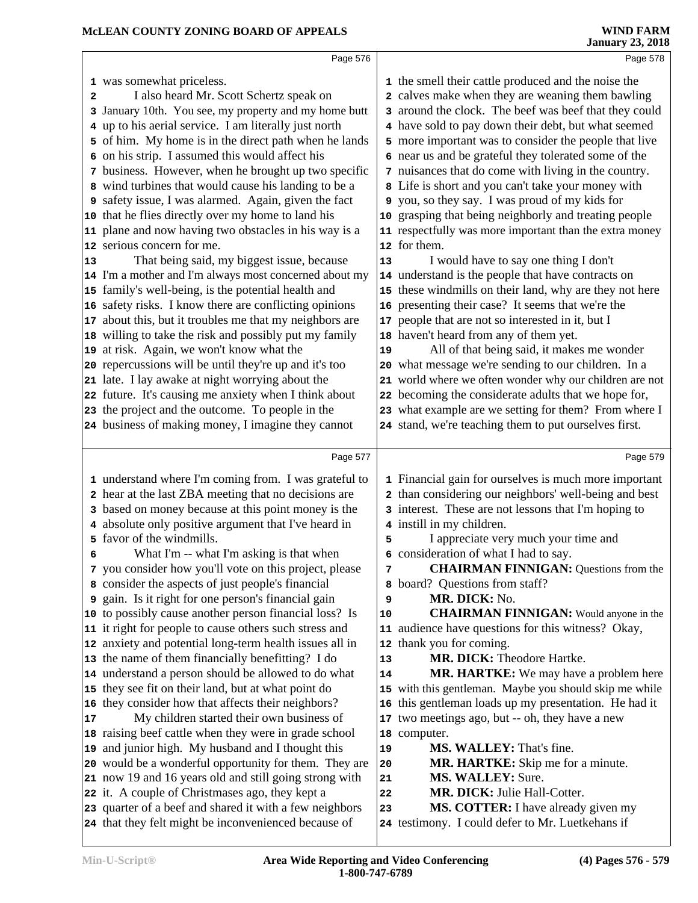Page 576

1 was somewhat priceless.
2 I also heard Mr. Scott Schertz speak on
3 January 10th. You see, my property and my home butt
4 up to his aerial service. I am literally just north
5 of him. My home is in the direct path when he lands
6 on his strip. I assumed this would affect his
7 business. However, when he brought up two specific
8 wind turbines that would cause his landing to be a
9 safety issue, I was alarmed. Again, given the fact
10 that he flies directly over my home to land his
11 plane and now having two obstacles in his way is a
12 serious concern for me.
13 That being said, my biggest issue, because
14 I'm a mother and I'm always most concerned about my
15 family's well-being, is the potential health and
16 safety risks. I know there are conflicting opinions
17 about this, but it troubles me that my neighbors are
18 willing to take the risk and possibly put my family
19 at risk. Again, we won't know what the
20 repercussions will be until they're up and it's too
21 late. I lay awake at night worrying about the
22 future. It's causing me anxiety when I think about
23 the project and the outcome. To people in the
24 business of making money, I imagine they cannot

Page 577

1 understand where I'm coming from. I was grateful to
2 hear at the last ZBA meeting that no decisions are
3 based on money because at this point money is the
4 absolute only positive argument that I've heard in
5 favor of the windmills.
6 What I'm -- what I'm asking is that when
7 you consider how you'll vote on this project, please
8 consider the aspects of just people's financial
9 gain. Is it right for one person's financial gain
10 to possibly cause another person financial loss? Is
11 it right for people to cause others such stress and
12 anxiety and potential long-term health issues all in
13 the name of them financially benefitting? I do
14 understand a person should be allowed to do what
15 they see fit on their land, but at what point do
16 they consider how that affects their neighbors?
17 My children started their own business of
18 raising beef cattle when they were in grade school
19 and junior high. My husband and I thought this
20 would be a wonderful opportunity for them. They are
21 now 19 and 16 years old and still going strong with
22 it. A couple of Christmases ago, they kept a
23 quarter of a beef and shared it with a few neighbors
24 that they felt might be inconvenienced because of

Page 578

1 the smell their cattle produced and the noise the
2 calves make when they are weaning them bawling
3 around the clock. The beef was beef that they could
4 have sold to pay down their debt, but what seemed
5 more important was to consider the people that live
6 near us and be grateful they tolerated some of the
7 nuisances that do come with living in the country.
8 Life is short and you can't take your money with
9 you, so they say. I was proud of my kids for
10 grasping that being neighborly and treating people
11 respectfully was more important than the extra money
12 for them.
13 I would have to say one thing I don't
14 understand is the people that have contracts on
15 these windmills on their land, why are they not here
16 presenting their case? It seems that we're the
17 people that are not so interested in it, but I
18 haven't heard from any of them yet.
19 All of that being said, it makes me wonder
20 what message we're sending to our children. In a
21 world where we often wonder why our children are not
22 becoming the considerate adults that we hope for,
23 what example are we setting for them? From where I
24 stand, we're teaching them to put ourselves first.

Page 579

1 Financial gain for ourselves is much more important
2 than considering our neighbors' well-being and best
3 interest. These are not lessons that I'm hoping to
4 instill in my children.
5 I appreciate very much your time and
6 consideration of what I had to say.
7 **CHAIRMAN FINNIGAN:** Questions from the
8 board? Questions from staff?
9 **MR. DICK:** No.
10 **CHAIRMAN FINNIGAN:** Would anyone in the
11 audience have questions for this witness? Okay,
12 thank you for coming.
13 **MR. DICK:** Theodore Hartke.
14 **MR. HARTKE:** We may have a problem here
15 with this gentleman. Maybe you should skip me while
16 this gentleman loads up my presentation. He had it
17 two meetings ago, but -- oh, they have a new
18 computer.
19 **MS. WALLEY:** That's fine.
20 **MR. HARTKE:** Skip me for a minute.
21 **MS. WALLEY:** Sure.
22 **MR. DICK:** Julie Hall-Cotter.
23 **MS. COTTER:** I have already given my
24 testimony. I could defer to Mr. Luetkehans if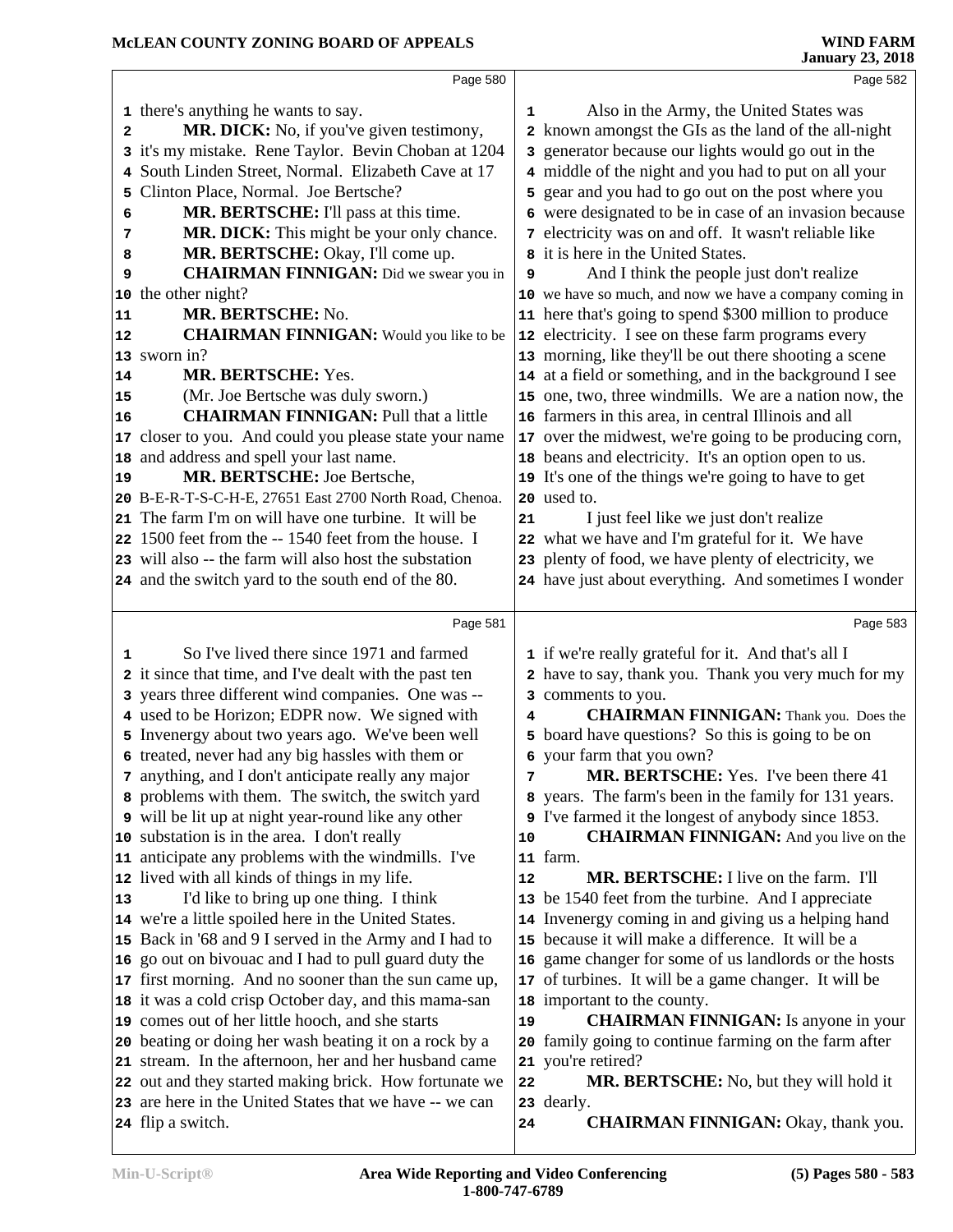there's anything he wants to say.

**MR. DICK:** No, if you've given testimony, it's my mistake. Rene Taylor. Bevin Choban at 1204 South Linden Street, Normal. Elizabeth Cave at 17 Clinton Place, Normal. Joe Bertsche?

**MR. BERTSCHE:** I'll pass at this time.

**MR. DICK:** This might be your only chance.

**MR. BERTSCHE:** Okay, I'll come up.

**CHAIRMAN FINNIGAN:** Did we swear you in the other night?

**MR. BERTSCHE:** No.

**CHAIRMAN FINNIGAN:** Would you like to be sworn in?

**MR. BERTSCHE:** Yes.

(Mr. Joe Bertsche was duly sworn.)

**CHAIRMAN FINNIGAN:** Pull that a little closer to you. And could you please state your name and address and spell your last name.

**MR. BERTSCHE:** Joe Bertsche, B-E-R-T-S-C-H-E, 27651 East 2700 North Road, Chenoa. The farm I'm on will have one turbine. It will be 1500 feet from the -- 1540 feet from the house. I will also -- the farm will also host the substation and the switch yard to the south end of the 80.

So I've lived there since 1971 and farmed it since that time, and I've dealt with the past ten years three different wind companies. One was -- used to be Horizon; EDPR now. We signed with Invenergy about two years ago. We've been well treated, never had any big hassles with them or anything, and I don't anticipate really any major problems with them. The switch, the switch yard will be lit up at night year-round like any other substation is in the area. I don't really anticipate any problems with the windmills. I've lived with all kinds of things in my life.

I'd like to bring up one thing. I think we're a little spoiled here in the United States. Back in '68 and 9 I served in the Army and I had to go out on bivouac and I had to pull guard duty the first morning. And no sooner than the sun came up, it was a cold crisp October day, and this mama-san comes out of her little hooch, and she starts beating or doing her wash beating it on a rock by a stream. In the afternoon, her and her husband came out and they started making brick. How fortunate we are here in the United States that we have -- we can flip a switch.

Also in the Army, the United States was known amongst the GIs as the land of the all-night generator because our lights would go out in the middle of the night and you had to put on all your gear and you had to go out on the post where you were designated to be in case of an invasion because electricity was on and off. It wasn't reliable like it is here in the United States.

And I think the people just don't realize we have so much, and now we have a company coming in here that's going to spend $300 million to produce electricity. I see on these farm programs every morning, like they'll be out there shooting a scene at a field or something, and in the background I see one, two, three windmills. We are a nation now, the farmers in this area, in central Illinois and all over the midwest, we're going to be producing corn, beans and electricity. It's an option open to us. It's one of the things we're going to have to get used to.

I just feel like we just don't realize what we have and I'm grateful for it. We have plenty of food, we have plenty of electricity, we have just about everything. And sometimes I wonder if we're really grateful for it. And that's all I have to say, thank you. Thank you very much for my comments to you.

**CHAIRMAN FINNIGAN:** Thank you. Does the board have questions? So this is going to be on your farm that you own?

**MR. BERTSCHE:** Yes. I've been there 41 years. The farm's been in the family for 131 years. I've farmed it the longest of anybody since 1853.

**CHAIRMAN FINNIGAN:** And you live on the farm.

**MR. BERTSCHE:** I live on the farm. I'll be 1540 feet from the turbine. And I appreciate Invenergy coming in and giving us a helping hand because it will make a difference. It will be a game changer for some of us landlords or the hosts of turbines. It will be a game changer. It will be important to the county.

**CHAIRMAN FINNIGAN:** Is anyone in your family going to continue farming on the farm after you're retired?

**MR. BERTSCHE:** No, but they will hold it dearly.

**CHAIRMAN FINNIGAN:** Okay, thank you.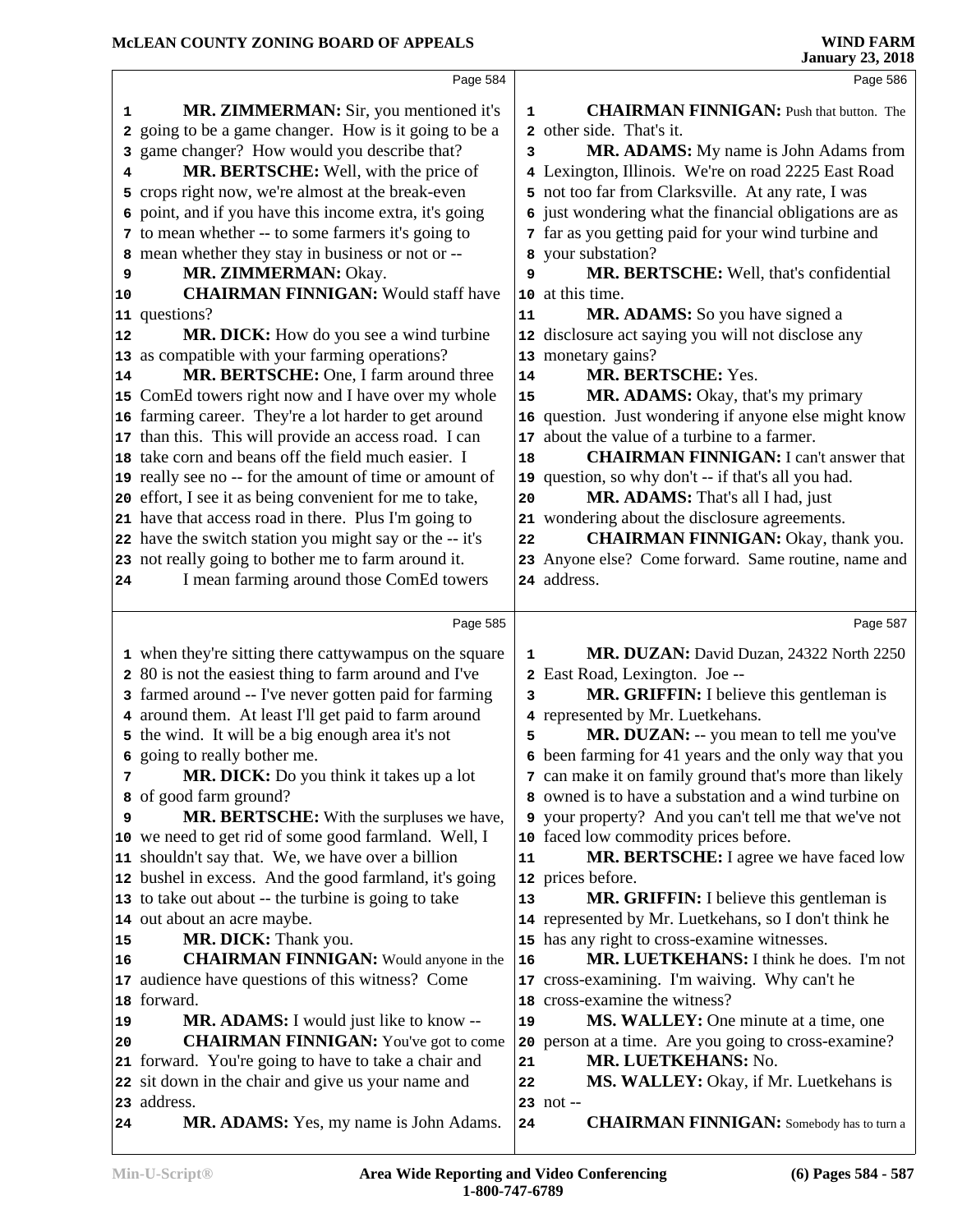**MR. ZIMMERMAN:** Sir, you mentioned it's going to be a game changer. How is it going to be a game changer? How would you describe that?

**MR. BERTSCHE:** Well, with the price of crops right now, we're almost at the break-even point, and if you have this income extra, it's going to mean whether -- to some farmers it's going to mean whether they stay in business or not or --

**MR. ZIMMERMAN:** Okay.

**CHAIRMAN FINNIGAN:** Would staff have questions?

**MR. DICK:** How do you see a wind turbine as compatible with your farming operations?

**MR. BERTSCHE:** One, I farm around three ComEd towers right now and I have over my whole farming career. They're a lot harder to get around than this. This will provide an access road. I can take corn and beans off the field much easier. I really see no -- for the amount of time or amount of effort, I see it as being convenient for me to take, have that access road in there. Plus I'm going to have the switch station you might say or the -- it's not really going to bother me to farm around it. I mean farming around those ComEd towers when they're sitting there cattywampus on the square 80 is not the easiest thing to farm around and I've farmed around -- I've never gotten paid for farming around them. At least I'll get paid to farm around the wind. It will be a big enough area it's not going to really bother me.

**MR. DICK:** Do you think it takes up a lot of good farm ground?

**MR. BERTSCHE:** With the surpluses we have, we need to get rid of some good farmland. Well, I shouldn't say that. We, we have over a billion bushel in excess. And the good farmland, it's going to take out about -- the turbine is going to take out about an acre maybe.

**MR. DICK:** Thank you.

**CHAIRMAN FINNIGAN:** Would anyone in the audience have questions of this witness? Come forward.

**MR. ADAMS:** I would just like to know --

**CHAIRMAN FINNIGAN:** You've got to come forward. You're going to have to take a chair and sit down in the chair and give us your name and address.

**MR. ADAMS:** Yes, my name is John Adams.

**CHAIRMAN FINNIGAN:** Push that button. The other side. That's it.

**MR. ADAMS:** My name is John Adams from Lexington, Illinois. We're on road 2225 East Road not too far from Clarksville. At any rate, I was just wondering what the financial obligations are as far as you getting paid for your wind turbine and your substation?

**MR. BERTSCHE:** Well, that's confidential at this time.

**MR. ADAMS:** So you have signed a disclosure act saying you will not disclose any monetary gains?

**MR. BERTSCHE:** Yes.

**MR. ADAMS:** Okay, that's my primary question. Just wondering if anyone else might know about the value of a turbine to a farmer.

**CHAIRMAN FINNIGAN:** I can't answer that question, so why don't -- if that's all you had.

**MR. ADAMS:** That's all I had, just wondering about the disclosure agreements.

**CHAIRMAN FINNIGAN:** Okay, thank you. Anyone else? Come forward. Same routine, name and address.

**MR. DUZAN:** David Duzan, 24322 North 2250 East Road, Lexington. Joe --

**MR. GRIFFIN:** I believe this gentleman is represented by Mr. Luetkehans.

**MR. DUZAN:** -- you mean to tell me you've been farming for 41 years and the only way that you can make it on family ground that's more than likely owned is to have a substation and a wind turbine on your property? And you can't tell me that we've not faced low commodity prices before.

**MR. BERTSCHE:** I agree we have faced low prices before.

**MR. GRIFFIN:** I believe this gentleman is represented by Mr. Luetkehans, so I don't think he has any right to cross-examine witnesses.

**MR. LUETKEHANS:** I think he does. I'm not cross-examining. I'm waiving. Why can't he cross-examine the witness?

**MS. WALLEY:** One minute at a time, one person at a time. Are you going to cross-examine?

**MR. LUETKEHANS:** No.

**MS. WALLEY:** Okay, if Mr. Luetkehans is not --

**CHAIRMAN FINNIGAN:** Somebody has to turn a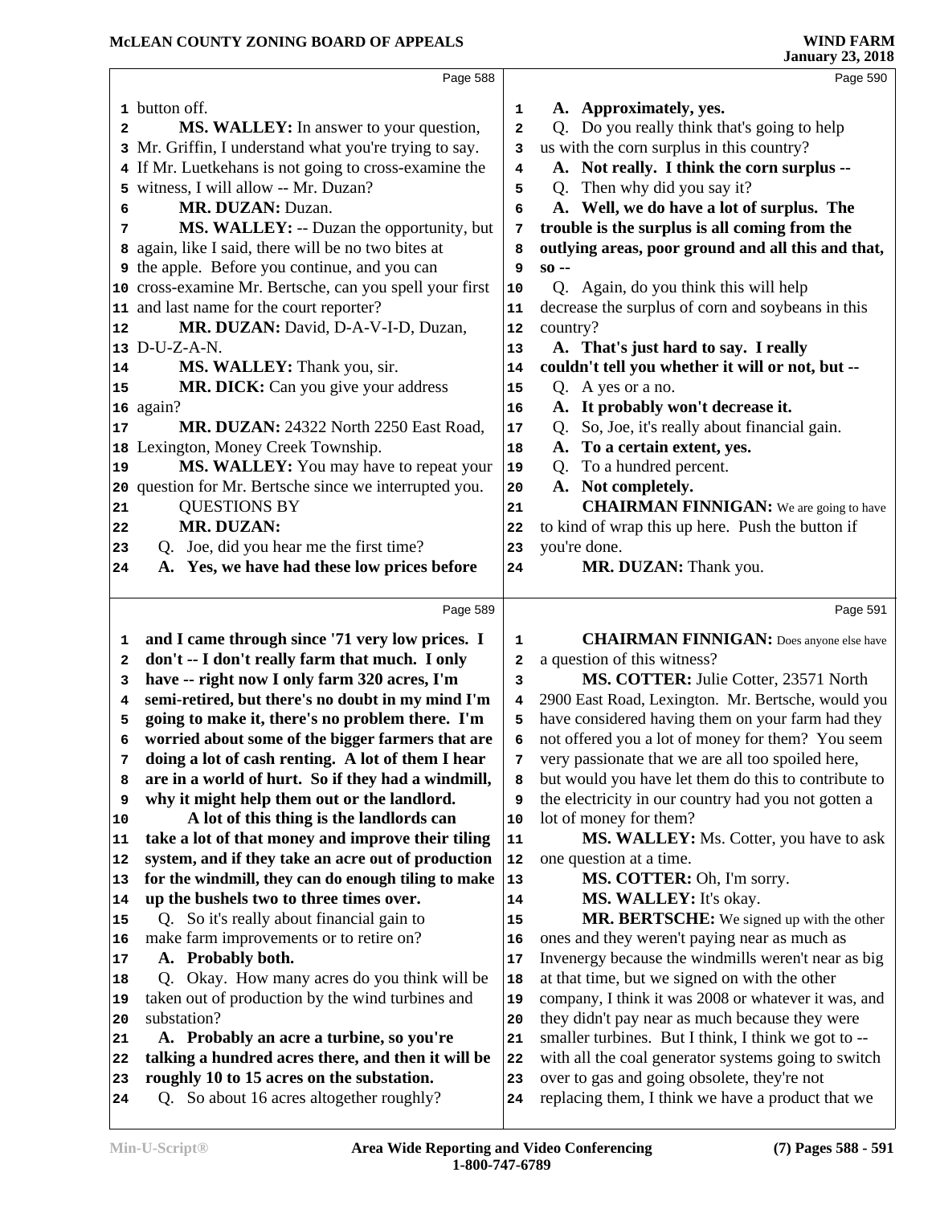**Page 588**

1 button off.

2 **MS. WALLEY:** In answer to your question,
3 Mr. Griffin, I understand what you're trying to say.
4 If Mr. Luetkehans is not going to cross-examine the
5 witness, I will allow -- Mr. Duzan?

6 **MR. DUZAN:** Duzan.

7 **MS. WALLEY:** -- Duzan the opportunity, but
8 again, like I said, there will be no two bites at
9 the apple. Before you continue, and you can
10 cross-examine Mr. Bertsche, can you spell your first
11 and last name for the court reporter?

12 **MR. DUZAN:** David, D-A-V-I-D, Duzan,
13 D-U-Z-A-N.

14 **MS. WALLEY:** Thank you, sir.

15 **MR. DICK:** Can you give your address
16 again?

17 **MR. DUZAN:** 24322 North 2250 East Road,
18 Lexington, Money Creek Township.

19 **MS. WALLEY:** You may have to repeat your
20 question for Mr. Bertsche since we interrupted you.

21 QUESTIONS BY
22 **MR. DUZAN:**

23 Q. Joe, did you hear me the first time?

24 **A. Yes, we have had these low prices before**

**Page 589**

1 **and I came through since '71 very low prices. I**
2 **don't -- I don't really farm that much. I only**
3 **have -- right now I only farm 320 acres, I'm**
4 **semi-retired, but there's no doubt in my mind I'm**
5 **going to make it, there's no problem there. I'm**
6 **worried about some of the bigger farmers that are**
7 **doing a lot of cash renting. A lot of them I hear**
8 **are in a world of hurt. So if they had a windmill,**
9 **why it might help them out or the landlord.**
10 **A lot of this thing is the landlords can**
11 **take a lot of that money and improve their tiling**
12 **system, and if they take an acre out of production**
13 **for the windmill, they can do enough tiling to make**
14 **up the bushels two to three times over.**

15 Q. So it's really about financial gain to
16 make farm improvements or to retire on?

17 **A. Probably both.**

18 Q. Okay. How many acres do you think will be
19 taken out of production by the wind turbines and
20 substation?

21 **A. Probably an acre a turbine, so you're**
22 **talking a hundred acres there, and then it will be**
23 **roughly 10 to 15 acres on the substation.**

24 Q. So about 16 acres altogether roughly?

**Page 590**

1 **A. Approximately, yes.**

2 Q. Do you really think that's going to help
3 us with the corn surplus in this country?

4 **A. Not really. I think the corn surplus --**

5 Q. Then why did you say it?

6 **A. Well, we do have a lot of surplus. The**
7 **trouble is the surplus is all coming from the**
8 **outlying areas, poor ground and all this and that,**
9 **so --**

10 Q. Again, do you think this will help
11 decrease the surplus of corn and soybeans in this
12 country?

13 **A. That's just hard to say. I really**
14 **couldn't tell you whether it will or not, but --**

15 Q. A yes or a no.

16 **A. It probably won't decrease it.**

17 Q. So, Joe, it's really about financial gain.

18 **A. To a certain extent, yes.**

19 Q. To a hundred percent.

20 **A. Not completely.**

21 **CHAIRMAN FINNIGAN:** We are going to have
22 to kind of wrap this up here. Push the button if
23 you're done.

24 **MR. DUZAN:** Thank you.

**Page 591**

1 **CHAIRMAN FINNIGAN:** Does anyone else have
2 a question of this witness?

3 **MS. COTTER:** Julie Cotter, 23571 North
4 2900 East Road, Lexington. Mr. Bertsche, would you
5 have considered having them on your farm had they
6 not offered you a lot of money for them? You seem
7 very passionate that we are all too spoiled here,
8 but would you have let them do this to contribute to
9 the electricity in our country had you not gotten a
10 lot of money for them?

11 **MS. WALLEY:** Ms. Cotter, you have to ask
12 one question at a time.

13 **MS. COTTER:** Oh, I'm sorry.

14 **MS. WALLEY:** It's okay.

15 **MR. BERTSCHE:** We signed up with the other
16 ones and they weren't paying near as much as
17 Invenergy because the windmills weren't near as big
18 at that time, but we signed on with the other
19 company, I think it was 2008 or whatever it was, and
20 they didn't pay near as much because they were
21 smaller turbines. But I think, I think we got to --
22 with all the coal generator systems going to switch
23 over to gas and going obsolete, they're not
24 replacing them, I think we have a product that we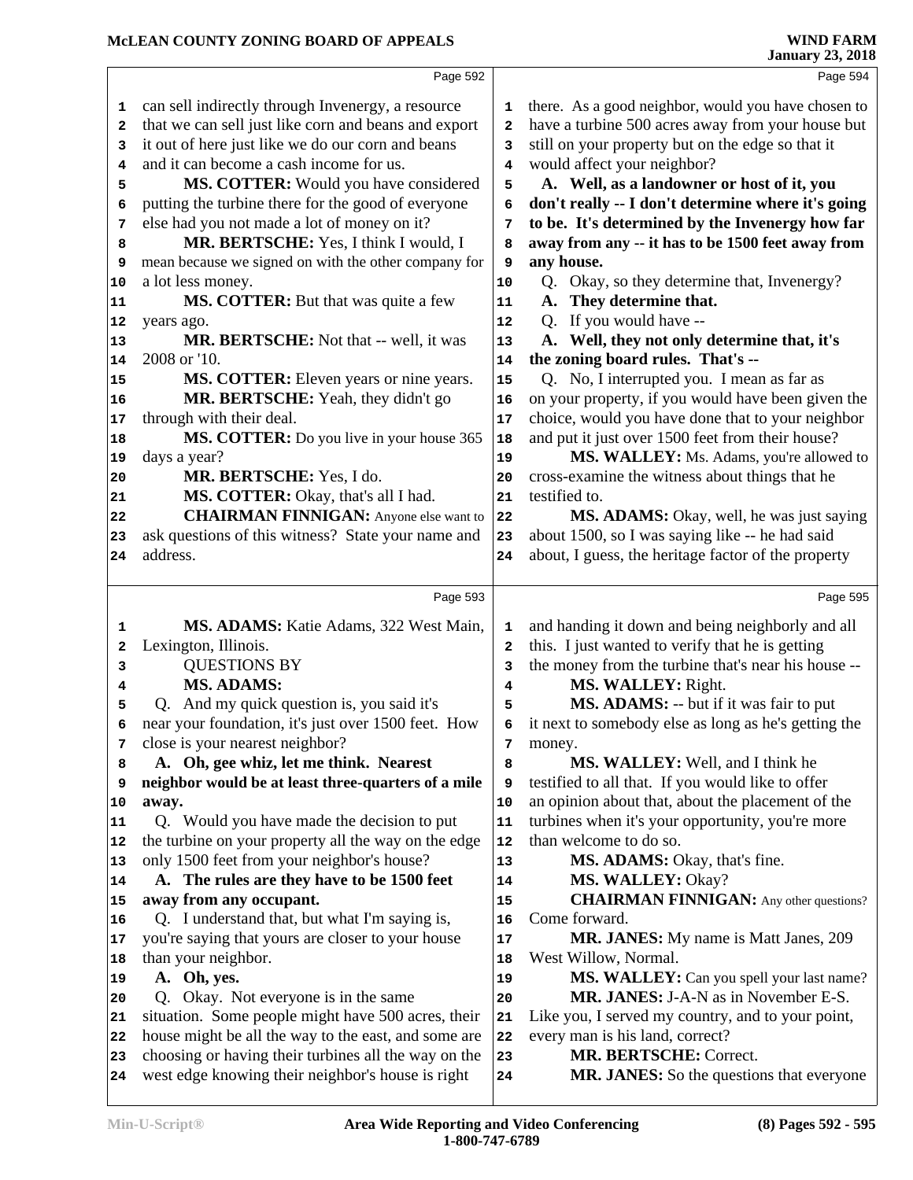can sell indirectly through Invenergy, a resource that we can sell just like corn and beans and export it out of here just like we do our corn and beans and it can become a cash income for us.

**MS. COTTER:** Would you have considered putting the turbine there for the good of everyone else had you not made a lot of money on it?

**MR. BERTSCHE:** Yes, I think I would, I mean because we signed on with the other company for a lot less money.

**MS. COTTER:** But that was quite a few years ago.

**MR. BERTSCHE:** Not that -- well, it was 2008 or '10.

**MS. COTTER:** Eleven years or nine years.

**MR. BERTSCHE:** Yeah, they didn't go through with their deal.

**MS. COTTER:** Do you live in your house 365 days a year?

**MR. BERTSCHE:** Yes, I do.

**MS. COTTER:** Okay, that's all I had.

**CHAIRMAN FINNIGAN:** Anyone else want to ask questions of this witness? State your name and address.

**MS. ADAMS:** Katie Adams, 322 West Main, Lexington, Illinois.

QUESTIONS BY

**MS. ADAMS:**

Q. And my quick question is, you said it's near your foundation, it's just over 1500 feet. How close is your nearest neighbor?

**A. Oh, gee whiz, let me think. Nearest neighbor would be at least three-quarters of a mile away.**

Q. Would you have made the decision to put the turbine on your property all the way on the edge only 1500 feet from your neighbor's house?

**A. The rules are they have to be 1500 feet away from any occupant.**

Q. I understand that, but what I'm saying is, you're saying that yours are closer to your house than your neighbor.

**A. Oh, yes.**

Q. Okay. Not everyone is in the same situation. Some people might have 500 acres, their house might be all the way to the east, and some are choosing or having their turbines all the way on the west edge knowing their neighbor's house is right there. As a good neighbor, would you have chosen to have a turbine 500 acres away from your house but still on your property but on the edge so that it would affect your neighbor?

**A. Well, as a landowner or host of it, you don't really -- I don't determine where it's going to be. It's determined by the Invenergy how far away from any -- it has to be 1500 feet away from any house.**

Q. Okay, so they determine that, Invenergy?

**A. They determine that.**

Q. If you would have --

**A. Well, they not only determine that, it's the zoning board rules. That's --**

Q. No, I interrupted you. I mean as far as on your property, if you would have been given the choice, would you have done that to your neighbor and put it just over 1500 feet from their house?

**MS. WALLEY:** Ms. Adams, you're allowed to cross-examine the witness about things that he testified to.

**MS. ADAMS:** Okay, well, he was just saying about 1500, so I was saying like -- he had said about, I guess, the heritage factor of the property and handing it down and being neighborly and all this. I just wanted to verify that he is getting the money from the turbine that's near his house --

**MS. WALLEY:** Right.

**MS. ADAMS:** -- but if it was fair to put it next to somebody else as long as he's getting the money.

**MS. WALLEY:** Well, and I think he testified to all that. If you would like to offer an opinion about that, about the placement of the turbines when it's your opportunity, you're more than welcome to do so.

**MS. ADAMS:** Okay, that's fine.

**MS. WALLEY:** Okay?

**CHAIRMAN FINNIGAN:** Any other questions? Come forward.

**MR. JANES:** My name is Matt Janes, 209 West Willow, Normal.

**MS. WALLEY:** Can you spell your last name?

**MR. JANES:** J-A-N as in November E-S. Like you, I served my country, and to your point, every man is his land, correct?

**MR. BERTSCHE:** Correct.

**MR. JANES:** So the questions that everyone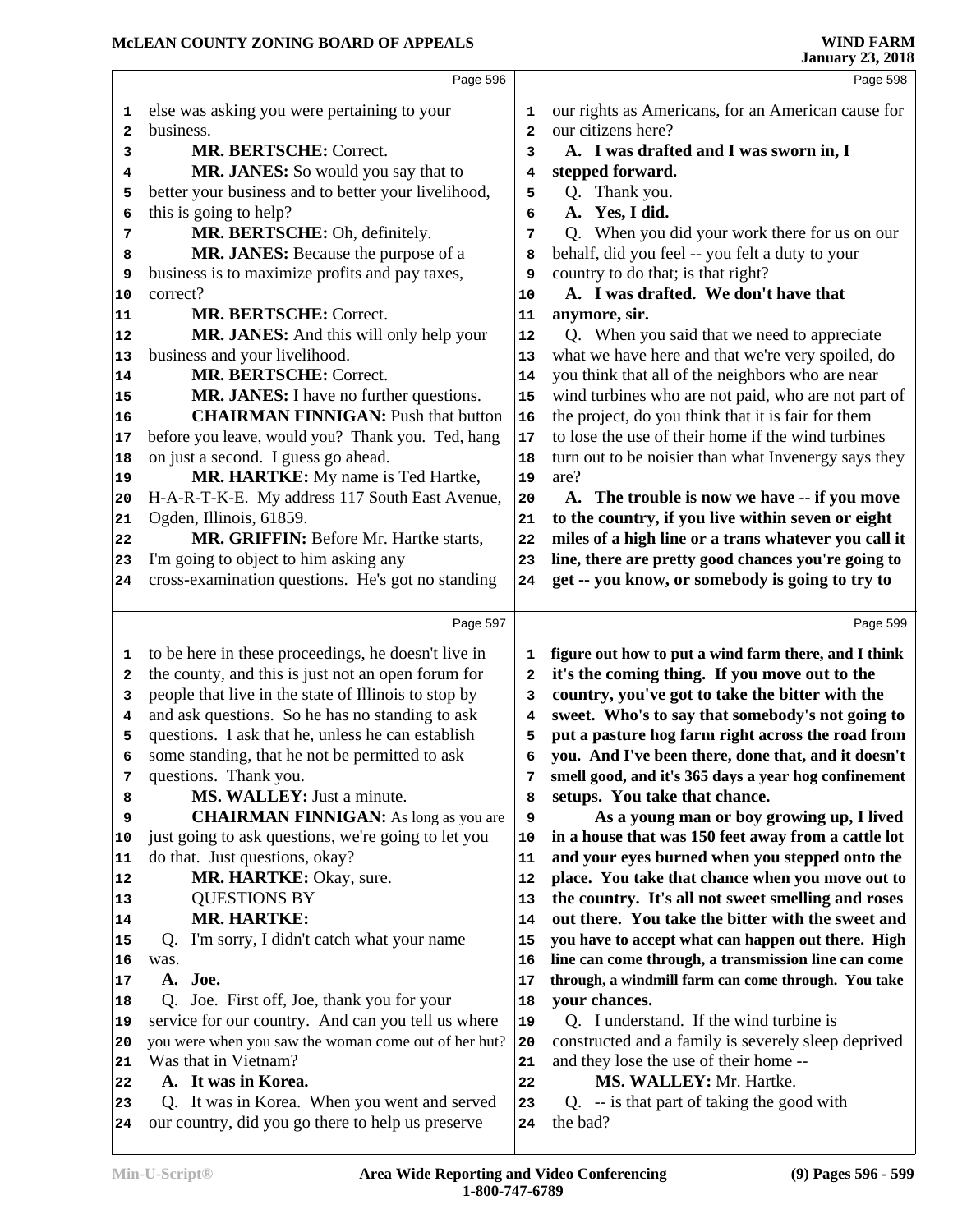else was asking you were pertaining to your business.

**MR. BERTSCHE:** Correct.

**MR. JANES:** So would you say that to better your business and to better your livelihood, this is going to help?

**MR. BERTSCHE:** Oh, definitely.

**MR. JANES:** Because the purpose of a business is to maximize profits and pay taxes, correct?

**MR. BERTSCHE:** Correct.

**MR. JANES:** And this will only help your business and your livelihood.

**MR. BERTSCHE:** Correct.

**MR. JANES:** I have no further questions.

**CHAIRMAN FINNIGAN:** Push that button before you leave, would you? Thank you. Ted, hang on just a second. I guess go ahead.

**MR. HARTKE:** My name is Ted Hartke, H-A-R-T-K-E. My address 117 South East Avenue, Ogden, Illinois, 61859.

**MR. GRIFFIN:** Before Mr. Hartke starts, I'm going to object to him asking any cross-examination questions. He's got no standing to be here in these proceedings, he doesn't live in the county, and this is just not an open forum for people that live in the state of Illinois to stop by and ask questions. So he has no standing to ask questions. I ask that he, unless he can establish some standing, that he not be permitted to ask questions. Thank you.

**MS. WALLEY:** Just a minute.

**CHAIRMAN FINNIGAN:** As long as you are just going to ask questions, we're going to let you do that. Just questions, okay?

**MR. HARTKE:** Okay, sure.

QUESTIONS BY
**MR. HARTKE:**

Q. I'm sorry, I didn't catch what your name was.

**A. Joe.**

Q. Joe. First off, Joe, thank you for your service for our country. And can you tell us where you were when you saw the woman come out of her hut? Was that in Vietnam?

**A. It was in Korea.**

Q. It was in Korea. When you went and served our country, did you go there to help us preserve our rights as Americans, for an American cause for our citizens here?

**A. I was drafted and I was sworn in, I stepped forward.**

Q. Thank you.

**A. Yes, I did.**

Q. When you did your work there for us on our behalf, did you feel -- you felt a duty to your country to do that; is that right?

**A. I was drafted. We don't have that anymore, sir.**

Q. When you said that we need to appreciate what we have here and that we're very spoiled, do you think that all of the neighbors who are near wind turbines who are not paid, who are not part of the project, do you think that it is fair for them to lose the use of their home if the wind turbines turn out to be noisier than what Invenergy says they are?

**A. The trouble is now we have -- if you move to the country, if you live within seven or eight miles of a high line or a trans whatever you call it line, there are pretty good chances you're going to get -- you know, or somebody is going to try to figure out how to put a wind farm there, and I think it's the coming thing. If you move out to the country, you've got to take the bitter with the sweet. Who's to say that somebody's not going to put a pasture hog farm right across the road from you. And I've been there, done that, and it doesn't smell good, and it's 365 days a year hog confinement setups. You take that chance.**

**As a young man or boy growing up, I lived in a house that was 150 feet away from a cattle lot and your eyes burned when you stepped onto the place. You take that chance when you move out to the country. It's all not sweet smelling and roses out there. You take the bitter with the sweet and you have to accept what can happen out there. High line can come through, a transmission line can come through, a windmill farm can come through. You take your chances.**

Q. I understand. If the wind turbine is constructed and a family is severely sleep deprived and they lose the use of their home --

**MS. WALLEY:** Mr. Hartke.

Q. -- is that part of taking the good with the bad?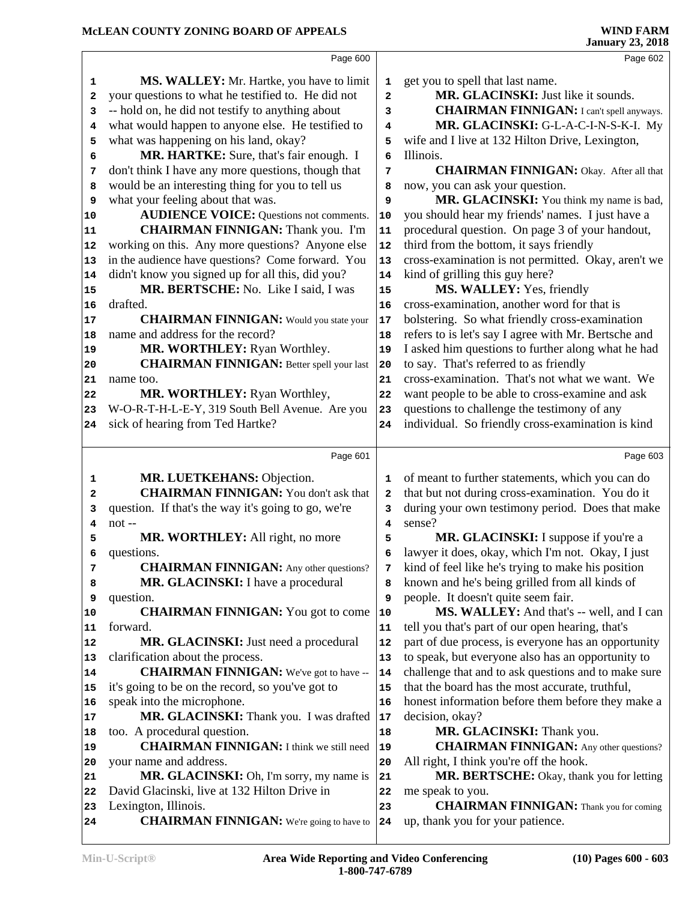MS. WALLEY: Mr. Hartke, you have to limit your questions to what he testified to. He did not -- hold on, he did not testify to anything about what would happen to anyone else. He testified to what was happening on his land, okay?

MR. HARTKE: Sure, that's fair enough. I don't think I have any more questions, though that would be an interesting thing for you to tell us what your feeling about that was.

AUDIENCE VOICE: Questions not comments.

CHAIRMAN FINNIGAN: Thank you. I'm working on this. Any more questions? Anyone else in the audience have questions? Come forward. You didn't know you signed up for all this, did you?

MR. BERTSCHE: No. Like I said, I was drafted.

CHAIRMAN FINNIGAN: Would you state your name and address for the record?

MR. WORTHLEY: Ryan Worthley.

CHAIRMAN FINNIGAN: Better spell your last name too.

MR. WORTHLEY: Ryan Worthley, W-O-R-T-H-L-E-Y, 319 South Bell Avenue. Are you sick of hearing from Ted Hartke?

MR. LUETKEHANS: Objection.

CHAIRMAN FINNIGAN: You don't ask that question. If that's the way it's going to go, we're not --

MR. WORTHLEY: All right, no more questions.

CHAIRMAN FINNIGAN: Any other questions?

MR. GLACINSKI: I have a procedural question.

CHAIRMAN FINNIGAN: You got to come forward.

MR. GLACINSKI: Just need a procedural clarification about the process.

CHAIRMAN FINNIGAN: We've got to have -- it's going to be on the record, so you've got to speak into the microphone.

MR. GLACINSKI: Thank you. I was drafted too. A procedural question.

CHAIRMAN FINNIGAN: I think we still need your name and address.

MR. GLACINSKI: Oh, I'm sorry, my name is David Glacinski, live at 132 Hilton Drive in Lexington, Illinois.

CHAIRMAN FINNIGAN: We're going to have to get you to spell that last name.

MR. GLACINSKI: Just like it sounds.

CHAIRMAN FINNIGAN: I can't spell anyways.

MR. GLACINSKI: G-L-A-C-I-N-S-K-I. My wife and I live at 132 Hilton Drive, Lexington, Illinois.

CHAIRMAN FINNIGAN: Okay. After all that now, you can ask your question.

MR. GLACINSKI: You think my name is bad, you should hear my friends' names. I just have a procedural question. On page 3 of your handout, third from the bottom, it says friendly cross-examination is not permitted. Okay, aren't we kind of grilling this guy here?

MS. WALLEY: Yes, friendly cross-examination, another word for that is bolstering. So what friendly cross-examination refers to is let's say I agree with Mr. Bertsche and I asked him questions to further along what he had to say. That's referred to as friendly cross-examination. That's not what we want. We want people to be able to cross-examine and ask questions to challenge the testimony of any individual. So friendly cross-examination is kind of meant to further statements, which you can do that but not during cross-examination. You do it during your own testimony period. Does that make sense?

MR. GLACINSKI: I suppose if you're a lawyer it does, okay, which I'm not. Okay, I just kind of feel like he's trying to make his position known and he's being grilled from all kinds of people. It doesn't quite seem fair.

MS. WALLEY: And that's -- well, and I can tell you that's part of our open hearing, that's part of due process, is everyone has an opportunity to speak, but everyone also has an opportunity to challenge that and to ask questions and to make sure that the board has the most accurate, truthful, honest information before them before they make a decision, okay?

MR. GLACINSKI: Thank you.

CHAIRMAN FINNIGAN: Any other questions? All right, I think you're off the hook.

MR. BERTSCHE: Okay, thank you for letting me speak to you.

CHAIRMAN FINNIGAN: Thank you for coming up, thank you for your patience.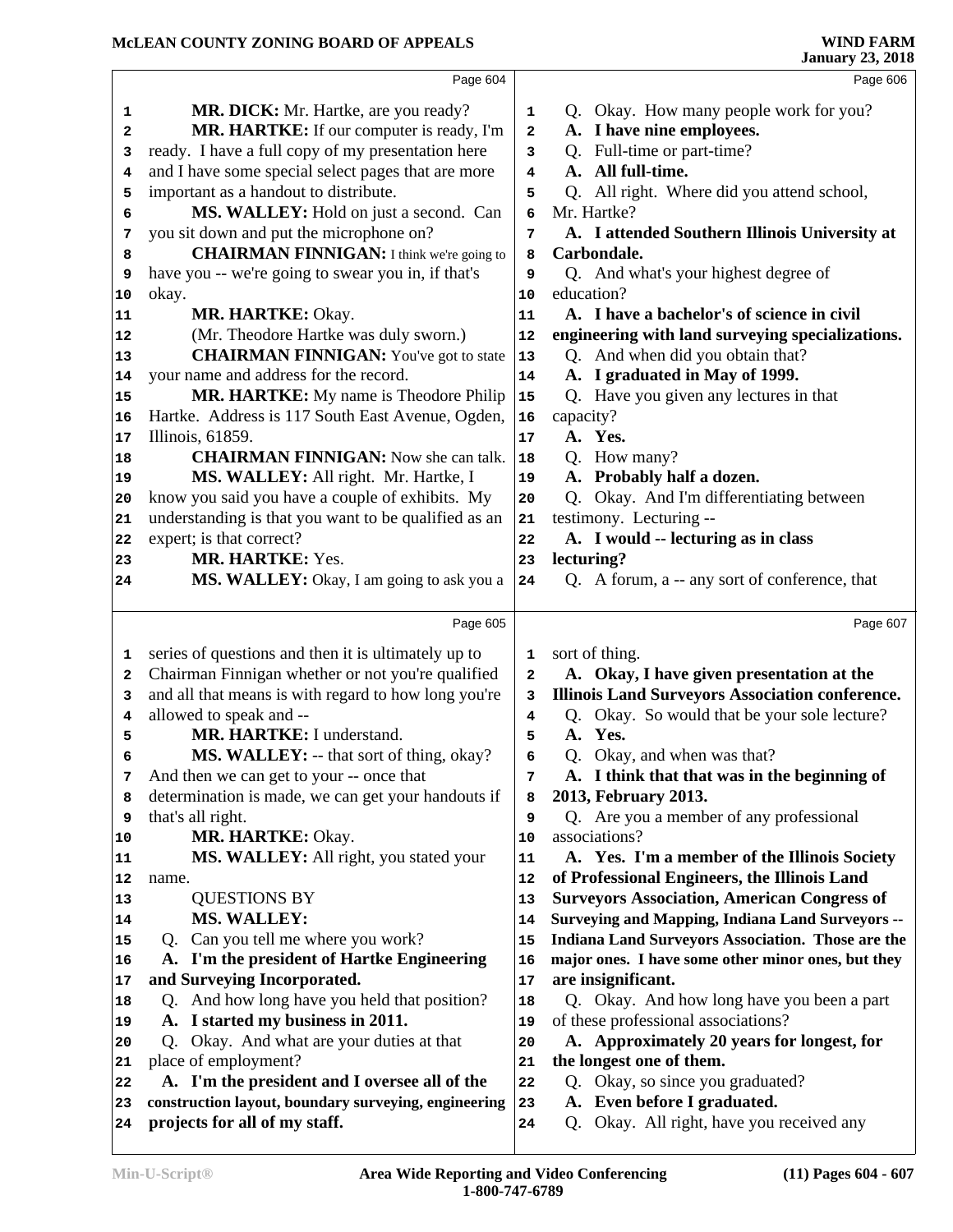MR. DICK: Mr. Hartke, are you ready?

MR. HARTKE: If our computer is ready, I'm ready. I have a full copy of my presentation here and I have some special select pages that are more important as a handout to distribute.

MS. WALLEY: Hold on just a second. Can you sit down and put the microphone on?

CHAIRMAN FINNIGAN: I think we're going to have you -- we're going to swear you in, if that's okay.

MR. HARTKE: Okay.

(Mr. Theodore Hartke was duly sworn.)

CHAIRMAN FINNIGAN: You've got to state your name and address for the record.

MR. HARTKE: My name is Theodore Philip Hartke. Address is 117 South East Avenue, Ogden, Illinois, 61859.

CHAIRMAN FINNIGAN: Now she can talk.

MS. WALLEY: All right. Mr. Hartke, I know you said you have a couple of exhibits. My understanding is that you want to be qualified as an expert; is that correct?

MR. HARTKE: Yes.

MS. WALLEY: Okay, I am going to ask you a series of questions and then it is ultimately up to Chairman Finnigan whether or not you're qualified and all that means is with regard to how long you're allowed to speak and --

MR. HARTKE: I understand.

MS. WALLEY: -- that sort of thing, okay? And then we can get to your -- once that determination is made, we can get your handouts if that's all right.

MR. HARTKE: Okay.

MS. WALLEY: All right, you stated your name.

QUESTIONS BY

MS. WALLEY:

Q. Can you tell me where you work?

**A. I'm the president of Hartke Engineering and Surveying Incorporated.**

Q. And how long have you held that position?

**A. I started my business in 2011.**

Q. Okay. And what are your duties at that place of employment?

**A. I'm the president and I oversee all of the construction layout, boundary surveying, engineering projects for all of my staff.**

Q. Okay. How many people work for you?

**A. I have nine employees.**

Q. Full-time or part-time?

**A. All full-time.**

Q. All right. Where did you attend school, Mr. Hartke?

**A. I attended Southern Illinois University at Carbondale.**

Q. And what's your highest degree of education?

**A. I have a bachelor's of science in civil engineering with land surveying specializations.**

Q. And when did you obtain that?

**A. I graduated in May of 1999.**

Q. Have you given any lectures in that capacity?

**A. Yes.**

Q. How many?

**A. Probably half a dozen.**

Q. Okay. And I'm differentiating between testimony. Lecturing --

**A. I would -- lecturing as in class lecturing?**

Q. A forum, a -- any sort of conference, that sort of thing.

**A. Okay, I have given presentation at the Illinois Land Surveyors Association conference.**

Q. Okay. So would that be your sole lecture?

**A. Yes.**

Q. Okay, and when was that?

**A. I think that that was in the beginning of 2013, February 2013.**

Q. Are you a member of any professional associations?

**A. Yes. I'm a member of the Illinois Society of Professional Engineers, the Illinois Land Surveyors Association, American Congress of Surveying and Mapping, Indiana Land Surveyors -- Indiana Land Surveyors Association. Those are the major ones. I have some other minor ones, but they are insignificant.**

Q. Okay. And how long have you been a part of these professional associations?

**A. Approximately 20 years for longest, for the longest one of them.**

Q. Okay, so since you graduated?

**A. Even before I graduated.**

Q. Okay. All right, have you received any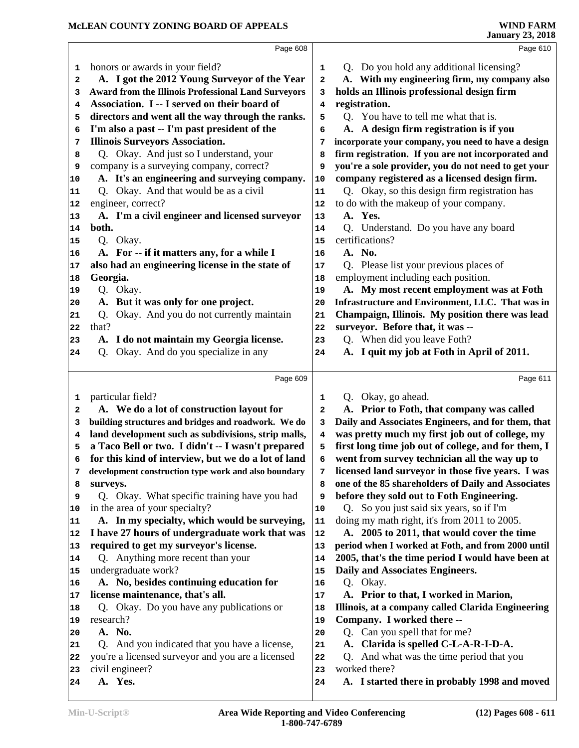Page 608

honors or awards in your field?

**A. I got the 2012 Young Surveyor of the Year Award from the Illinois Professional Land Surveyors Association. I -- I served on their board of directors and went all the way through the ranks. I'm also a past -- I'm past president of the Illinois Surveyors Association.**

Q. Okay. And just so I understand, your company is a surveying company, correct?

**A. It's an engineering and surveying company.**

Q. Okay. And that would be as a civil engineer, correct?

**A. I'm a civil engineer and licensed surveyor both.**

Q. Okay.

**A. For -- if it matters any, for a while I also had an engineering license in the state of Georgia.**

Q. Okay.

**A. But it was only for one project.**

Q. Okay. And you do not currently maintain that?

**A. I do not maintain my Georgia license.**

Q. Okay. And do you specialize in any

Page 609

particular field?

**A. We do a lot of construction layout for building structures and bridges and roadwork. We do land development such as subdivisions, strip malls, a Taco Bell or two. I didn't -- I wasn't prepared for this kind of interview, but we do a lot of land development construction type work and also boundary surveys.**

Q. Okay. What specific training have you had in the area of your specialty?

**A. In my specialty, which would be surveying, I have 27 hours of undergraduate work that was required to get my surveyor's license.**

Q. Anything more recent than your undergraduate work?

**A. No, besides continuing education for license maintenance, that's all.**

Q. Okay. Do you have any publications or research?

**A. No.**

Q. And you indicated that you have a license, you're a licensed surveyor and you are a licensed civil engineer?

**A. Yes.**

Page 610

Q. Do you hold any additional licensing?

**A. With my engineering firm, my company also holds an Illinois professional design firm registration.**

Q. You have to tell me what that is.

**A. A design firm registration is if you incorporate your company, you need to have a design firm registration. If you are not incorporated and you're a sole provider, you do not need to get your company registered as a licensed design firm.**

Q. Okay, so this design firm registration has to do with the makeup of your company.

**A. Yes.**

Q. Understand. Do you have any board certifications?

**A. No.**

Q. Please list your previous places of employment including each position.

**A. My most recent employment was at Foth Infrastructure and Environment, LLC. That was in Champaign, Illinois. My position there was lead surveyor. Before that, it was --**

Q. When did you leave Foth?

**A. I quit my job at Foth in April of 2011.**

Page 611

Q. Okay, go ahead.

**A. Prior to Foth, that company was called Daily and Associates Engineers, and for them, that was pretty much my first job out of college, my first long time job out of college, and for them, I went from survey technician all the way up to licensed land surveyor in those five years. I was one of the 85 shareholders of Daily and Associates before they sold out to Foth Engineering.**

Q. So you just said six years, so if I'm doing my math right, it's from 2011 to 2005.

**A. 2005 to 2011, that would cover the time period when I worked at Foth, and from 2000 until 2005, that's the time period I would have been at Daily and Associates Engineers.**

Q. Okay.

**A. Prior to that, I worked in Marion, Illinois, at a company called Clarida Engineering Company. I worked there --**

Q. Can you spell that for me?

**A. Clarida is spelled C-L-A-R-I-D-A.**

Q. And what was the time period that you worked there?

**A. I started there in probably 1998 and moved**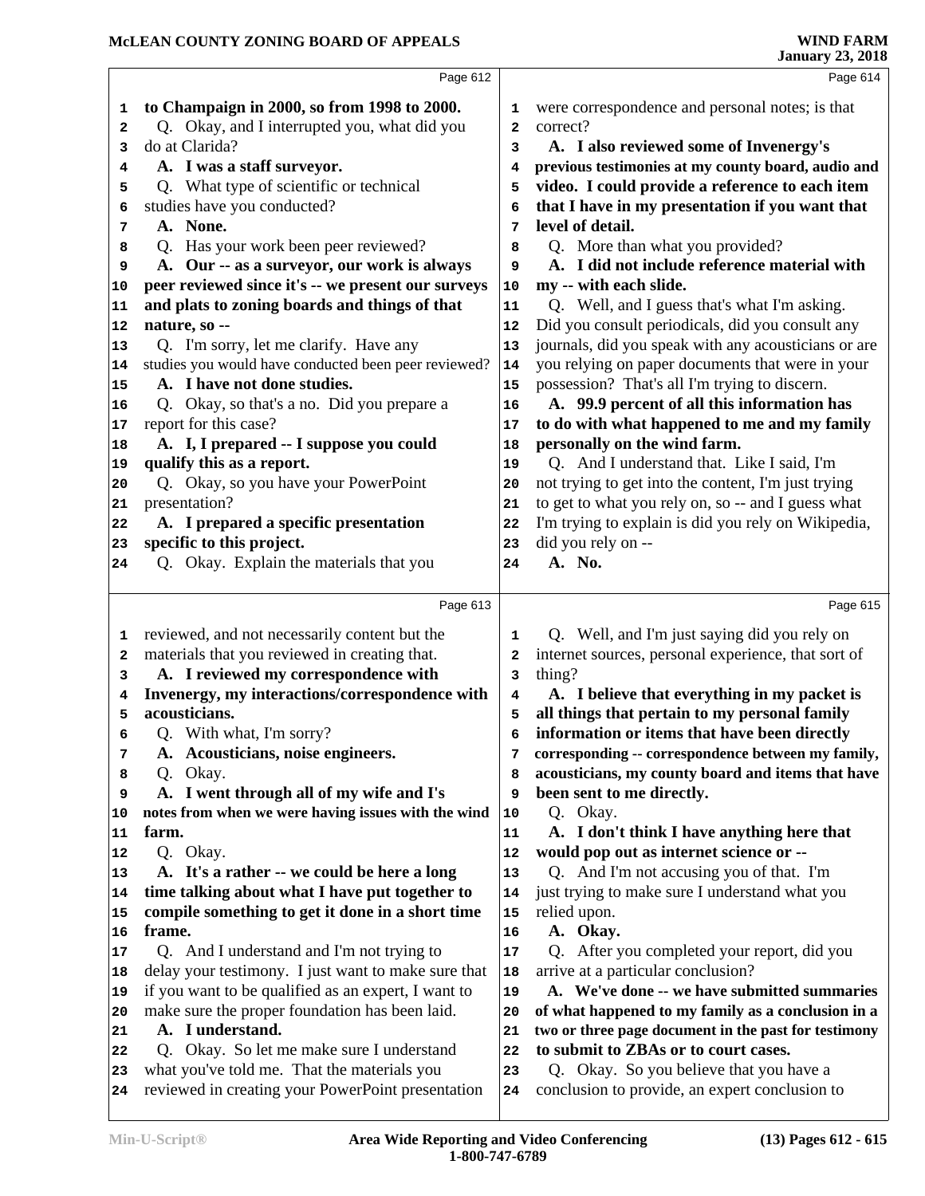to Champaign in 2000, so from 1998 to 2000.

Q. Okay, and I interrupted you, what did you do at Clarida?

A. I was a staff surveyor.

Q. What type of scientific or technical studies have you conducted?

A. None.

Q. Has your work been peer reviewed?

A. Our -- as a surveyor, our work is always peer reviewed since it's -- we present our surveys and plats to zoning boards and things of that nature, so --

Q. I'm sorry, let me clarify. Have any studies you would have conducted been peer reviewed?

A. I have not done studies.

Q. Okay, so that's a no. Did you prepare a report for this case?

A. I, I prepared -- I suppose you could qualify this as a report.

Q. Okay, so you have your PowerPoint presentation?

A. I prepared a specific presentation specific to this project.

Q. Okay. Explain the materials that you reviewed, and not necessarily content but the materials that you reviewed in creating that.

A. I reviewed my correspondence with Invenergy, my interactions/correspondence with acousticians.

Q. With what, I'm sorry?

A. Acousticians, noise engineers.

Q. Okay.

A. I went through all of my wife and I's notes from when we were having issues with the wind farm.

Q. Okay.

A. It's a rather -- we could be here a long time talking about what I have put together to compile something to get it done in a short time frame.

Q. And I understand and I'm not trying to delay your testimony. I just want to make sure that if you want to be qualified as an expert, I want to make sure the proper foundation has been laid.

A. I understand.

Q. Okay. So let me make sure I understand what you've told me. That the materials you reviewed in creating your PowerPoint presentation were correspondence and personal notes; is that correct?

A. I also reviewed some of Invenergy's previous testimonies at my county board, audio and video. I could provide a reference to each item that I have in my presentation if you want that level of detail.

Q. More than what you provided?

A. I did not include reference material with my -- with each slide.

Q. Well, and I guess that's what I'm asking. Did you consult periodicals, did you consult any journals, did you speak with any acousticians or are you relying on paper documents that were in your possession? That's all I'm trying to discern.

A. 99.9 percent of all this information has to do with what happened to me and my family personally on the wind farm.

Q. And I understand that. Like I said, I'm not trying to get into the content, I'm just trying to get to what you rely on, so -- and I guess what I'm trying to explain is did you rely on Wikipedia, did you rely on --

A. No.

Q. Well, and I'm just saying did you rely on internet sources, personal experience, that sort of thing?

A. I believe that everything in my packet is all things that pertain to my personal family information or items that have been directly corresponding -- correspondence between my family, acousticians, my county board and items that have been sent to me directly.

Q. Okay.

A. I don't think I have anything here that would pop out as internet science or --

Q. And I'm not accusing you of that. I'm just trying to make sure I understand what you relied upon.

A. Okay.

Q. After you completed your report, did you arrive at a particular conclusion?

A. We've done -- we have submitted summaries of what happened to my family as a conclusion in a two or three page document in the past for testimony to submit to ZBAs or to court cases.

Q. Okay. So you believe that you have a conclusion to provide, an expert conclusion to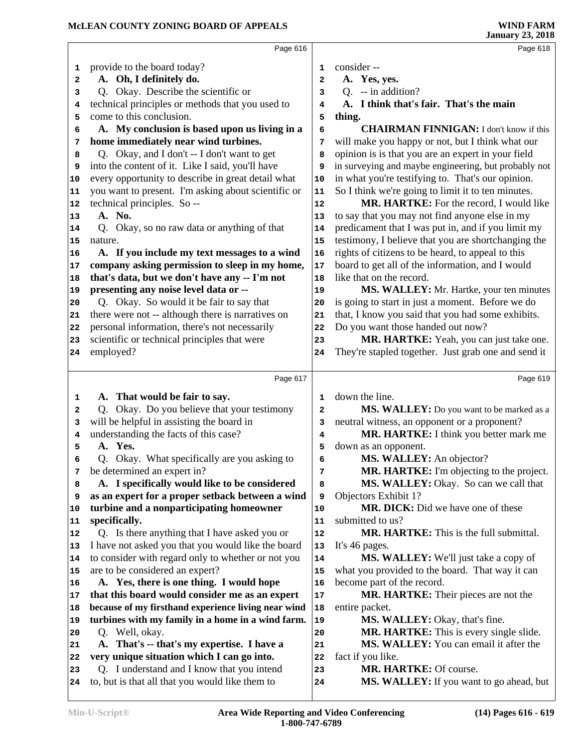provide to the board today?

**A. Oh, I definitely do.**

Q. Okay. Describe the scientific or technical principles or methods that you used to come to this conclusion.

**A. My conclusion is based upon us living in a home immediately near wind turbines.**

Q. Okay, and I don't -- I don't want to get into the content of it. Like I said, you'll have every opportunity to describe in great detail what you want to present. I'm asking about scientific or technical principles. So --

**A. No.**

Q. Okay, so no raw data or anything of that nature.

**A. If you include my text messages to a wind company asking permission to sleep in my home, that's data, but we don't have any -- I'm not presenting any noise level data or --**

Q. Okay. So would it be fair to say that there were not -- although there is narratives on personal information, there's not necessarily scientific or technical principles that were employed?

**A. That would be fair to say.**

Q. Okay. Do you believe that your testimony will be helpful in assisting the board in understanding the facts of this case?

**A. Yes.**

Q. Okay. What specifically are you asking to be determined an expert in?

**A. I specifically would like to be considered as an expert for a proper setback between a wind turbine and a nonparticipating homeowner specifically.**

Q. Is there anything that I have asked you or I have not asked you that you would like the board to consider with regard only to whether or not you are to be considered an expert?

**A. Yes, there is one thing. I would hope that this board would consider me as an expert because of my firsthand experience living near wind turbines with my family in a home in a wind farm.**

Q. Well, okay.

**A. That's -- that's my expertise. I have a very unique situation which I can go into.**

Q. I understand and I know that you intend to, but is that all that you would like them to consider --

**A. Yes, yes.**

Q. -- in addition?

**A. I think that's fair. That's the main thing.**

**CHAIRMAN FINNIGAN:** I don't know if this will make you happy or not, but I think what our opinion is is that you are an expert in your field in surveying and maybe engineering, but probably not in what you're testifying to. That's our opinion. So I think we're going to limit it to ten minutes.

**MR. HARTKE:** For the record, I would like to say that you may not find anyone else in my predicament that I was put in, and if you limit my testimony, I believe that you are shortchanging the rights of citizens to be heard, to appeal to this board to get all of the information, and I would like that on the record.

**MS. WALLEY:** Mr. Hartke, your ten minutes is going to start in just a moment. Before we do that, I know you said that you had some exhibits. Do you want those handed out now?

**MR. HARTKE:** Yeah, you can just take one. They're stapled together. Just grab one and send it down the line.

**MS. WALLEY:** Do you want to be marked as a neutral witness, an opponent or a proponent?

**MR. HARTKE:** I think you better mark me down as an opponent.

**MS. WALLEY:** An objector?

**MR. HARTKE:** I'm objecting to the project.

**MS. WALLEY:** Okay. So can we call that Objectors Exhibit 1?

**MR. DICK:** Did we have one of these submitted to us?

**MR. HARTKE:** This is the full submittal. It's 46 pages.

**MS. WALLEY:** We'll just take a copy of what you provided to the board. That way it can become part of the record.

**MR. HARTKE:** Their pieces are not the entire packet.

**MS. WALLEY:** Okay, that's fine.

**MR. HARTKE:** This is every single slide.

**MS. WALLEY:** You can email it after the fact if you like.

**MR. HARTKE:** Of course.

**MS. WALLEY:** If you want to go ahead, but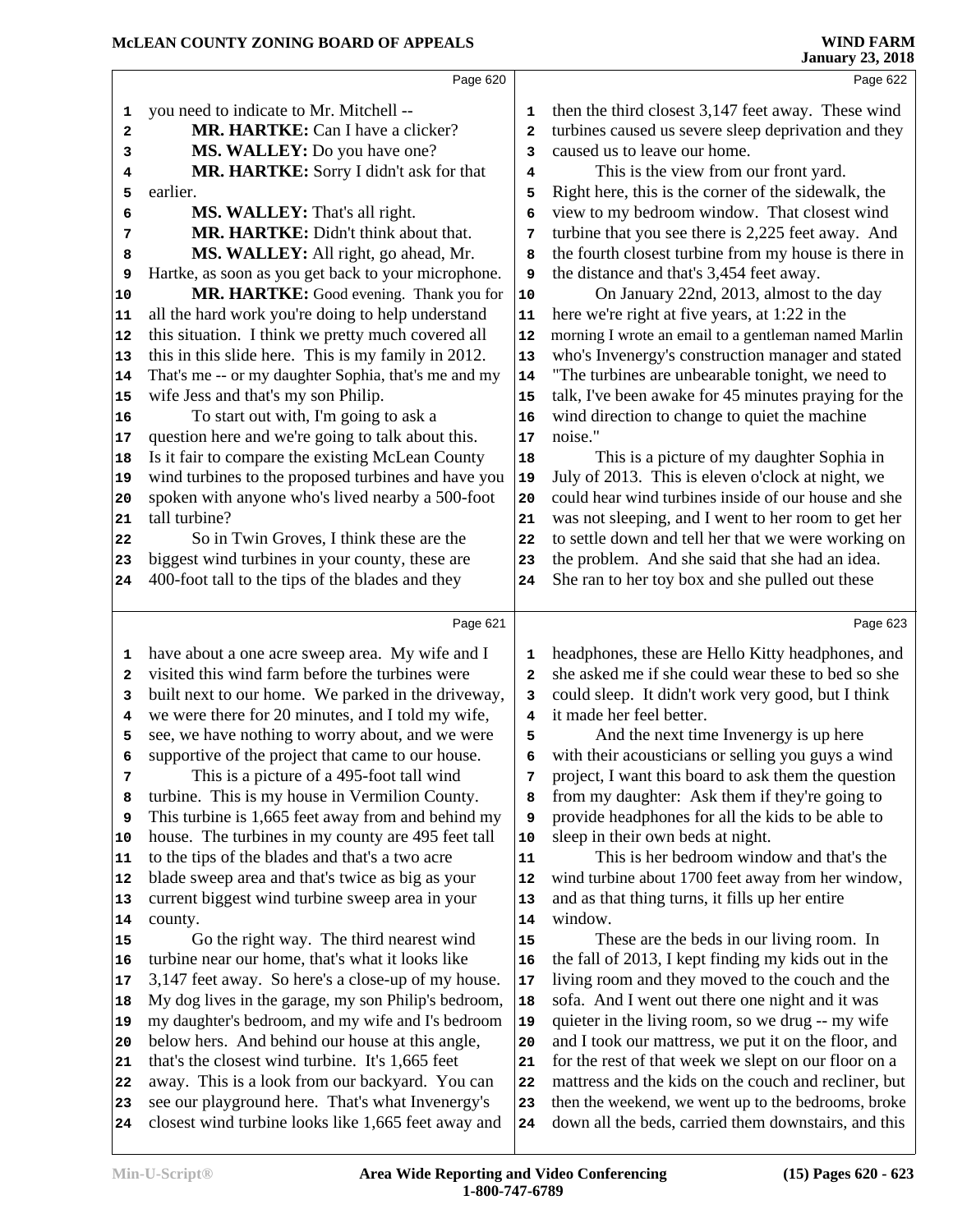Page 620

1 you need to indicate to Mr. Mitchell --
2 **MR. HARTKE:** Can I have a clicker?
3 **MS. WALLEY:** Do you have one?
4 **MR. HARTKE:** Sorry I didn't ask for that
5 earlier.
6 **MS. WALLEY:** That's all right.
7 **MR. HARTKE:** Didn't think about that.
8 **MS. WALLEY:** All right, go ahead, Mr.
9 Hartke, as soon as you get back to your microphone.
10 **MR. HARTKE:** Good evening. Thank you for
11 all the hard work you're doing to help understand
12 this situation. I think we pretty much covered all
13 this in this slide here. This is my family in 2012.
14 That's me -- or my daughter Sophia, that's me and my
15 wife Jess and that's my son Philip.
16 To start out with, I'm going to ask a
17 question here and we're going to talk about this.
18 Is it fair to compare the existing McLean County
19 wind turbines to the proposed turbines and have you
20 spoken with anyone who's lived nearby a 500-foot
21 tall turbine?
22 So in Twin Groves, I think these are the
23 biggest wind turbines in your county, these are
24 400-foot tall to the tips of the blades and they

Page 621

1 have about a one acre sweep area. My wife and I
2 visited this wind farm before the turbines were
3 built next to our home. We parked in the driveway,
4 we were there for 20 minutes, and I told my wife,
5 see, we have nothing to worry about, and we were
6 supportive of the project that came to our house.
7 This is a picture of a 495-foot tall wind
8 turbine. This is my house in Vermilion County.
9 This turbine is 1,665 feet away from and behind my
10 house. The turbines in my county are 495 feet tall
11 to the tips of the blades and that's a two acre
12 blade sweep area and that's twice as big as your
13 current biggest wind turbine sweep area in your
14 county.
15 Go the right way. The third nearest wind
16 turbine near our home, that's what it looks like
17 3,147 feet away. So here's a close-up of my house.
18 My dog lives in the garage, my son Philip's bedroom,
19 my daughter's bedroom, and my wife and I's bedroom
20 below hers. And behind our house at this angle,
21 that's the closest wind turbine. It's 1,665 feet
22 away. This is a look from our backyard. You can
23 see our playground here. That's what Invenergy's
24 closest wind turbine looks like 1,665 feet away and

Page 622

1 then the third closest 3,147 feet away. These wind
2 turbines caused us severe sleep deprivation and they
3 caused us to leave our home.
4 This is the view from our front yard.
5 Right here, this is the corner of the sidewalk, the
6 view to my bedroom window. That closest wind
7 turbine that you see there is 2,225 feet away. And
8 the fourth closest turbine from my house is there in
9 the distance and that's 3,454 feet away.
10 On January 22nd, 2013, almost to the day
11 here we're right at five years, at 1:22 in the
12 morning I wrote an email to a gentleman named Marlin
13 who's Invenergy's construction manager and stated
14 "The turbines are unbearable tonight, we need to
15 talk, I've been awake for 45 minutes praying for the
16 wind direction to change to quiet the machine
17 noise."
18 This is a picture of my daughter Sophia in
19 July of 2013. This is eleven o'clock at night, we
20 could hear wind turbines inside of our house and she
21 was not sleeping, and I went to her room to get her
22 to settle down and tell her that we were working on
23 the problem. And she said that she had an idea.
24 She ran to her toy box and she pulled out these

Page 623

1 headphones, these are Hello Kitty headphones, and
2 she asked me if she could wear these to bed so she
3 could sleep. It didn't work very good, but I think
4 it made her feel better.
5 And the next time Invenergy is up here
6 with their acousticians or selling you guys a wind
7 project, I want this board to ask them the question
8 from my daughter: Ask them if they're going to
9 provide headphones for all the kids to be able to
10 sleep in their own beds at night.
11 This is her bedroom window and that's the
12 wind turbine about 1700 feet away from her window,
13 and as that thing turns, it fills up her entire
14 window.
15 These are the beds in our living room. In
16 the fall of 2013, I kept finding my kids out in the
17 living room and they moved to the couch and the
18 sofa. And I went out there one night and it was
19 quieter in the living room, so we drug -- my wife
20 and I took our mattress, we put it on the floor, and
21 for the rest of that week we slept on our floor on a
22 mattress and the kids on the couch and recliner, but
23 then the weekend, we went up to the bedrooms, broke
24 down all the beds, carried them downstairs, and this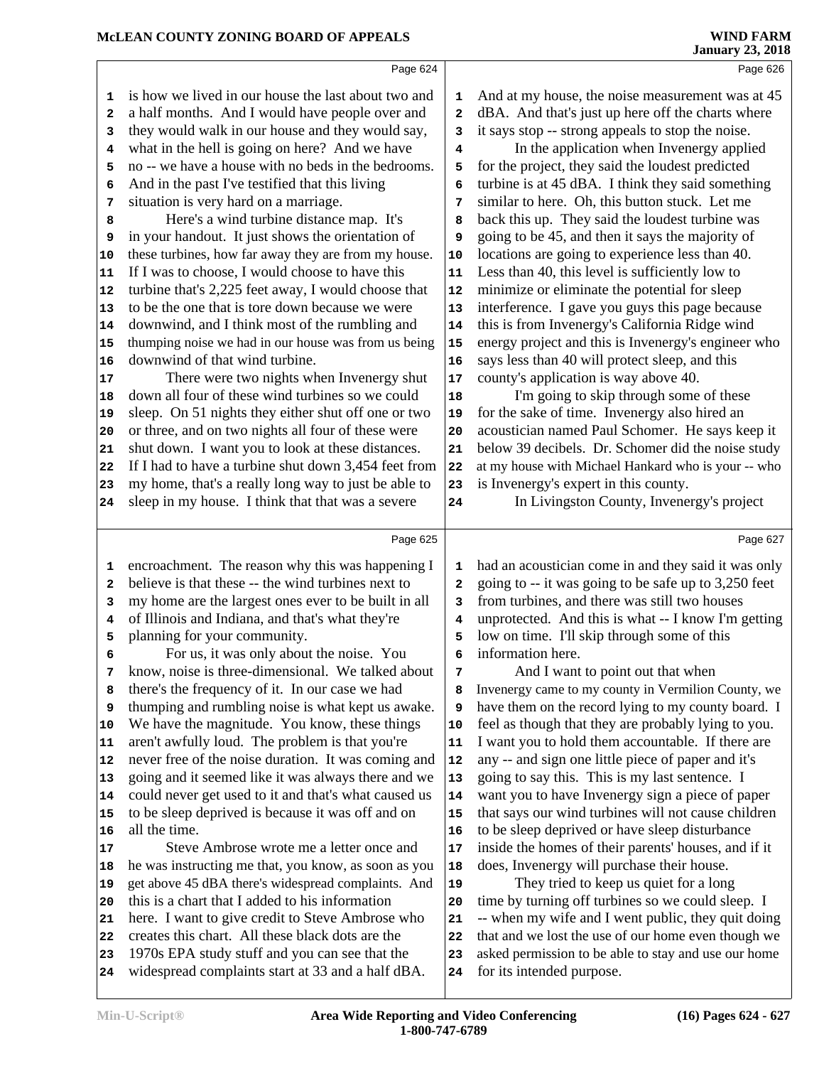is how we lived in our house the last about two and a half months. And I would have people over and they would walk in our house and they would say, what in the hell is going on here? And we have no -- we have a house with no beds in the bedrooms. And in the past I've testified that this living situation is very hard on a marriage.

Here's a wind turbine distance map. It's in your handout. It just shows the orientation of these turbines, how far away they are from my house. If I was to choose, I would choose to have this turbine that's 2,225 feet away, I would choose that to be the one that is tore down because we were downwind, and I think most of the rumbling and thumping noise we had in our house was from us being downwind of that wind turbine.

There were two nights when Invenergy shut down all four of these wind turbines so we could sleep. On 51 nights they either shut off one or two or three, and on two nights all four of these were shut down. I want you to look at these distances. If I had to have a turbine shut down 3,454 feet from my home, that's a really long way to just be able to sleep in my house. I think that that was a severe encroachment. The reason why this was happening I believe is that these -- the wind turbines next to my home are the largest ones ever to be built in all of Illinois and Indiana, and that's what they're planning for your community.

For us, it was only about the noise. You know, noise is three-dimensional. We talked about there's the frequency of it. In our case we had thumping and rumbling noise is what kept us awake. We have the magnitude. You know, these things aren't awfully loud. The problem is that you're never free of the noise duration. It was coming and going and it seemed like it was always there and we could never get used to it and that's what caused us to be sleep deprived is because it was off and on all the time.

Steve Ambrose wrote me a letter once and he was instructing me that, you know, as soon as you get above 45 dBA there's widespread complaints. And this is a chart that I added to his information here. I want to give credit to Steve Ambrose who creates this chart. All these black dots are the 1970s EPA study stuff and you can see that the widespread complaints start at 33 and a half dBA.

And at my house, the noise measurement was at 45 dBA. And that's just up here off the charts where it says stop -- strong appeals to stop the noise.

In the application when Invenergy applied for the project, they said the loudest predicted turbine is at 45 dBA. I think they said something similar to here. Oh, this button stuck. Let me back this up. They said the loudest turbine was going to be 45, and then it says the majority of locations are going to experience less than 40. Less than 40, this level is sufficiently low to minimize or eliminate the potential for sleep interference. I gave you guys this page because this is from Invenergy's California Ridge wind energy project and this is Invenergy's engineer who says less than 40 will protect sleep, and this county's application is way above 40.

I'm going to skip through some of these for the sake of time. Invenergy also hired an acoustician named Paul Schomer. He says keep it below 39 decibels. Dr. Schomer did the noise study at my house with Michael Hankard who is your -- who is Invenergy's expert in this county.

In Livingston County, Invenergy's project had an acoustician come in and they said it was only going to -- it was going to be safe up to 3,250 feet from turbines, and there was still two houses unprotected. And this is what -- I know I'm getting low on time. I'll skip through some of this information here.

And I want to point out that when Invenergy came to my county in Vermilion County, we have them on the record lying to my county board. I feel as though that they are probably lying to you. I want you to hold them accountable. If there are any -- and sign one little piece of paper and it's going to say this. This is my last sentence. I want you to have Invenergy sign a piece of paper that says our wind turbines will not cause children to be sleep deprived or have sleep disturbance inside the homes of their parents' houses, and if it does, Invenergy will purchase their house.

They tried to keep us quiet for a long time by turning off turbines so we could sleep. I -- when my wife and I went public, they quit doing that and we lost the use of our home even though we asked permission to be able to stay and use our home for its intended purpose.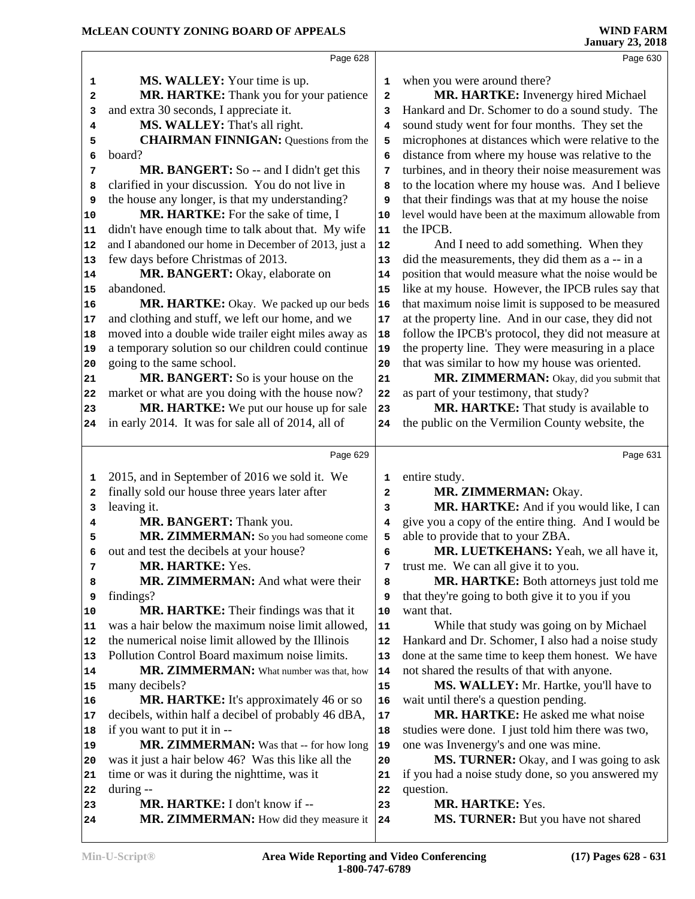MS. WALLEY: Your time is up.

MR. HARTKE: Thank you for your patience and extra 30 seconds, I appreciate it.

MS. WALLEY: That's all right.

CHAIRMAN FINNIGAN: Questions from the board?

MR. BANGERT: So -- and I didn't get this clarified in your discussion. You do not live in the house any longer, is that my understanding?

MR. HARTKE: For the sake of time, I didn't have enough time to talk about that. My wife and I abandoned our home in December of 2013, just a few days before Christmas of 2013.

MR. BANGERT: Okay, elaborate on abandoned.

MR. HARTKE: Okay. We packed up our beds and clothing and stuff, we left our home, and we moved into a double wide trailer eight miles away as a temporary solution so our children could continue going to the same school.

MR. BANGERT: So is your house on the market or what are you doing with the house now?

MR. HARTKE: We put our house up for sale in early 2014. It was for sale all of 2014, all of 2015, and in September of 2016 we sold it. We finally sold our house three years later after leaving it.

MR. BANGERT: Thank you.

MR. ZIMMERMAN: So you had someone come out and test the decibels at your house?

MR. HARTKE: Yes.

MR. ZIMMERMAN: And what were their findings?

MR. HARTKE: Their findings was that it was a hair below the maximum noise limit allowed, the numerical noise limit allowed by the Illinois Pollution Control Board maximum noise limits.

MR. ZIMMERMAN: What number was that, how many decibels?

MR. HARTKE: It's approximately 46 or so decibels, within half a decibel of probably 46 dBA, if you want to put it in --

MR. ZIMMERMAN: Was that -- for how long was it just a hair below 46? Was this like all the time or was it during the nighttime, was it during --

MR. HARTKE: I don't know if --

MR. ZIMMERMAN: How did they measure it when you were around there?

MR. HARTKE: Invenergy hired Michael Hankard and Dr. Schomer to do a sound study. The sound study went for four months. They set the microphones at distances which were relative to the distance from where my house was relative to the turbines, and in theory their noise measurement was to the location where my house was. And I believe that their findings was that at my house the noise level would have been at the maximum allowable from the IPCB.

And I need to add something. When they did the measurements, they did them as a -- in a position that would measure what the noise would be like at my house. However, the IPCB rules say that that maximum noise limit is supposed to be measured at the property line. And in our case, they did not follow the IPCB's protocol, they did not measure at the property line. They were measuring in a place that was similar to how my house was oriented.

MR. ZIMMERMAN: Okay, did you submit that as part of your testimony, that study?

MR. HARTKE: That study is available to the public on the Vermilion County website, the entire study.

MR. ZIMMERMAN: Okay.

MR. HARTKE: And if you would like, I can give you a copy of the entire thing. And I would be able to provide that to your ZBA.

MR. LUETKEHANS: Yeah, we all have it, trust me. We can all give it to you.

MR. HARTKE: Both attorneys just told me that they're going to both give it to you if you want that.

While that study was going on by Michael Hankard and Dr. Schomer, I also had a noise study done at the same time to keep them honest. We have not shared the results of that with anyone.

MS. WALLEY: Mr. Hartke, you'll have to wait until there's a question pending.

MR. HARTKE: He asked me what noise studies were done. I just told him there was two, one was Invenergy's and one was mine.

MS. TURNER: Okay, and I was going to ask if you had a noise study done, so you answered my question.

MR. HARTKE: Yes.

MS. TURNER: But you have not shared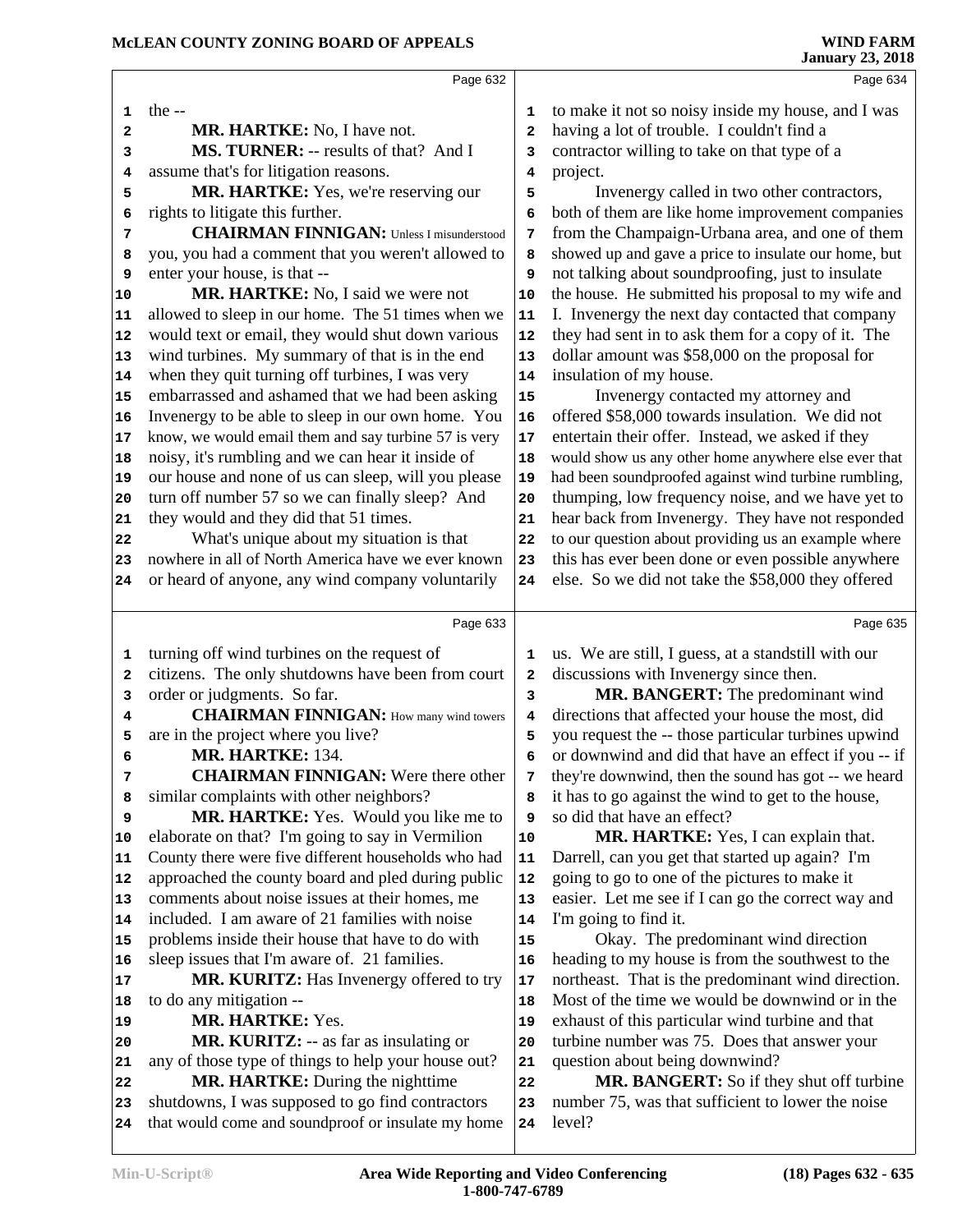Page 632

the --

**MR. HARTKE:** No, I have not.

**MS. TURNER:** -- results of that? And I assume that's for litigation reasons.

**MR. HARTKE:** Yes, we're reserving our rights to litigate this further.

**CHAIRMAN FINNIGAN:** Unless I misunderstood you, you had a comment that you weren't allowed to enter your house, is that --

**MR. HARTKE:** No, I said we were not allowed to sleep in our home. The 51 times when we would text or email, they would shut down various wind turbines. My summary of that is in the end when they quit turning off turbines, I was very embarrassed and ashamed that we had been asking Invenergy to be able to sleep in our own home. You know, we would email them and say turbine 57 is very noisy, it's rumbling and we can hear it inside of our house and none of us can sleep, will you please turn off number 57 so we can finally sleep? And they would and they did that 51 times.

What's unique about my situation is that nowhere in all of North America have we ever known or heard of anyone, any wind company voluntarily

Page 633

turning off wind turbines on the request of citizens. The only shutdowns have been from court order or judgments. So far.

**CHAIRMAN FINNIGAN:** How many wind towers are in the project where you live?

**MR. HARTKE:** 134.

**CHAIRMAN FINNIGAN:** Were there other similar complaints with other neighbors?

**MR. HARTKE:** Yes. Would you like me to elaborate on that? I'm going to say in Vermilion County there were five different households who had approached the county board and pled during public comments about noise issues at their homes, me included. I am aware of 21 families with noise problems inside their house that have to do with sleep issues that I'm aware of. 21 families.

**MR. KURITZ:** Has Invenergy offered to try to do any mitigation --

**MR. HARTKE:** Yes.

**MR. KURITZ:** -- as far as insulating or any of those type of things to help your house out?

**MR. HARTKE:** During the nighttime shutdowns, I was supposed to go find contractors that would come and soundproof or insulate my home

Page 634

to make it not so noisy inside my house, and I was having a lot of trouble. I couldn't find a contractor willing to take on that type of a project.

Invenergy called in two other contractors, both of them are like home improvement companies from the Champaign-Urbana area, and one of them showed up and gave a price to insulate our home, but not talking about soundproofing, just to insulate the house. He submitted his proposal to my wife and I. Invenergy the next day contacted that company they had sent in to ask them for a copy of it. The dollar amount was $58,000 on the proposal for insulation of my house.

Invenergy contacted my attorney and offered $58,000 towards insulation. We did not entertain their offer. Instead, we asked if they would show us any other home anywhere else ever that had been soundproofed against wind turbine rumbling, thumping, low frequency noise, and we have yet to hear back from Invenergy. They have not responded to our question about providing us an example where this has ever been done or even possible anywhere else. So we did not take the $58,000 they offered

Page 635

us. We are still, I guess, at a standstill with our discussions with Invenergy since then.

**MR. BANGERT:** The predominant wind directions that affected your house the most, did you request the -- those particular turbines upwind or downwind and did that have an effect if you -- if they're downwind, then the sound has got -- we heard it has to go against the wind to get to the house, so did that have an effect?

**MR. HARTKE:** Yes, I can explain that. Darrell, can you get that started up again? I'm going to go to one of the pictures to make it easier. Let me see if I can go the correct way and I'm going to find it.

Okay. The predominant wind direction heading to my house is from the southwest to the northeast. That is the predominant wind direction. Most of the time we would be downwind or in the exhaust of this particular wind turbine and that turbine number was 75. Does that answer your question about being downwind?

**MR. BANGERT:** So if they shut off turbine number 75, was that sufficient to lower the noise level?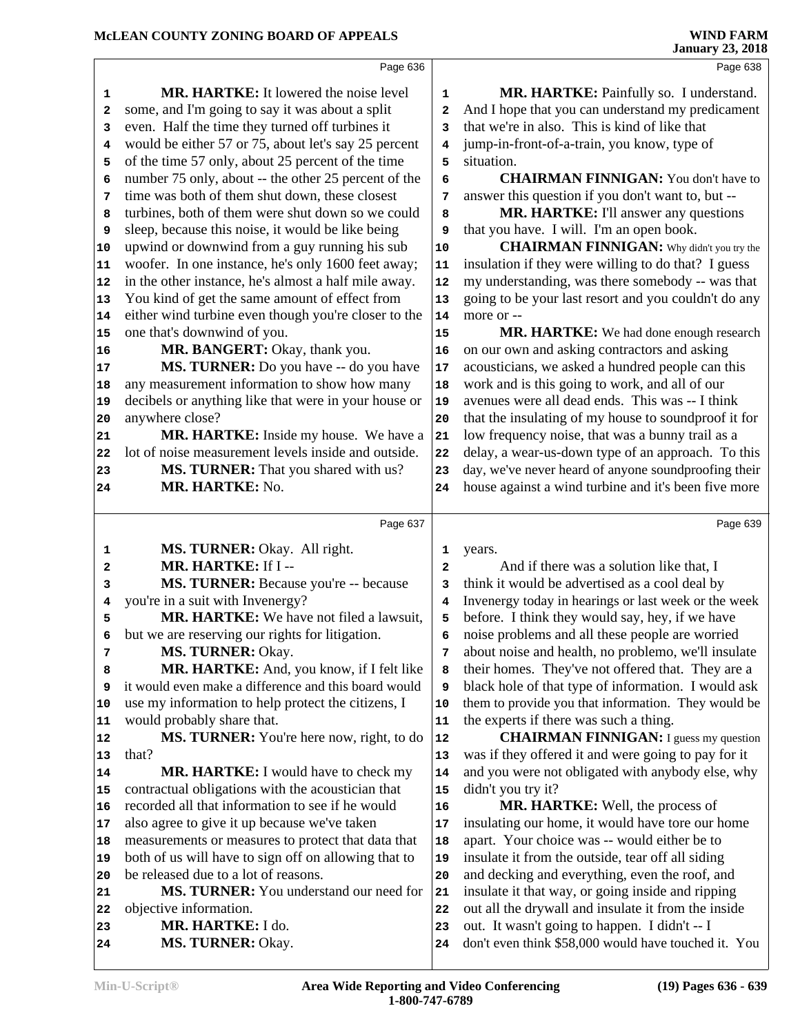**MR. HARTKE:** It lowered the noise level some, and I'm going to say it was about a split even. Half the time they turned off turbines it would be either 57 or 75, about let's say 25 percent of the time 57 only, about 25 percent of the time number 75 only, about -- the other 25 percent of the time was both of them shut down, these closest turbines, both of them were shut down so we could sleep, because this noise, it would be like being upwind or downwind from a guy running his sub woofer. In one instance, he's only 1600 feet away; in the other instance, he's almost a half mile away. You kind of get the same amount of effect from either wind turbine even though you're closer to the one that's downwind of you.

**MR. BANGERT:** Okay, thank you.

**MS. TURNER:** Do you have -- do you have any measurement information to show how many decibels or anything like that were in your house or anywhere close?

**MR. HARTKE:** Inside my house. We have a lot of noise measurement levels inside and outside.

**MS. TURNER:** That you shared with us?

**MR. HARTKE:** No.

**MS. TURNER:** Okay. All right.

**MR. HARTKE:** If I --

**MS. TURNER:** Because you're -- because you're in a suit with Invenergy?

**MR. HARTKE:** We have not filed a lawsuit, but we are reserving our rights for litigation.

**MS. TURNER:** Okay.

**MR. HARTKE:** And, you know, if I felt like it would even make a difference and this board would use my information to help protect the citizens, I would probably share that.

**MS. TURNER:** You're here now, right, to do that?

**MR. HARTKE:** I would have to check my contractual obligations with the acoustician that recorded all that information to see if he would also agree to give it up because we've taken measurements or measures to protect that data that both of us will have to sign off on allowing that to be released due to a lot of reasons.

**MS. TURNER:** You understand our need for objective information.

**MR. HARTKE:** I do.

**MS. TURNER:** Okay.

**MR. HARTKE:** Painfully so. I understand. And I hope that you can understand my predicament that we're in also. This is kind of like that jump-in-front-of-a-train, you know, type of situation.

**CHAIRMAN FINNIGAN:** You don't have to answer this question if you don't want to, but --

**MR. HARTKE:** I'll answer any questions that you have. I will. I'm an open book.

**CHAIRMAN FINNIGAN:** Why didn't you try the insulation if they were willing to do that? I guess my understanding, was there somebody -- was that going to be your last resort and you couldn't do any more or --

**MR. HARTKE:** We had done enough research on our own and asking contractors and asking acousticians, we asked a hundred people can this work and is this going to work, and all of our avenues were all dead ends. This was -- I think that the insulating of my house to soundproof it for low frequency noise, that was a bunny trail as a delay, a wear-us-down type of an approach. To this day, we've never heard of anyone soundproofing their house against a wind turbine and it's been five more years.

And if there was a solution like that, I think it would be advertised as a cool deal by Invenergy today in hearings or last week or the week before. I think they would say, hey, if we have noise problems and all these people are worried about noise and health, no problemo, we'll insulate their homes. They've not offered that. They are a black hole of that type of information. I would ask them to provide you that information. They would be the experts if there was such a thing.

**CHAIRMAN FINNIGAN:** I guess my question was if they offered it and were going to pay for it and you were not obligated with anybody else, why didn't you try it?

**MR. HARTKE:** Well, the process of insulating our home, it would have tore our home apart. Your choice was -- would either be to insulate it from the outside, tear off all siding and decking and everything, even the roof, and insulate it that way, or going inside and ripping out all the drywall and insulate it from the inside out. It wasn't going to happen. I didn't -- I don't even think $58,000 would have touched it. You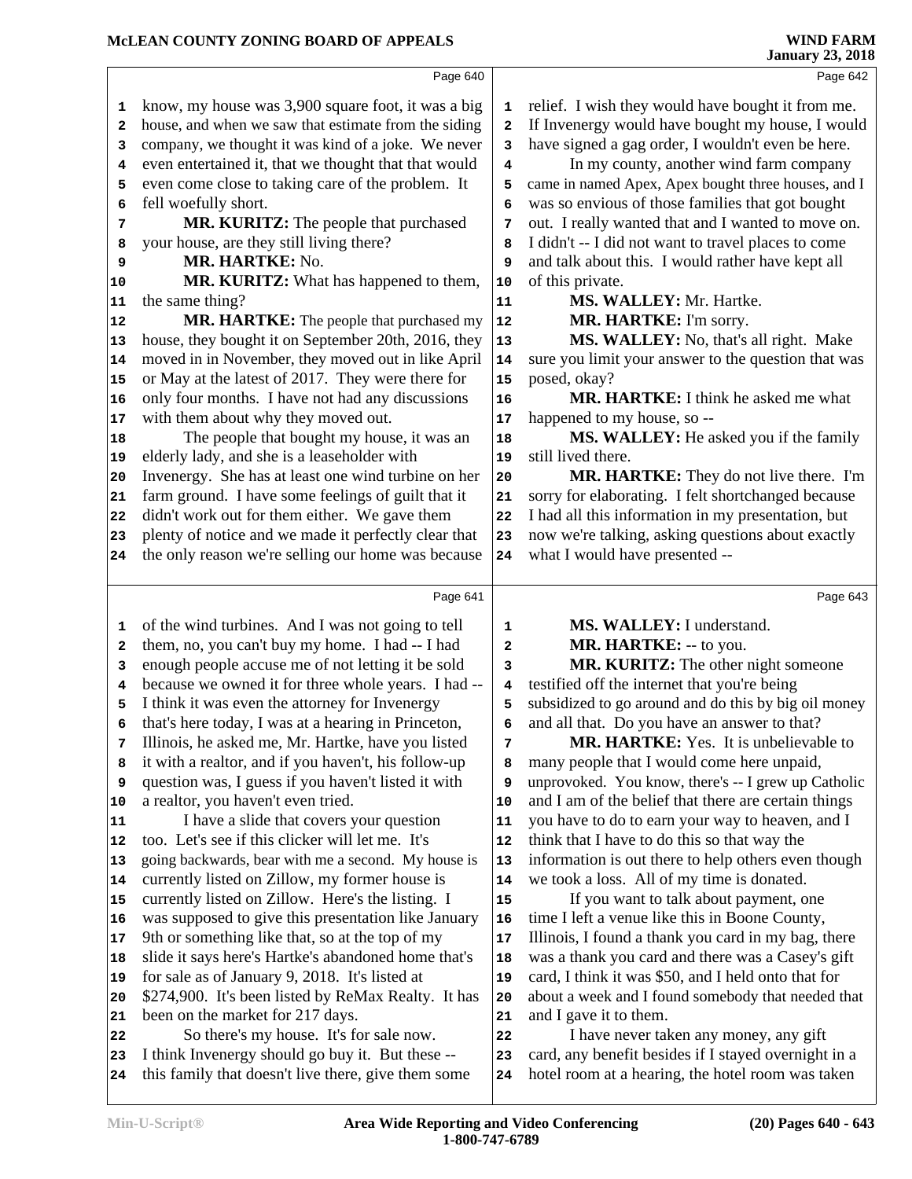know, my house was 3,900 square foot, it was a big house, and when we saw that estimate from the siding company, we thought it was kind of a joke. We never even entertained it, that we thought that that would even come close to taking care of the problem. It fell woefully short.

**MR. KURITZ:** The people that purchased your house, are they still living there?

**MR. HARTKE:** No.

**MR. KURITZ:** What has happened to them, the same thing?

**MR. HARTKE:** The people that purchased my house, they bought it on September 20th, 2016, they moved in in November, they moved out in like April or May at the latest of 2017. They were there for only four months. I have not had any discussions with them about why they moved out.

The people that bought my house, it was an elderly lady, and she is a leaseholder with Invenergy. She has at least one wind turbine on her farm ground. I have some feelings of guilt that it didn't work out for them either. We gave them plenty of notice and we made it perfectly clear that the only reason we're selling our home was because of the wind turbines. And I was not going to tell them, no, you can't buy my home. I had -- I had enough people accuse me of not letting it be sold because we owned it for three whole years. I had -- I think it was even the attorney for Invenergy that's here today, I was at a hearing in Princeton, Illinois, he asked me, Mr. Hartke, have you listed it with a realtor, and if you haven't, his follow-up question was, I guess if you haven't listed it with a realtor, you haven't even tried.

I have a slide that covers your question too. Let's see if this clicker will let me. It's going backwards, bear with me a second. My house is currently listed on Zillow, my former house is currently listed on Zillow. Here's the listing. I was supposed to give this presentation like January 9th or something like that, so at the top of my slide it says here's Hartke's abandoned home that's for sale as of January 9, 2018. It's listed at $274,900. It's been listed by ReMax Realty. It has been on the market for 217 days.

So there's my house. It's for sale now. I think Invenergy should go buy it. But these -- this family that doesn't live there, give them some relief. I wish they would have bought it from me. If Invenergy would have bought my house, I would have signed a gag order, I wouldn't even be here.

In my county, another wind farm company came in named Apex, Apex bought three houses, and I was so envious of those families that got bought out. I really wanted that and I wanted to move on. I didn't -- I did not want to travel places to come and talk about this. I would rather have kept all of this private.

**MS. WALLEY:** Mr. Hartke.

**MR. HARTKE:** I'm sorry.

**MS. WALLEY:** No, that's all right. Make sure you limit your answer to the question that was posed, okay?

**MR. HARTKE:** I think he asked me what happened to my house, so --

**MS. WALLEY:** He asked you if the family still lived there.

**MR. HARTKE:** They do not live there. I'm sorry for elaborating. I felt shortchanged because I had all this information in my presentation, but now we're talking, asking questions about exactly what I would have presented --

**MS. WALLEY:** I understand.

**MR. HARTKE:** -- to you.

**MR. KURITZ:** The other night someone testified off the internet that you're being subsidized to go around and do this by big oil money and all that. Do you have an answer to that?

**MR. HARTKE:** Yes. It is unbelievable to many people that I would come here unpaid, unprovoked. You know, there's -- I grew up Catholic and I am of the belief that there are certain things you have to do to earn your way to heaven, and I think that I have to do this so that way the information is out there to help others even though we took a loss. All of my time is donated.

If you want to talk about payment, one time I left a venue like this in Boone County, Illinois, I found a thank you card in my bag, there was a thank you card and there was a Casey's gift card, I think it was $50, and I held onto that for about a week and I found somebody that needed that and I gave it to them.

I have never taken any money, any gift card, any benefit besides if I stayed overnight in a hotel room at a hearing, the hotel room was taken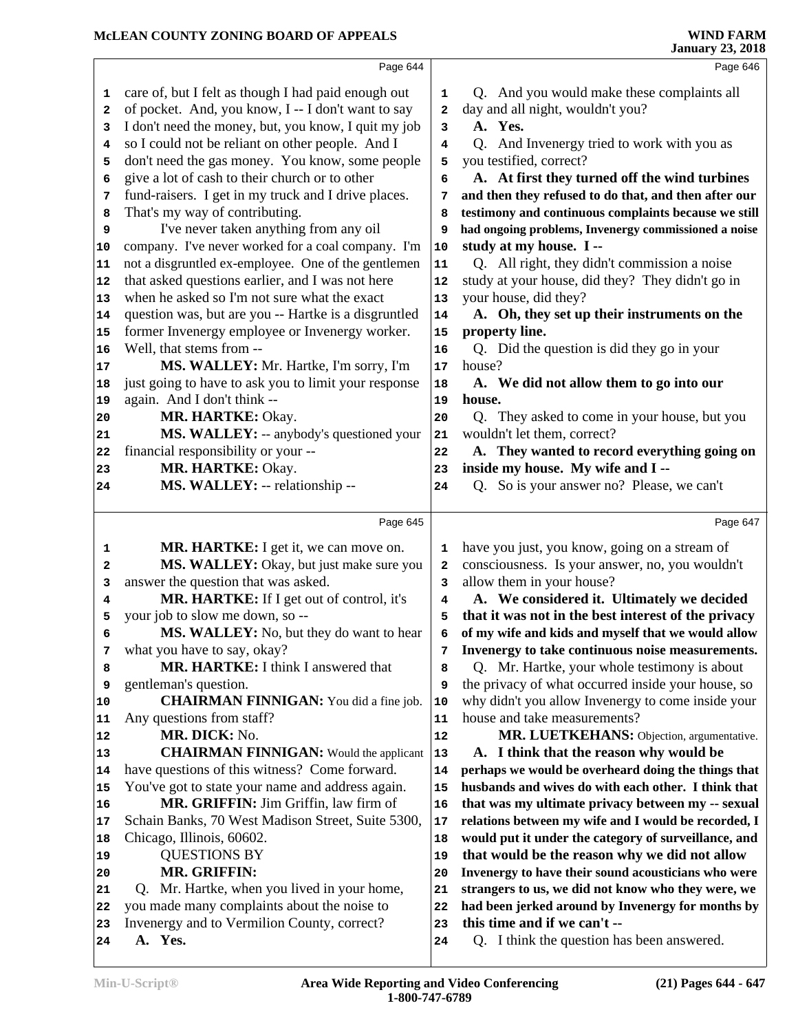care of, but I felt as though I had paid enough out of pocket. And, you know, I -- I don't want to say I don't need the money, but, you know, I quit my job so I could not be reliant on other people. And I don't need the gas money. You know, some people give a lot of cash to their church or to other fund-raisers. I get in my truck and I drive places. That's my way of contributing.

I've never taken anything from any oil company. I've never worked for a coal company. I'm not a disgruntled ex-employee. One of the gentlemen that asked questions earlier, and I was not here when he asked so I'm not sure what the exact question was, but are you -- Hartke is a disgruntled former Invenergy employee or Invenergy worker. Well, that stems from --

**MS. WALLEY:** Mr. Hartke, I'm sorry, I'm just going to have to ask you to limit your response again. And I don't think --

**MR. HARTKE:** Okay.

**MS. WALLEY:** -- anybody's questioned your financial responsibility or your --

**MR. HARTKE:** Okay.

**MS. WALLEY:** -- relationship --

**MR. HARTKE:** I get it, we can move on.

**MS. WALLEY:** Okay, but just make sure you answer the question that was asked.

**MR. HARTKE:** If I get out of control, it's your job to slow me down, so --

**MS. WALLEY:** No, but they do want to hear what you have to say, okay?

**MR. HARTKE:** I think I answered that gentleman's question.

**CHAIRMAN FINNIGAN:** You did a fine job. Any questions from staff?

**MR. DICK:** No.

**CHAIRMAN FINNIGAN:** Would the applicant have questions of this witness? Come forward. You've got to state your name and address again.

**MR. GRIFFIN:** Jim Griffin, law firm of Schain Banks, 70 West Madison Street, Suite 5300, Chicago, Illinois, 60602.

QUESTIONS BY

**MR. GRIFFIN:**

Q. Mr. Hartke, when you lived in your home, you made many complaints about the noise to Invenergy and to Vermilion County, correct?

**A. Yes.**

Q. And you would make these complaints all day and all night, wouldn't you?

**A. Yes.**

Q. And Invenergy tried to work with you as you testified, correct?

**A. At first they turned off the wind turbines and then they refused to do that, and then after our testimony and continuous complaints because we still had ongoing problems, Invenergy commissioned a noise study at my house. I --**

Q. All right, they didn't commission a noise study at your house, did they? They didn't go in your house, did they?

**A. Oh, they set up their instruments on the property line.**

Q. Did the question is did they go in your house?

**A. We did not allow them to go into our house.**

Q. They asked to come in your house, but you wouldn't let them, correct?

**A. They wanted to record everything going on inside my house. My wife and I --**

Q. So is your answer no? Please, we can't have you just, you know, going on a stream of consciousness. Is your answer, no, you wouldn't allow them in your house?

**A. We considered it. Ultimately we decided that it was not in the best interest of the privacy of my wife and kids and myself that we would allow Invenergy to take continuous noise measurements.**

Q. Mr. Hartke, your whole testimony is about the privacy of what occurred inside your house, so why didn't you allow Invenergy to come inside your house and take measurements?

**MR. LUETKEHANS:** Objection, argumentative.

**A. I think that the reason why would be perhaps we would be overheard doing the things that husbands and wives do with each other. I think that that was my ultimate privacy between my -- sexual relations between my wife and I would be recorded, I would put it under the category of surveillance, and that would be the reason why we did not allow Invenergy to have their sound acousticians who were strangers to us, we did not know who they were, we had been jerked around by Invenergy for months by this time and if we can't --**

Q. I think the question has been answered.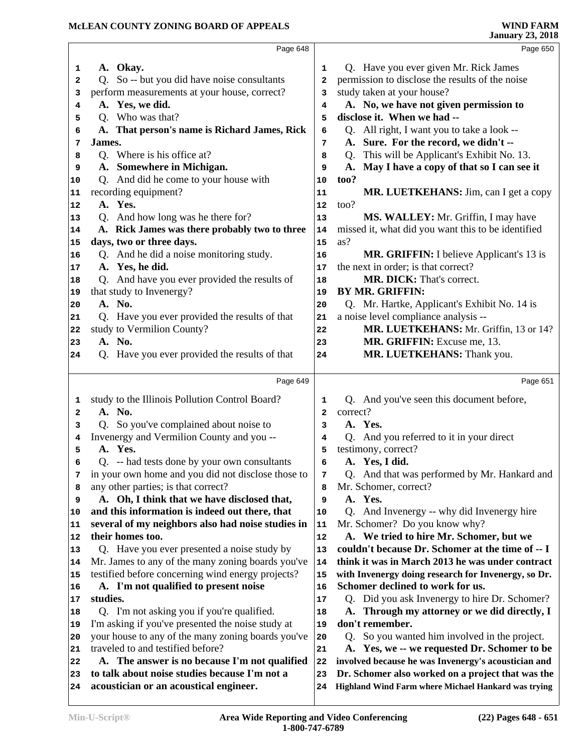Page 648

1 A. Okay.
2 Q. So -- but you did have noise consultants
3 perform measurements at your house, correct?
4 A. Yes, we did.
5 Q. Who was that?
6 A. That person's name is Richard James, Rick
7 James.
8 Q. Where is his office at?
9 A. Somewhere in Michigan.
10 Q. And did he come to your house with
11 recording equipment?
12 A. Yes.
13 Q. And how long was he there for?
14 A. Rick James was there probably two to three
15 days, two or three days.
16 Q. And he did a noise monitoring study.
17 A. Yes, he did.
18 Q. And have you ever provided the results of
19 that study to Invenergy?
20 A. No.
21 Q. Have you ever provided the results of that
22 study to Vermilion County?
23 A. No.
24 Q. Have you ever provided the results of that

Page 649

1 study to the Illinois Pollution Control Board?
2 A. No.
3 Q. So you've complained about noise to
4 Invenergy and Vermilion County and you --
5 A. Yes.
6 Q. -- had tests done by your own consultants
7 in your own home and you did not disclose those to
8 any other parties; is that correct?
9 A. Oh, I think that we have disclosed that,
10 and this information is indeed out there, that
11 several of my neighbors also had noise studies in
12 their homes too.
13 Q. Have you ever presented a noise study by
14 Mr. James to any of the many zoning boards you've
15 testified before concerning wind energy projects?
16 A. I'm not qualified to present noise
17 studies.
18 Q. I'm not asking you if you're qualified.
19 I'm asking if you've presented the noise study at
20 your house to any of the many zoning boards you've
21 traveled to and testified before?
22 A. The answer is no because I'm not qualified
23 to talk about noise studies because I'm not a
24 acoustician or an acoustical engineer.

Page 650

1 Q. Have you ever given Mr. Rick James
2 permission to disclose the results of the noise
3 study taken at your house?
4 A. No, we have not given permission to
5 disclose it. When we had --
6 Q. All right, I want you to take a look --
7 A. Sure. For the record, we didn't --
8 Q. This will be Applicant's Exhibit No. 13.
9 A. May I have a copy of that so I can see it
10 too?
11 MR. LUETKEHANS: Jim, can I get a copy
12 too?
13 MS. WALLEY: Mr. Griffin, I may have
14 missed it, what did you want this to be identified
15 as?
16 MR. GRIFFIN: I believe Applicant's 13 is
17 the next in order; is that correct?
18 MR. DICK: That's correct.
19 BY MR. GRIFFIN:
20 Q. Mr. Hartke, Applicant's Exhibit No. 14 is
21 a noise level compliance analysis --
22 MR. LUETKEHANS: Mr. Griffin, 13 or 14?
23 MR. GRIFFIN: Excuse me, 13.
24 MR. LUETKEHANS: Thank you.

Page 651

1 Q. And you've seen this document before,
2 correct?
3 A. Yes.
4 Q. And you referred to it in your direct
5 testimony, correct?
6 A. Yes, I did.
7 Q. And that was performed by Mr. Hankard and
8 Mr. Schomer, correct?
9 A. Yes.
10 Q. And Invenergy -- why did Invenergy hire
11 Mr. Schomer? Do you know why?
12 A. We tried to hire Mr. Schomer, but we
13 couldn't because Dr. Schomer at the time of -- I
14 think it was in March 2013 he was under contract
15 with Invenergy doing research for Invenergy, so Dr.
16 Schomer declined to work for us.
17 Q. Did you ask Invenergy to hire Dr. Schomer?
18 A. Through my attorney or we did directly, I
19 don't remember.
20 Q. So you wanted him involved in the project.
21 A. Yes, we -- we requested Dr. Schomer to be
22 involved because he was Invenergy's acoustician and
23 Dr. Schomer also worked on a project that was the
24 Highland Wind Farm where Michael Hankard was trying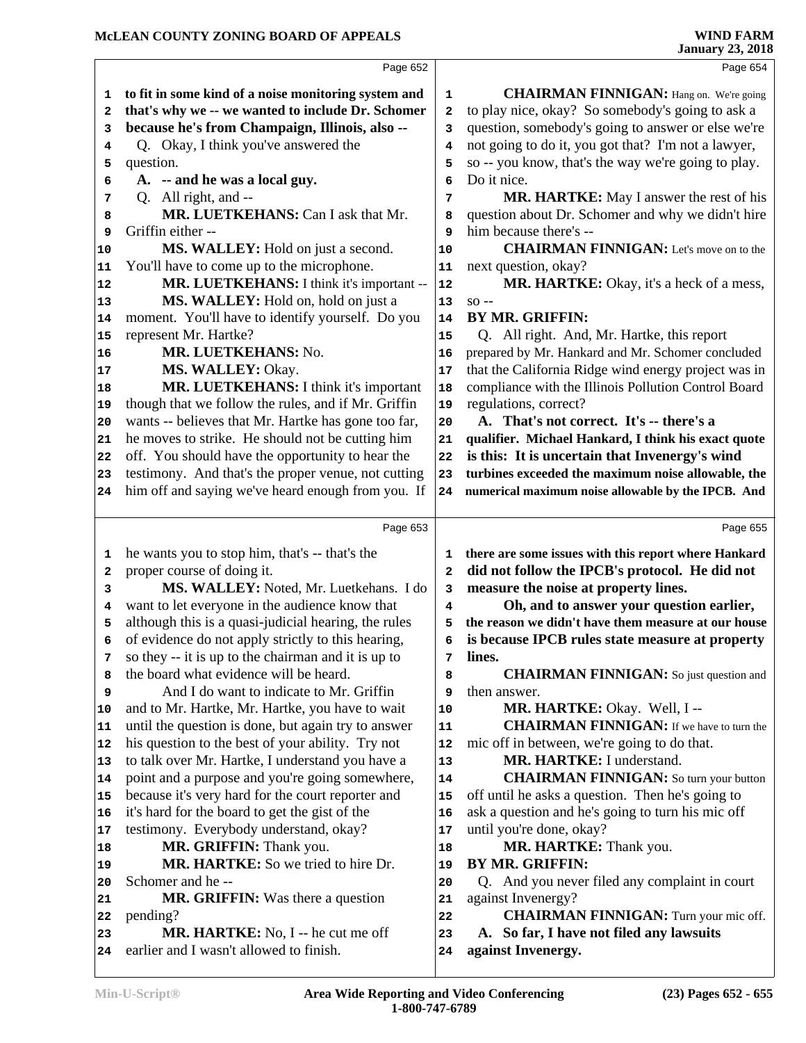Page 652

**to fit in some kind of a noise monitoring system and that's why we -- we wanted to include Dr. Schomer because he's from Champaign, Illinois, also --**

Q. Okay, I think you've answered the question.

**A. -- and he was a local guy.**

Q. All right, and --

**MR. LUETKEHANS:** Can I ask that Mr. Griffin either --

**MS. WALLEY:** Hold on just a second. You'll have to come up to the microphone.

**MR. LUETKEHANS:** I think it's important --

**MS. WALLEY:** Hold on, hold on just a moment. You'll have to identify yourself. Do you represent Mr. Hartke?

**MR. LUETKEHANS:** No.

**MS. WALLEY:** Okay.

**MR. LUETKEHANS:** I think it's important though that we follow the rules, and if Mr. Griffin wants -- believes that Mr. Hartke has gone too far, he moves to strike. He should not be cutting him off. You should have the opportunity to hear the testimony. And that's the proper venue, not cutting him off and saying we've heard enough from you. If

Page 653

he wants you to stop him, that's -- that's the proper course of doing it.

**MS. WALLEY:** Noted, Mr. Luetkehans. I do want to let everyone in the audience know that although this is a quasi-judicial hearing, the rules of evidence do not apply strictly to this hearing, so they -- it is up to the chairman and it is up to the board what evidence will be heard.

And I do want to indicate to Mr. Griffin and to Mr. Hartke, Mr. Hartke, you have to wait until the question is done, but again try to answer his question to the best of your ability. Try not to talk over Mr. Hartke, I understand you have a point and a purpose and you're going somewhere, because it's very hard for the court reporter and it's hard for the board to get the gist of the testimony. Everybody understand, okay?

**MR. GRIFFIN:** Thank you.

**MR. HARTKE:** So we tried to hire Dr. Schomer and he --

**MR. GRIFFIN:** Was there a question pending?

**MR. HARTKE:** No, I -- he cut me off earlier and I wasn't allowed to finish.

Page 654

**CHAIRMAN FINNIGAN:** Hang on. We're going to play nice, okay? So somebody's going to ask a question, somebody's going to answer or else we're not going to do it, you got that? I'm not a lawyer, so -- you know, that's the way we're going to play. Do it nice.

**MR. HARTKE:** May I answer the rest of his question about Dr. Schomer and why we didn't hire him because there's --

**CHAIRMAN FINNIGAN:** Let's move on to the next question, okay?

**MR. HARTKE:** Okay, it's a heck of a mess, so --

**BY MR. GRIFFIN:**

Q. All right. And, Mr. Hartke, this report prepared by Mr. Hankard and Mr. Schomer concluded that the California Ridge wind energy project was in compliance with the Illinois Pollution Control Board regulations, correct?

**A. That's not correct. It's -- there's a qualifier. Michael Hankard, I think his exact quote is this: It is uncertain that Invenergy's wind turbines exceeded the maximum noise allowable, the numerical maximum noise allowable by the IPCB. And**

Page 655

**there are some issues with this report where Hankard did not follow the IPCB's protocol. He did not measure the noise at property lines.**

**Oh, and to answer your question earlier, the reason we didn't have them measure at our house is because IPCB rules state measure at property lines.**

**CHAIRMAN FINNIGAN:** So just question and then answer.

**MR. HARTKE:** Okay. Well, I --

**CHAIRMAN FINNIGAN:** If we have to turn the mic off in between, we're going to do that.

**MR. HARTKE:** I understand.

**CHAIRMAN FINNIGAN:** So turn your button off until he asks a question. Then he's going to ask a question and he's going to turn his mic off until you're done, okay?

**MR. HARTKE:** Thank you.

**BY MR. GRIFFIN:**

Q. And you never filed any complaint in court against Invenergy?

**CHAIRMAN FINNIGAN:** Turn your mic off.

**A. So far, I have not filed any lawsuits against Invenergy.**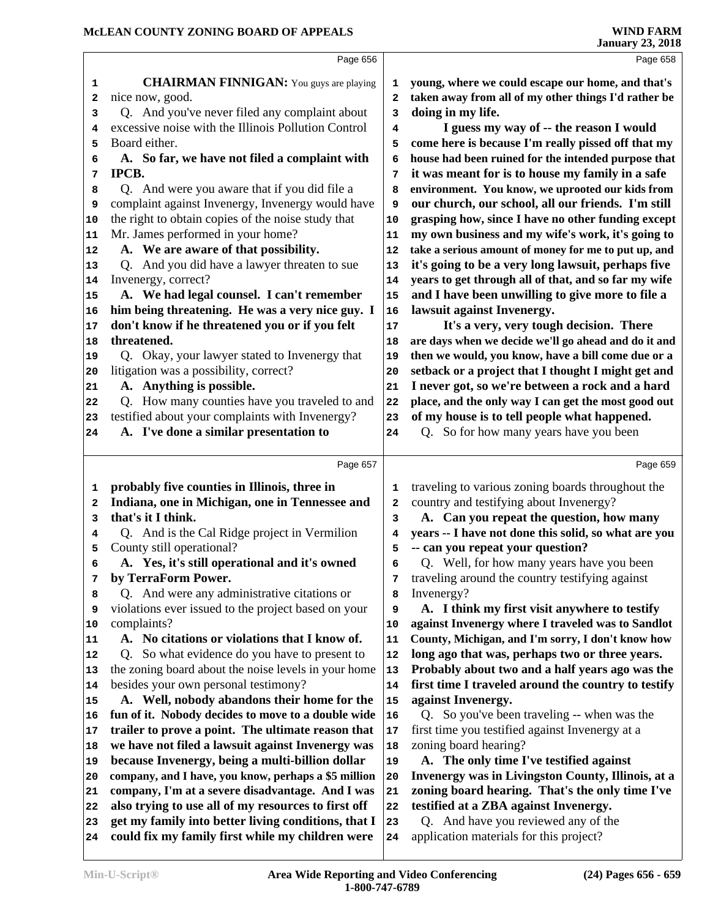**CHAIRMAN FINNIGAN:** You guys are playing nice now, good.

Q. And you've never filed any complaint about excessive noise with the Illinois Pollution Control Board either.

**A. So far, we have not filed a complaint with IPCB.**

Q. And were you aware that if you did file a complaint against Invenergy, Invenergy would have the right to obtain copies of the noise study that Mr. James performed in your home?

**A. We are aware of that possibility.**

Q. And you did have a lawyer threaten to sue Invenergy, correct?

**A. We had legal counsel. I can't remember him being threatening. He was a very nice guy. I don't know if he threatened you or if you felt threatened.**

Q. Okay, your lawyer stated to Invenergy that litigation was a possibility, correct?

**A. Anything is possible.**

Q. How many counties have you traveled to and testified about your complaints with Invenergy?

**A. I've done a similar presentation to probably five counties in Illinois, three in Indiana, one in Michigan, one in Tennessee and that's it I think.**

Q. And is the Cal Ridge project in Vermilion County still operational?

**A. Yes, it's still operational and it's owned by TerraForm Power.**

Q. And were any administrative citations or violations ever issued to the project based on your complaints?

**A. No citations or violations that I know of.**

Q. So what evidence do you have to present to the zoning board about the noise levels in your home besides your own personal testimony?

**A. Well, nobody abandons their home for the fun of it. Nobody decides to move to a double wide trailer to prove a point. The ultimate reason that we have not filed a lawsuit against Invenergy was because Invenergy, being a multi-billion dollar company, and I have, you know, perhaps a $5 million company, I'm at a severe disadvantage. And I was also trying to use all of my resources to first off get my family into better living conditions, that I could fix my family first while my children were young, where we could escape our home, and that's taken away from all of my other things I'd rather be doing in my life.**

**I guess my way of -- the reason I would come here is because I'm really pissed off that my house had been ruined for the intended purpose that it was meant for is to house my family in a safe environment. You know, we uprooted our kids from our church, our school, all our friends. I'm still grasping how, since I have no other funding except my own business and my wife's work, it's going to take a serious amount of money for me to put up, and it's going to be a very long lawsuit, perhaps five years to get through all of that, and so far my wife and I have been unwilling to give more to file a lawsuit against Invenergy.**

**It's a very, very tough decision. There are days when we decide we'll go ahead and do it and then we would, you know, have a bill come due or a setback or a project that I thought I might get and I never got, so we're between a rock and a hard place, and the only way I can get the most good out of my house is to tell people what happened.**

Q. So for how many years have you been traveling to various zoning boards throughout the country and testifying about Invenergy?

**A. Can you repeat the question, how many years -- I have not done this solid, so what are you -- can you repeat your question?**

Q. Well, for how many years have you been traveling around the country testifying against Invenergy?

**A. I think my first visit anywhere to testify against Invenergy where I traveled was to Sandlot County, Michigan, and I'm sorry, I don't know how long ago that was, perhaps two or three years. Probably about two and a half years ago was the first time I traveled around the country to testify against Invenergy.**

Q. So you've been traveling -- when was the first time you testified against Invenergy at a zoning board hearing?

**A. The only time I've testified against Invenergy was in Livingston County, Illinois, at a zoning board hearing. That's the only time I've testified at a ZBA against Invenergy.**

Q. And have you reviewed any of the application materials for this project?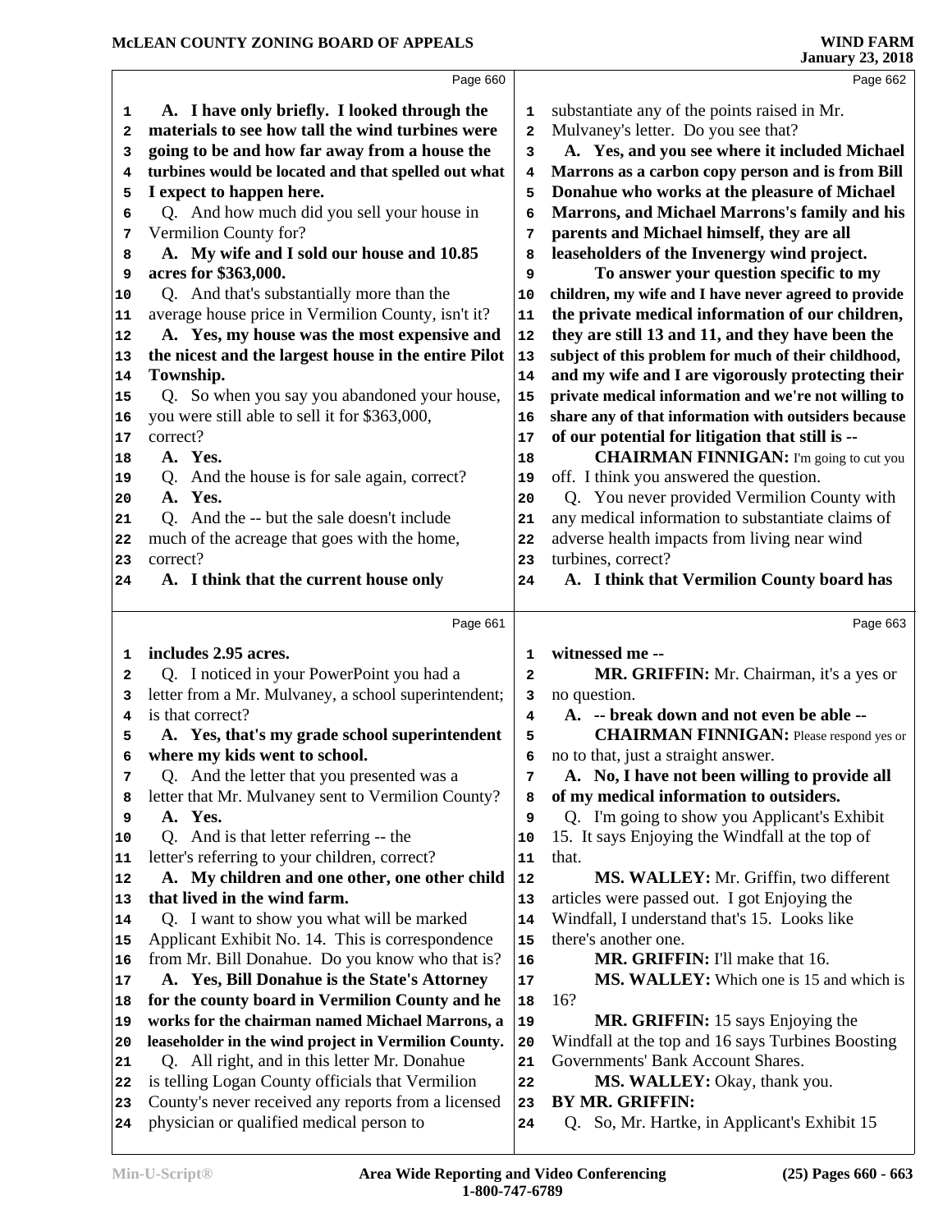A. I have only briefly. I looked through the materials to see how tall the wind turbines were going to be and how far away from a house the turbines would be located and that spelled out what I expect to happen here.

Q. And how much did you sell your house in Vermilion County for?

A. My wife and I sold our house and 10.85 acres for $363,000.

Q. And that's substantially more than the average house price in Vermilion County, isn't it?

A. Yes, my house was the most expensive and the nicest and the largest house in the entire Pilot Township.

Q. So when you say you abandoned your house, you were still able to sell it for $363,000, correct?

A. Yes.

Q. And the house is for sale again, correct?

A. Yes.

Q. And the -- but the sale doesn't include much of the acreage that goes with the home, correct?

A. I think that the current house only includes 2.95 acres.

Q. I noticed in your PowerPoint you had a letter from a Mr. Mulvaney, a school superintendent; is that correct?

A. Yes, that's my grade school superintendent where my kids went to school.

Q. And the letter that you presented was a letter that Mr. Mulvaney sent to Vermilion County?

A. Yes.

Q. And is that letter referring -- the letter's referring to your children, correct?

A. My children and one other, one other child that lived in the wind farm.

Q. I want to show you what will be marked Applicant Exhibit No. 14. This is correspondence from Mr. Bill Donahue. Do you know who that is?

A. Yes, Bill Donahue is the State's Attorney for the county board in Vermilion County and he works for the chairman named Michael Marrons, a leaseholder in the wind project in Vermilion County.

Q. All right, and in this letter Mr. Donahue is telling Logan County officials that Vermilion County's never received any reports from a licensed physician or qualified medical person to substantiate any of the points raised in Mr. Mulvaney's letter. Do you see that?

A. Yes, and you see where it included Michael Marrons as a carbon copy person and is from Bill Donahue who works at the pleasure of Michael Marrons, and Michael Marrons's family and his parents and Michael himself, they are all leaseholders of the Invenergy wind project.

To answer your question specific to my children, my wife and I have never agreed to provide the private medical information of our children, they are still 13 and 11, and they have been the subject of this problem for much of their childhood, and my wife and I are vigorously protecting their private medical information and we're not willing to share any of that information with outsiders because of our potential for litigation that still is --

**CHAIRMAN FINNIGAN:** I'm going to cut you off. I think you answered the question.

Q. You never provided Vermilion County with any medical information to substantiate claims of adverse health impacts from living near wind turbines, correct?

A. I think that Vermilion County board has witnessed me --

**MR. GRIFFIN:** Mr. Chairman, it's a yes or no question.

A. -- break down and not even be able --

**CHAIRMAN FINNIGAN:** Please respond yes or no to that, just a straight answer.

A. No, I have not been willing to provide all of my medical information to outsiders.

Q. I'm going to show you Applicant's Exhibit 15. It says Enjoying the Windfall at the top of that.

**MS. WALLEY:** Mr. Griffin, two different articles were passed out. I got Enjoying the Windfall, I understand that's 15. Looks like there's another one.

**MR. GRIFFIN:** I'll make that 16.

**MS. WALLEY:** Which one is 15 and which is 16?

**MR. GRIFFIN:** 15 says Enjoying the Windfall at the top and 16 says Turbines Boosting Governments' Bank Account Shares.

**MS. WALLEY:** Okay, thank you.

**BY MR. GRIFFIN:**

Q. So, Mr. Hartke, in Applicant's Exhibit 15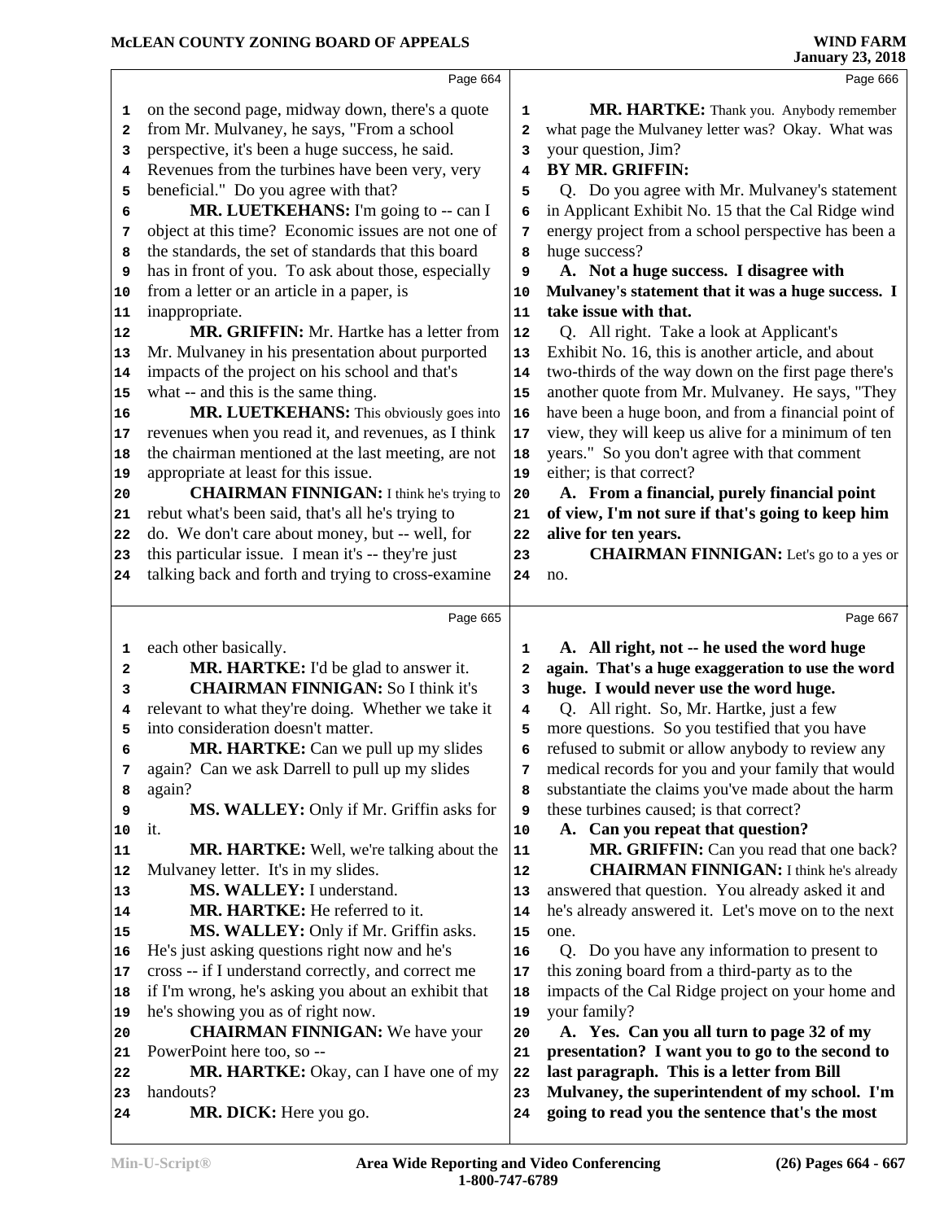on the second page, midway down, there's a quote from Mr. Mulvaney, he says, "From a school perspective, it's been a huge success, he said. Revenues from the turbines have been very, very beneficial." Do you agree with that?

**MR. LUETKEHANS:** I'm going to -- can I object at this time? Economic issues are not one of the standards, the set of standards that this board has in front of you. To ask about those, especially from a letter or an article in a paper, is inappropriate.

**MR. GRIFFIN:** Mr. Hartke has a letter from Mr. Mulvaney in his presentation about purported impacts of the project on his school and that's what -- and this is the same thing.

**MR. LUETKEHANS:** This obviously goes into revenues when you read it, and revenues, as I think the chairman mentioned at the last meeting, are not appropriate at least for this issue.

**CHAIRMAN FINNIGAN:** I think he's trying to rebut what's been said, that's all he's trying to do. We don't care about money, but -- well, for this particular issue. I mean it's -- they're just talking back and forth and trying to cross-examine each other basically.

**MR. HARTKE:** I'd be glad to answer it.

**CHAIRMAN FINNIGAN:** So I think it's relevant to what they're doing. Whether we take it into consideration doesn't matter.

**MR. HARTKE:** Can we pull up my slides again? Can we ask Darrell to pull up my slides again?

**MS. WALLEY:** Only if Mr. Griffin asks for it.

**MR. HARTKE:** Well, we're talking about the Mulvaney letter. It's in my slides.

**MS. WALLEY:** I understand.

**MR. HARTKE:** He referred to it.

**MS. WALLEY:** Only if Mr. Griffin asks. He's just asking questions right now and he's cross -- if I understand correctly, and correct me if I'm wrong, he's asking you about an exhibit that he's showing you as of right now.

**CHAIRMAN FINNIGAN:** We have your PowerPoint here too, so --

**MR. HARTKE:** Okay, can I have one of my handouts?

**MR. DICK:** Here you go.

**MR. HARTKE:** Thank you. Anybody remember what page the Mulvaney letter was? Okay. What was your question, Jim?

**BY MR. GRIFFIN:**

Q. Do you agree with Mr. Mulvaney's statement in Applicant Exhibit No. 15 that the Cal Ridge wind energy project from a school perspective has been a huge success?

**A. Not a huge success. I disagree with Mulvaney's statement that it was a huge success. I take issue with that.**

Q. All right. Take a look at Applicant's Exhibit No. 16, this is another article, and about two-thirds of the way down on the first page there's another quote from Mr. Mulvaney. He says, "They have been a huge boon, and from a financial point of view, they will keep us alive for a minimum of ten years." So you don't agree with that comment either; is that correct?

**A. From a financial, purely financial point of view, I'm not sure if that's going to keep him alive for ten years.**

**CHAIRMAN FINNIGAN:** Let's go to a yes or no.

**A. All right, not -- he used the word huge again. That's a huge exaggeration to use the word huge. I would never use the word huge.**

Q. All right. So, Mr. Hartke, just a few more questions. So you testified that you have refused to submit or allow anybody to review any medical records for you and your family that would substantiate the claims you've made about the harm these turbines caused; is that correct?

**A. Can you repeat that question?**

**MR. GRIFFIN:** Can you read that one back?

**CHAIRMAN FINNIGAN:** I think he's already answered that question. You already asked it and he's already answered it. Let's move on to the next one.

Q. Do you have any information to present to this zoning board from a third-party as to the impacts of the Cal Ridge project on your home and your family?

**A. Yes. Can you all turn to page 32 of my presentation? I want you to go to the second to last paragraph. This is a letter from Bill Mulvaney, the superintendent of my school. I'm going to read you the sentence that's the most**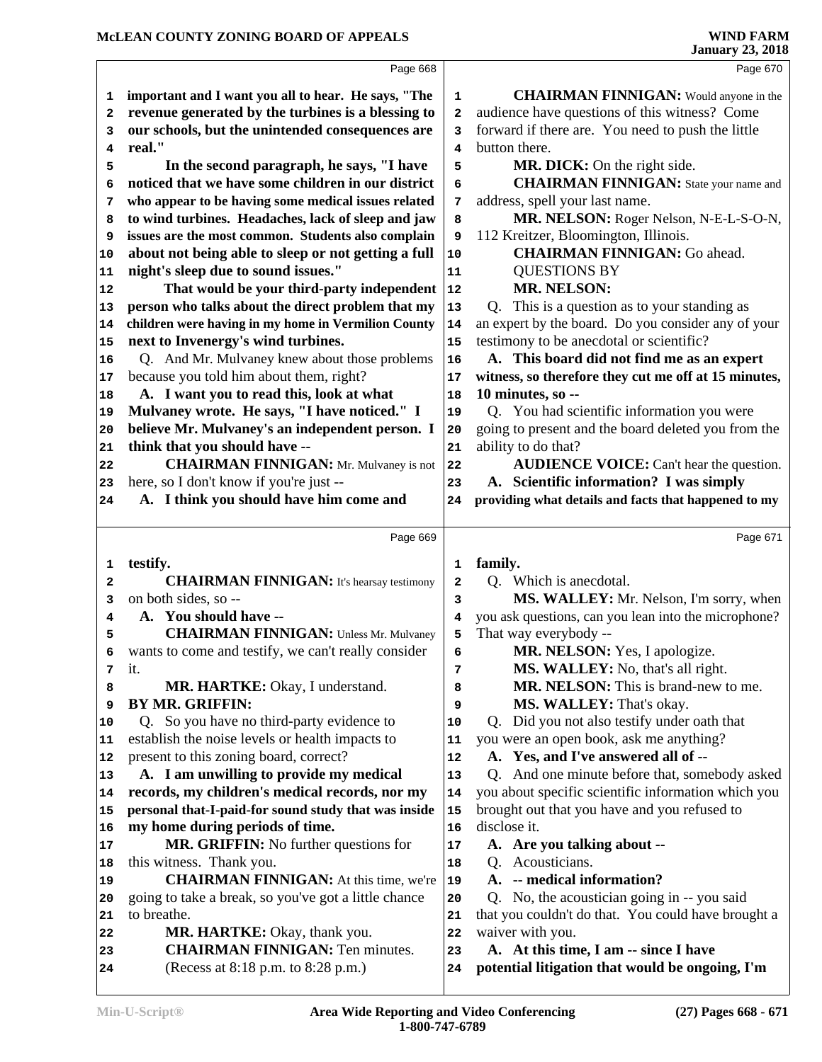important and I want you all to hear. He says, "The revenue generated by the turbines is a blessing to our schools, but the unintended consequences are real."

In the second paragraph, he says, "I have noticed that we have some children in our district who appear to be having some medical issues related to wind turbines. Headaches, lack of sleep and jaw issues are the most common. Students also complain about not being able to sleep or not getting a full night's sleep due to sound issues."

That would be your third-party independent person who talks about the direct problem that my children were having in my home in Vermilion County next to Invenergy's wind turbines.

Q. And Mr. Mulvaney knew about those problems because you told him about them, right?

A. I want you to read this, look at what Mulvaney wrote. He says, "I have noticed." I believe Mr. Mulvaney's an independent person. I think that you should have --

**CHAIRMAN FINNIGAN:** Mr. Mulvaney is not here, so I don't know if you're just --

A. I think you should have him come and testify.

**CHAIRMAN FINNIGAN:** It's hearsay testimony on both sides, so --

A. You should have --

**CHAIRMAN FINNIGAN:** Unless Mr. Mulvaney wants to come and testify, we can't really consider it.

**MR. HARTKE:** Okay, I understand.

**BY MR. GRIFFIN:**

Q. So you have no third-party evidence to establish the noise levels or health impacts to present to this zoning board, correct?

A. I am unwilling to provide my medical records, my children's medical records, nor my personal that-I-paid-for sound study that was inside my home during periods of time.

**MR. GRIFFIN:** No further questions for this witness. Thank you.

**CHAIRMAN FINNIGAN:** At this time, we're going to take a break, so you've got a little chance to breathe.

**MR. HARTKE:** Okay, thank you.

**CHAIRMAN FINNIGAN:** Ten minutes.

(Recess at 8:18 p.m. to 8:28 p.m.)

**CHAIRMAN FINNIGAN:** Would anyone in the audience have questions of this witness? Come forward if there are. You need to push the little button there.

**MR. DICK:** On the right side.

**CHAIRMAN FINNIGAN:** State your name and address, spell your last name.

**MR. NELSON:** Roger Nelson, N-E-L-S-O-N, 112 Kreitzer, Bloomington, Illinois.

**CHAIRMAN FINNIGAN:** Go ahead.

QUESTIONS BY
**MR. NELSON:**

Q. This is a question as to your standing as an expert by the board. Do you consider any of your testimony to be anecdotal or scientific?

A. This board did not find me as an expert witness, so therefore they cut me off at 15 minutes, 10 minutes, so --

Q. You had scientific information you were going to present and the board deleted you from the ability to do that?

**AUDIENCE VOICE:** Can't hear the question.

A. Scientific information? I was simply providing what details and facts that happened to my family.

Q. Which is anecdotal.

**MS. WALLEY:** Mr. Nelson, I'm sorry, when you ask questions, can you lean into the microphone? That way everybody --

**MR. NELSON:** Yes, I apologize.

**MS. WALLEY:** No, that's all right.

**MR. NELSON:** This is brand-new to me.

**MS. WALLEY:** That's okay.

Q. Did you not also testify under oath that you were an open book, ask me anything?

A. Yes, and I've answered all of --

Q. And one minute before that, somebody asked you about specific scientific information which you brought out that you have and you refused to disclose it.

A. Are you talking about --

Q. Acousticians.

A. -- medical information?

Q. No, the acoustician going in -- you said that you couldn't do that. You could have brought a waiver with you.

A. At this time, I am -- since I have potential litigation that would be ongoing, I'm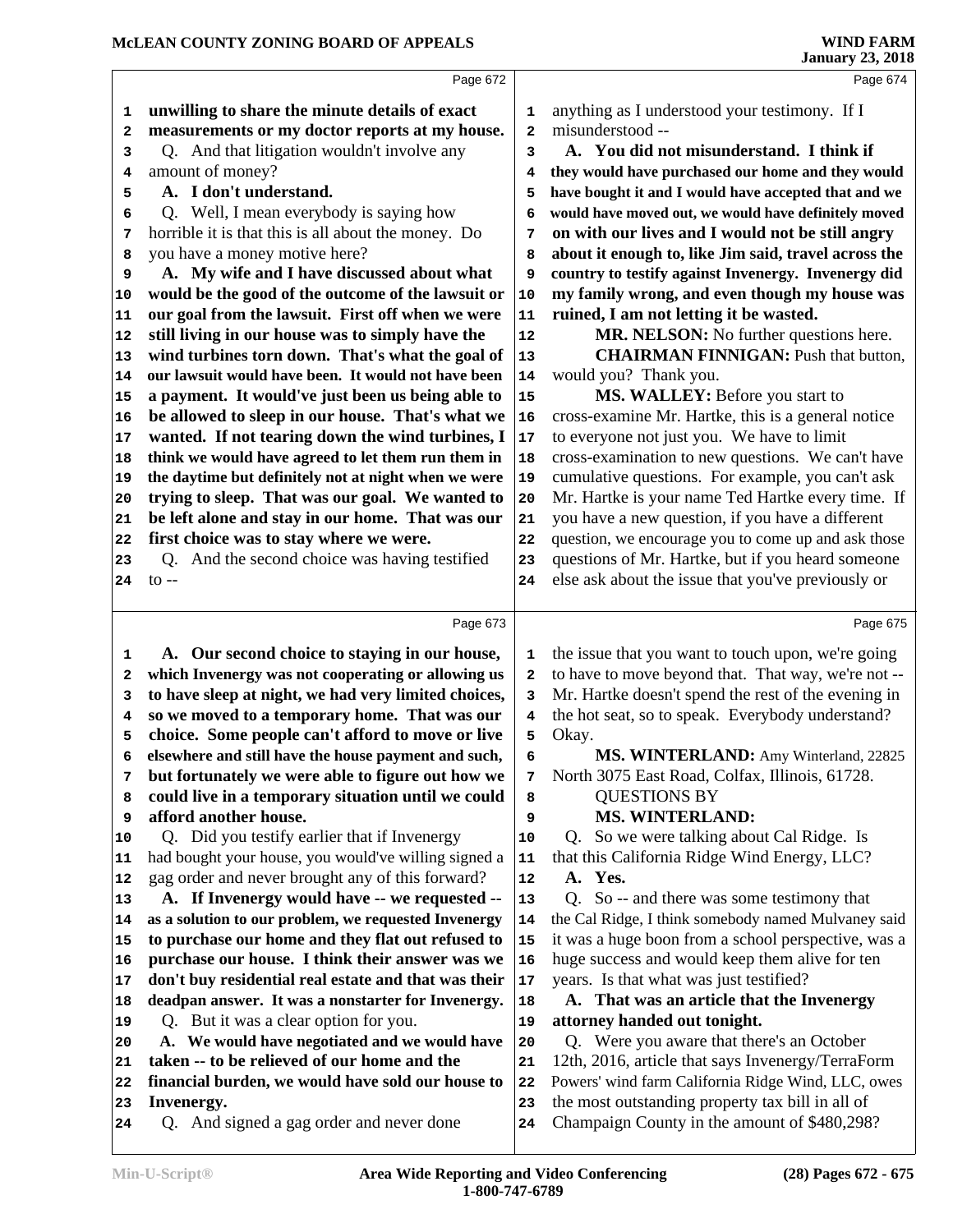Page 672

**unwilling to share the minute details of exact measurements or my doctor reports at my house.**

Q. And that litigation wouldn't involve any amount of money?

**A. I don't understand.**

Q. Well, I mean everybody is saying how horrible it is that this is all about the money. Do you have a money motive here?

**A. My wife and I have discussed about what would be the good of the outcome of the lawsuit or our goal from the lawsuit. First off when we were still living in our house was to simply have the wind turbines torn down. That's what the goal of our lawsuit would have been. It would not have been a payment. It would've just been us being able to be allowed to sleep in our house. That's what we wanted. If not tearing down the wind turbines, I think we would have agreed to let them run them in the daytime but definitely not at night when we were trying to sleep. That was our goal. We wanted to be left alone and stay in our home. That was our first choice was to stay where we were.**

Q. And the second choice was having testified to --

Page 673

**A. Our second choice to staying in our house, which Invenergy was not cooperating or allowing us to have sleep at night, we had very limited choices, so we moved to a temporary home. That was our choice. Some people can't afford to move or live elsewhere and still have the house payment and such, but fortunately we were able to figure out how we could live in a temporary situation until we could afford another house.**

Q. Did you testify earlier that if Invenergy had bought your house, you would've willing signed a gag order and never brought any of this forward?

**A. If Invenergy would have -- we requested -- as a solution to our problem, we requested Invenergy to purchase our home and they flat out refused to purchase our house. I think their answer was we don't buy residential real estate and that was their deadpan answer. It was a nonstarter for Invenergy.**

Q. But it was a clear option for you.

**A. We would have negotiated and we would have taken -- to be relieved of our home and the financial burden, we would have sold our house to Invenergy.**

Q. And signed a gag order and never done

Page 674

anything as I understood your testimony. If I misunderstood --

**A. You did not misunderstand. I think if they would have purchased our home and they would have bought it and I would have accepted that and we would have moved out, we would have definitely moved on with our lives and I would not be still angry about it enough to, like Jim said, travel across the country to testify against Invenergy. Invenergy did my family wrong, and even though my house was ruined, I am not letting it be wasted.**

**MR. NELSON:** No further questions here.

**CHAIRMAN FINNIGAN:** Push that button, would you? Thank you.

**MS. WALLEY:** Before you start to cross-examine Mr. Hartke, this is a general notice to everyone not just you. We have to limit cross-examination to new questions. We can't have cumulative questions. For example, you can't ask Mr. Hartke is your name Ted Hartke every time. If you have a new question, if you have a different question, we encourage you to come up and ask those questions of Mr. Hartke, but if you heard someone else ask about the issue that you've previously or

Page 675

the issue that you want to touch upon, we're going to have to move beyond that. That way, we're not -- Mr. Hartke doesn't spend the rest of the evening in the hot seat, so to speak. Everybody understand? Okay.

**MS. WINTERLAND:** Amy Winterland, 22825 North 3075 East Road, Colfax, Illinois, 61728.

QUESTIONS BY

**MS. WINTERLAND:**

Q. So we were talking about Cal Ridge. Is that this California Ridge Wind Energy, LLC?

**A. Yes.**

Q. So -- and there was some testimony that the Cal Ridge, I think somebody named Mulvaney said it was a huge boon from a school perspective, was a huge success and would keep them alive for ten years. Is that what was just testified?

**A. That was an article that the Invenergy attorney handed out tonight.**

Q. Were you aware that there's an October 12th, 2016, article that says Invenergy/TerraForm Powers' wind farm California Ridge Wind, LLC, owes the most outstanding property tax bill in all of Champaign County in the amount of $480,298?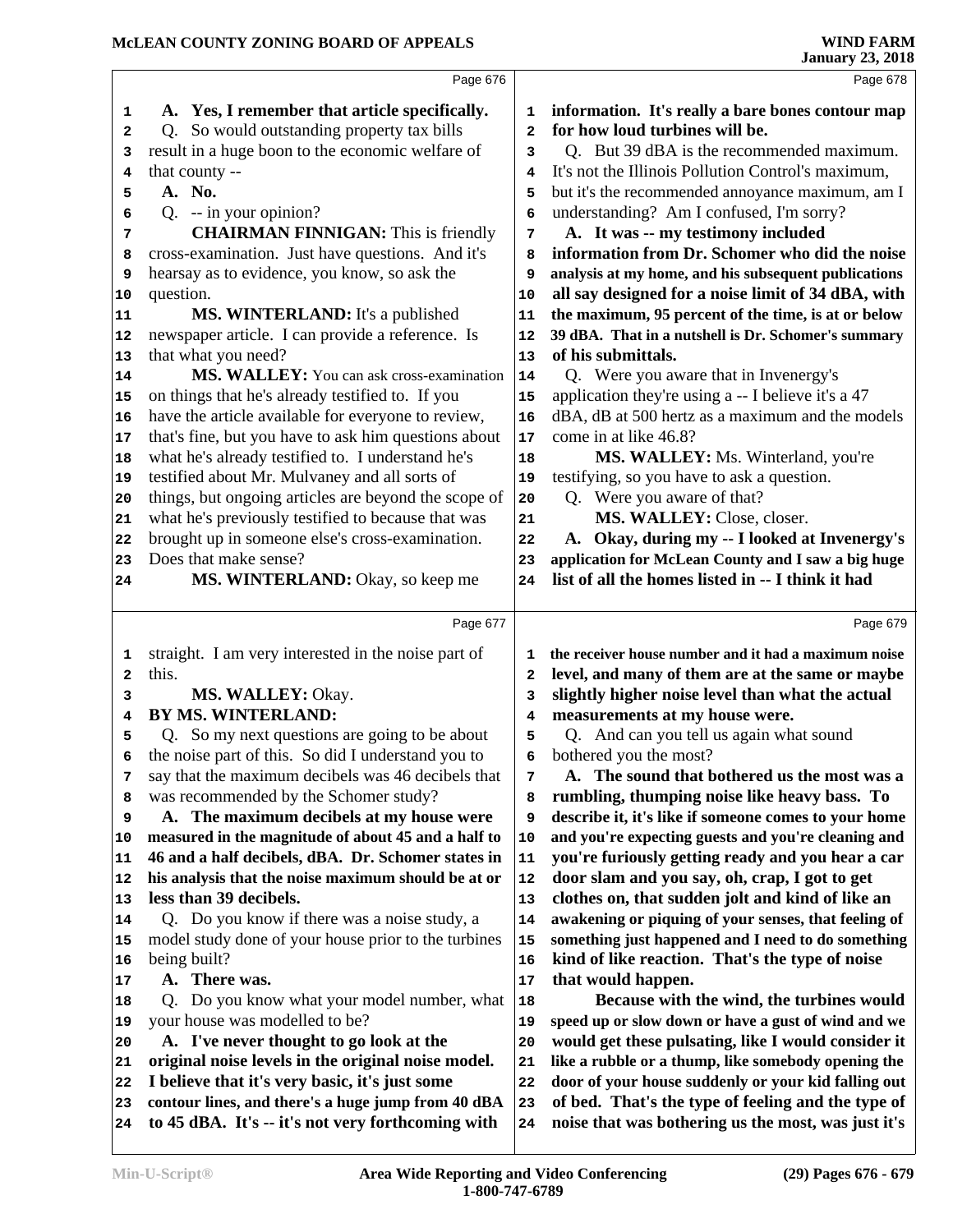A. Yes, I remember that article specifically.

Q. So would outstanding property tax bills result in a huge boon to the economic welfare of that county --

A. No.

Q. -- in your opinion?

**CHAIRMAN FINNIGAN:** This is friendly cross-examination. Just have questions. And it's hearsay as to evidence, you know, so ask the question.

**MS. WINTERLAND:** It's a published newspaper article. I can provide a reference. Is that what you need?

**MS. WALLEY:** You can ask cross-examination on things that he's already testified to. If you have the article available for everyone to review, that's fine, but you have to ask him questions about what he's already testified to. I understand he's testified about Mr. Mulvaney and all sorts of things, but ongoing articles are beyond the scope of what he's previously testified to because that was brought up in someone else's cross-examination. Does that make sense?

**MS. WINTERLAND:** Okay, so keep me straight. I am very interested in the noise part of this.

**MS. WALLEY:** Okay.

**BY MS. WINTERLAND:**

Q. So my next questions are going to be about the noise part of this. So did I understand you to say that the maximum decibels was 46 decibels that was recommended by the Schomer study?

A. The maximum decibels at my house were measured in the magnitude of about 45 and a half to 46 and a half decibels, dBA. Dr. Schomer states in his analysis that the noise maximum should be at or less than 39 decibels.

Q. Do you know if there was a noise study, a model study done of your house prior to the turbines being built?

A. There was.

Q. Do you know what your model number, what your house was modelled to be?

A. I've never thought to go look at the original noise levels in the original noise model. I believe that it's very basic, it's just some contour lines, and there's a huge jump from 40 dBA to 45 dBA. It's -- it's not very forthcoming with information. It's really a bare bones contour map for how loud turbines will be.

Q. But 39 dBA is the recommended maximum. It's not the Illinois Pollution Control's maximum, but it's the recommended annoyance maximum, am I understanding? Am I confused, I'm sorry?

A. It was -- my testimony included information from Dr. Schomer who did the noise analysis at my home, and his subsequent publications all say designed for a noise limit of 34 dBA, with the maximum, 95 percent of the time, is at or below 39 dBA. That in a nutshell is Dr. Schomer's summary of his submittals.

Q. Were you aware that in Invenergy's application they're using a -- I believe it's a 47 dBA, dB at 500 hertz as a maximum and the models come in at like 46.8?

**MS. WALLEY:** Ms. Winterland, you're testifying, so you have to ask a question.

Q. Were you aware of that?

**MS. WALLEY:** Close, closer.

A. Okay, during my -- I looked at Invenergy's application for McLean County and I saw a big huge list of all the homes listed in -- I think it had the receiver house number and it had a maximum noise level, and many of them are at the same or maybe slightly higher noise level than what the actual measurements at my house were.

Q. And can you tell us again what sound bothered you the most?

A. The sound that bothered us the most was a rumbling, thumping noise like heavy bass. To describe it, it's like if someone comes to your home and you're expecting guests and you're cleaning and you're furiously getting ready and you hear a car door slam and you say, oh, crap, I got to get clothes on, that sudden jolt and kind of like an awakening or piquing of your senses, that feeling of something just happened and I need to do something kind of like reaction. That's the type of noise that would happen.

Because with the wind, the turbines would speed up or slow down or have a gust of wind and we would get these pulsating, like I would consider it like a rubble or a thump, like somebody opening the door of your house suddenly or your kid falling out of bed. That's the type of feeling and the type of noise that was bothering us the most, was just it's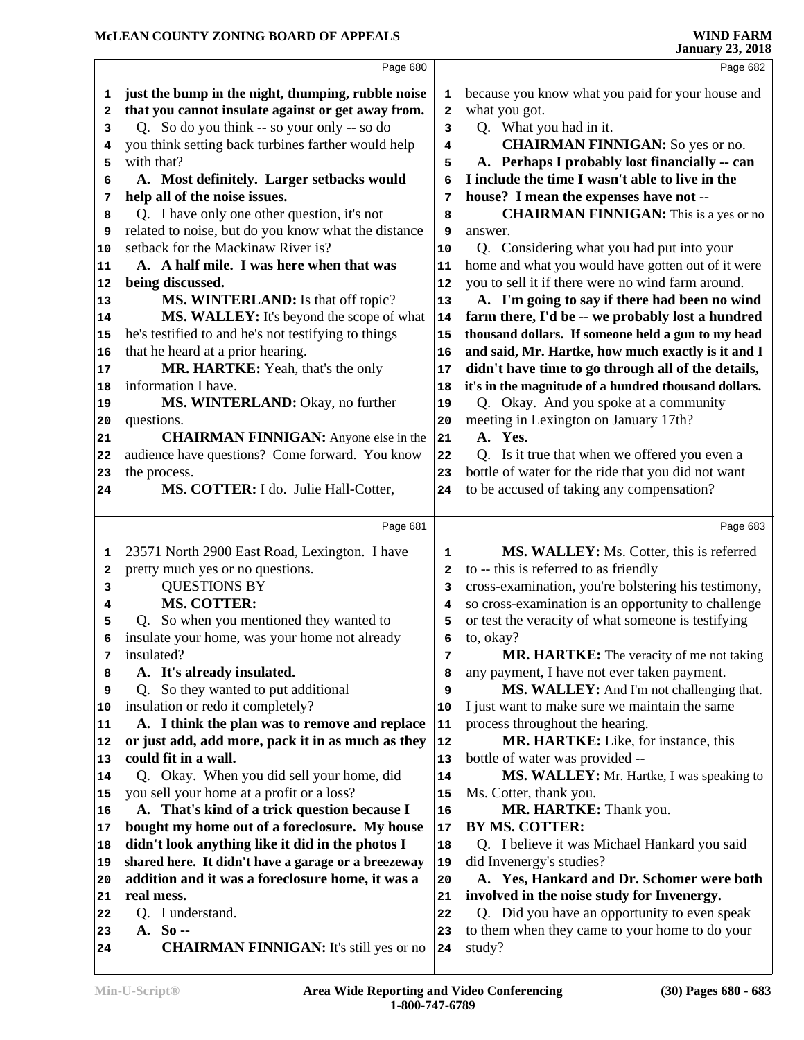just the bump in the night, thumping, rubble noise that you cannot insulate against or get away from.

Q. So do you think -- so your only -- so do you think setting back turbines farther would help with that?

**A. Most definitely. Larger setbacks would help all of the noise issues.**

Q. I have only one other question, it's not related to noise, but do you know what the distance setback for the Mackinaw River is?

**A. A half mile. I was here when that was being discussed.**

**MS. WINTERLAND:** Is that off topic?

**MS. WALLEY:** It's beyond the scope of what he's testified to and he's not testifying to things that he heard at a prior hearing.

**MR. HARTKE:** Yeah, that's the only information I have.

**MS. WINTERLAND:** Okay, no further questions.

**CHAIRMAN FINNIGAN:** Anyone else in the audience have questions? Come forward. You know the process.

**MS. COTTER:** I do. Julie Hall-Cotter, 23571 North 2900 East Road, Lexington. I have pretty much yes or no questions.

QUESTIONS BY

**MS. COTTER:**

Q. So when you mentioned they wanted to insulate your home, was your home not already insulated?

**A. It's already insulated.**

Q. So they wanted to put additional insulation or redo it completely?

**A. I think the plan was to remove and replace or just add, add more, pack it in as much as they could fit in a wall.**

Q. Okay. When you did sell your home, did you sell your home at a profit or a loss?

**A. That's kind of a trick question because I bought my home out of a foreclosure. My house didn't look anything like it did in the photos I shared here. It didn't have a garage or a breezeway addition and it was a foreclosure home, it was a real mess.**

Q. I understand.

**A. So --**

**CHAIRMAN FINNIGAN:** It's still yes or no because you know what you paid for your house and what you got.

Q. What you had in it.

**CHAIRMAN FINNIGAN:** So yes or no.

**A. Perhaps I probably lost financially -- can I include the time I wasn't able to live in the house? I mean the expenses have not --**

**CHAIRMAN FINNIGAN:** This is a yes or no answer.

Q. Considering what you had put into your home and what you would have gotten out of it were you to sell it if there were no wind farm around.

**A. I'm going to say if there had been no wind farm there, I'd be -- we probably lost a hundred thousand dollars. If someone held a gun to my head and said, Mr. Hartke, how much exactly is it and I didn't have time to go through all of the details, it's in the magnitude of a hundred thousand dollars.**

Q. Okay. And you spoke at a community meeting in Lexington on January 17th?

**A. Yes.**

Q. Is it true that when we offered you even a bottle of water for the ride that you did not want to be accused of taking any compensation?

**MS. WALLEY:** Ms. Cotter, this is referred to -- this is referred to as friendly cross-examination, you're bolstering his testimony, so cross-examination is an opportunity to challenge or test the veracity of what someone is testifying to, okay?

**MR. HARTKE:** The veracity of me not taking any payment, I have not ever taken payment.

**MS. WALLEY:** And I'm not challenging that. I just want to make sure we maintain the same process throughout the hearing.

**MR. HARTKE:** Like, for instance, this bottle of water was provided --

**MS. WALLEY:** Mr. Hartke, I was speaking to Ms. Cotter, thank you.

**MR. HARTKE:** Thank you.

**BY MS. COTTER:**

Q. I believe it was Michael Hankard you said did Invenergy's studies?

**A. Yes, Hankard and Dr. Schomer were both involved in the noise study for Invenergy.**

Q. Did you have an opportunity to even speak to them when they came to your home to do your study?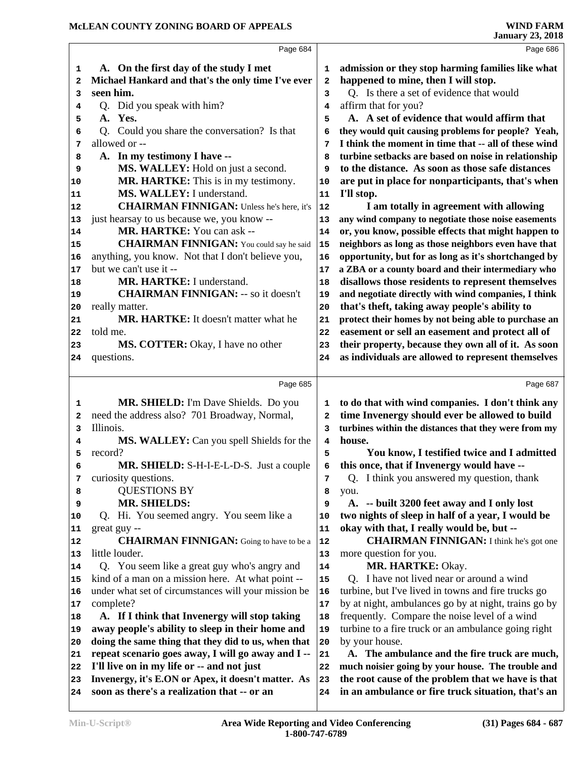Page 684

A. **On the first day of the study I met Michael Hankard and that's the only time I've ever seen him.**

Q. Did you speak with him?

A. **Yes.**

Q. Could you share the conversation? Is that allowed or --

A. **In my testimony I have --**

**MS. WALLEY:** Hold on just a second.

**MR. HARTKE:** This is in my testimony.

**MS. WALLEY:** I understand.

**CHAIRMAN FINNIGAN:** Unless he's here, it's just hearsay to us because we, you know --

**MR. HARTKE:** You can ask --

**CHAIRMAN FINNIGAN:** You could say he said anything, you know. Not that I don't believe you, but we can't use it --

**MR. HARTKE:** I understand.

**CHAIRMAN FINNIGAN:** -- so it doesn't really matter.

**MR. HARTKE:** It doesn't matter what he told me.

**MS. COTTER:** Okay, I have no other questions.

Page 685

**MR. SHIELD:** I'm Dave Shields. Do you need the address also? 701 Broadway, Normal, Illinois.

**MS. WALLEY:** Can you spell Shields for the record?

**MR. SHIELD:** S-H-I-E-L-D-S. Just a couple curiosity questions.

QUESTIONS BY

**MR. SHIELDS:**

Q. Hi. You seemed angry. You seem like a great guy --

**CHAIRMAN FINNIGAN:** Going to have to be a little louder.

Q. You seem like a great guy who's angry and kind of a man on a mission here. At what point -- under what set of circumstances will your mission be complete?

A. **If I think that Invenergy will stop taking away people's ability to sleep in their home and doing the same thing that they did to us, when that repeat scenario goes away, I will go away and I -- I'll live on in my life or -- and not just Invenergy, it's E.ON or Apex, it doesn't matter. As soon as there's a realization that -- or an**

Page 686

**admission or they stop harming families like what happened to mine, then I will stop.**

Q. Is there a set of evidence that would affirm that for you?

A. **A set of evidence that would affirm that they would quit causing problems for people? Yeah, I think the moment in time that -- all of these wind turbine setbacks are based on noise in relationship to the distance. As soon as those safe distances are put in place for nonparticipants, that's when I'll stop.**

**I am totally in agreement with allowing any wind company to negotiate those noise easements or, you know, possible effects that might happen to neighbors as long as those neighbors even have that opportunity, but for as long as it's shortchanged by a ZBA or a county board and their intermediary who disallows those residents to represent themselves and negotiate directly with wind companies, I think that's theft, taking away people's ability to protect their homes by not being able to purchase an easement or sell an easement and protect all of their property, because they own all of it. As soon as individuals are allowed to represent themselves**

Page 687

**to do that with wind companies. I don't think any time Invenergy should ever be allowed to build turbines within the distances that they were from my house.**

**You know, I testified twice and I admitted this once, that if Invenergy would have --**

Q. I think you answered my question, thank you.

A. **-- built 3200 feet away and I only lost two nights of sleep in half of a year, I would be okay with that, I really would be, but --**

**CHAIRMAN FINNIGAN:** I think he's got one more question for you.

**MR. HARTKE:** Okay.

Q. I have not lived near or around a wind turbine, but I've lived in towns and fire trucks go by at night, ambulances go by at night, trains go by frequently. Compare the noise level of a wind turbine to a fire truck or an ambulance going right by your house.

A. **The ambulance and the fire truck are much, much noisier going by your house. The trouble and the root cause of the problem that we have is that in an ambulance or fire truck situation, that's an**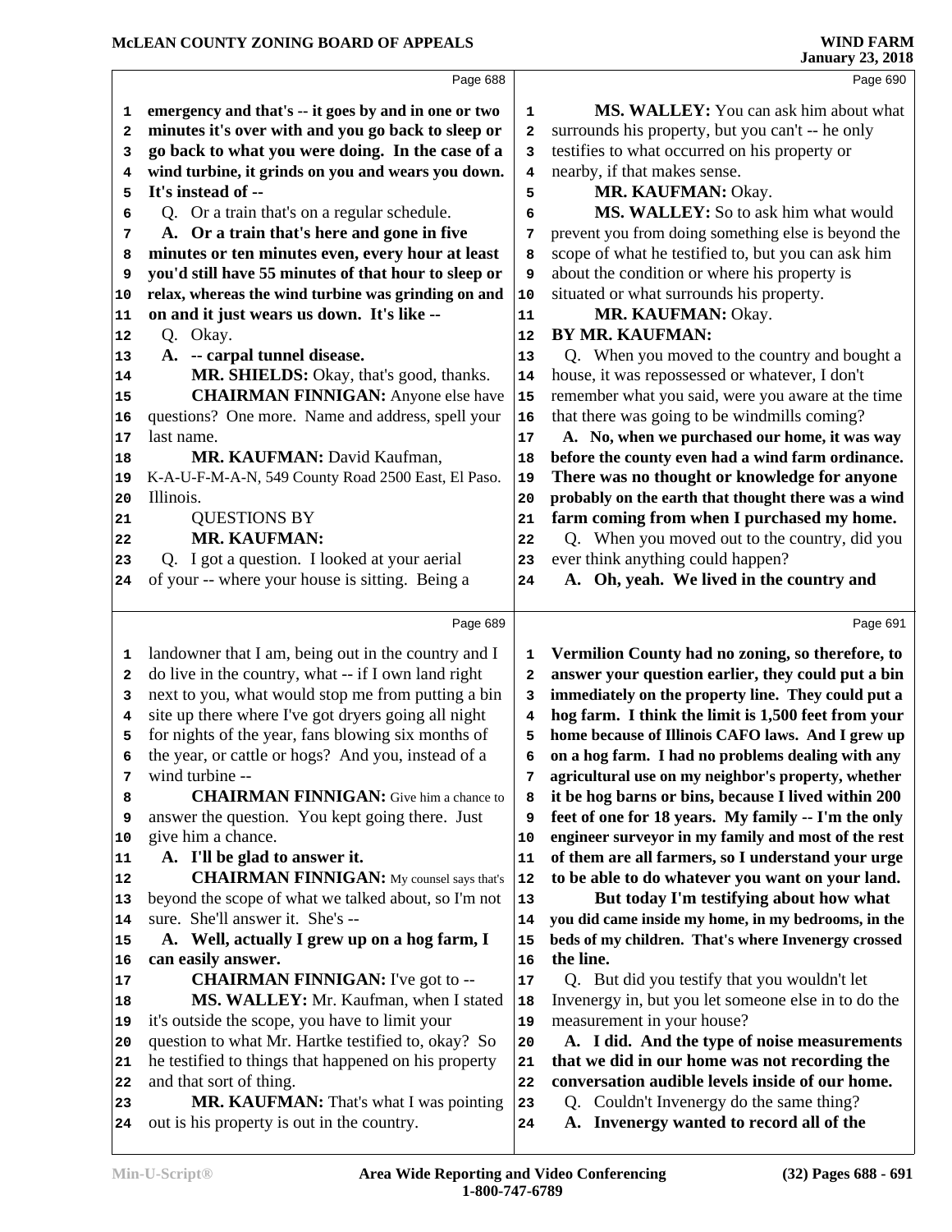Page 688

**emergency and that's -- it goes by and in one or two minutes it's over with and you go back to sleep or go back to what you were doing. In the case of a wind turbine, it grinds on you and wears you down. It's instead of --**

Q. Or a train that's on a regular schedule.

**A. Or a train that's here and gone in five minutes or ten minutes even, every hour at least you'd still have 55 minutes of that hour to sleep or relax, whereas the wind turbine was grinding on and on and it just wears us down. It's like --**

Q. Okay.

**A. -- carpal tunnel disease.**

**MR. SHIELDS:** Okay, that's good, thanks.

**CHAIRMAN FINNIGAN:** Anyone else have questions? One more. Name and address, spell your last name.

**MR. KAUFMAN:** David Kaufman, K-A-U-F-M-A-N, 549 County Road 2500 East, El Paso. Illinois.

QUESTIONS BY
**MR. KAUFMAN:**

Q. I got a question. I looked at your aerial of your -- where your house is sitting. Being a

Page 689

landowner that I am, being out in the country and I do live in the country, what -- if I own land right next to you, what would stop me from putting a bin site up there where I've got dryers going all night for nights of the year, fans blowing six months of the year, or cattle or hogs? And you, instead of a wind turbine --

**CHAIRMAN FINNIGAN:** Give him a chance to answer the question. You kept going there. Just give him a chance.

**A. I'll be glad to answer it.**

**CHAIRMAN FINNIGAN:** My counsel says that's beyond the scope of what we talked about, so I'm not sure. She'll answer it. She's --

**A. Well, actually I grew up on a hog farm, I can easily answer.**

**CHAIRMAN FINNIGAN:** I've got to --

**MS. WALLEY:** Mr. Kaufman, when I stated it's outside the scope, you have to limit your question to what Mr. Hartke testified to, okay? So he testified to things that happened on his property and that sort of thing.

**MR. KAUFMAN:** That's what I was pointing out is his property is out in the country.

Page 690

**MS. WALLEY:** You can ask him about what surrounds his property, but you can't -- he only testifies to what occurred on his property or nearby, if that makes sense.

**MR. KAUFMAN:** Okay.

**MS. WALLEY:** So to ask him what would prevent you from doing something else is beyond the scope of what he testified to, but you can ask him about the condition or where his property is situated or what surrounds his property.

**MR. KAUFMAN:** Okay.

**BY MR. KAUFMAN:**

Q. When you moved to the country and bought a house, it was repossessed or whatever, I don't remember what you said, were you aware at the time that there was going to be windmills coming?

**A. No, when we purchased our home, it was way before the county even had a wind farm ordinance. There was no thought or knowledge for anyone probably on the earth that thought there was a wind farm coming from when I purchased my home.**

Q. When you moved out to the country, did you ever think anything could happen?

**A. Oh, yeah. We lived in the country and**

Page 691

**Vermilion County had no zoning, so therefore, to answer your question earlier, they could put a bin immediately on the property line. They could put a hog farm. I think the limit is 1,500 feet from your home because of Illinois CAFO laws. And I grew up on a hog farm. I had no problems dealing with any agricultural use on my neighbor's property, whether it be hog barns or bins, because I lived within 200 feet of one for 18 years. My family -- I'm the only engineer surveyor in my family and most of the rest of them are all farmers, so I understand your urge to be able to do whatever you want on your land.**

**But today I'm testifying about how what you did came inside my home, in my bedrooms, in the beds of my children. That's where Invenergy crossed the line.**

Q. But did you testify that you wouldn't let Invenergy in, but you let someone else in to do the measurement in your house?

**A. I did. And the type of noise measurements that we did in our home was not recording the conversation audible levels inside of our home.**

Q. Couldn't Invenergy do the same thing?

**A. Invenergy wanted to record all of the**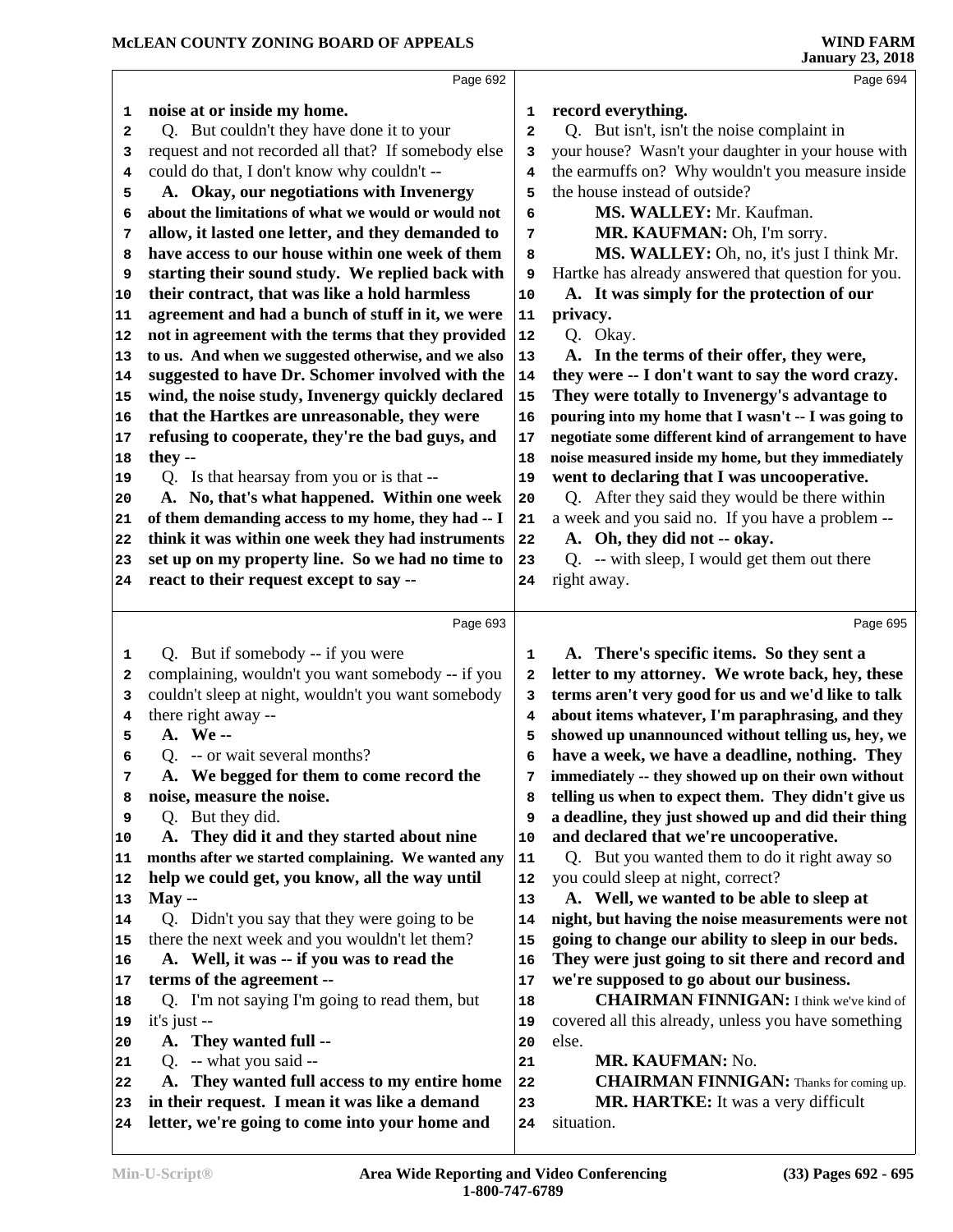Page 692

1 **noise at or inside my home.**
2 Q. But couldn't they have done it to your
3 request and not recorded all that? If somebody else
4 could do that, I don't know why couldn't --
5 **A. Okay, our negotiations with Invenergy**
6 **about the limitations of what we would or would not**
7 **allow, it lasted one letter, and they demanded to**
8 **have access to our house within one week of them**
9 **starting their sound study. We replied back with**
10 **their contract, that was like a hold harmless**
11 **agreement and had a bunch of stuff in it, we were**
12 **not in agreement with the terms that they provided**
13 **to us. And when we suggested otherwise, and we also**
14 **suggested to have Dr. Schomer involved with the**
15 **wind, the noise study, Invenergy quickly declared**
16 **that the Hartkes are unreasonable, they were**
17 **refusing to cooperate, they're the bad guys, and**
18 **they --**
19 Q. Is that hearsay from you or is that --
20 **A. No, that's what happened. Within one week**
21 **of them demanding access to my home, they had -- I**
22 **think it was within one week they had instruments**
23 **set up on my property line. So we had no time to**
24 **react to their request except to say --**

Page 693

1 Q. But if somebody -- if you were
2 complaining, wouldn't you want somebody -- if you
3 couldn't sleep at night, wouldn't you want somebody
4 there right away --
5 **A. We --**
6 Q. -- or wait several months?
7 **A. We begged for them to come record the**
8 **noise, measure the noise.**
9 Q. But they did.
10 **A. They did it and they started about nine**
11 **months after we started complaining. We wanted any**
12 **help we could get, you know, all the way until**
13 **May --**
14 Q. Didn't you say that they were going to be
15 there the next week and you wouldn't let them?
16 **A. Well, it was -- if you was to read the**
17 **terms of the agreement --**
18 Q. I'm not saying I'm going to read them, but
19 it's just --
20 **A. They wanted full --**
21 Q. -- what you said --
22 **A. They wanted full access to my entire home**
23 **in their request. I mean it was like a demand**
24 **letter, we're going to come into your home and**

Page 694

1 **record everything.**
2 Q. But isn't, isn't the noise complaint in
3 your house? Wasn't your daughter in your house with
4 the earmuffs on? Why wouldn't you measure inside
5 the house instead of outside?
6 **MS. WALLEY:** Mr. Kaufman.
7 **MR. KAUFMAN:** Oh, I'm sorry.
8 **MS. WALLEY:** Oh, no, it's just I think Mr.
9 Hartke has already answered that question for you.
10 **A. It was simply for the protection of our**
11 **privacy.**
12 Q. Okay.
13 **A. In the terms of their offer, they were,**
14 **they were -- I don't want to say the word crazy.**
15 **They were totally to Invenergy's advantage to**
16 **pouring into my home that I wasn't -- I was going to**
17 **negotiate some different kind of arrangement to have**
18 **noise measured inside my home, but they immediately**
19 **went to declaring that I was uncooperative.**
20 Q. After they said they would be there within
21 a week and you said no. If you have a problem --
22 **A. Oh, they did not -- okay.**
23 Q. -- with sleep, I would get them out there
24 right away.

Page 695

1 **A. There's specific items. So they sent a**
2 **letter to my attorney. We wrote back, hey, these**
3 **terms aren't very good for us and we'd like to talk**
4 **about items whatever, I'm paraphrasing, and they**
5 **showed up unannounced without telling us, hey, we**
6 **have a week, we have a deadline, nothing. They**
7 **immediately -- they showed up on their own without**
8 **telling us when to expect them. They didn't give us**
9 **a deadline, they just showed up and did their thing**
10 **and declared that we're uncooperative.**
11 Q. But you wanted them to do it right away so
12 you could sleep at night, correct?
13 **A. Well, we wanted to be able to sleep at**
14 **night, but having the noise measurements were not**
15 **going to change our ability to sleep in our beds.**
16 **They were just going to sit there and record and**
17 **we're supposed to go about our business.**
18 **CHAIRMAN FINNIGAN:** I think we've kind of
19 covered all this already, unless you have something
20 else.
21 **MR. KAUFMAN:** No.
22 **CHAIRMAN FINNIGAN:** Thanks for coming up.
23 **MR. HARTKE:** It was a very difficult
24 situation.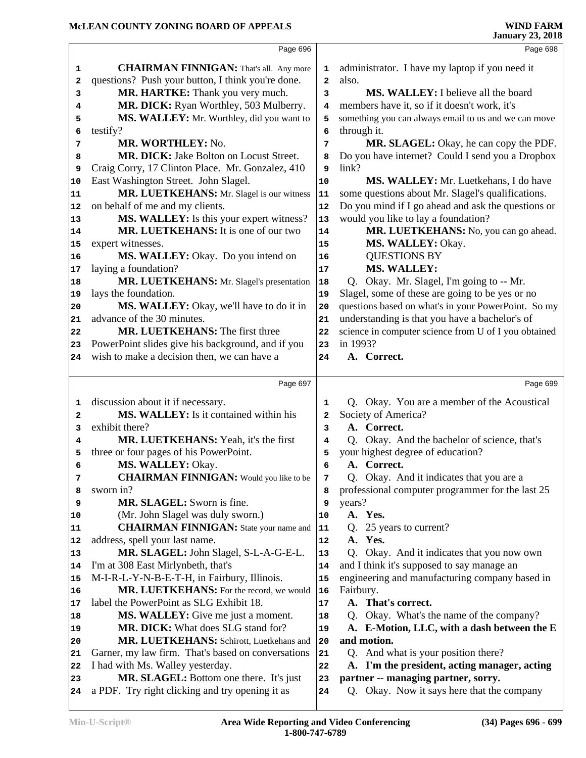Page 696

CHAIRMAN FINNIGAN: That's all. Any more questions? Push your button, I think you're done.

MR. HARTKE: Thank you very much.

MR. DICK: Ryan Worthley, 503 Mulberry.

MS. WALLEY: Mr. Worthley, did you want to testify?

MR. WORTHLEY: No.

MR. DICK: Jake Bolton on Locust Street. Craig Corry, 17 Clinton Place. Mr. Gonzalez, 410 East Washington Street. John Slagel.

MR. LUETKEHANS: Mr. Slagel is our witness on behalf of me and my clients.

MS. WALLEY: Is this your expert witness?

MR. LUETKEHANS: It is one of our two expert witnesses.

MS. WALLEY: Okay. Do you intend on laying a foundation?

MR. LUETKEHANS: Mr. Slagel's presentation lays the foundation.

MS. WALLEY: Okay, we'll have to do it in advance of the 30 minutes.

MR. LUETKEHANS: The first three PowerPoint slides give his background, and if you wish to make a decision then, we can have a

Page 697

discussion about it if necessary.

MS. WALLEY: Is it contained within his exhibit there?

MR. LUETKEHANS: Yeah, it's the first three or four pages of his PowerPoint.

MS. WALLEY: Okay.

CHAIRMAN FINNIGAN: Would you like to be sworn in?

MR. SLAGEL: Sworn is fine.

(Mr. John Slagel was duly sworn.)

CHAIRMAN FINNIGAN: State your name and address, spell your last name.

MR. SLAGEL: John Slagel, S-L-A-G-E-L. I'm at 308 East Mirlynbeth, that's M-I-R-L-Y-N-B-E-T-H, in Fairbury, Illinois.

MR. LUETKEHANS: For the record, we would label the PowerPoint as SLG Exhibit 18.

MS. WALLEY: Give me just a moment.

MR. DICK: What does SLG stand for?

MR. LUETKEHANS: Schirott, Luetkehans and Garner, my law firm. That's based on conversations I had with Ms. Walley yesterday.

MR. SLAGEL: Bottom one there. It's just a PDF. Try right clicking and try opening it as

Page 698

administrator. I have my laptop if you need it also.

MS. WALLEY: I believe all the board members have it, so if it doesn't work, it's something you can always email to us and we can move through it.

MR. SLAGEL: Okay, he can copy the PDF. Do you have internet? Could I send you a Dropbox link?

MS. WALLEY: Mr. Luetkehans, I do have some questions about Mr. Slagel's qualifications. Do you mind if I go ahead and ask the questions or would you like to lay a foundation?

MR. LUETKEHANS: No, you can go ahead.

MS. WALLEY: Okay.

QUESTIONS BY

MS. WALLEY:

Q. Okay. Mr. Slagel, I'm going to -- Mr. Slagel, some of these are going to be yes or no questions based on what's in your PowerPoint. So my understanding is that you have a bachelor's of science in computer science from U of I you obtained in 1993?

**A. Correct.**

Page 699

Q. Okay. You are a member of the Acoustical Society of America?

**A. Correct.**

Q. Okay. And the bachelor of science, that's your highest degree of education?

**A. Correct.**

Q. Okay. And it indicates that you are a professional computer programmer for the last 25 years?

**A. Yes.**

Q. 25 years to current?

**A. Yes.**

Q. Okay. And it indicates that you now own and I think it's supposed to say manage an engineering and manufacturing company based in Fairbury.

**A. That's correct.**

Q. Okay. What's the name of the company?

**A. E-Motion, LLC, with a dash between the E and motion.**

Q. And what is your position there?

**A. I'm the president, acting manager, acting partner -- managing partner, sorry.**

Q. Okay. Now it says here that the company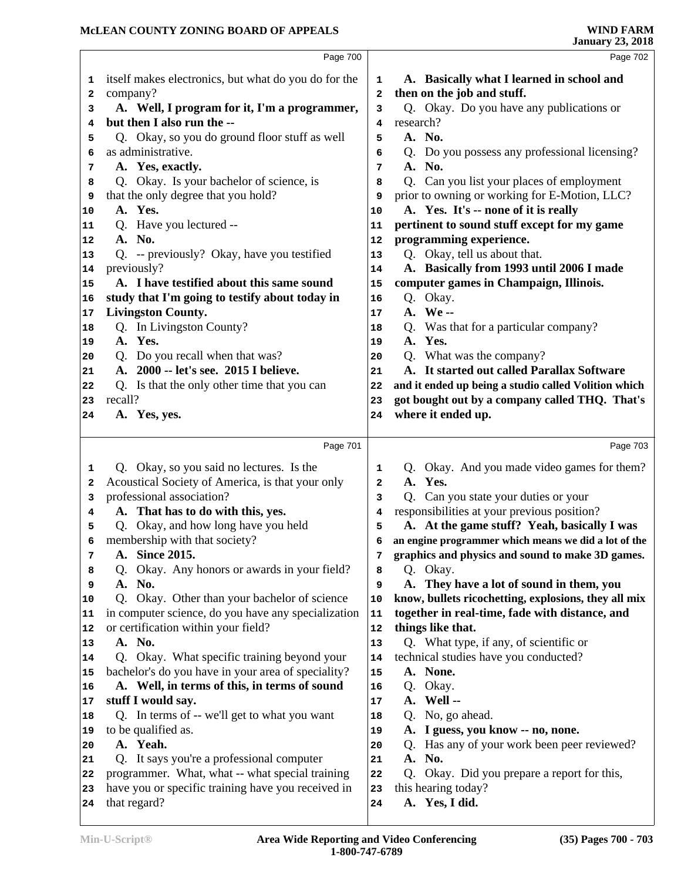Page 700

itself makes electronics, but what do you do for the company?

**A. Well, I program for it, I'm a programmer, but then I also run the --**

Q. Okay, so you do ground floor stuff as well as administrative.

**A. Yes, exactly.**

Q. Okay. Is your bachelor of science, is that the only degree that you hold?

**A. Yes.**

Q. Have you lectured --

**A. No.**

Q. -- previously? Okay, have you testified previously?

**A. I have testified about this same sound study that I'm going to testify about today in Livingston County.**

Q. In Livingston County?

**A. Yes.**

Q. Do you recall when that was?

**A. 2000 -- let's see. 2015 I believe.**

Q. Is that the only other time that you can recall?

**A. Yes, yes.**

Page 701

Q. Okay, so you said no lectures. Is the Acoustical Society of America, is that your only professional association?

**A. That has to do with this, yes.**

Q. Okay, and how long have you held membership with that society?

**A. Since 2015.**

Q. Okay. Any honors or awards in your field?

**A. No.**

Q. Okay. Other than your bachelor of science in computer science, do you have any specialization or certification within your field?

**A. No.**

Q. Okay. What specific training beyond your bachelor's do you have in your area of speciality?

**A. Well, in terms of this, in terms of sound stuff I would say.**

Q. In terms of -- we'll get to what you want to be qualified as.

**A. Yeah.**

Q. It says you're a professional computer programmer. What, what -- what special training have you or specific training have you received in that regard?

Page 702

**A. Basically what I learned in school and then on the job and stuff.**

Q. Okay. Do you have any publications or research?

**A. No.**

Q. Do you possess any professional licensing?

**A. No.**

Q. Can you list your places of employment prior to owning or working for E-Motion, LLC?

**A. Yes. It's -- none of it is really pertinent to sound stuff except for my game programming experience.**

Q. Okay, tell us about that.

**A. Basically from 1993 until 2006 I made computer games in Champaign, Illinois.**

Q. Okay.

**A. We --**

Q. Was that for a particular company?

**A. Yes.**

Q. What was the company?

**A. It started out called Parallax Software and it ended up being a studio called Volition which got bought out by a company called THQ. That's where it ended up.**

Page 703

Q. Okay. And you made video games for them?

**A. Yes.**

Q. Can you state your duties or your responsibilities at your previous position?

**A. At the game stuff? Yeah, basically I was an engine programmer which means we did a lot of the graphics and physics and sound to make 3D games.**

Q. Okay.

**A. They have a lot of sound in them, you know, bullets ricochetting, explosions, they all mix together in real-time, fade with distance, and things like that.**

Q. What type, if any, of scientific or technical studies have you conducted?

**A. None.**

Q. Okay.

**A. Well --**

Q. No, go ahead.

**A. I guess, you know -- no, none.**

Q. Has any of your work been peer reviewed?

**A. No.**

Q. Okay. Did you prepare a report for this, this hearing today?

**A. Yes, I did.**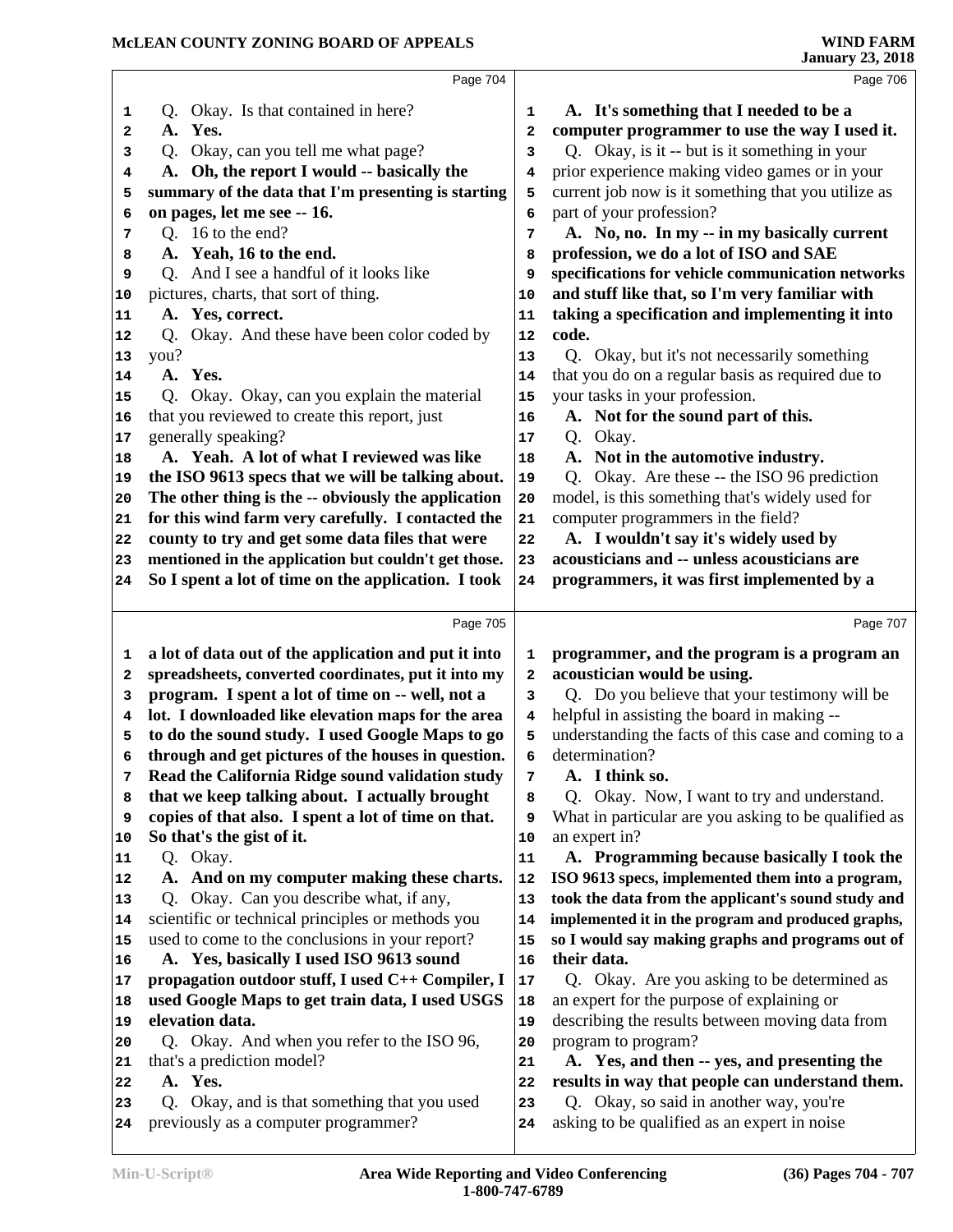Page 704

Q. Okay. Is that contained in here?

**A. Yes.**

Q. Okay, can you tell me what page?

**A. Oh, the report I would -- basically the summary of the data that I'm presenting is starting on pages, let me see -- 16.**

Q. 16 to the end?

**A. Yeah, 16 to the end.**

Q. And I see a handful of it looks like pictures, charts, that sort of thing.

**A. Yes, correct.**

Q. Okay. And these have been color coded by you?

**A. Yes.**

Q. Okay. Okay, can you explain the material that you reviewed to create this report, just generally speaking?

**A. Yeah. A lot of what I reviewed was like the ISO 9613 specs that we will be talking about. The other thing is the -- obviously the application for this wind farm very carefully. I contacted the county to try and get some data files that were mentioned in the application but couldn't get those. So I spent a lot of time on the application. I took**

Page 705

**a lot of data out of the application and put it into spreadsheets, converted coordinates, put it into my program. I spent a lot of time on -- well, not a lot. I downloaded like elevation maps for the area to do the sound study. I used Google Maps to go through and get pictures of the houses in question. Read the California Ridge sound validation study that we keep talking about. I actually brought copies of that also. I spent a lot of time on that. So that's the gist of it.**

Q. Okay.

**A. And on my computer making these charts.**

Q. Okay. Can you describe what, if any, scientific or technical principles or methods you used to come to the conclusions in your report?

**A. Yes, basically I used ISO 9613 sound propagation outdoor stuff, I used C++ Compiler, I used Google Maps to get train data, I used USGS elevation data.**

Q. Okay. And when you refer to the ISO 96, that's a prediction model?

**A. Yes.**

Q. Okay, and is that something that you used previously as a computer programmer?

Page 706

**A. It's something that I needed to be a computer programmer to use the way I used it.**

Q. Okay, is it -- but is it something in your prior experience making video games or in your current job now is it something that you utilize as part of your profession?

**A. No, no. In my -- in my basically current profession, we do a lot of ISO and SAE specifications for vehicle communication networks and stuff like that, so I'm very familiar with taking a specification and implementing it into code.**

Q. Okay, but it's not necessarily something that you do on a regular basis as required due to your tasks in your profession.

**A. Not for the sound part of this.**

Q. Okay.

**A. Not in the automotive industry.**

Q. Okay. Are these -- the ISO 96 prediction model, is this something that's widely used for computer programmers in the field?

**A. I wouldn't say it's widely used by acousticians and -- unless acousticians are programmers, it was first implemented by a**

Page 707

**programmer, and the program is a program an acoustician would be using.**

Q. Do you believe that your testimony will be helpful in assisting the board in making -- understanding the facts of this case and coming to a determination?

**A. I think so.**

Q. Okay. Now, I want to try and understand. What in particular are you asking to be qualified as an expert in?

**A. Programming because basically I took the ISO 9613 specs, implemented them into a program, took the data from the applicant's sound study and implemented it in the program and produced graphs, so I would say making graphs and programs out of their data.**

Q. Okay. Are you asking to be determined as an expert for the purpose of explaining or describing the results between moving data from program to program?

**A. Yes, and then -- yes, and presenting the results in way that people can understand them.**

Q. Okay, so said in another way, you're asking to be qualified as an expert in noise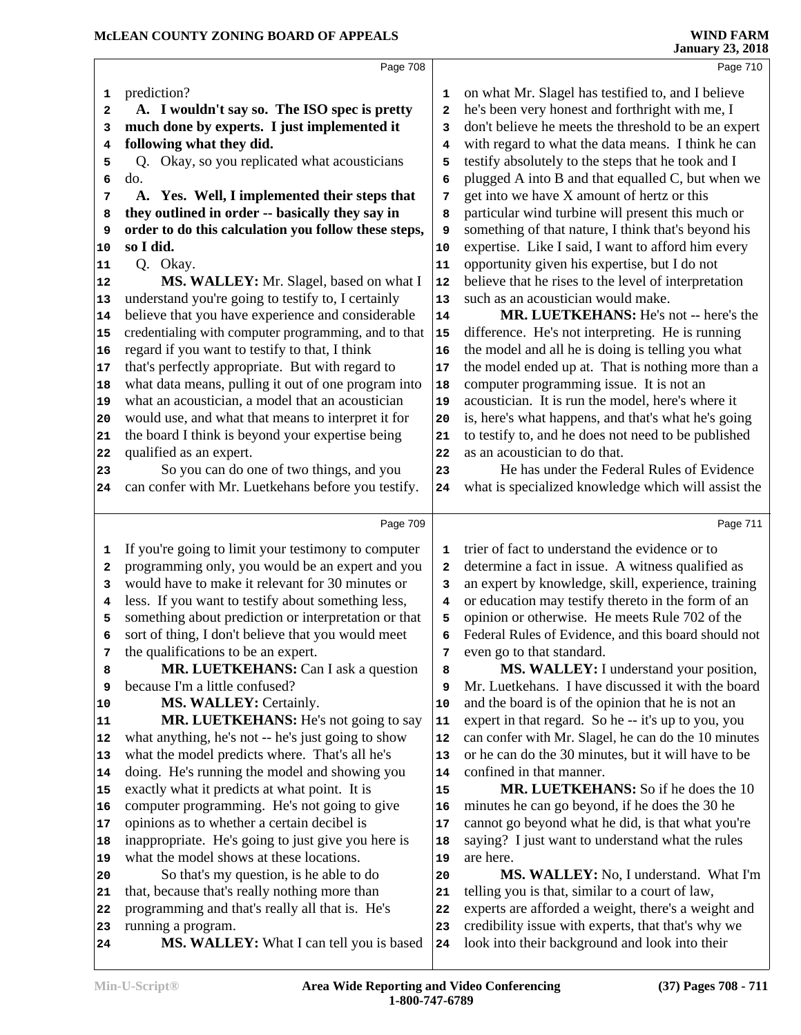prediction?

**A. I wouldn't say so. The ISO spec is pretty much done by experts. I just implemented it following what they did.**

Q. Okay, so you replicated what acousticians do.

**A. Yes. Well, I implemented their steps that they outlined in order -- basically they say in order to do this calculation you follow these steps, so I did.**

Q. Okay.

**MS. WALLEY:** Mr. Slagel, based on what I understand you're going to testify to, I certainly believe that you have experience and considerable credentialing with computer programming, and to that regard if you want to testify to that, I think that's perfectly appropriate. But with regard to what data means, pulling it out of one program into what an acoustician, a model that an acoustician would use, and what that means to interpret it for the board I think is beyond your expertise being qualified as an expert.

So you can do one of two things, and you can confer with Mr. Luetkehans before you testify. If you're going to limit your testimony to computer programming only, you would be an expert and you would have to make it relevant for 30 minutes or less. If you want to testify about something less, something about prediction or interpretation or that sort of thing, I don't believe that you would meet the qualifications to be an expert.

**MR. LUETKEHANS:** Can I ask a question because I'm a little confused?

**MS. WALLEY:** Certainly.

**MR. LUETKEHANS:** He's not going to say what anything, he's not -- he's just going to show what the model predicts where. That's all he's doing. He's running the model and showing you exactly what it predicts at what point. It is computer programming. He's not going to give opinions as to whether a certain decibel is inappropriate. He's going to just give you here is what the model shows at these locations.

So that's my question, is he able to do that, because that's really nothing more than programming and that's really all that is. He's running a program.

**MS. WALLEY:** What I can tell you is based on what Mr. Slagel has testified to, and I believe he's been very honest and forthright with me, I don't believe he meets the threshold to be an expert with regard to what the data means. I think he can testify absolutely to the steps that he took and I plugged A into B and that equalled C, but when we get into we have X amount of hertz or this particular wind turbine will present this much or something of that nature, I think that's beyond his expertise. Like I said, I want to afford him every opportunity given his expertise, but I do not believe that he rises to the level of interpretation such as an acoustician would make.

**MR. LUETKEHANS:** He's not -- here's the difference. He's not interpreting. He is running the model and all he is doing is telling you what the model ended up at. That is nothing more than a computer programming issue. It is not an acoustician. It is run the model, here's where it is, here's what happens, and that's what he's going to testify to, and he does not need to be published as an acoustician to do that.

He has under the Federal Rules of Evidence what is specialized knowledge which will assist the trier of fact to understand the evidence or to determine a fact in issue. A witness qualified as an expert by knowledge, skill, experience, training or education may testify thereto in the form of an opinion or otherwise. He meets Rule 702 of the Federal Rules of Evidence, and this board should not even go to that standard.

**MS. WALLEY:** I understand your position, Mr. Luetkehans. I have discussed it with the board and the board is of the opinion that he is not an expert in that regard. So he -- it's up to you, you can confer with Mr. Slagel, he can do the 10 minutes or he can do the 30 minutes, but it will have to be confined in that manner.

**MR. LUETKEHANS:** So if he does the 10 minutes he can go beyond, if he does the 30 he cannot go beyond what he did, is that what you're saying? I just want to understand what the rules are here.

**MS. WALLEY:** No, I understand. What I'm telling you is that, similar to a court of law, experts are afforded a weight, there's a weight and credibility issue with experts, that that's why we look into their background and look into their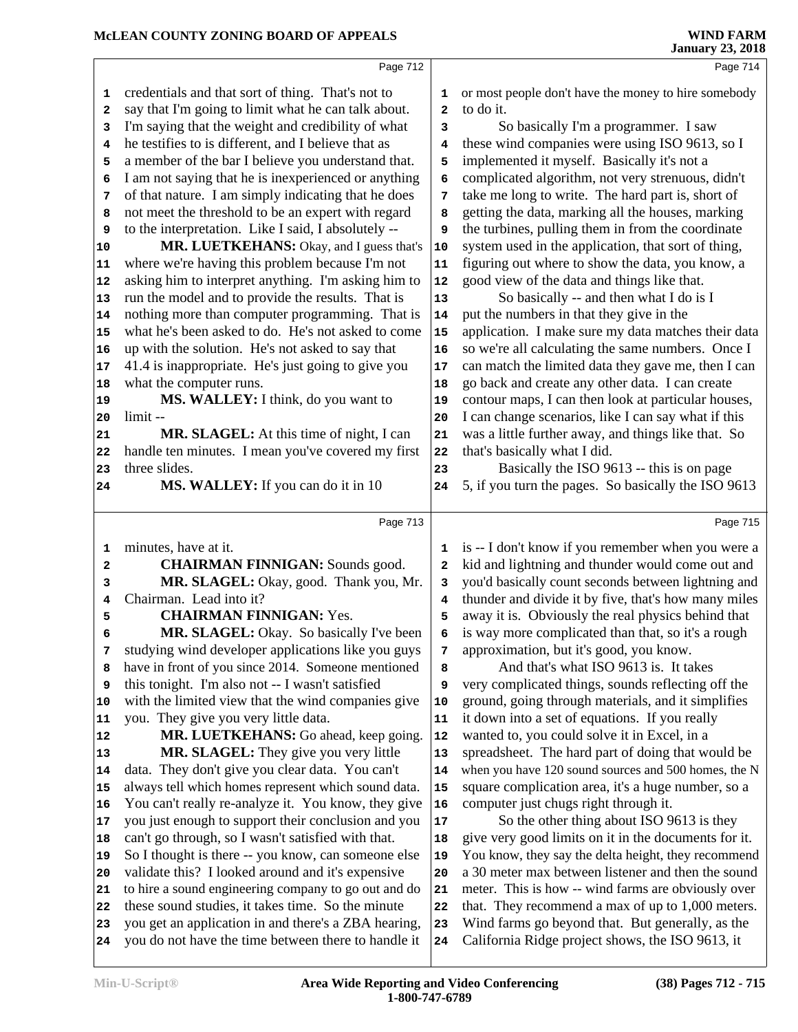credentials and that sort of thing. That's not to say that I'm going to limit what he can talk about. I'm saying that the weight and credibility of what he testifies to is different, and I believe that as a member of the bar I believe you understand that. I am not saying that he is inexperienced or anything of that nature. I am simply indicating that he does not meet the threshold to be an expert with regard to the interpretation. Like I said, I absolutely --

**MR. LUETKEHANS:** Okay, and I guess that's where we're having this problem because I'm not asking him to interpret anything. I'm asking him to run the model and to provide the results. That is nothing more than computer programming. That is what he's been asked to do. He's not asked to come up with the solution. He's not asked to say that 41.4 is inappropriate. He's just going to give you what the computer runs.

**MS. WALLEY:** I think, do you want to limit --

**MR. SLAGEL:** At this time of night, I can handle ten minutes. I mean you've covered my first three slides.

**MS. WALLEY:** If you can do it in 10 minutes, have at it.

**CHAIRMAN FINNIGAN:** Sounds good.

**MR. SLAGEL:** Okay, good. Thank you, Mr. Chairman. Lead into it?

**CHAIRMAN FINNIGAN:** Yes.

**MR. SLAGEL:** Okay. So basically I've been studying wind developer applications like you guys have in front of you since 2014. Someone mentioned this tonight. I'm also not -- I wasn't satisfied with the limited view that the wind companies give you. They give you very little data.

**MR. LUETKEHANS:** Go ahead, keep going.

**MR. SLAGEL:** They give you very little data. They don't give you clear data. You can't always tell which homes represent which sound data. You can't really re-analyze it. You know, they give you just enough to support their conclusion and you can't go through, so I wasn't satisfied with that. So I thought is there -- you know, can someone else validate this? I looked around and it's expensive to hire a sound engineering company to go out and do these sound studies, it takes time. So the minute you get an application in and there's a ZBA hearing, you do not have the time between there to handle it or most people don't have the money to hire somebody to do it.

So basically I'm a programmer. I saw these wind companies were using ISO 9613, so I implemented it myself. Basically it's not a complicated algorithm, not very strenuous, didn't take me long to write. The hard part is, short of getting the data, marking all the houses, marking the turbines, pulling them in from the coordinate system used in the application, that sort of thing, figuring out where to show the data, you know, a good view of the data and things like that.

So basically -- and then what I do is I put the numbers in that they give in the application. I make sure my data matches their data so we're all calculating the same numbers. Once I can match the limited data they gave me, then I can go back and create any other data. I can create contour maps, I can then look at particular houses, I can change scenarios, like I can say what if this was a little further away, and things like that. So that's basically what I did.

Basically the ISO 9613 -- this is on page 5, if you turn the pages. So basically the ISO 9613 is -- I don't know if you remember when you were a kid and lightning and thunder would come out and you'd basically count seconds between lightning and thunder and divide it by five, that's how many miles away it is. Obviously the real physics behind that is way more complicated than that, so it's a rough approximation, but it's good, you know.

And that's what ISO 9613 is. It takes very complicated things, sounds reflecting off the ground, going through materials, and it simplifies it down into a set of equations. If you really wanted to, you could solve it in Excel, in a spreadsheet. The hard part of doing that would be when you have 120 sound sources and 500 homes, the N square complication area, it's a huge number, so a computer just chugs right through it.

So the other thing about ISO 9613 is they give very good limits on it in the documents for it. You know, they say the delta height, they recommend a 30 meter max between listener and then the sound meter. This is how -- wind farms are obviously over that. They recommend a max of up to 1,000 meters. Wind farms go beyond that. But generally, as the California Ridge project shows, the ISO 9613, it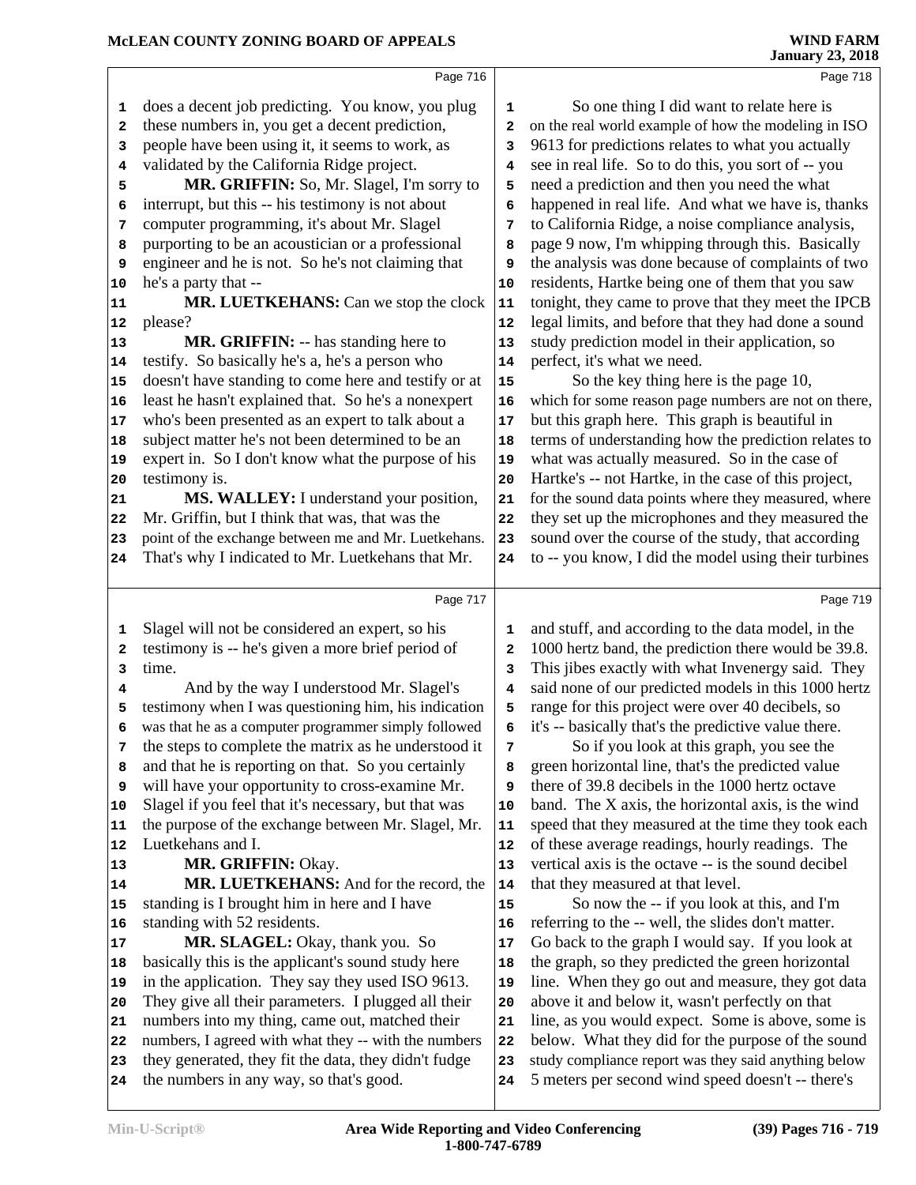Page 716

does a decent job predicting. You know, you plug these numbers in, you get a decent prediction, people have been using it, it seems to work, as validated by the California Ridge project.

**MR. GRIFFIN:** So, Mr. Slagel, I'm sorry to interrupt, but this -- his testimony is not about computer programming, it's about Mr. Slagel purporting to be an acoustician or a professional engineer and he is not. So he's not claiming that he's a party that --

**MR. LUETKEHANS:** Can we stop the clock please?

**MR. GRIFFIN:** -- has standing here to testify. So basically he's a, he's a person who doesn't have standing to come here and testify or at least he hasn't explained that. So he's a nonexpert who's been presented as an expert to talk about a subject matter he's not been determined to be an expert in. So I don't know what the purpose of his testimony is.

**MS. WALLEY:** I understand your position, Mr. Griffin, but I think that was, that was the point of the exchange between me and Mr. Luetkehans. That's why I indicated to Mr. Luetkehans that Mr.

Page 717

Slagel will not be considered an expert, so his testimony is -- he's given a more brief period of time.

And by the way I understood Mr. Slagel's testimony when I was questioning him, his indication was that he as a computer programmer simply followed the steps to complete the matrix as he understood it and that he is reporting on that. So you certainly will have your opportunity to cross-examine Mr. Slagel if you feel that it's necessary, but that was the purpose of the exchange between Mr. Slagel, Mr. Luetkehans and I.

**MR. GRIFFIN:** Okay.

**MR. LUETKEHANS:** And for the record, the standing is I brought him in here and I have standing with 52 residents.

**MR. SLAGEL:** Okay, thank you. So basically this is the applicant's sound study here in the application. They say they used ISO 9613. They give all their parameters. I plugged all their numbers into my thing, came out, matched their numbers, I agreed with what they -- with the numbers they generated, they fit the data, they didn't fudge the numbers in any way, so that's good.

Page 718

So one thing I did want to relate here is on the real world example of how the modeling in ISO 9613 for predictions relates to what you actually see in real life. So to do this, you sort of -- you need a prediction and then you need the what happened in real life. And what we have is, thanks to California Ridge, a noise compliance analysis, page 9 now, I'm whipping through this. Basically the analysis was done because of complaints of two residents, Hartke being one of them that you saw tonight, they came to prove that they meet the IPCB legal limits, and before that they had done a sound study prediction model in their application, so perfect, it's what we need.

So the key thing here is the page 10, which for some reason page numbers are not on there, but this graph here. This graph is beautiful in terms of understanding how the prediction relates to what was actually measured. So in the case of Hartke's -- not Hartke, in the case of this project, for the sound data points where they measured, where they set up the microphones and they measured the sound over the course of the study, that according to -- you know, I did the model using their turbines

Page 719

and stuff, and according to the data model, in the 1000 hertz band, the prediction there would be 39.8. This jibes exactly with what Invenergy said. They said none of our predicted models in this 1000 hertz range for this project were over 40 decibels, so it's -- basically that's the predictive value there.

So if you look at this graph, you see the green horizontal line, that's the predicted value there of 39.8 decibels in the 1000 hertz octave band. The X axis, the horizontal axis, is the wind speed that they measured at the time they took each of these average readings, hourly readings. The vertical axis is the octave -- is the sound decibel that they measured at that level.

So now the -- if you look at this, and I'm referring to the -- well, the slides don't matter. Go back to the graph I would say. If you look at the graph, so they predicted the green horizontal line. When they go out and measure, they got data above it and below it, wasn't perfectly on that line, as you would expect. Some is above, some is below. What they did for the purpose of the sound study compliance report was they said anything below 5 meters per second wind speed doesn't -- there's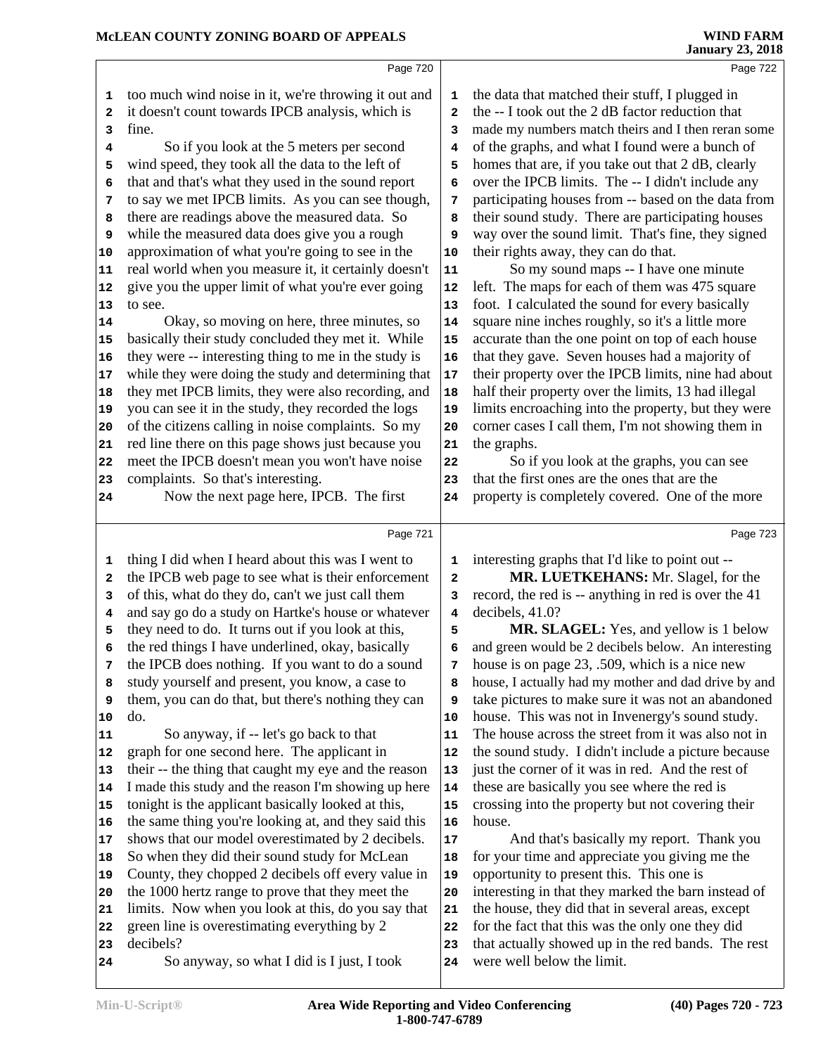too much wind noise in it, we're throwing it out and it doesn't count towards IPCB analysis, which is fine.

So if you look at the 5 meters per second wind speed, they took all the data to the left of that and that's what they used in the sound report to say we met IPCB limits. As you can see though, there are readings above the measured data. So while the measured data does give you a rough approximation of what you're going to see in the real world when you measure it, it certainly doesn't give you the upper limit of what you're ever going to see.

Okay, so moving on here, three minutes, so basically their study concluded they met it. While they were -- interesting thing to me in the study is while they were doing the study and determining that they met IPCB limits, they were also recording, and you can see it in the study, they recorded the logs of the citizens calling in noise complaints. So my red line there on this page shows just because you meet the IPCB doesn't mean you won't have noise complaints. So that's interesting.

Now the next page here, IPCB. The first thing I did when I heard about this was I went to the IPCB web page to see what is their enforcement of this, what do they do, can't we just call them and say go do a study on Hartke's house or whatever they need to do. It turns out if you look at this, the red things I have underlined, okay, basically the IPCB does nothing. If you want to do a sound study yourself and present, you know, a case to them, you can do that, but there's nothing they can do.

So anyway, if -- let's go back to that graph for one second here. The applicant in their -- the thing that caught my eye and the reason I made this study and the reason I'm showing up here tonight is the applicant basically looked at this, the same thing you're looking at, and they said this shows that our model overestimated by 2 decibels. So when they did their sound study for McLean County, they chopped 2 decibels off every value in the 1000 hertz range to prove that they meet the limits. Now when you look at this, do you say that green line is overestimating everything by 2 decibels?

So anyway, so what I did is I just, I took the data that matched their stuff, I plugged in the -- I took out the 2 dB factor reduction that made my numbers match theirs and I then reran some of the graphs, and what I found were a bunch of homes that are, if you take out that 2 dB, clearly over the IPCB limits. The -- I didn't include any participating houses from -- based on the data from their sound study. There are participating houses way over the sound limit. That's fine, they signed their rights away, they can do that.

So my sound maps -- I have one minute left. The maps for each of them was 475 square foot. I calculated the sound for every basically square nine inches roughly, so it's a little more accurate than the one point on top of each house that they gave. Seven houses had a majority of their property over the IPCB limits, nine had about half their property over the limits, 13 had illegal limits encroaching into the property, but they were corner cases I call them, I'm not showing them in the graphs.

So if you look at the graphs, you can see that the first ones are the ones that are the property is completely covered. One of the more interesting graphs that I'd like to point out --

**MR. LUETKEHANS:** Mr. Slagel, for the record, the red is -- anything in red is over the 41 decibels, 41.0?

**MR. SLAGEL:** Yes, and yellow is 1 below and green would be 2 decibels below. An interesting house is on page 23, .509, which is a nice new house, I actually had my mother and dad drive by and take pictures to make sure it was not an abandoned house. This was not in Invenergy's sound study. The house across the street from it was also not in the sound study. I didn't include a picture because just the corner of it was in red. And the rest of these are basically you see where the red is crossing into the property but not covering their house.

And that's basically my report. Thank you for your time and appreciate you giving me the opportunity to present this. This one is interesting in that they marked the barn instead of the house, they did that in several areas, except for the fact that this was the only one they did that actually showed up in the red bands. The rest were well below the limit.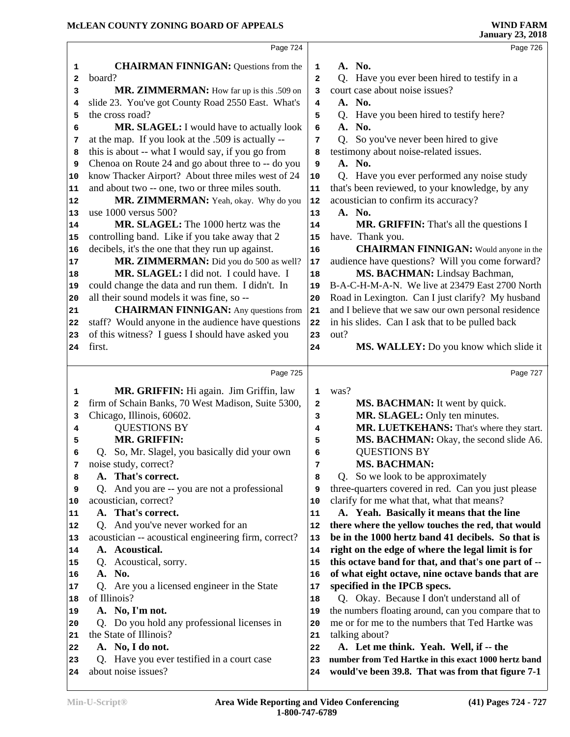**CHAIRMAN FINNIGAN:** Questions from the board?

**MR. ZIMMERMAN:** How far up is this .509 on slide 23. You've got County Road 2550 East. What's the cross road?

**MR. SLAGEL:** I would have to actually look at the map. If you look at the .509 is actually -- this is about -- what I would say, if you go from Chenoa on Route 24 and go about three to -- do you know Thacker Airport? About three miles west of 24 and about two -- one, two or three miles south.

**MR. ZIMMERMAN:** Yeah, okay. Why do you use 1000 versus 500?

**MR. SLAGEL:** The 1000 hertz was the controlling band. Like if you take away that 2 decibels, it's the one that they run up against.

**MR. ZIMMERMAN:** Did you do 500 as well?

**MR. SLAGEL:** I did not. I could have. I could change the data and run them. I didn't. In all their sound models it was fine, so --

**CHAIRMAN FINNIGAN:** Any questions from staff? Would anyone in the audience have questions of this witness? I guess I should have asked you first.

**MR. GRIFFIN:** Hi again. Jim Griffin, law firm of Schain Banks, 70 West Madison, Suite 5300, Chicago, Illinois, 60602.

QUESTIONS BY
**MR. GRIFFIN:**

Q. So, Mr. Slagel, you basically did your own noise study, correct?

**A. That's correct.**

Q. And you are -- you are not a professional acoustician, correct?

**A. That's correct.**

Q. And you've never worked for an acoustician -- acoustical engineering firm, correct?

**A. Acoustical.**

Q. Acoustical, sorry.

**A. No.**

Q. Are you a licensed engineer in the State of Illinois?

**A. No, I'm not.**

Q. Do you hold any professional licenses in the State of Illinois?

**A. No, I do not.**

Q. Have you ever testified in a court case about noise issues?

**A. No.**

Q. Have you ever been hired to testify in a court case about noise issues?

**A. No.**

Q. Have you been hired to testify here?

**A. No.**

Q. So you've never been hired to give testimony about noise-related issues.

**A. No.**

Q. Have you ever performed any noise study that's been reviewed, to your knowledge, by any acoustician to confirm its accuracy?

**A. No.**

**MR. GRIFFIN:** That's all the questions I have. Thank you.

**CHAIRMAN FINNIGAN:** Would anyone in the audience have questions? Will you come forward?

**MS. BACHMAN:** Lindsay Bachman, B-A-C-H-M-A-N. We live at 23479 East 2700 North Road in Lexington. Can I just clarify? My husband and I believe that we saw our own personal residence in his slides. Can I ask that to be pulled back out?

**MS. WALLEY:** Do you know which slide it was?

**MS. BACHMAN:** It went by quick.

**MR. SLAGEL:** Only ten minutes.

**MR. LUETKEHANS:** That's where they start.

**MS. BACHMAN:** Okay, the second slide A6.

QUESTIONS BY
**MS. BACHMAN:**

Q. So we look to be approximately three-quarters covered in red. Can you just please clarify for me what that, what that means?

**A. Yeah. Basically it means that the line there where the yellow touches the red, that would be in the 1000 hertz band 41 decibels. So that is right on the edge of where the legal limit is for this octave band for that, and that's one part of -- of what eight octave, nine octave bands that are specified in the IPCB specs.**

Q. Okay. Because I don't understand all of the numbers floating around, can you compare that to me or for me to the numbers that Ted Hartke was talking about?

**A. Let me think. Yeah. Well, if -- the number from Ted Hartke in this exact 1000 hertz band would've been 39.8. That was from that figure 7-1**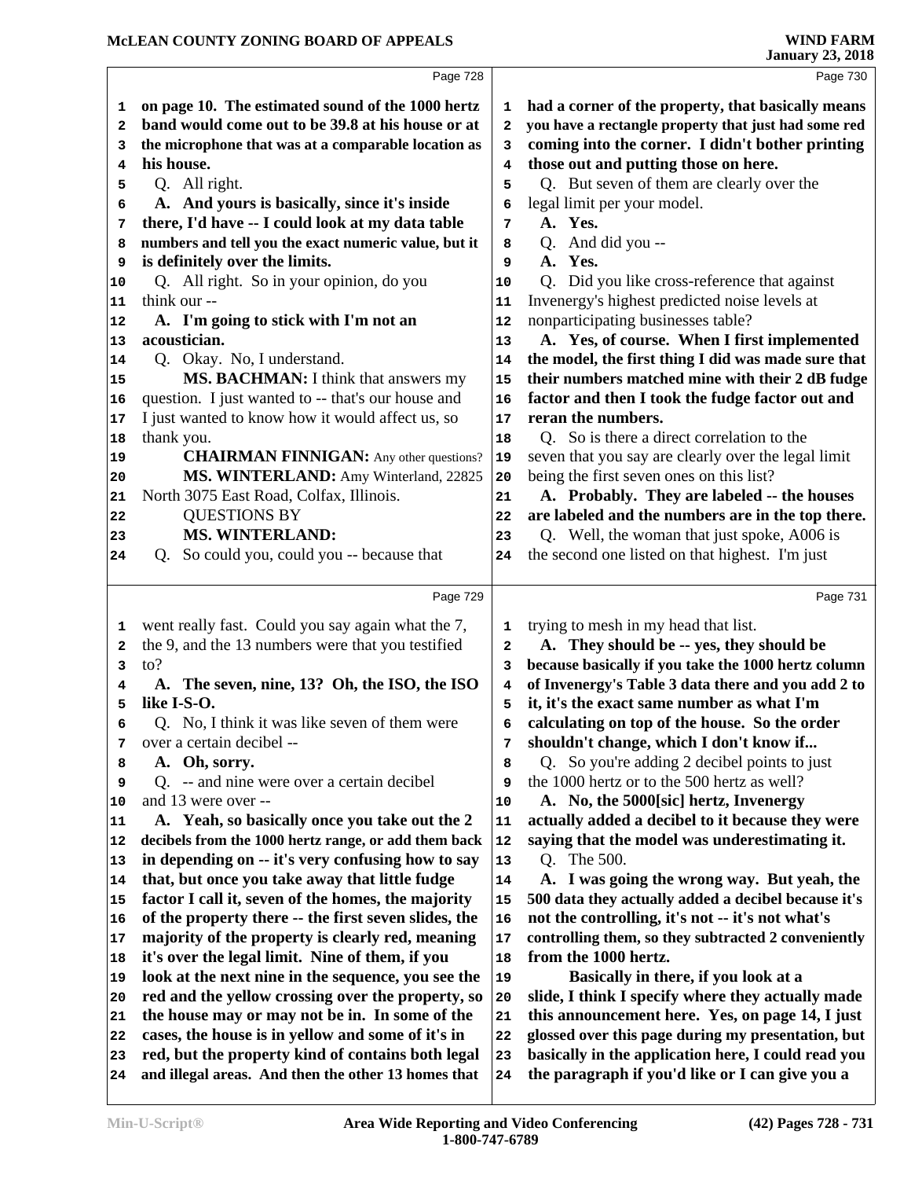Page 728

on page 10. The estimated sound of the 1000 hertz band would come out to be 39.8 at his house or at the microphone that was at a comparable location as his house.

Q. All right.

A. And yours is basically, since it's inside there, I'd have -- I could look at my data table numbers and tell you the exact numeric value, but it is definitely over the limits.

Q. All right. So in your opinion, do you think our --

A. I'm going to stick with I'm not an acoustician.

Q. Okay. No, I understand.

**MS. BACHMAN:** I think that answers my question. I just wanted to -- that's our house and I just wanted to know how it would affect us, so thank you.

**CHAIRMAN FINNIGAN:** Any other questions?

**MS. WINTERLAND:** Amy Winterland, 22825 North 3075 East Road, Colfax, Illinois.

QUESTIONS BY

**MS. WINTERLAND:**

Q. So could you, could you -- because that

Page 729

went really fast. Could you say again what the 7, the 9, and the 13 numbers were that you testified to?

A. The seven, nine, 13? Oh, the ISO, the ISO like I-S-O.

Q. No, I think it was like seven of them were over a certain decibel --

A. Oh, sorry.

Q. -- and nine were over a certain decibel and 13 were over --

A. Yeah, so basically once you take out the 2 decibels from the 1000 hertz range, or add them back in depending on -- it's very confusing how to say that, but once you take away that little fudge factor I call it, seven of the homes, the majority of the property there -- the first seven slides, the majority of the property is clearly red, meaning it's over the legal limit. Nine of them, if you look at the next nine in the sequence, you see the red and the yellow crossing over the property, so the house may or may not be in. In some of the cases, the house is in yellow and some of it's in red, but the property kind of contains both legal and illegal areas. And then the other 13 homes that

Page 730

had a corner of the property, that basically means you have a rectangle property that just had some red coming into the corner. I didn't bother printing those out and putting those on here.

Q. But seven of them are clearly over the legal limit per your model.

A. Yes.

Q. And did you --

A. Yes.

Q. Did you like cross-reference that against Invenergy's highest predicted noise levels at nonparticipating businesses table?

A. Yes, of course. When I first implemented the model, the first thing I did was made sure that their numbers matched mine with their 2 dB fudge factor and then I took the fudge factor out and reran the numbers.

Q. So is there a direct correlation to the seven that you say are clearly over the legal limit being the first seven ones on this list?

A. Probably. They are labeled -- the houses are labeled and the numbers are in the top there.

Q. Well, the woman that just spoke, A006 is the second one listed on that highest. I'm just

Page 731

trying to mesh in my head that list.

A. They should be -- yes, they should be because basically if you take the 1000 hertz column of Invenergy's Table 3 data there and you add 2 to it, it's the exact same number as what I'm calculating on top of the house. So the order shouldn't change, which I don't know if...

Q. So you're adding 2 decibel points to just the 1000 hertz or to the 500 hertz as well?

A. No, the 5000[sic] hertz, Invenergy actually added a decibel to it because they were saying that the model was underestimating it.

Q. The 500.

A. I was going the wrong way. But yeah, the 500 data they actually added a decibel because it's not the controlling, it's not -- it's not what's controlling them, so they subtracted 2 conveniently from the 1000 hertz.

Basically in there, if you look at a slide, I think I specify where they actually made this announcement here. Yes, on page 14, I just glossed over this page during my presentation, but basically in the application here, I could read you the paragraph if you'd like or I can give you a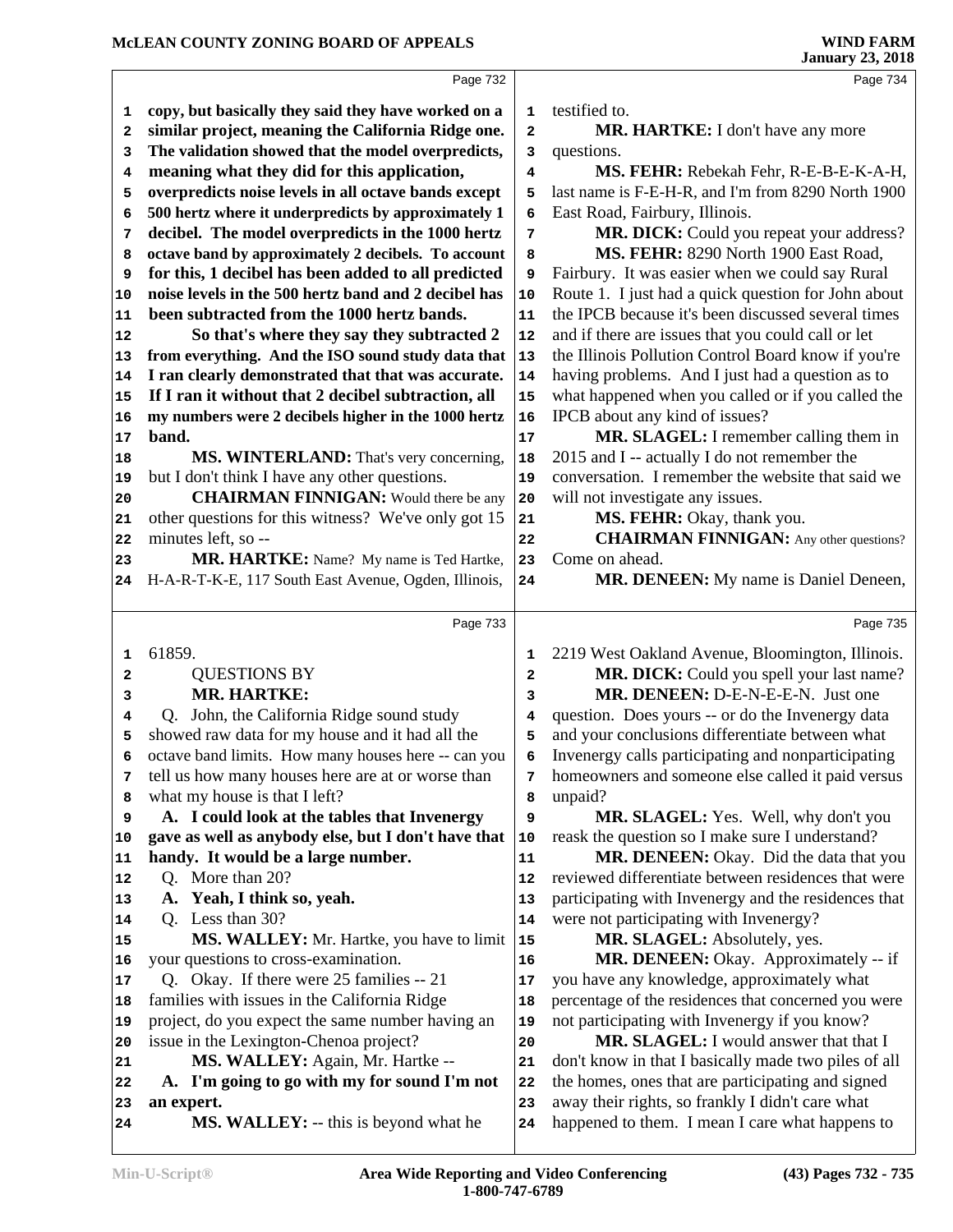**copy, but basically they said they have worked on a similar project, meaning the California Ridge one. The validation showed that the model overpredicts, meaning what they did for this application, overpredicts noise levels in all octave bands except 500 hertz where it underpredicts by approximately 1 decibel. The model overpredicts in the 1000 hertz octave band by approximately 2 decibels. To account for this, 1 decibel has been added to all predicted noise levels in the 500 hertz band and 2 decibel has been subtracted from the 1000 hertz bands.**

**So that's where they say they subtracted 2 from everything. And the ISO sound study data that I ran clearly demonstrated that that was accurate. If I ran it without that 2 decibel subtraction, all my numbers were 2 decibels higher in the 1000 hertz band.**

**MS. WINTERLAND:** That's very concerning, but I don't think I have any other questions.

**CHAIRMAN FINNIGAN:** Would there be any other questions for this witness? We've only got 15 minutes left, so --

**MR. HARTKE:** Name? My name is Ted Hartke, H-A-R-T-K-E, 117 South East Avenue, Ogden, Illinois, 61859.

QUESTIONS BY

**MR. HARTKE:**

Q. John, the California Ridge sound study showed raw data for my house and it had all the octave band limits. How many houses here -- can you tell us how many houses here are at or worse than what my house is that I left?

**A. I could look at the tables that Invenergy gave as well as anybody else, but I don't have that handy. It would be a large number.**

Q. More than 20?

**A. Yeah, I think so, yeah.**

Q. Less than 30?

**MS. WALLEY:** Mr. Hartke, you have to limit your questions to cross-examination.

Q. Okay. If there were 25 families -- 21 families with issues in the California Ridge project, do you expect the same number having an issue in the Lexington-Chenoa project?

**MS. WALLEY:** Again, Mr. Hartke --

**A. I'm going to go with my for sound I'm not an expert.**

**MS. WALLEY:** -- this is beyond what he testified to.

**MR. HARTKE:** I don't have any more questions.

**MS. FEHR:** Rebekah Fehr, R-E-B-E-K-A-H, last name is F-E-H-R, and I'm from 8290 North 1900 East Road, Fairbury, Illinois.

**MR. DICK:** Could you repeat your address?

**MS. FEHR:** 8290 North 1900 East Road, Fairbury. It was easier when we could say Rural Route 1. I just had a quick question for John about the IPCB because it's been discussed several times and if there are issues that you could call or let the Illinois Pollution Control Board know if you're having problems. And I just had a question as to what happened when you called or if you called the IPCB about any kind of issues?

**MR. SLAGEL:** I remember calling them in 2015 and I -- actually I do not remember the conversation. I remember the website that said we will not investigate any issues.

**MS. FEHR:** Okay, thank you.

**CHAIRMAN FINNIGAN:** Any other questions? Come on ahead.

**MR. DENEEN:** My name is Daniel Deneen, 2219 West Oakland Avenue, Bloomington, Illinois.

**MR. DICK:** Could you spell your last name?

**MR. DENEEN:** D-E-N-E-E-N. Just one question. Does yours -- or do the Invenergy data and your conclusions differentiate between what Invenergy calls participating and nonparticipating homeowners and someone else called it paid versus unpaid?

**MR. SLAGEL:** Yes. Well, why don't you reask the question so I make sure I understand?

**MR. DENEEN:** Okay. Did the data that you reviewed differentiate between residences that were participating with Invenergy and the residences that were not participating with Invenergy?

**MR. SLAGEL:** Absolutely, yes.

**MR. DENEEN:** Okay. Approximately -- if you have any knowledge, approximately what percentage of the residences that concerned you were not participating with Invenergy if you know?

**MR. SLAGEL:** I would answer that that I don't know in that I basically made two piles of all the homes, ones that are participating and signed away their rights, so frankly I didn't care what happened to them. I mean I care what happens to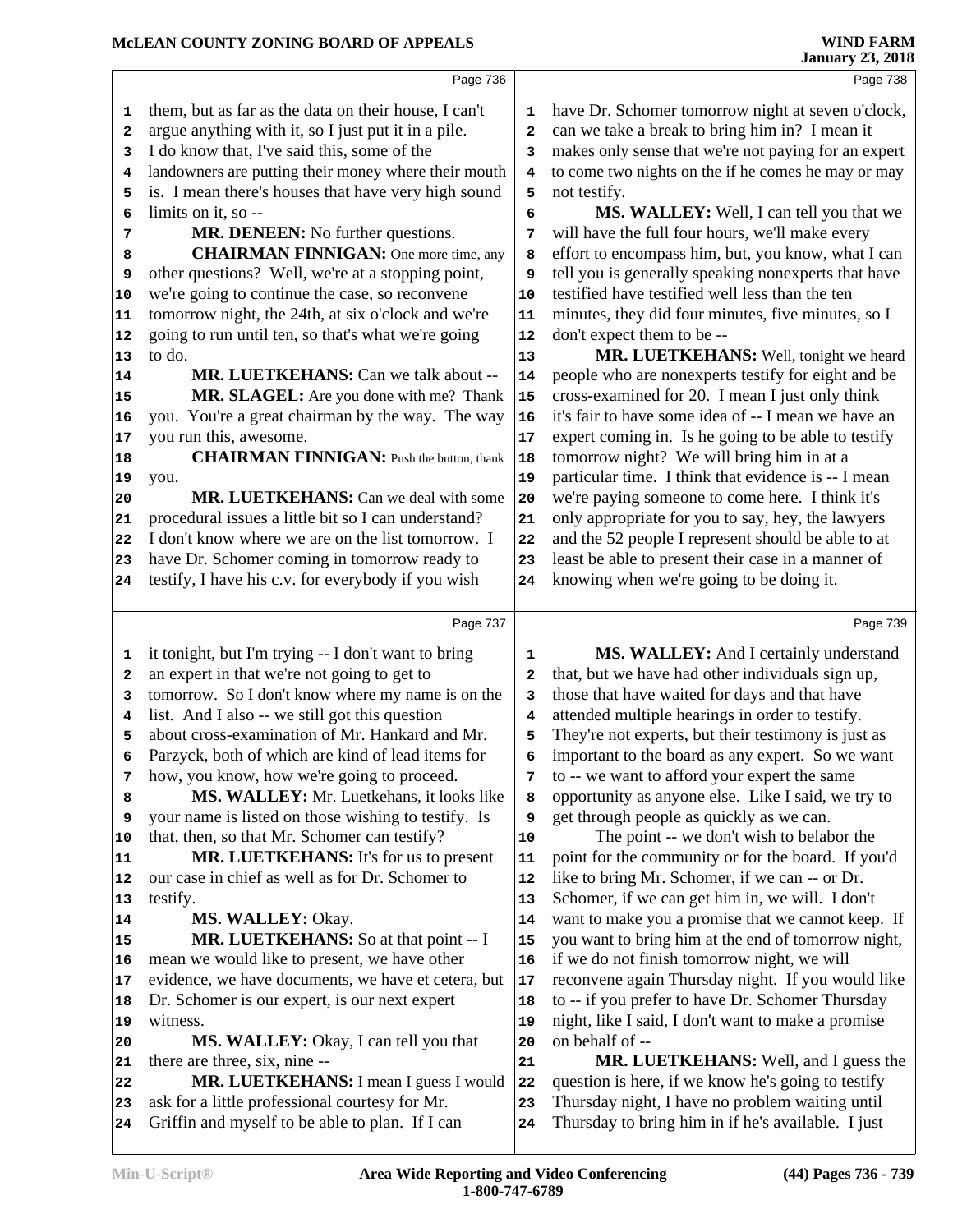them, but as far as the data on their house, I can't argue anything with it, so I just put it in a pile. I do know that, I've said this, some of the landowners are putting their money where their mouth is. I mean there's houses that have very high sound limits on it, so --

**MR. DENEEN:** No further questions.

**CHAIRMAN FINNIGAN:** One more time, any other questions? Well, we're at a stopping point, we're going to continue the case, so reconvene tomorrow night, the 24th, at six o'clock and we're going to run until ten, so that's what we're going to do.

**MR. LUETKEHANS:** Can we talk about --

**MR. SLAGEL:** Are you done with me? Thank you. You're a great chairman by the way. The way you run this, awesome.

**CHAIRMAN FINNIGAN:** Push the button, thank you.

**MR. LUETKEHANS:** Can we deal with some procedural issues a little bit so I can understand? I don't know where we are on the list tomorrow. I have Dr. Schomer coming in tomorrow ready to testify, I have his c.v. for everybody if you wish it tonight, but I'm trying -- I don't want to bring an expert in that we're not going to get to tomorrow. So I don't know where my name is on the list. And I also -- we still got this question about cross-examination of Mr. Hankard and Mr. Parzyck, both of which are kind of lead items for how, you know, how we're going to proceed.

**MS. WALLEY:** Mr. Luetkehans, it looks like your name is listed on those wishing to testify. Is that, then, so that Mr. Schomer can testify?

**MR. LUETKEHANS:** It's for us to present our case in chief as well as for Dr. Schomer to testify.

**MS. WALLEY:** Okay.

**MR. LUETKEHANS:** So at that point -- I mean we would like to present, we have other evidence, we have documents, we have et cetera, but Dr. Schomer is our expert, is our next expert witness.

**MS. WALLEY:** Okay, I can tell you that there are three, six, nine --

**MR. LUETKEHANS:** I mean I guess I would ask for a little professional courtesy for Mr. Griffin and myself to be able to plan. If I can have Dr. Schomer tomorrow night at seven o'clock, can we take a break to bring him in? I mean it makes only sense that we're not paying for an expert to come two nights on the if he comes he may or may not testify.

**MS. WALLEY:** Well, I can tell you that we will have the full four hours, we'll make every effort to encompass him, but, you know, what I can tell you is generally speaking nonexperts that have testified have testified well less than the ten minutes, they did four minutes, five minutes, so I don't expect them to be --

**MR. LUETKEHANS:** Well, tonight we heard people who are nonexperts testify for eight and be cross-examined for 20. I mean I just only think it's fair to have some idea of -- I mean we have an expert coming in. Is he going to be able to testify tomorrow night? We will bring him in at a particular time. I think that evidence is -- I mean we're paying someone to come here. I think it's only appropriate for you to say, hey, the lawyers and the 52 people I represent should be able to at least be able to present their case in a manner of knowing when we're going to be doing it.

**MS. WALLEY:** And I certainly understand that, but we have had other individuals sign up, those that have waited for days and that have attended multiple hearings in order to testify. They're not experts, but their testimony is just as important to the board as any expert. So we want to -- we want to afford your expert the same opportunity as anyone else. Like I said, we try to get through people as quickly as we can.

The point -- we don't wish to belabor the point for the community or for the board. If you'd like to bring Mr. Schomer, if we can -- or Dr. Schomer, if we can get him in, we will. I don't want to make you a promise that we cannot keep. If you want to bring him at the end of tomorrow night, if we do not finish tomorrow night, we will reconvene again Thursday night. If you would like to -- if you prefer to have Dr. Schomer Thursday night, like I said, I don't want to make a promise on behalf of --

**MR. LUETKEHANS:** Well, and I guess the question is here, if we know he's going to testify Thursday night, I have no problem waiting until Thursday to bring him in if he's available. I just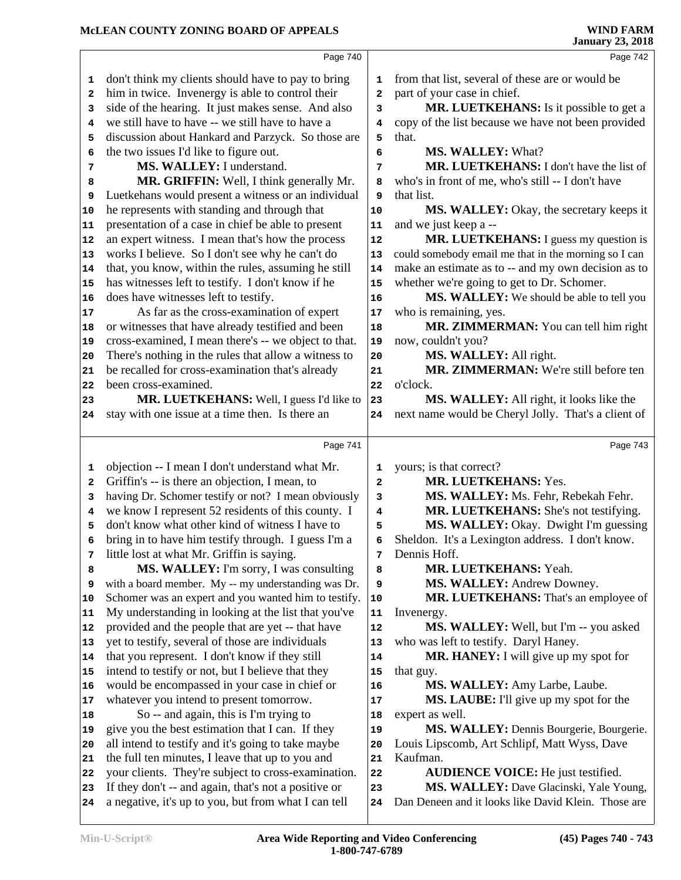Page 740

don't think my clients should have to pay to bring him in twice. Invenergy is able to control their side of the hearing. It just makes sense. And also we still have to have -- we still have to have a discussion about Hankard and Parzyck. So those are the two issues I'd like to figure out.

**MS. WALLEY:** I understand.

**MR. GRIFFIN:** Well, I think generally Mr. Luetkehans would present a witness or an individual he represents with standing and through that presentation of a case in chief be able to present an expert witness. I mean that's how the process works I believe. So I don't see why he can't do that, you know, within the rules, assuming he still has witnesses left to testify. I don't know if he does have witnesses left to testify.

As far as the cross-examination of expert or witnesses that have already testified and been cross-examined, I mean there's -- we object to that. There's nothing in the rules that allow a witness to be recalled for cross-examination that's already been cross-examined.

**MR. LUETKEHANS:** Well, I guess I'd like to stay with one issue at a time then. Is there an

Page 741

objection -- I mean I don't understand what Mr. Griffin's -- is there an objection, I mean, to having Dr. Schomer testify or not? I mean obviously we know I represent 52 residents of this county. I don't know what other kind of witness I have to bring in to have him testify through. I guess I'm a little lost at what Mr. Griffin is saying.

**MS. WALLEY:** I'm sorry, I was consulting with a board member. My -- my understanding was Dr. Schomer was an expert and you wanted him to testify. My understanding in looking at the list that you've provided and the people that are yet -- that have yet to testify, several of those are individuals that you represent. I don't know if they still intend to testify or not, but I believe that they would be encompassed in your case in chief or whatever you intend to present tomorrow.

So -- and again, this is I'm trying to give you the best estimation that I can. If they all intend to testify and it's going to take maybe the full ten minutes, I leave that up to you and your clients. They're subject to cross-examination. If they don't -- and again, that's not a positive or a negative, it's up to you, but from what I can tell

Page 742

from that list, several of these are or would be part of your case in chief.

**MR. LUETKEHANS:** Is it possible to get a copy of the list because we have not been provided that.

**MS. WALLEY:** What?

**MR. LUETKEHANS:** I don't have the list of who's in front of me, who's still -- I don't have that list.

**MS. WALLEY:** Okay, the secretary keeps it and we just keep a --

**MR. LUETKEHANS:** I guess my question is could somebody email me that in the morning so I can make an estimate as to -- and my own decision as to whether we're going to get to Dr. Schomer.

**MS. WALLEY:** We should be able to tell you who is remaining, yes.

**MR. ZIMMERMAN:** You can tell him right now, couldn't you?

**MS. WALLEY:** All right.

**MR. ZIMMERMAN:** We're still before ten o'clock.

**MS. WALLEY:** All right, it looks like the next name would be Cheryl Jolly. That's a client of

Page 743

yours; is that correct?

**MR. LUETKEHANS:** Yes.

**MS. WALLEY:** Ms. Fehr, Rebekah Fehr.

**MR. LUETKEHANS:** She's not testifying.

**MS. WALLEY:** Okay. Dwight I'm guessing Sheldon. It's a Lexington address. I don't know. Dennis Hoff.

**MR. LUETKEHANS:** Yeah.

**MS. WALLEY:** Andrew Downey.

**MR. LUETKEHANS:** That's an employee of Invenergy.

**MS. WALLEY:** Well, but I'm -- you asked who was left to testify. Daryl Haney.

**MR. HANEY:** I will give up my spot for that guy.

**MS. WALLEY:** Amy Larbe, Laube.

**MS. LAUBE:** I'll give up my spot for the expert as well.

**MS. WALLEY:** Dennis Bourgerie, Bourgerie. Louis Lipscomb, Art Schlipf, Matt Wyss, Dave Kaufman.

**AUDIENCE VOICE:** He just testified.

**MS. WALLEY:** Dave Glacinski, Yale Young, Dan Deneen and it looks like David Klein. Those are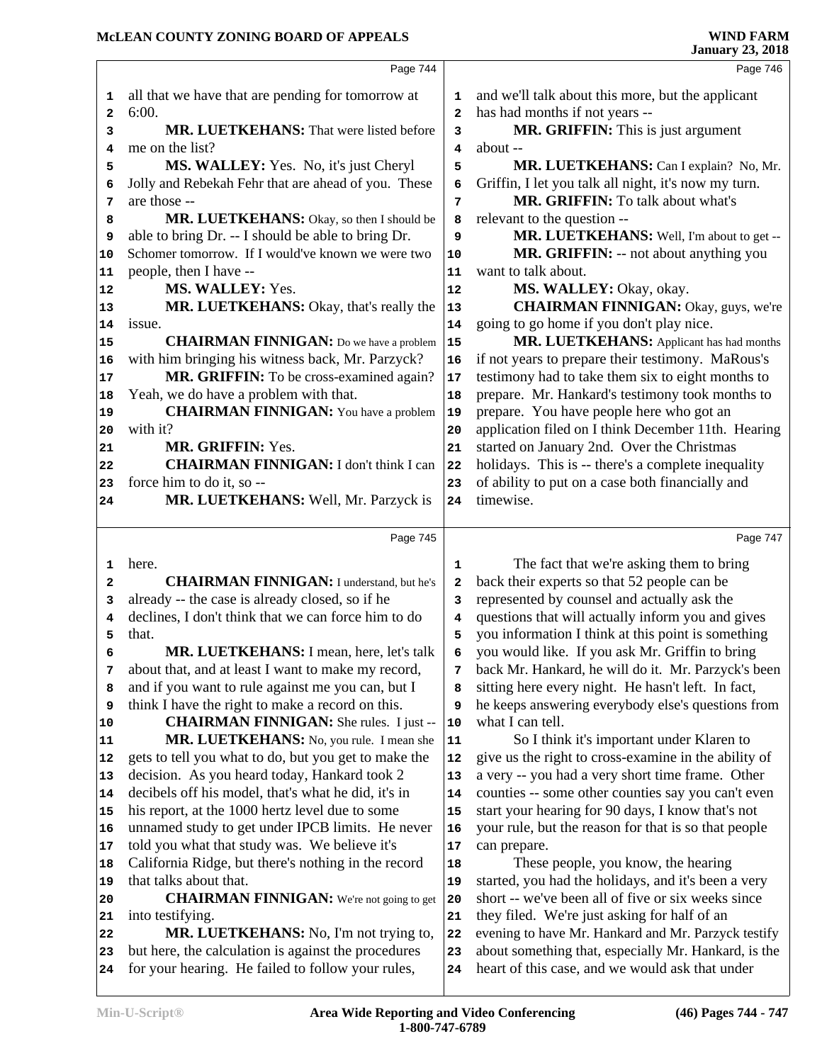Page 744

all that we have that are pending for tomorrow at 6:00.

**MR. LUETKEHANS:** That were listed before me on the list?

**MS. WALLEY:** Yes. No, it's just Cheryl Jolly and Rebekah Fehr that are ahead of you. These are those --

**MR. LUETKEHANS:** Okay, so then I should be able to bring Dr. -- I should be able to bring Dr. Schomer tomorrow. If I would've known we were two people, then I have --

**MS. WALLEY:** Yes.

**MR. LUETKEHANS:** Okay, that's really the issue.

**CHAIRMAN FINNIGAN:** Do we have a problem with him bringing his witness back, Mr. Parzyck?

**MR. GRIFFIN:** To be cross-examined again? Yeah, we do have a problem with that.

**CHAIRMAN FINNIGAN:** You have a problem with it?

**MR. GRIFFIN:** Yes.

**CHAIRMAN FINNIGAN:** I don't think I can force him to do it, so --

**MR. LUETKEHANS:** Well, Mr. Parzyck is

Page 745

here.

**CHAIRMAN FINNIGAN:** I understand, but he's already -- the case is already closed, so if he declines, I don't think that we can force him to do that.

**MR. LUETKEHANS:** I mean, here, let's talk about that, and at least I want to make my record, and if you want to rule against me you can, but I think I have the right to make a record on this.

**CHAIRMAN FINNIGAN:** She rules. I just --

**MR. LUETKEHANS:** No, you rule. I mean she gets to tell you what to do, but you get to make the decision. As you heard today, Hankard took 2 decibels off his model, that's what he did, it's in his report, at the 1000 hertz level due to some unnamed study to get under IPCB limits. He never told you what that study was. We believe it's California Ridge, but there's nothing in the record that talks about that.

**CHAIRMAN FINNIGAN:** We're not going to get into testifying.

**MR. LUETKEHANS:** No, I'm not trying to, but here, the calculation is against the procedures for your hearing. He failed to follow your rules,

Page 746

and we'll talk about this more, but the applicant has had months if not years --

**MR. GRIFFIN:** This is just argument about --

**MR. LUETKEHANS:** Can I explain? No, Mr. Griffin, I let you talk all night, it's now my turn.

**MR. GRIFFIN:** To talk about what's relevant to the question --

**MR. LUETKEHANS:** Well, I'm about to get --

**MR. GRIFFIN:** -- not about anything you want to talk about.

**MS. WALLEY:** Okay, okay.

**CHAIRMAN FINNIGAN:** Okay, guys, we're going to go home if you don't play nice.

**MR. LUETKEHANS:** Applicant has had months if not years to prepare their testimony. MaRous's testimony had to take them six to eight months to prepare. Mr. Hankard's testimony took months to prepare. You have people here who got an application filed on I think December 11th. Hearing started on January 2nd. Over the Christmas holidays. This is -- there's a complete inequality of ability to put on a case both financially and timewise.

Page 747

The fact that we're asking them to bring back their experts so that 52 people can be represented by counsel and actually ask the questions that will actually inform you and gives you information I think at this point is something you would like. If you ask Mr. Griffin to bring back Mr. Hankard, he will do it. Mr. Parzyck's been sitting here every night. He hasn't left. In fact, he keeps answering everybody else's questions from what I can tell.

So I think it's important under Klaren to give us the right to cross-examine in the ability of a very -- you had a very short time frame. Other counties -- some other counties say you can't even start your hearing for 90 days, I know that's not your rule, but the reason for that is so that people can prepare.

These people, you know, the hearing started, you had the holidays, and it's been a very short -- we've been all of five or six weeks since they filed. We're just asking for half of an evening to have Mr. Hankard and Mr. Parzyck testify about something that, especially Mr. Hankard, is the heart of this case, and we would ask that under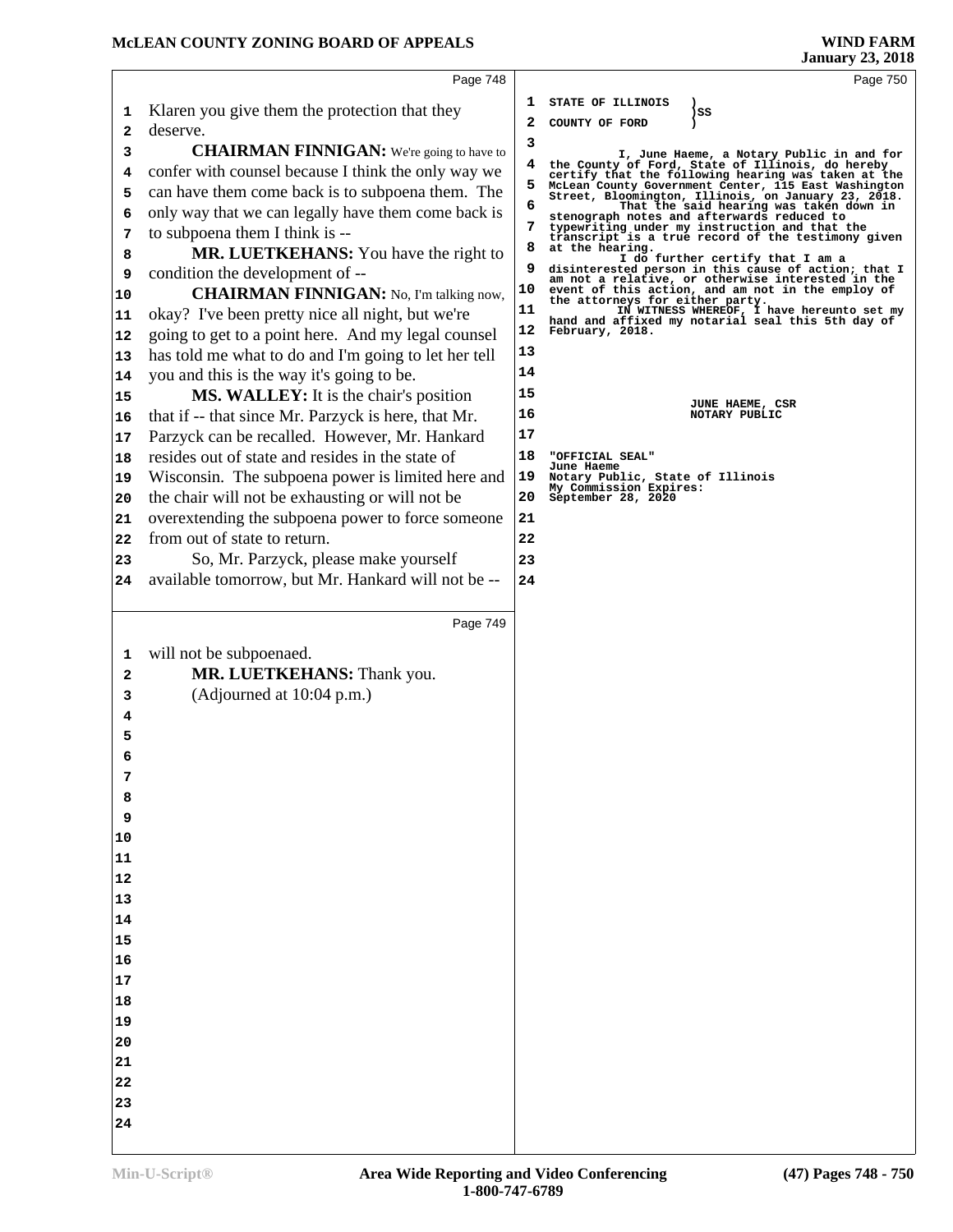Page 748

Klaren you give them the protection that they deserve.

**CHAIRMAN FINNIGAN:** We're going to have to confer with counsel because I think the only way we can have them come back is to subpoena them. The only way that we can legally have them come back is to subpoena them I think is --

**MR. LUETKEHANS:** You have the right to condition the development of --

**CHAIRMAN FINNIGAN:** No, I'm talking now, okay? I've been pretty nice all night, but we're going to get to a point here. And my legal counsel has told me what to do and I'm going to let her tell you and this is the way it's going to be.

**MS. WALLEY:** It is the chair's position that if -- that since Mr. Parzyck is here, that Mr. Parzyck can be recalled. However, Mr. Hankard resides out of state and resides in the state of Wisconsin. The subpoena power is limited here and the chair will not be exhausting or will not be overextending the subpoena power to force someone from out of state to return.

So, Mr. Parzyck, please make yourself available tomorrow, but Mr. Hankard will not be --

Page 749

will not be subpoenaed.

**MR. LUETKEHANS:** Thank you.

(Adjourned at 10:04 p.m.)

Page 750

STATE OF ILLINOIS )
 ) SS
COUNTY OF FORD )

I, June Haeme, a Notary Public in and for the County of Ford, State of Illinois, do hereby certify that the following hearing was taken at the McLean County Government Center, 115 East Washington Street, Bloomington, Illinois, on January 23, 2018.

That the said hearing was taken down in stenograph notes and afterwards reduced to typewriting under my instruction and that the transcript is a true record of the testimony given at the hearing.

I do further certify that I am a disinterested person in this cause of action; that I am not a relative, or otherwise interested in the event of this action, and am not in the employ of the attorneys for either party.

IN WITNESS WHEREOF, I have hereunto set my hand and affixed my notarial seal this 5th day of February, 2018.

JUNE HAEME, CSR
NOTARY PUBLIC

"OFFICIAL SEAL"
June Haeme
Notary Public, State of Illinois
My Commission Expires:
September 28, 2020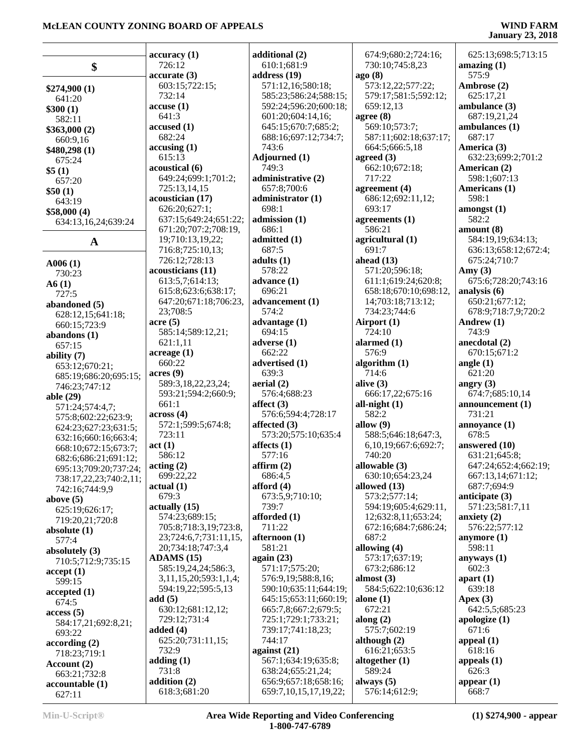## $

**$274,900 (1)**
641:20
**$300 (1)**
582:11
**$363,000 (2)**
660:9,16
**$480,298 (1)**
675:24
**$5 (1)**
657:20
**$50 (1)**
643:19
**$58,000 (4)**
634:13,16,24;639:24

## A

**A006 (1)**
730:23
**A6 (1)**
727:5
**abandoned (5)**
628:12,15;641:18;
660:15;723:9
**abandons (1)**
657:15
**ability (7)**
653:12;670:21;
685:19;686:20;695:15;
746:23;747:12
**able (29)**
571:24;574:4,7;
575:8;602:22;623:9;
624:23;627:23;631:5;
632:16;660:16;663:4;
668:10;672:15;673:7;
682:6;686:21;691:12;
695:13;709:20;737:24;
738:17,22,23;740:2,11;
742:16;744:9,9
**above (5)**
625:19;626:17;
719:20,21;720:8
**absolute (1)**
577:4
**absolutely (3)**
710:5;712:9;735:15
**accept (1)**
599:15
**accepted (1)**
674:5
**access (5)**
584:17,21;692:8,21;
693:22
**according (2)**
718:23;719:1
**Account (2)**
663:21;732:8
**accountable (1)**
627:11
**accuracy (1)**
726:12
**accurate (3)**
603:15;722:15;
732:14
**accuse (1)**
641:3
**accused (1)**
682:24
**accusing (1)**
615:13
**acoustical (6)**
649:24;699:1;701:2;
725:13,14,15
**acoustician (17)**
626:20;627:1;
637:15;649:24;651:22;
671:20;707:2;708:19,
19;710:13,19,22;
716:8;725:10,13;
726:12;728:13
**acousticians (11)**
613:5,7;614:13;
615:8;623:6;638:17;
647:20;671:18;706:23,
23;708:5
**acre (5)**
585:14;589:12,21;
621:1,11
**acreage (1)**
660:22
**acres (9)**
589:3,18,22,23,24;
593:21;594:2;660:9;
661:1
**across (4)**
572:1;599:5;674:8;
723:11
**act (1)**
586:12
**acting (2)**
699:22,22
**actual (1)**
679:3
**actually (15)**
574:23;689:15;
705:8;718:3,19;723:8,
23;724:6,7;731:11,15,
20;734:18;747:3,4
**ADAMS (15)**
585:19,24,24;586:3,
3,11,15,20;593:1,1,4;
594:19,22;595:5,13
**add (5)**
630:12;681:12,12;
729:12;731:4
**added (4)**
625:20;731:11,15;
732:9
**adding (1)**
731:8
**addition (2)**
618:3;681:20
**additional (2)**
610:1;681:9
**address (19)**
571:12,16;580:18;
585:23;586:24;588:15;
592:24;596:20;600:18;
601:20;604:14,16;
645:15;670:7;685:2;
688:16;697:12;734:7;
743:6
**Adjourned (1)**
749:3
**administrative (2)**
657:8;700:6
**administrator (1)**
698:1
**admission (1)**
686:1
**admitted (1)**
687:5
**adults (1)**
578:22
**advance (1)**
696:21
**advancement (1)**
574:2
**advantage (1)**
694:15
**adverse (1)**
662:22
**advertised (1)**
639:3
**aerial (2)**
576:4;688:23
**affect (3)**
576:6;594:4;728:17
**affected (3)**
573:20;575:10;635:4
**affects (1)**
577:16
**affirm (2)**
686:4,5
**afford (4)**
673:5,9;710:10;
739:7
**afforded (1)**
711:22
**afternoon (1)**
581:21
**again (23)**
571:17;575:20;
576:9,19;588:8,16;
590:10;635:11;644:19;
645:15;653:11;660:19;
665:7,8;667:2;679:5;
725:1;729:1;733:21;
739:17;741:18,23;
744:17
**against (21)**
567:1;634:19;635:8;
638:24;655:21,24;
656:9;657:18;658:16;
659:7,10,15,17,19,22;
674:9;680:2;724:16;
730:10;745:8,23
**ago (8)**
573:12,22;577:22;
579:17;581:5;592:12;
659:12,13
**agree (8)**
569:10;573:7;
587:11;602:18;637:17;
664:5;666:5,18
**agreed (3)**
662:10;672:18;
717:22
**agreement (4)**
686:12;692:11,12;
693:17
**agreements (1)**
586:21
**agricultural (1)**
691:7
**ahead (13)**
571:20;596:18;
611:1;619:24;620:8;
658:18;670:10;698:12,
14;703:18;713:12;
734:23;744:6
**Airport (1)**
724:10
**alarmed (1)**
576:9
**algorithm (1)**
714:6
**alive (3)**
666:17,22;675:16
**all-night (1)**
582:2
**allow (9)**
588:5;646:18;647:3,
6,10,19;667:6;692:7;
740:20
**allowable (3)**
630:10;654:23,24
**allowed (13)**
573:2;577:14;
594:19;605:4;629:11,
12;632:8,11;653:24;
672:16;684:7;686:24;
687:2
**allowing (4)**
573:17;637:19;
673:2;686:12
**almost (3)**
584:5;622:10;636:12
**alone (1)**
672:21
**along (2)**
575:7;602:19
**although (2)**
616:21;653:5
**altogether (1)**
589:24
**always (5)**
576:14;612:9;
625:13;698:5;713:15
**amazing (1)**
575:9
**Ambrose (2)**
625:17,21
**ambulance (3)**
687:19,21,24
**ambulances (1)**
687:17
**America (3)**
632:23;699:2;701:2
**American (2)**
598:1;607:13
**Americans (1)**
598:1
**amongst (1)**
582:2
**amount (8)**
584:19,19;634:13;
636:13;658:12;672:4;
675:24;710:7
**Amy (3)**
675:6;728:20;743:16
**analysis (6)**
650:21;677:12;
678:9;718:7,9;720:2
**Andrew (1)**
743:9
**anecdotal (2)**
670:15;671:2
**angle (1)**
621:20
**angry (3)**
674:7;685:10,14
**announcement (1)**
731:21
**annoyance (1)**
678:5
**answered (10)**
631:21;645:8;
647:24;652:4;662:19;
667:13,14;671:12;
687:7;694:9
**anticipate (3)**
571:23;581:7,11
**anxiety (2)**
576:22;577:12
**anymore (1)**
598:11
**anyways (1)**
602:3
**apart (1)**
639:18
**Apex (3)**
642:5,5;685:23
**apologize (1)**
671:6
**appeal (1)**
618:16
**appeals (1)**
626:3
**appear (1)**
668:7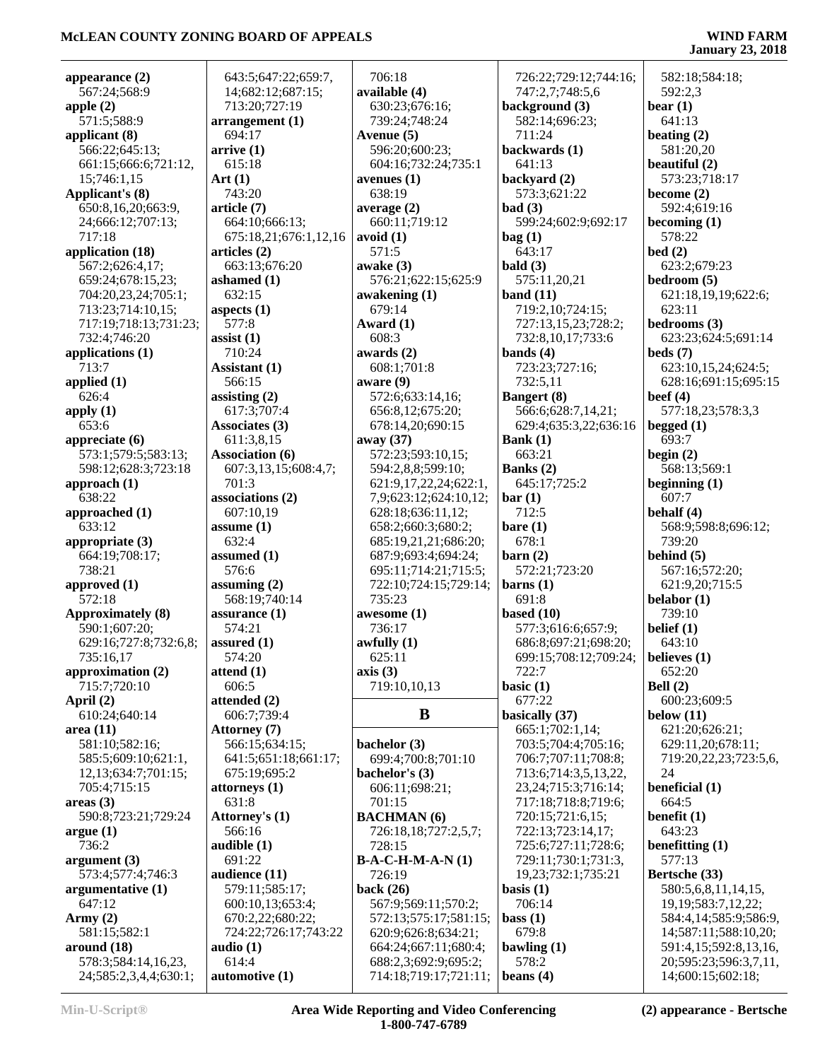**appearance (2)**
567:24;568:9
**apple (2)**
571:5;588:9
**applicant (8)**
566:22;645:13;
661:15;666:6;721:12,
15;746:1,15
**Applicant's (8)**
650:8,16,20;663:9,
24;666:12;707:13;
717:18
**application (18)**
567:2;626:4,17;
659:24;678:15,23;
704:20,23,24;705:1;
713:23;714:10,15;
717:19;718:13;731:23;
732:4;746:20
**applications (1)**
713:7
**applied (1)**
626:4
**apply (1)**
653:6
**appreciate (6)**
573:1;579:5;583:13;
598:12;628:3;723:18
**approach (1)**
638:22
**approached (1)**
633:12
**appropriate (3)**
664:19;708:17;
738:21
**approved (1)**
572:18
**Approximately (8)**
590:1;607:20;
629:16;727:8;732:6,8;
735:16,17
**approximation (2)**
715:7;720:10
**April (2)**
610:24;640:14
**area (11)**
581:10;582:16;
585:5;609:10;621:1,
12,13;634:7;701:15;
705:4;715:15
**areas (3)**
590:8;723:21;729:24
**argue (1)**
736:2
**argument (3)**
573:4;577:4;746:3
**argumentative (1)**
647:12
**Army (2)**
581:15;582:1
**around (18)**
578:3;584:14,16,23,
24;585:2,3,4,4;630:1;
643:5;647:22;659:7,
14;682:12;687:15;
713:20;727:19
**arrangement (1)**
694:17
**arrive (1)**
615:18
**Art (1)**
743:20
**article (7)**
664:10;666:13;
675:18,21;676:1,12,16
**articles (2)**
663:13;676:20
**ashamed (1)**
632:15
**aspects (1)**
577:8
**assist (1)**
710:24
**Assistant (1)**
566:15
**assisting (2)**
617:3;707:4
**Associates (3)**
611:3,8,15
**Association (6)**
607:3,13,15;608:4,7;
701:3
**associations (2)**
607:10,19
**assume (1)**
632:4
**assumed (1)**
576:6
**assuming (2)**
568:19;740:14
**assurance (1)**
574:21
**assured (1)**
574:20
**attend (1)**
606:5
**attended (2)**
606:7;739:4
**Attorney (7)**
566:15;634:15;
641:5;651:18;661:17;
675:19;695:2
**attorneys (1)**
631:8
**Attorney's (1)**
566:16
**audible (1)**
691:22
**audience (11)**
579:11;585:17;
600:10,13;653:4;
670:2,22;680:22;
724:22;726:17;743:22
**audio (1)**
614:4
**automotive (1)**
706:18
**available (4)**
630:23;676:16;
739:24;748:24
**Avenue (5)**
596:20;600:23;
604:16;732:24;735:1
**avenues (1)**
638:19
**average (2)**
660:11;719:12
**avoid (1)**
571:5
**awake (3)**
576:21;622:15;625:9
**awakening (1)**
679:14
**Award (1)**
608:3
**awards (2)**
608:1;701:8
**aware (9)**
572:6;633:14,16;
656:8,12;675:20;
678:14,20;690:15
**away (37)**
572:23;593:10,15;
594:2,8,8;599:10;
621:9,17,22,24;622:1,
7,9;623:12;624:10,12;
628:18;636:11,12;
658:2;660:3;680:2;
685:19,21,21;686:20;
687:9;693:4;694:24;
695:11;714:21;715:5;
722:10;724:15;729:14;
735:23
**awesome (1)**
736:17
**awfully (1)**
625:11
**axis (3)**
719:10,10,13

## B

**bachelor (3)**
699:4;700:8;701:10
**bachelor's (3)**
606:11;698:21;
701:15
**BACHMAN (6)**
726:18,18;727:2,5,7;
728:15
**B-A-C-H-M-A-N (1)**
726:19
**back (26)**
567:9;569:11;570:2;
572:13;575:17;581:15;
620:9;626:8;634:21;
664:24;667:11;680:4;
688:2,3;692:9;695:2;
714:18;719:17;721:11;
726:22;729:12;744:16;
747:2,7;748:5,6
**background (3)**
582:14;696:23;
711:24
**backwards (1)**
641:13
**backyard (2)**
573:3;621:22
**bad (3)**
599:24;602:9;692:17
**bag (1)**
643:17
**bald (3)**
575:11,20,21
**band (11)**
719:2,10;724:15;
727:13,15,23;728:2;
732:8,10,17;733:6
**bands (4)**
723:23;727:16;
732:5,11
**Bangert (8)**
566:6;628:7,14,21;
629:4;635:3,22;636:16
**Bank (1)**
663:21
**Banks (2)**
645:17;725:2
**bar (1)**
712:5
**bare (1)**
678:1
**barn (2)**
572:21;723:20
**barns (1)**
691:8
**based (10)**
577:3;616:6;657:9;
686:8;697:21;698:20;
699:15;708:12;709:24;
722:7
**basic (1)**
677:22
**basically (37)**
665:1;702:1,14;
703:5;704:4;705:16;
706:7;707:11;708:8;
713:6;714:3,5,13,22,
23,24;715:3;716:14;
717:18;718:8;719:6;
720:15;721:6,15;
722:13;723:14,17;
725:6;727:11;728:6;
729:11;730:1;731:3,
19,23;732:1;735:21
**basis (1)**
706:14
**bass (1)**
679:8
**bawling (1)**
578:2
**beans (4)**
582:18;584:18;
592:2,3
**bear (1)**
641:13
**beating (2)**
581:20,20
**beautiful (2)**
573:23;718:17
**become (2)**
592:4;619:16
**becoming (1)**
578:22
**bed (2)**
623:2;679:23
**bedroom (5)**
621:18,19,19;622:6;
623:11
**bedrooms (3)**
623:23;624:5;691:14
**beds (7)**
623:10,15,24;624:5;
628:16;691:15;695:15
**beef (4)**
577:18,23;578:3,3
**begged (1)**
693:7
**begin (2)**
568:13;569:1
**beginning (1)**
607:7
**behalf (4)**
568:9;598:8;696:12;
739:20
**behind (5)**
567:16;572:20;
621:9,20;715:5
**belabor (1)**
739:10
**belief (1)**
643:10
**believes (1)**
652:20
**Bell (2)**
600:23;609:5
**below (11)**
621:20;626:21;
629:11,20;678:11;
719:20,22,23;723:5,6,
24
**beneficial (1)**
664:5
**benefit (1)**
643:23
**benefitting (1)**
577:13
**Bertsche (33)**
580:5,6,8,11,14,15,
19,19;583:7,12,22;
584:4,14;585:9;586:9,
14;587:11;588:10,20;
591:4,15;592:8,13,16,
20;595:23;596:3,7,11,
14;600:15;602:18;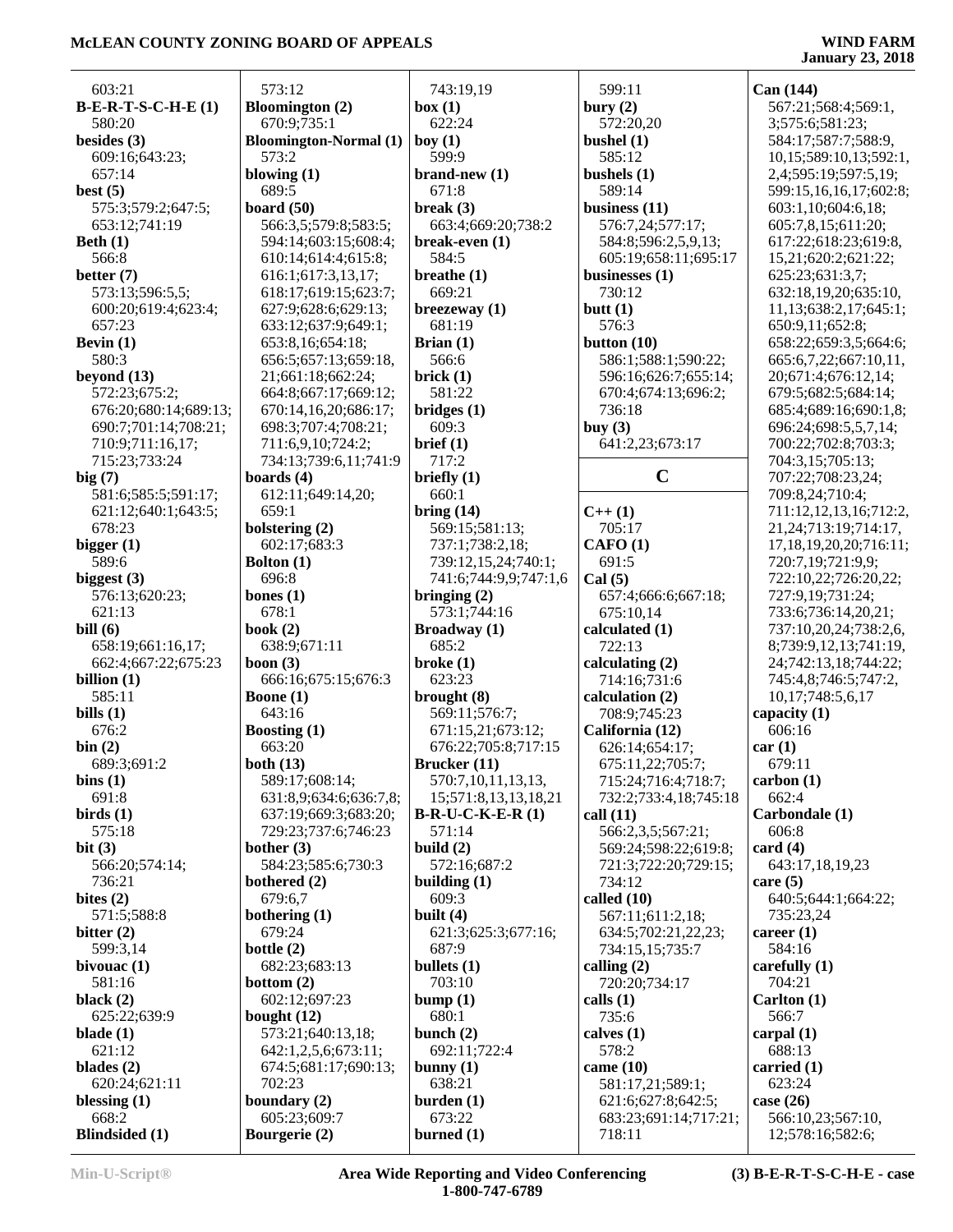603:21
**B-E-R-T-S-C-H-E (1)**
580:20
**besides (3)**
609:16;643:23;
657:14
**best (5)**
575:3;579:2;647:5;
653:12;741:19
**Beth (1)**
566:8
**better (7)**
573:13;596:5,5;
600:20;619:4;623:4;
657:23
**Bevin (1)**
580:3
**beyond (13)**
572:23;675:2;
676:20;680:14;689:13;
690:7;701:14;708:21;
710:9;711:16,17;
715:23;733:24
**big (7)**
581:6;585:5;591:17;
621:12;640:1;643:5;
678:23
**bigger (1)**
589:6
**biggest (3)**
576:13;620:23;
621:13
**bill (6)**
658:19;661:16,17;
662:4;667:22;675:23
**billion (1)**
585:11
**bills (1)**
676:2
**bin (2)**
689:3;691:2
**bins (1)**
691:8
**birds (1)**
575:18
**bit (3)**
566:20;574:14;
736:21
**bites (2)**
571:5;588:8
**bitter (2)**
599:3,14
**bivouac (1)**
581:16
**black (2)**
625:22;639:9
**blade (1)**
621:12
**blades (2)**
620:24;621:11
**blessing (1)**
668:2
**Blindsided (1)**
573:12
**Bloomington (2)**
670:9;735:1
**Bloomington-Normal (1)**
573:2
**blowing (1)**
689:5
**board (50)**
566:3,5;579:8;583:5;
594:14;603:15;608:4;
610:14;614:4;615:8;
616:1;617:3,13,17;
618:17;619:15;623:7;
627:9;628:6;629:13;
633:12;637:9;649:1;
653:8,16;654:18;
656:5;657:13;659:18,
21;661:18;662:24;
664:8;667:17;669:12;
670:14,16,20;686:17;
698:3;707:4;708:21;
711:6,9,10;724:2;
734:13;739:6,11;741:9
**boards (4)**
612:11;649:14,20;
659:1
**bolstering (2)**
602:17;683:3
**Bolton (1)**
696:8
**bones (1)**
678:1
**book (2)**
638:9;671:11
**boon (3)**
666:16;675:15;676:3
**Boone (1)**
643:16
**Boosting (1)**
663:20
**both (13)**
589:17;608:14;
631:8,9;634:6;636:7,8;
637:19;669:3;683:20;
729:23;737:6;746:23
**bother (3)**
584:23;585:6;730:3
**bothered (2)**
679:6,7
**bothering (1)**
679:24
**bottle (2)**
682:23;683:13
**bottom (2)**
602:12;697:23
**bought (12)**
573:21;640:13,18;
642:1,2,5,6;673:11;
674:5;681:17;690:13;
702:23
**boundary (2)**
605:23;609:7
**Bourgerie (2)**
743:19,19
**box (1)**
622:24
**boy (1)**
599:9
**brand-new (1)**
671:8
**break (3)**
663:4;669:20;738:2
**break-even (1)**
584:5
**breathe (1)**
669:21
**breezeway (1)**
681:19
**Brian (1)**
566:6
**brick (1)**
581:22
**bridges (1)**
609:3
**brief (1)**
717:2
**briefly (1)**
660:1
**bring (14)**
569:15;581:13;
737:1;738:2,18;
739:12,15,24;740:1;
741:6;744:9,9;747:1,6
**bringing (2)**
573:1;744:16
**Broadway (1)**
685:2
**broke (1)**
623:23
**brought (8)**
569:11;576:7;
671:15,21;673:12;
676:22;705:8;717:15
**Brucker (11)**
570:7,10,11,13,13,
15;571:8,13,13,18,21
**B-R-U-C-K-E-R (1)**
571:14
**build (2)**
572:16;687:2
**building (1)**
609:3
**built (4)**
621:3;625:3;677:16;
687:9
**bullets (1)**
703:10
**bump (1)**
680:1
**bunch (2)**
692:11;722:4
**bunny (1)**
638:21
**burden (1)**
673:22
**burned (1)**
599:11
**bury (2)**
572:20,20
**bushel (1)**
585:12
**bushels (1)**
589:14
**business (11)**
576:7,24;577:17;
584:8;596:2,5,9,13;
605:19;658:11;695:17
**businesses (1)**
730:12
**butt (1)**
576:3
**button (10)**
586:1;588:1;590:22;
596:16;626:7;655:14;
670:4;674:13;696:2;
736:18
**buy (3)**
641:2,23;673:17

## C

**C++ (1)**
705:17
**CAFO (1)**
691:5
**Cal (5)**
657:4;666:6;667:18;
675:10,14
**calculated (1)**
722:13
**calculating (2)**
714:16;731:6
**calculation (2)**
708:9;745:23
**California (12)**
626:14;654:17;
675:11,22;705:7;
715:24;716:4;718:7;
732:2;733:4,18;745:18
**call (11)**
566:2,3,5;567:21;
569:24;598:22;619:8;
721:3;722:20;729:15;
734:12
**called (10)**
567:11;611:2,18;
634:5;702:21,22,23;
734:15,15;735:7
**calling (2)**
720:20;734:17
**calls (1)**
735:6
**calves (1)**
578:2
**came (10)**
581:17,21;589:1;
621:6;627:8;642:5;
683:23;691:14;717:21;
718:11
**Can (144)**
567:21;568:4;569:1,
3;575:6;581:23;
584:17;587:7;588:9,
10,15;589:10,13;592:1,
2,4;595:19;597:5,19;
599:15,16,16,17;602:8;
603:1,10;604:6,18;
605:7,8,15;611:20;
617:22;618:23;619:8,
15,21;620:2;621:22;
625:23;631:3,7;
632:18,19,20;635:10,
11,13;638:2,17;645:1;
650:9,11;652:8;
658:22;659:3,5;664:6;
665:6,7,22;667:10,11,
20;671:4;676:12,14;
679:5;682:5;684:14;
685:4;689:16;690:1,8;
696:24;698:5,5,7,14;
700:22;702:8;703:3;
704:3,15;705:13;
707:22;708:23,24;
709:8,24;710:4;
711:12,12,13,16;712:2,
21,24;713:19;714:17,
17,18,19,20,20;716:11;
720:7,19;721:9,9;
722:10,22;726:20,22;
727:9,19;731:24;
733:6;736:14,20,21;
737:10,20,24;738:2,6,
8;739:9,12,13;741:19,
24;742:13,18;744:22;
745:4,8;746:5;747:2,
10,17;748:5,6,17
**capacity (1)**
606:16
**car (1)**
679:11
**carbon (1)**
662:4
**Carbondale (1)**
606:8
**card (4)**
643:17,18,19,23
**care (5)**
640:5;644:1;664:22;
735:23,24
**career (1)**
584:16
**carefully (1)**
704:21
**Carlton (1)**
566:7
**carpal (1)**
688:13
**carried (1)**
623:24
**case (26)**
566:10,23;567:10,
12;578:16;582:6;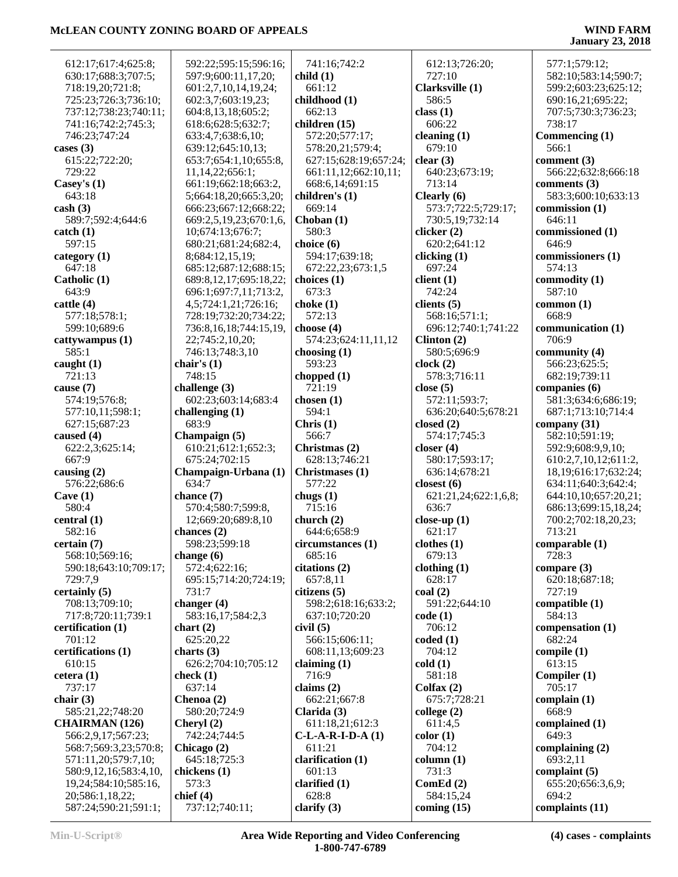612:17;617:4;625:8;
630:17;688:3;707:5;
718:19,20;721:8;
725:23;726:3;736:10;
737:12;738:23;740:11;
741:16;742:2;745:3;
746:23;747:24

**cases (3)**
615:22;722:20;
729:22

**Casey's (1)**
643:18

**cash (3)**
589:7;592:4;644:6

**catch (1)**
597:15

**category (1)**
647:18

**Catholic (1)**
643:9

**cattle (4)**
577:18;578:1;
599:10;689:6

**cattywampus (1)**
585:1

**caught (1)**
721:13

**cause (7)**
574:19;576:8;
577:10,11;598:1;
627:15;687:23

**caused (4)**
622:2,3;625:14;
667:9

**causing (2)**
576:22;686:6

**Cave (1)**
580:4

**central (1)**
582:16

**certain (7)**
568:10;569:16;
590:18;643:10;709:17;
729:7,9

**certainly (5)**
708:13;709:10;
717:8;720:11;739:1

**certification (1)**
701:12

**certifications (1)**
610:15

**cetera (1)**
737:17

**chair (3)**
585:21,22;748:20

**CHAIRMAN (126)**
566:2,9,17;567:23;
568:7;569:3,23;570:8;
571:11,20;579:7,10;
580:9,12,16;583:4,10,
19,24;584:10;585:16,
20;586:1,18,22;
587:24;590:21;591:1;
592:22;595:15;596:16;
597:9;600:11,17,20;
601:2,7,10,14,19,24;
602:3,7;603:19,23;
604:8,13,18;605:2;
618:6;628:5;632:7;
633:4,7;638:6,10;
639:12;645:10,13;
653:7;654:1,10;655:8,
11,14,22;656:1;
661:19;662:18;663:2,
5;664:18,20;665:3,20;
666:23;667:12;668:22;
669:2,5,19,23;670:1,6,
10;674:13;676:7;
680:21;681:24;682:4,
8;684:12,15,19;
685:12;687:12;688:15;
689:8,12,17;695:18,22;
696:1;697:7,11;713:2,
4,5;724:1,21;726:16;
728:19;732:20;734:22;
736:8,16,18;744:15,19,
22;745:2,10,20;
746:13;748:3,10

**chair's (1)**
748:15

**challenge (3)**
602:23;603:14;683:4

**challenging (1)**
683:9

**Champaign (5)**
610:21;612:1;652:3;
675:24;702:15

**Champaign-Urbana (1)**
634:7

**chance (7)**
570:4;580:7;599:8,
12;669:20;689:8,10

**chances (2)**
598:23;599:18

**change (6)**
572:4;622:16;
695:15;714:20;724:19;
731:7

**changer (4)**
583:16,17;584:2,3

**chart (2)**
625:20,22

**charts (3)**
626:2;704:10;705:12

**check (1)**
637:14

**Chenoa (2)**
580:20;724:9

**Cheryl (2)**
742:24;744:5

**Chicago (2)**
645:18;725:3

**chickens (1)**
573:3

**chief (4)**
737:12;740:11;
741:16;742:2

**child (1)**
661:12

**childhood (1)**
662:13

**children (15)**
572:20;577:17;
578:20,21;579:4;
627:15;628:19;657:24;
661:11,12;662:10,11;
668:6,14;691:15

**children's (1)**
669:14

**Choban (1)**
580:3

**choice (6)**
594:17;639:18;
672:22,23;673:1,5

**choices (1)**
673:3

**choke (1)**
572:13

**choose (4)**
574:23;624:11,11,12

**choosing (1)**
593:23

**chopped (1)**
721:19

**chosen (1)**
594:1

**Chris (1)**
566:7

**Christmas (2)**
628:13;746:21

**Christmases (1)**
577:22

**chugs (1)**
715:16

**church (2)**
644:6;658:9

**circumstances (1)**
685:16

**citations (2)**
657:8,11

**citizens (5)**
598:2;618:16;633:2;
637:10;720:20

**civil (5)**
566:15;606:11;
608:11,13;609:23

**claiming (1)**
716:9

**claims (2)**
662:21;667:8

**Clarida (3)**
611:18,21;612:3

**C-L-A-R-I-D-A (1)**
611:21

**clarification (1)**
601:13

**clarified (1)**
628:8

**clarify (3)**
612:13;726:20;
727:10

**Clarksville (1)**
586:5

**class (1)**
606:22

**cleaning (1)**
679:10

**clear (3)**
640:23;673:19;
713:14

**Clearly (6)**
573:7;722:5;729:17;
730:5,19;732:14

**clicker (2)**
620:2;641:12

**clicking (1)**
697:24

**client (1)**
742:24

**clients (5)**
568:16;571:1;
696:12;740:1;741:22

**Clinton (2)**
580:5;696:9

**clock (2)**
578:3;716:11

**close (5)**
572:11;593:7;
636:20;640:5;678:21

**closed (2)**
574:17;745:3

**closer (4)**
580:17;593:17;
636:14;678:21

**closest (6)**
621:21,24;622:1,6,8;
636:7

**close-up (1)**
621:17

**clothes (1)**
679:13

**clothing (1)**
628:17

**coal (2)**
591:22;644:10

**code (1)**
706:12

**coded (1)**
704:12

**cold (1)**
581:18

**Colfax (2)**
675:7;728:21

**college (2)**
611:4,5

**color (1)**
704:12

**column (1)**
731:3

**ComEd (2)**
584:15,24

**coming (15)**
577:1;579:12;
582:10;583:14;590:7;
599:2;603:23;625:12;
690:16,21;695:22;
707:5;730:3;736:23;
738:17

**Commencing (1)**
566:1

**comment (3)**
566:22;632:8;666:18

**comments (3)**
583:3;600:10;633:13

**commission (1)**
646:11

**commissioned (1)**
646:9

**commissioners (1)**
574:13

**commodity (1)**
587:10

**common (1)**
668:9

**communication (1)**
706:9

**community (4)**
566:23;625:5;
682:19;739:11

**companies (6)**
581:3;634:6;686:19;
687:1;713:10;714:4

**company (31)**
582:10;591:19;
592:9;608:9,9,10;
610:2,7,10,12;611:2,
18,19;616:17;632:24;
634:11;640:3;642:4;
644:10,10;657:20,21;
686:13;699:15,18,24;
700:2;702:18,20,23;
713:21

**comparable (1)**
728:3

**compare (3)**
620:18;687:18;
727:19

**compatible (1)**
584:13

**compensation (1)**
682:24

**compile (1)**
613:15

**Compiler (1)**
705:17

**complain (1)**
668:9

**complained (1)**
649:3

**complaining (2)**
693:2,11

**complaint (5)**
655:20;656:3,6,9;
694:2

**complaints (11)**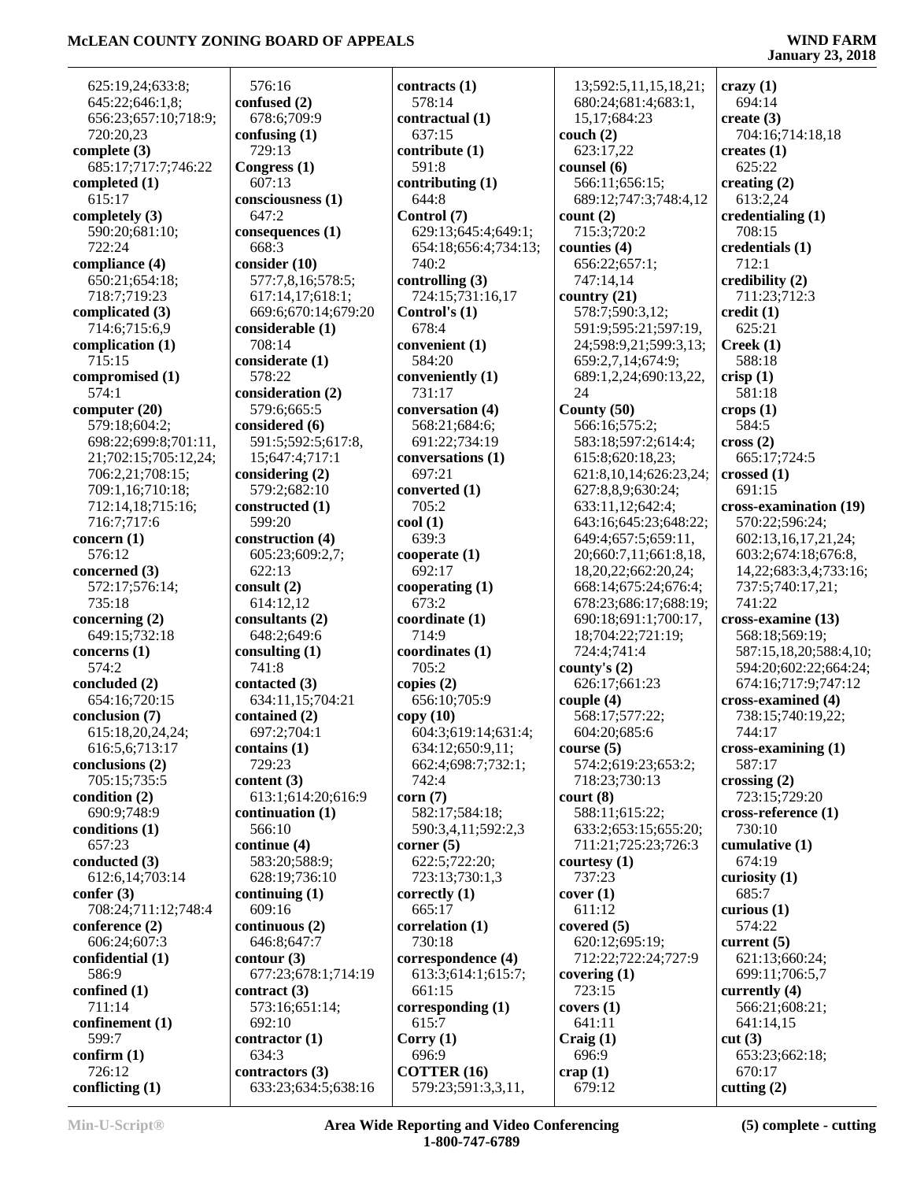625:19,24;633:8;
645:22;646:1,8;
656:23;657:10;718:9;
720:20,23
**complete (3)**
685:17;717:7;746:22
**completed (1)**
615:17
**completely (3)**
590:20;681:10;
722:24
**compliance (4)**
650:21;654:18;
718:7;719:23
**complicated (3)**
714:6;715:6,9
**complication (1)**
715:15
**compromised (1)**
574:1
**computer (20)**
579:18;604:2;
698:22;699:8;701:11,
21;702:15;705:12,24;
706:2,21;708:15;
709:1,16;710:18;
712:14,18;715:16;
716:7;717:6
**concern (1)**
576:12
**concerned (3)**
572:17;576:14;
735:18
**concerning (2)**
649:15;732:18
**concerns (1)**
574:2
**concluded (2)**
654:16;720:15
**conclusion (7)**
615:18,20,24,24;
616:5,6;713:17
**conclusions (2)**
705:15;735:5
**condition (2)**
690:9;748:9
**conditions (1)**
657:23
**conducted (3)**
612:6,14;703:14
**confer (3)**
708:24;711:12;748:4
**conference (2)**
606:24;607:3
**confidential (1)**
586:9
**confined (1)**
711:14
**confinement (1)**
599:7
**confirm (1)**
726:12
**conflicting (1)**
576:16
**confused (2)**
678:6;709:9
**confusing (1)**
729:13
**Congress (1)**
607:13
**consciousness (1)**
647:2
**consequences (1)**
668:3
**consider (10)**
577:7,8,16;578:5;
617:14,17;618:1;
669:6;670:14;679:20
**considerable (1)**
708:14
**considerate (1)**
578:22
**consideration (2)**
579:6;665:5
**considered (6)**
591:5;592:5;617:8,
15;647:4;717:1
**considering (2)**
579:2;682:10
**constructed (1)**
599:20
**construction (4)**
605:23;609:2,7;
622:13
**consult (2)**
614:12,12
**consultants (2)**
648:2;649:6
**consulting (1)**
741:8
**contacted (3)**
634:11,15;704:21
**contained (2)**
697:2;704:1
**contains (1)**
729:23
**content (3)**
613:1;614:20;616:9
**continuation (1)**
566:10
**continue (4)**
583:20;588:9;
628:19;736:10
**continuing (1)**
609:16
**continuous (2)**
646:8;647:7
**contour (3)**
677:23;678:1;714:19
**contract (3)**
573:16;651:14;
692:10
**contractor (1)**
634:3
**contractors (3)**
633:23;634:5;638:16
**contracts (1)**
578:14
**contractual (1)**
637:15
**contribute (1)**
591:8
**contributing (1)**
644:8
**Control (7)**
629:13;645:4;649:1;
654:18;656:4;734:13;
740:2
**controlling (3)**
724:15;731:16,17
**Control's (1)**
678:4
**convenient (1)**
584:20
**conveniently (1)**
731:17
**conversation (4)**
568:21;684:6;
691:22;734:19
**conversations (1)**
697:21
**converted (1)**
705:2
**cool (1)**
639:3
**cooperate (1)**
692:17
**cooperating (1)**
673:2
**coordinate (1)**
714:9
**coordinates (1)**
705:2
**copies (2)**
656:10;705:9
**copy (10)**
604:3;619:14;631:4;
634:12;650:9,11;
662:4;698:7;732:1;
742:4
**corn (7)**
582:17;584:18;
590:3,4,11;592:2,3
**corner (5)**
622:5;722:20;
723:13;730:1,3
**correctly (1)**
665:17
**correlation (1)**
730:18
**correspondence (4)**
613:3;614:1;615:7;
661:15
**corresponding (1)**
615:7
**Corry (1)**
696:9
**COTTER (16)**
579:23;591:3,3,11,
13;592:5,11,15,18,21;
680:24;681:4;683:1,
15,17;684:23
**couch (2)**
623:17,22
**counsel (6)**
566:11;656:15;
689:12;747:3;748:4,12
**count (2)**
715:3;720:2
**counties (4)**
656:22;657:1;
747:14,14
**country (21)**
578:7;590:3,12;
591:9;595:21;597:19,
24;598:9,21;599:3,13;
659:2,7,14;674:9;
689:1,2,24;690:13,22,
24
**County (50)**
566:16;575:2;
583:18;597:2;614:4;
615:8;620:18,23;
621:8,10,14;626:23,24;
627:8,8,9;630:24;
633:11,12;642:4;
643:16;645:23;648:22;
649:4;657:5;659:11,
20;660:7,11;661:8,18,
18,20,22;662:20,24;
668:14;675:24;676:4;
678:23;686:17;688:19;
690:18;691:1;700:17,
18;704:22;721:19;
724:4;741:4
**county's (2)**
626:17;661:23
**couple (4)**
568:17;577:22;
604:20;685:6
**course (5)**
574:2;619:23;653:2;
718:23;730:13
**court (8)**
588:11;615:22;
633:2;653:15;655:20;
711:21;725:23;726:3
**courtesy (1)**
737:23
**cover (1)**
611:12
**covered (5)**
620:12;695:19;
712:22;722:24;727:9
**covering (1)**
723:15
**covers (1)**
641:11
**Craig (1)**
696:9
**crap (1)**
679:12
**crazy (1)**
694:14
**create (3)**
704:16;714:18,18
**creates (1)**
625:22
**creating (2)**
613:2,24
**credentialing (1)**
708:15
**credentials (1)**
712:1
**credibility (2)**
711:23;712:3
**credit (1)**
625:21
**Creek (1)**
588:18
**crisp (1)**
581:18
**crops (1)**
584:5
**cross (2)**
665:17;724:5
**crossed (1)**
691:15
**cross-examination (19)**
570:22;596:24;
602:13,16,17,21,24;
603:2;674:18;676:8,
14,22;683:3,4;733:16;
737:5;740:17,21;
741:22
**cross-examine (13)**
568:18;569:19;
587:15,18,20;588:4,10;
594:20;602:22;664:24;
674:16;717:9;747:12
**cross-examined (4)**
738:15;740:19,22;
744:17
**cross-examining (1)**
587:17
**crossing (2)**
723:15;729:20
**cross-reference (1)**
730:10
**cumulative (1)**
674:19
**curiosity (1)**
685:7
**curious (1)**
574:22
**current (5)**
621:13;660:24;
699:11;706:5,7
**currently (4)**
566:21;608:21;
641:14,15
**cut (3)**
653:23;662:18;
670:17
**cutting (2)**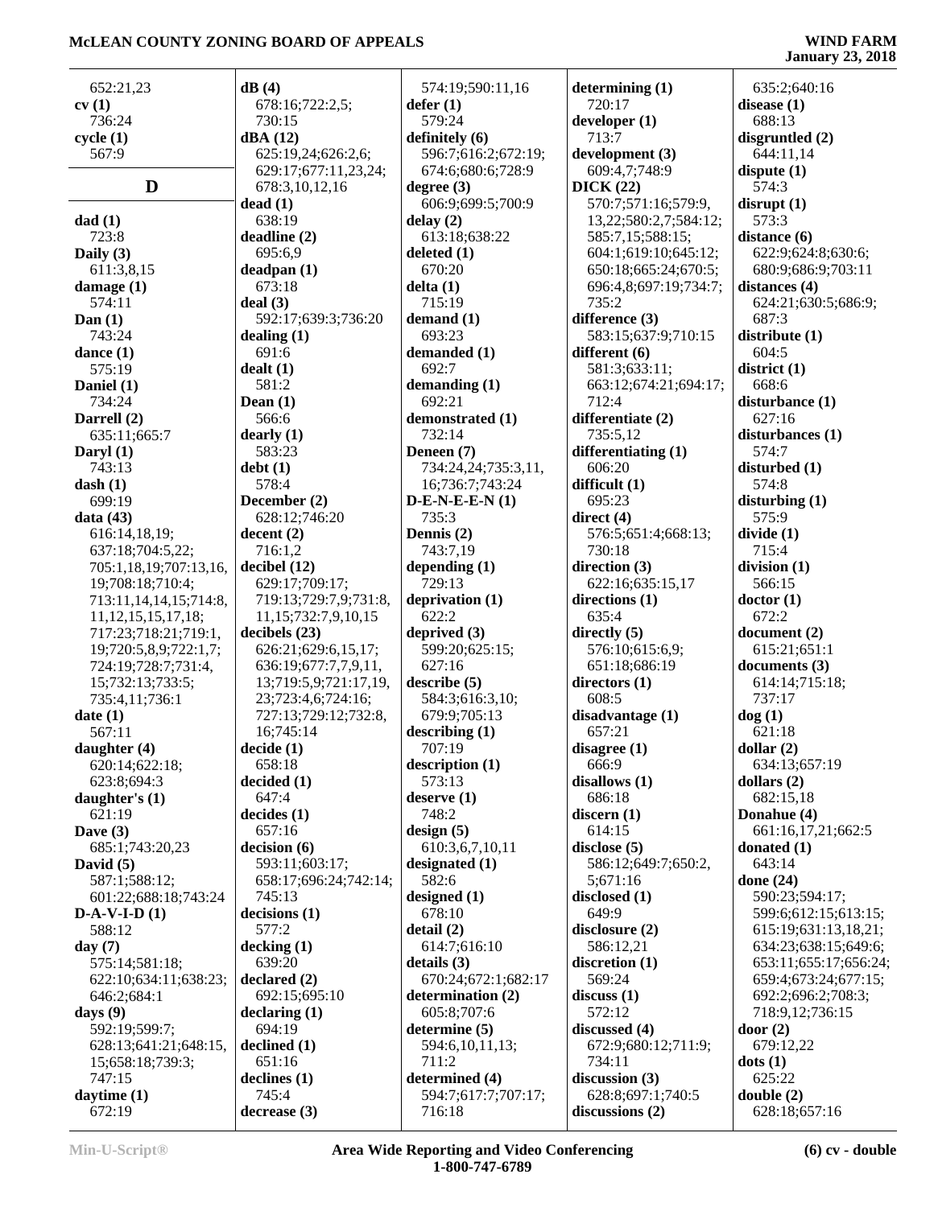652:21,23
**cv (1)**
736:24
**cycle (1)**
567:9

## D

**dad (1)**
723:8
**Daily (3)**
611:3,8,15
**damage (1)**
574:11
**Dan (1)**
743:24
**dance (1)**
575:19
**Daniel (1)**
734:24
**Darrell (2)**
635:11;665:7
**Daryl (1)**
743:13
**dash (1)**
699:19
**data (43)**
616:14,18,19;637:18;704:5,22;705:1,18,19;707:13,16,19;708:18;710:4;713:11,14,14,15;714:8,11,12,15,15,17,18;717:23;718:21;719:1,19;720:5,8,9;722:1,7;724:19;728:7;731:4,15;732:13;733:5;735:4,11;736:1
**date (1)**
567:11
**daughter (4)**
620:14;622:18;623:8;694:3
**daughter's (1)**
621:19
**Dave (3)**
685:1;743:20,23
**David (5)**
587:1;588:12;601:22;688:18;743:24
**D-A-V-I-D (1)**
588:12
**day (7)**
575:14;581:18;622:10;634:11;638:23;646:2;684:1
**days (9)**
592:19;599:7;628:13;641:21;648:15,15;658:18;739:3;747:15
**daytime (1)**
672:19
**dB (4)**
678:16;722:2,5;730:15
**dBA (12)**
625:19,24;626:2,6;629:17;677:11,23,24;678:3,10,12,16
**dead (1)**
638:19
**deadline (2)**
695:6,9
**deadpan (1)**
673:18
**deal (3)**
592:17;639:3;736:20
**dealing (1)**
691:6
**dealt (1)**
581:2
**Dean (1)**
566:6
**dearly (1)**
583:23
**debt (1)**
578:4
**December (2)**
628:12;746:20
**decent (2)**
716:1,2
**decibel (12)**
629:17;709:17;719:13;729:7,9;731:8,11,15;732:7,9,10,15
**decibels (23)**
626:21;629:6,15,17;636:19;677:7,7,9,11,13;719:5,9;721:17,19,23;723:4,6;724:16;727:13;729:12;732:8,16;745:14
**decide (1)**
658:18
**decided (1)**
647:4
**decides (1)**
657:16
**decision (6)**
593:11;603:17;658:17;696:24;742:14;745:13
**decisions (1)**
577:2
**decking (1)**
639:20
**declared (2)**
692:15;695:10
**declaring (1)**
694:19
**declined (1)**
651:16
**declines (1)**
745:4
**decrease (3)**
574:19;590:11,16
**defer (1)**
579:24
**definitely (6)**
596:7;616:2;672:19;674:6;680:6;728:9
**degree (3)**
606:9;699:5;700:9
**delay (2)**
613:18;638:22
**deleted (1)**
670:20
**delta (1)**
715:19
**demand (1)**
693:23
**demanded (1)**
692:7
**demanding (1)**
692:21
**demonstrated (1)**
732:14
**Deneen (7)**
734:24,24;735:3,11,16;736:7;743:24
**D-E-N-E-E-N (1)**
735:3
**Dennis (2)**
743:7,19
**depending (1)**
729:13
**deprivation (1)**
622:2
**deprived (3)**
599:20;625:15;627:16
**describe (5)**
584:3;616:3,10;679:9;705:13
**describing (1)**
707:19
**description (1)**
573:13
**deserve (1)**
748:2
**design (5)**
610:3,6,7,10,11
**designated (1)**
582:6
**designed (1)**
678:10
**detail (2)**
614:7;616:10
**details (3)**
670:24;672:1;682:17
**determination (2)**
605:8;707:6
**determine (5)**
594:6,10,11,13;711:2
**determined (4)**
594:7;617:7;707:17;716:18
**determining (1)**
720:17
**developer (1)**
713:7
**development (3)**
609:4,7;748:9
**DICK (22)**
570:7;571:16;579:9,13,22;580:2,7;584:12;585:7,15;588:15;604:1;619:10;645:12;650:18;665:24;670:5;696:4,8;697:19;734:7;735:2
**difference (3)**
583:15;637:9;710:15
**different (6)**
581:3;633:11;663:12;674:21;694:17;712:4
**differentiate (2)**
735:5,12
**differentiating (1)**
606:20
**difficult (1)**
695:23
**direct (4)**
576:5;651:4;668:13;730:18
**direction (3)**
622:16;635:15,17
**directions (1)**
635:4
**directly (5)**
576:10;615:6,9;651:18;686:19
**directors (1)**
608:5
**disadvantage (1)**
657:21
**disagree (1)**
666:9
**disallows (1)**
686:18
**discern (1)**
614:15
**disclose (5)**
586:12;649:7;650:2,5;671:16
**disclosed (1)**
649:9
**disclosure (2)**
586:12,21
**discretion (1)**
569:24
**discuss (1)**
572:12
**discussed (4)**
672:9;680:12;711:9;734:11
**discussion (3)**
628:8;697:1;740:5
**discussions (2)**
635:2;640:16
**disease (1)**
688:13
**disgruntled (2)**
644:11,14
**dispute (1)**
574:3
**disrupt (1)**
573:3
**distance (6)**
622:9;624:8;630:6;680:9;686:9;703:11
**distances (4)**
624:21;630:5;686:9;687:3
**distribute (1)**
604:5
**district (1)**
668:6
**disturbance (1)**
627:16
**disturbances (1)**
574:7
**disturbed (1)**
574:8
**disturbing (1)**
575:9
**divide (1)**
715:4
**division (1)**
566:15
**doctor (1)**
672:2
**document (2)**
615:21;651:1
**documents (3)**
614:14;715:18;737:17
**dog (1)**
621:18
**dollar (2)**
634:13;657:19
**dollars (2)**
682:15,18
**Donahue (4)**
661:16,17,21;662:5
**donated (1)**
643:14
**done (24)**
590:23;594:17;599:6;612:15;613:15;615:19;631:13,18,21;634:23;638:15;649:6;653:11;655:17;656:24;659:4;673:24;677:15;692:2;696:2;708:3;718:9,12;736:15
**door (2)**
679:12,22
**dots (1)**
625:22
**double (2)**
628:18;657:16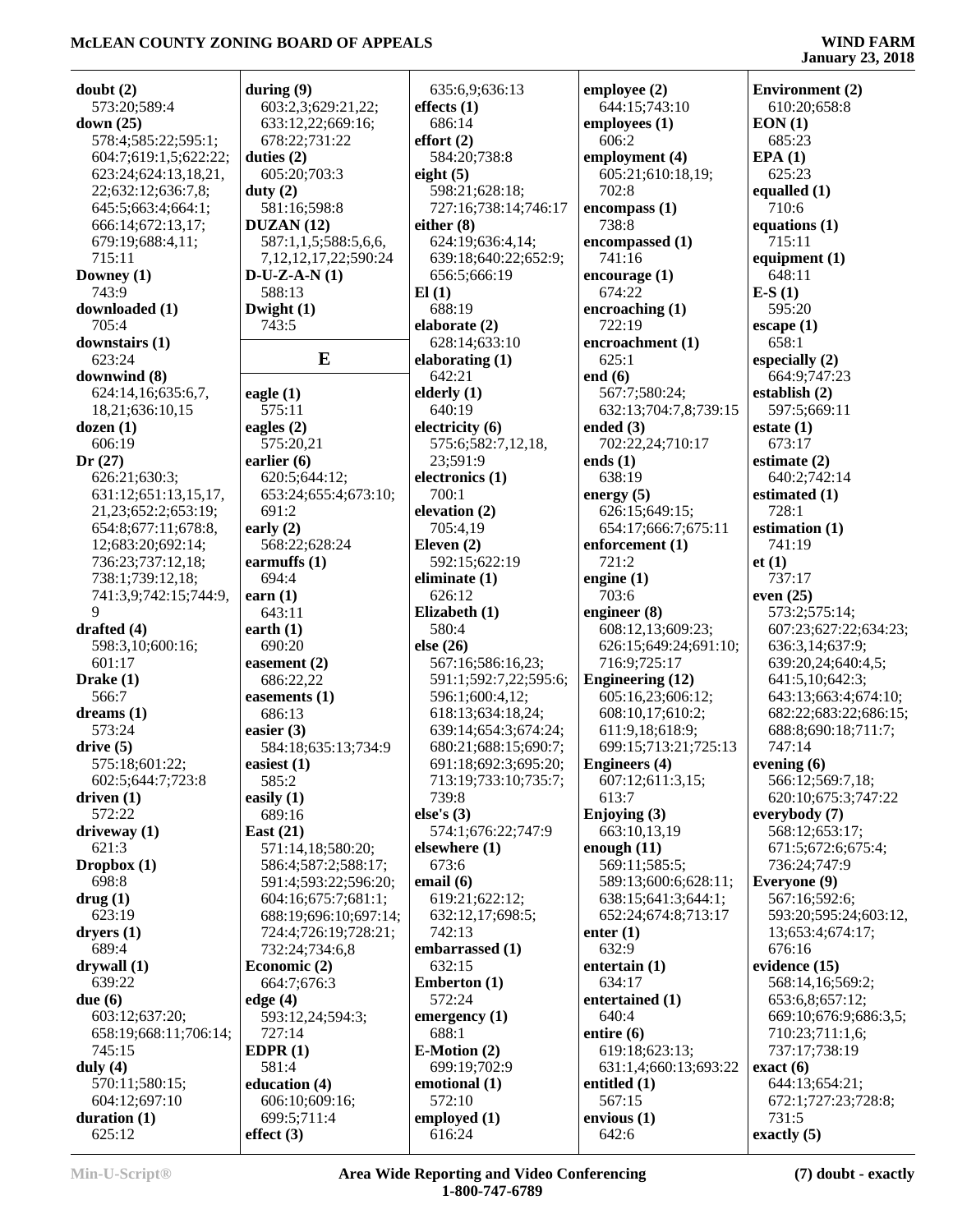**doubt (2)**
573:20;589:4
**down (25)**
578:4;585:22;595:1;
604:7;619:1,5;622:22;
623:24;624:13,18,21,
22;632:12;636:7,8;
645:5;663:4;664:1;
666:14;672:13,17;
679:19;688:4,11;
715:11
**Downey (1)**
743:9
**downloaded (1)**
705:4
**downstairs (1)**
623:24
**downwind (8)**
624:14,16;635:6,7,
18,21;636:10,15
**dozen (1)**
606:19
**Dr (27)**
626:21;630:3;
631:12;651:13,15,17,
21,23;652:2;653:19;
654:8;677:11;678:8,
12;683:20;692:14;
736:23;737:12,18;
738:1;739:12,18;
741:3,9;742:15;744:9,
9
**drafted (4)**
598:3,10;600:16;
601:17
**Drake (1)**
566:7
**dreams (1)**
573:24
**drive (5)**
575:18;601:22;
602:5;644:7;723:8
**driven (1)**
572:22
**driveway (1)**
621:3
**Dropbox (1)**
698:8
**drug (1)**
623:19
**dryers (1)**
689:4
**drywall (1)**
639:22
**due (6)**
603:12;637:20;
658:19;668:11;706:14;
745:15
**duly (4)**
570:11;580:15;
604:12;697:10
**duration (1)**
625:12
**during (9)**
603:2,3;629:21,22;
633:12,22;669:16;
678:22;731:22
**duties (2)**
605:20;703:3
**duty (2)**
581:16;598:8
**DUZAN (12)**
587:1,1,5;588:5,6,6,
7,12,12,17,22;590:24
**D-U-Z-A-N (1)**
588:13
**Dwight (1)**
743:5

## E

**eagle (1)**
575:11
**eagles (2)**
575:20,21
**earlier (6)**
620:5;644:12;
653:24;655:4;673:10;
691:2
**early (2)**
568:22;628:24
**earmuffs (1)**
694:4
**earn (1)**
643:11
**earth (1)**
690:20
**easement (2)**
686:22,22
**easements (1)**
686:13
**easier (3)**
584:18;635:13;734:9
**easiest (1)**
585:2
**easily (1)**
689:16
**East (21)**
571:14,18;580:20;
586:4;587:2;588:17;
591:4;593:22;596:20;
604:16;675:7;681:1;
688:19;696:10;697:14;
724:4;726:19;728:21;
732:24;734:6,8
**Economic (2)**
664:7;676:3
**edge (4)**
593:12,24;594:3;
727:14
**EDPR (1)**
581:4
**education (4)**
606:10;609:16;
699:5;711:4
**effect (3)**
635:6,9;636:13
**effects (1)**
686:14
**effort (2)**
584:20;738:8
**eight (5)**
598:21;628:18;
727:16;738:14;746:17
**either (8)**
624:19;636:4,14;
639:18;640:22;652:9;
656:5;666:19
**El (1)**
688:19
**elaborate (2)**
628:14;633:10
**elaborating (1)**
642:21
**elderly (1)**
640:19
**electricity (6)**
575:6;582:7,12,18,
23;591:9
**electronics (1)**
700:1
**elevation (2)**
705:4,19
**Eleven (2)**
592:15;622:19
**eliminate (1)**
626:12
**Elizabeth (1)**
580:4
**else (26)**
567:16;586:16,23;
591:1;592:7,22;595:6;
596:1;600:4,12;
618:13;634:18,24;
639:14;654:3;674:24;
680:21;688:15;690:7;
691:18;692:3;695:20;
713:19;733:10;735:7;
739:8
**else's (3)**
574:1;676:22;747:9
**elsewhere (1)**
673:6
**email (6)**
619:21;622:12;
632:12,17;698:5;
742:13
**embarrassed (1)**
632:15
**Emberton (1)**
572:24
**emergency (1)**
688:1
**E-Motion (2)**
699:19;702:9
**emotional (1)**
572:10
**employed (1)**
616:24
**employee (2)**
644:15;743:10
**employees (1)**
606:2
**employment (4)**
605:21;610:18,19;
702:8
**encompass (1)**
738:8
**encompassed (1)**
741:16
**encourage (1)**
674:22
**encroaching (1)**
722:19
**encroachment (1)**
625:1
**end (6)**
567:7;580:24;
632:13;704:7,8;739:15
**ended (3)**
702:22,24;710:17
**ends (1)**
638:19
**energy (5)**
626:15;649:15;
654:17;666:7;675:11
**enforcement (1)**
721:2
**engine (1)**
703:6
**engineer (8)**
608:12,13;609:23;
626:15;649:24;691:10;
716:9;725:17
**Engineering (12)**
605:15,23;606:12;
608:10,17;610:2;
611:9,18;618:9;
699:15;713:21;725:13
**Engineers (4)**
607:12;611:3,15;
613:7
**Enjoying (3)**
663:10,13,19
**enough (11)**
569:11;585:5;
589:13;600:6;628:11;
638:15;641:3;644:1;
652:24;674:8;713:17
**enter (1)**
632:9
**entertain (1)**
634:17
**entertained (1)**
640:4
**entire (6)**
619:18;623:13;
631:1,4;660:13;693:22
**entitled (1)**
567:15
**envious (1)**
642:6
**Environment (2)**
610:20;658:8
**EON (1)**
685:23
**EPA (1)**
625:23
**equalled (1)**
710:6
**equations (1)**
715:11
**equipment (1)**
648:11
**E-S (1)**
595:20
**escape (1)**
658:1
**especially (2)**
664:9;747:23
**establish (2)**
597:5;669:11
**estate (1)**
673:17
**estimate (2)**
640:2;742:14
**estimated (1)**
728:1
**estimation (1)**
741:19
**et (1)**
737:17
**even (25)**
573:2;575:14;
607:23;627:22;634:23;
636:3,14;637:9;
639:20,24;640:4,5;
641:5,10;642:3;
643:13;663:4;674:10;
682:22;683:22;686:15;
688:8;690:18;711:7;
747:14
**evening (6)**
566:12;569:7,18;
620:10;675:3;747:22
**everybody (7)**
568:12;653:17;
671:5;672:6;675:4;
736:24;747:9
**Everyone (9)**
567:16;592:6;
593:20;595:24;603:12,
13;653:4;674:17;
676:16
**evidence (15)**
568:14,16;569:2;
653:6,8;657:12;
669:10;676:9;686:3,5;
710:23;711:1,6;
737:17;738:19
**exact (6)**
644:13;654:21;
672:1;727:23;728:8;
731:5
**exactly (5)**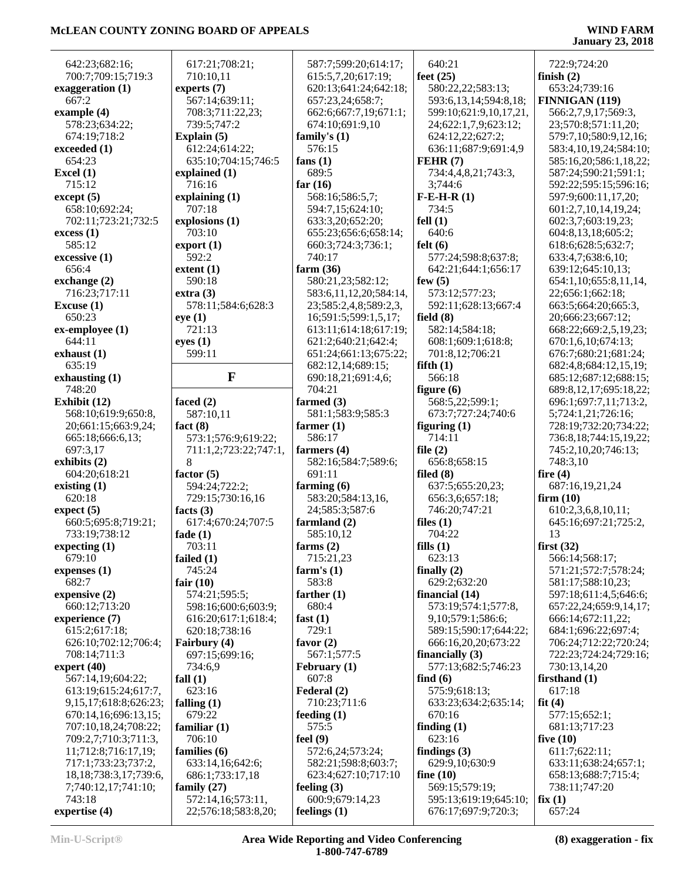642:23;682:16;
700:7;709:15;719:3
**exaggeration (1)**
667:2
**example (4)**
578:23;634:22;
674:19;718:2
**exceeded (1)**
654:23
**Excel (1)**
715:12
**except (5)**
658:10;692:24;
702:11;723:21;732:5
**excess (1)**
585:12
**excessive (1)**
656:4
**exchange (2)**
716:23;717:11
**Excuse (1)**
650:23
**ex-employee (1)**
644:11
**exhaust (1)**
635:19
**exhausting (1)**
748:20
**Exhibit (12)**
568:10;619:9;650:8,
20;661:15;663:9,24;
665:18;666:6,13;
697:3,17
**exhibits (2)**
604:20;618:21
**existing (1)**
620:18
**expect (5)**
660:5;695:8;719:21;
733:19;738:12
**expecting (1)**
679:10
**expenses (1)**
682:7
**expensive (2)**
660:12;713:20
**experience (7)**
615:2;617:18;
626:10;702:12;706:4;
708:14;711:3
**expert (40)**
567:14,19;604:22;
613:19;615:24;617:7,
9,15,17;618:8;626:23;
670:14,16;696:13,15;
707:10,18,24;708:22;
709:2,7;710:3;711:3,
11;712:8;716:17,19;
717:1;733:23;737:2,
18,18;738:3,17;739:6,
7;740:12,17;741:10;
743:18
**expertise (4)**
617:21;708:21;
710:10,11
**experts (7)**
567:14;639:11;
708:3;711:22,23;
739:5;747:2
**Explain (5)**
612:24;614:22;
635:10;704:15;746:5
**explained (1)**
716:16
**explaining (1)**
707:18
**explosions (1)**
703:10
**export (1)**
592:2
**extent (1)**
590:18
**extra (3)**
578:11;584:6;628:3
**eye (1)**
721:13
**eyes (1)**
599:11

## F

**faced (2)**
587:10,11
**fact (8)**
573:1;576:9;619:22;
711:1,2;723:22;747:1,
8
**factor (5)**
594:24;722:2;
729:15;730:16,16
**facts (3)**
617:4;670:24;707:5
**fade (1)**
703:11
**failed (1)**
745:24
**fair (10)**
574:21;595:5;
598:16;600:6;603:9;
616:20;617:1;618:4;
620:18;738:16
**Fairbury (4)**
697:15;699:16;
734:6,9
**fall (1)**
623:16
**falling (1)**
679:22
**familiar (1)**
706:10
**families (6)**
633:14,16;642:6;
686:1;733:17,18
**family (27)**
572:14,16;573:11,
22;576:18;583:8,20;
587:7;599:20;614:17;
615:5,7,20;617:19;
620:13;641:24;642:18;
657:23,24;658:7;
662:6;667:7,19;671:1;
674:10;691:9,10
**family's (1)**
576:15
**fans (1)**
689:5
**far (16)**
568:16;586:5,7;
594:7,15;624:10;
633:3,20;652:20;
655:23;656:6;658:14;
660:3;724:3;736:1;
740:17
**farm (36)**
580:21,23;582:12;
583:6,11,12,20;584:14,
23;585:2,4,8;589:2,3,
16;591:5;599:1,5,17;
613:11;614:18;617:19;
621:2;640:21;642:4;
651:24;661:13;675:22;
682:12,14;689:15;
690:18,21;691:4,6;
704:21
**farmed (3)**
581:1;583:9;585:3
**farmer (1)**
586:17
**farmers (4)**
582:16;584:7;589:6;
691:11
**farming (6)**
583:20;584:13,16,
24;585:3;587:6
**farmland (2)**
585:10,12
**farms (2)**
715:21,23
**farm's (1)**
583:8
**farther (1)**
680:4
**fast (1)**
729:1
**favor (2)**
567:1;577:5
**February (1)**
607:8
**Federal (2)**
710:23;711:6
**feeding (1)**
575:5
**feel (9)**
572:6,24;573:24;
582:21;598:8;603:7;
623:4;627:10;717:10
**feeling (3)**
600:9;679:14,23
**feelings (1)**
640:21
**feet (25)**
580:22,22;583:13;
593:6,13,14;594:8,18;
599:10;621:9,10,17,21,
24;622:1,7,9;623:12;
624:12,22;627:2;
636:11;687:9;691:4,9
**FEHR (7)**
734:4,4,8,21;743:3,
3;744:6
**F-E-H-R (1)**
734:5
**fell (1)**
640:6
**felt (6)**
577:24;598:8;637:8;
642:21;644:1;656:17
**few (5)**
573:12;577:23;
592:11;628:13;667:4
**field (8)**
582:14;584:18;
608:1;609:1;618:8;
701:8,12;706:21
**fifth (1)**
566:18
**figure (6)**
568:5,22;599:1;
673:7;727:24;740:6
**figuring (1)**
714:11
**file (2)**
656:8;658:15
**filed (8)**
637:5;655:20,23;
656:3,6;657:18;
746:20;747:21
**files (1)**
704:22
**fills (1)**
623:13
**finally (2)**
629:2;632:20
**financial (14)**
573:19;574:1;577:8,
9,10;579:1;586:6;
589:15;590:17;644:22;
666:16,20,20;673:22
**financially (3)**
577:13;682:5;746:23
**find (6)**
575:9;618:13;
633:23;634:2;635:14;
670:16
**finding (1)**
623:16
**findings (3)**
629:9,10;630:9
**fine (10)**
569:15;579:19;
595:13;619:19;645:10;
676:17;697:9;720:3;
722:9;724:20
**finish (2)**
653:24;739:16
**FINNIGAN (119)**
566:2,7,9,17;569:3,
23;570:8;571:11,20;
579:7,10;580:9,12,16;
583:4,10,19,24;584:10;
585:16,20;586:1,18,22;
587:24;590:21;591:1;
592:22;595:15;596:16;
597:9;600:11,17,20;
601:2,7,10,14,19,24;
602:3,7;603:19,23;
604:8,13,18;605:2;
618:6;628:5;632:7;
633:4,7;638:6,10;
639:12;645:10,13;
654:1,10;655:8,11,14,
22;656:1;662:18;
663:5;664:20;665:3,
20;666:23;667:12;
668:22;669:2,5,19,23;
670:1,6,10;674:13;
676:7;680:21;681:24;
682:4,8;684:12,15,19;
685:12;687:12;688:15;
689:8,12,17;695:18,22;
696:1;697:7,11;713:2,
5;724:1,21;726:16;
728:19;732:20;734:22;
736:8,18;744:15,19,22;
745:2,10,20;746:13;
748:3,10
**fire (4)**
687:16,19,21,24
**firm (10)**
610:2,3,6,8,10,11;
645:16;697:21;725:2,
13
**first (32)**
566:14;568:17;
571:21;572:7;578:24;
581:17;588:10,23;
597:18;611:4,5;646:6;
657:22,24;659:9,14,17;
666:14;672:11,22;
684:1;696:22;697:4;
706:24;712:22;720:24;
722:23;724:24;729:16;
730:13,14,20
**firsthand (1)**
617:18
**fit (4)**
577:15;652:1;
681:13;717:23
**five (10)**
611:7;622:11;
633:11;638:24;657:1;
658:13;688:7;715:4;
738:11;747:20
**fix (1)**
657:24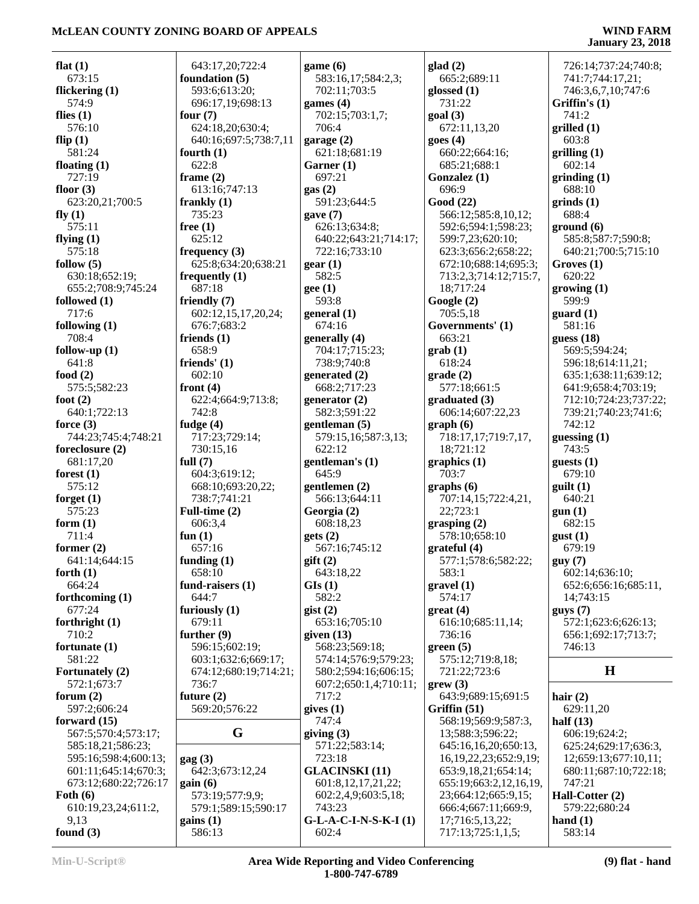**flat (1)**
673:15
**flickering (1)**
574:9
**flies (1)**
576:10
**flip (1)**
581:24
**floating (1)**
727:19
**floor (3)**
623:20,21;700:5
**fly (1)**
575:11
**flying (1)**
575:18
**follow (5)**
630:18;652:19;
655:2;708:9;745:24
**followed (1)**
717:6
**following (1)**
708:4
**follow-up (1)**
641:8
**food (2)**
575:5;582:23
**foot (2)**
640:1;722:13
**force (3)**
744:23;745:4;748:21
**foreclosure (2)**
681:17,20
**forest (1)**
575:12
**forget (1)**
575:23
**form (1)**
711:4
**former (2)**
641:14;644:15
**forth (1)**
664:24
**forthcoming (1)**
677:24
**forthright (1)**
710:2
**fortunate (1)**
581:22
**Fortunately (2)**
572:1;673:7
**forum (2)**
597:2;606:24
**forward (15)**
567:5;570:4;573:17;
585:18,21;586:23;
595:16;598:4;600:13;
601:11;645:14;670:3;
673:12;680:22;726:17
**Foth (6)**
610:19,23,24;611:2,
9,13
**found (3)**
643:17,20;722:4
**foundation (5)**
593:6;613:20;
696:17,19;698:13
**four (7)**
624:18,20;630:4;
640:16;697:5;738:7,11
**fourth (1)**
622:8
**frame (2)**
613:16;747:13
**frankly (1)**
735:23
**free (1)**
625:12
**frequency (3)**
625:8;634:20;638:21
**frequently (1)**
687:18
**friendly (7)**
602:12,15,17,20,24;
676:7;683:2
**friends (1)**
658:9
**friends' (1)**
602:10
**front (4)**
622:4;664:9;713:8;
742:8
**fudge (4)**
717:23;729:14;
730:15,16
**full (7)**
604:3;619:12;
668:10;693:20,22;
738:7;741:21
**Full-time (2)**
606:3,4
**fun (1)**
657:16
**funding (1)**
658:10
**fund-raisers (1)**
644:7
**furiously (1)**
679:11
**further (9)**
596:15;602:19;
603:1;632:6;669:17;
674:12;680:19;714:21;
736:7
**future (2)**
569:20;576:22

## G

**gag (3)**
642:3;673:12,24
**gain (6)**
573:19;577:9,9;
579:1;589:15;590:17
**gains (1)**
586:13
**game (6)**
583:16,17;584:2,3;
702:11;703:5
**games (4)**
702:15;703:1,7;
706:4
**garage (2)**
621:18;681:19
**Garner (1)**
697:21
**gas (2)**
591:23;644:5
**gave (7)**
626:13;634:8;
640:22;643:21;714:17;
722:16;733:10
**gear (1)**
582:5
**gee (1)**
593:8
**general (1)**
674:16
**generally (4)**
704:17;715:23;
738:9;740:8
**generated (2)**
668:2;717:23
**generator (2)**
582:3;591:22
**gentleman (5)**
579:15,16;587:3,13;
622:12
**gentleman's (1)**
645:9
**gentlemen (2)**
566:13;644:11
**Georgia (2)**
608:18,23
**gets (2)**
567:16;745:12
**gift (2)**
643:18,22
**GIs (1)**
582:2
**gist (2)**
653:16;705:10
**given (13)**
568:23;569:18;
574:14;576:9;579:23;
580:2;594:16;606:15;
607:2;650:1,4;710:11;
717:2
**gives (1)**
747:4
**giving (3)**
571:22;583:14;
723:18
**GLACINSKI (11)**
601:8,12,17,21,22;
602:2,4,9;603:5,18;
743:23
**G-L-A-C-I-N-S-K-I (1)**
602:4
**glad (2)**
665:2;689:11
**glossed (1)**
731:22
**goal (3)**
672:11,13,20
**goes (4)**
660:22;664:16;
685:21;688:1
**Gonzalez (1)**
696:9
**Good (22)**
566:12;585:8,10,12;
592:6;594:1;598:23;
599:7,23;620:10;
623:3;656:2;658:22;
672:10;688:14;695:3;
713:2,3;714:12;715:7,
18;717:24
**Google (2)**
705:5,18
**Governments' (1)**
663:21
**grab (1)**
618:24
**grade (2)**
577:18;661:5
**graduated (3)**
606:14;607:22,23
**graph (6)**
718:17,17;719:7,17,
18;721:12
**graphics (1)**
703:7
**graphs (6)**
707:14,15;722:4,21,
22;723:1
**grasping (2)**
578:10;658:10
**grateful (4)**
577:1;578:6;582:22;
583:1
**gravel (1)**
574:17
**great (4)**
616:10;685:11,14;
736:16
**green (5)**
575:12;719:8,18;
721:22;723:6
**grew (3)**
643:9;689:15;691:5
**Griffin (51)**
568:19;569:9;587:3,
13;588:3;596:22;
645:16,20;650:13,
16,19,22,23;652:9,19;
653:9,18,21;654:14;
655:19;663:2,12,16,19,
23;664:12;665:9,15;
666:4;667:11;669:9,
17;716:5,13,22;
717:13;725:1,1,5;
726:14;737:24;740:8;
741:7;744:17,21;
746:3,6,7,10;747:6
**Griffin's (1)**
741:2
**grilled (1)**
603:8
**grilling (1)**
602:14
**grinding (1)**
688:10
**grinds (1)**
688:4
**ground (6)**
585:8;587:7;590:8;
640:21;700:5;715:10
**Groves (1)**
620:22
**growing (1)**
599:9
**guard (1)**
581:16
**guess (18)**
569:5;594:24;
596:18;614:11,21;
635:1;638:11;639:12;
641:9;658:4;703:19;
712:10;724:23;737:22;
739:21;740:23;741:6;
742:12
**guessing (1)**
743:5
**guests (1)**
679:10
**guilt (1)**
640:21
**gun (1)**
682:15
**gust (1)**
679:19
**guy (7)**
602:14;636:10;
652:6;656:16;685:11,
14;743:15
**guys (7)**
572:1;623:6;626:13;
656:1;692:17;713:7;
746:13

## H

**hair (2)**
629:11,20
**half (13)**
606:19;624:2;
625:24;629:17;636:3,
12;659:13;677:10,11;
680:11;687:10;722:18;
747:21
**Hall-Cotter (2)**
579:22;680:24
**hand (1)**
583:14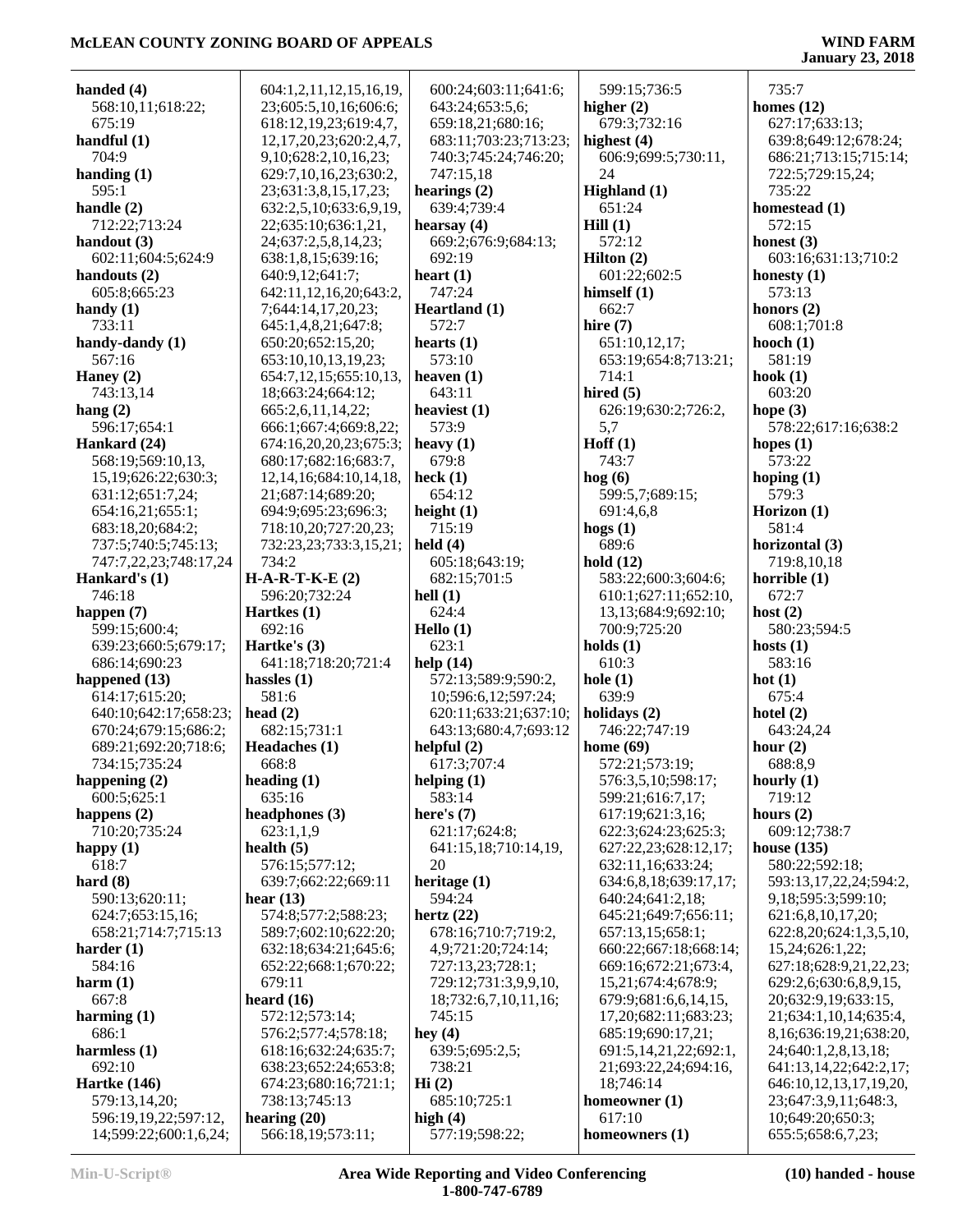**handed (4)**
568:10,11;618:22;
675:19
**handful (1)**
704:9
**handing (1)**
595:1
**handle (2)**
712:22;713:24
**handout (3)**
602:11;604:5;624:9
**handouts (2)**
605:8;665:23
**handy (1)**
733:11
**handy-dandy (1)**
567:16
**Haney (2)**
743:13,14
**hang (2)**
596:17;654:1
**Hankard (24)**
568:19;569:10,13,
15,19;626:22;630:3;
631:12;651:7,24;
654:16,21;655:1;
683:18,20;684:2;
737:5;740:5;745:13;
747:7,22,23;748:17,24
**Hankard's (1)**
746:18
**happen (7)**
599:15;600:4;
639:23;660:5;679:17;
686:14;690:23
**happened (13)**
614:17;615:20;
640:10;642:17;658:23;
670:24;679:15;686:2;
689:21;692:20;718:6;
734:15;735:24
**happening (2)**
600:5;625:1
**happens (2)**
710:20;735:24
**happy (1)**
618:7
**hard (8)**
590:13;620:11;
624:7;653:15,16;
658:21;714:7;715:13
**harder (1)**
584:16
**harm (1)**
667:8
**harming (1)**
686:1
**harmless (1)**
692:10
**Hartke (146)**
579:13,14,20;
596:19,19,22;597:12,
14;599:22;600:1,6,24;
604:1,2,11,12,15,16,19,
23;605:5,10,16;606:6;
618:12,19,23;619:4,7,
12,17,20,23;620:2,4,7,
9,10;628:2,10,16,23;
629:7,10,16,23;630:2,
23;631:3,8,15,17,23;
632:2,5,10;633:6,9,19,
22;635:10;636:1,21,
24;637:2,5,8,14,23;
638:1,8,15;639:16;
640:9,12;641:7;
642:11,12,16,20;643:2,
7;644:14,17,20,23;
645:1,4,8,21;647:8;
650:20;652:15,20;
653:10,10,13,19,23;
654:7,12,15;655:10,13,
18;663:24;664:12;
665:2,6,11,14,22;
666:1;667:4;669:8,22;
674:16,20,20,23;675:3;
680:17;682:16;683:7,
12,14,16;684:10,14,18,
21;687:14;689:20;
694:9;695:23;696:3;
718:10,20;727:20,23;
732:23,23;733:3,15,21;
734:2
**H-A-R-T-K-E (2)**
596:20;732:24
**Hartkes (1)**
692:16
**Hartke's (3)**
641:18;718:20;721:4
**hassles (1)**
581:6
**head (2)**
682:15;731:1
**Headaches (1)**
668:8
**heading (1)**
635:16
**headphones (3)**
623:1,1,9
**health (5)**
576:15;577:12;
639:7;662:22;669:11
**hear (13)**
574:8;577:2;588:23;
589:7;602:10;622:20;
632:18;634:21;645:6;
652:22;668:1;670:22;
679:11
**heard (16)**
572:12;573:14;
576:2;577:4;578:18;
618:16;632:24;635:7;
638:23;652:24;653:8;
674:23;680:16;721:1;
738:13;745:13
**hearing (20)**
566:18,19;573:11;
600:24;603:11;641:6;
643:24;653:5,6;
659:18,21;680:16;
683:11;703:23;713:23;
740:3;745:24;746:20;
747:15,18
**hearings (2)**
639:4;739:4
**hearsay (4)**
669:2;676:9;684:13;
692:19
**heart (1)**
747:24
**Heartland (1)**
572:7
**hearts (1)**
573:10
**heaven (1)**
643:11
**heaviest (1)**
573:9
**heavy (1)**
679:8
**heck (1)**
654:12
**height (1)**
715:19
**held (4)**
605:18;643:19;
682:15;701:5
**hell (1)**
624:4
**Hello (1)**
623:1
**help (14)**
572:13;589:9;590:2,
10;596:6,12;597:24;
620:11;633:21;637:10;
643:13;680:4,7;693:12
**helpful (2)**
617:3;707:4
**helping (1)**
583:14
**here's (7)**
621:17;624:8;
641:15,18;710:14,19,
20
**heritage (1)**
594:24
**hertz (22)**
678:16;710:7;719:2,
4,9;721:20;724:14;
727:13,23;728:1;
729:12;731:3,9,9,10,
18;732:6,7,10,11,16;
745:15
**hey (4)**
639:5;695:2,5;
738:21
**Hi (2)**
685:10;725:1
**high (4)**
577:19;598:22;
599:15;736:5
**higher (2)**
679:3;732:16
**highest (4)**
606:9;699:5;730:11,
24
**Highland (1)**
651:24
**Hill (1)**
572:12
**Hilton (2)**
601:22;602:5
**himself (1)**
662:7
**hire (7)**
651:10,12,17;
653:19;654:8;713:21;
714:1
**hired (5)**
626:19;630:2;726:2,
5,7
**Hoff (1)**
743:7
**hog (6)**
599:5,7;689:15;
691:4,6,8
**hogs (1)**
689:6
**hold (12)**
583:22;600:3;604:6;
610:1;627:11;652:10,
13,13;684:9;692:10;
700:9;725:20
**holds (1)**
610:3
**hole (1)**
639:9
**holidays (2)**
746:22;747:19
**home (69)**
572:21;573:19;
576:3,5,10;598:17;
599:21;616:7,17;
617:19;621:3,16;
622:3;624:23;625:3;
627:22,23;628:12,17;
632:11,16;633:24;
634:6,8,18;639:17,17;
640:24;641:2,18;
645:21;649:7;656:11;
657:13,15;658:1;
660:22;667:18;668:14;
669:16;672:21;673:4,
15,21;674:4;678:9;
679:9;681:6,6,14,15,
17,20;682:11;683:23;
685:19;690:17,21;
691:5,14,21,22;692:1,
21;693:22,24;694:16,
18;746:14
**homeowner (1)**
617:10
**homeowners (1)**
735:7
**homes (12)**
627:17;633:13;
639:8;649:12;678:24;
686:21;713:15;715:14;
722:5;729:15,24;
735:22
**homestead (1)**
572:15
**honest (3)**
603:16;631:13;710:2
**honesty (1)**
573:13
**honors (2)**
608:1;701:8
**hooch (1)**
581:19
**hook (1)**
603:20
**hope (3)**
578:22;617:16;638:2
**hopes (1)**
573:22
**hoping (1)**
579:3
**Horizon (1)**
581:4
**horizontal (3)**
719:8,10,18
**horrible (1)**
672:7
**host (2)**
580:23;594:5
**hosts (1)**
583:16
**hot (1)**
675:4
**hotel (2)**
643:24,24
**hour (2)**
688:8,9
**hourly (1)**
719:12
**hours (2)**
609:12;738:7
**house (135)**
580:22;592:18;
593:13,17,22,24;594:2,
9,18;595:3;599:10;
621:6,8,10,17,20;
622:8,20;624:1,3,5,10,
15,24;626:1,22;
627:18;628:9,21,22,23;
629:2,6;630:6,8,9,15,
20;632:9,19;633:15,
21;634:1,10,14;635:4,
8,16;636:19,21;638:20,
24;640:1,2,8,13,18;
641:13,14,22;642:2,17;
646:10,12,13,17,19,20,
23;647:3,9,11;648:3,
10;649:20;650:3;
655:5;658:6,7,23;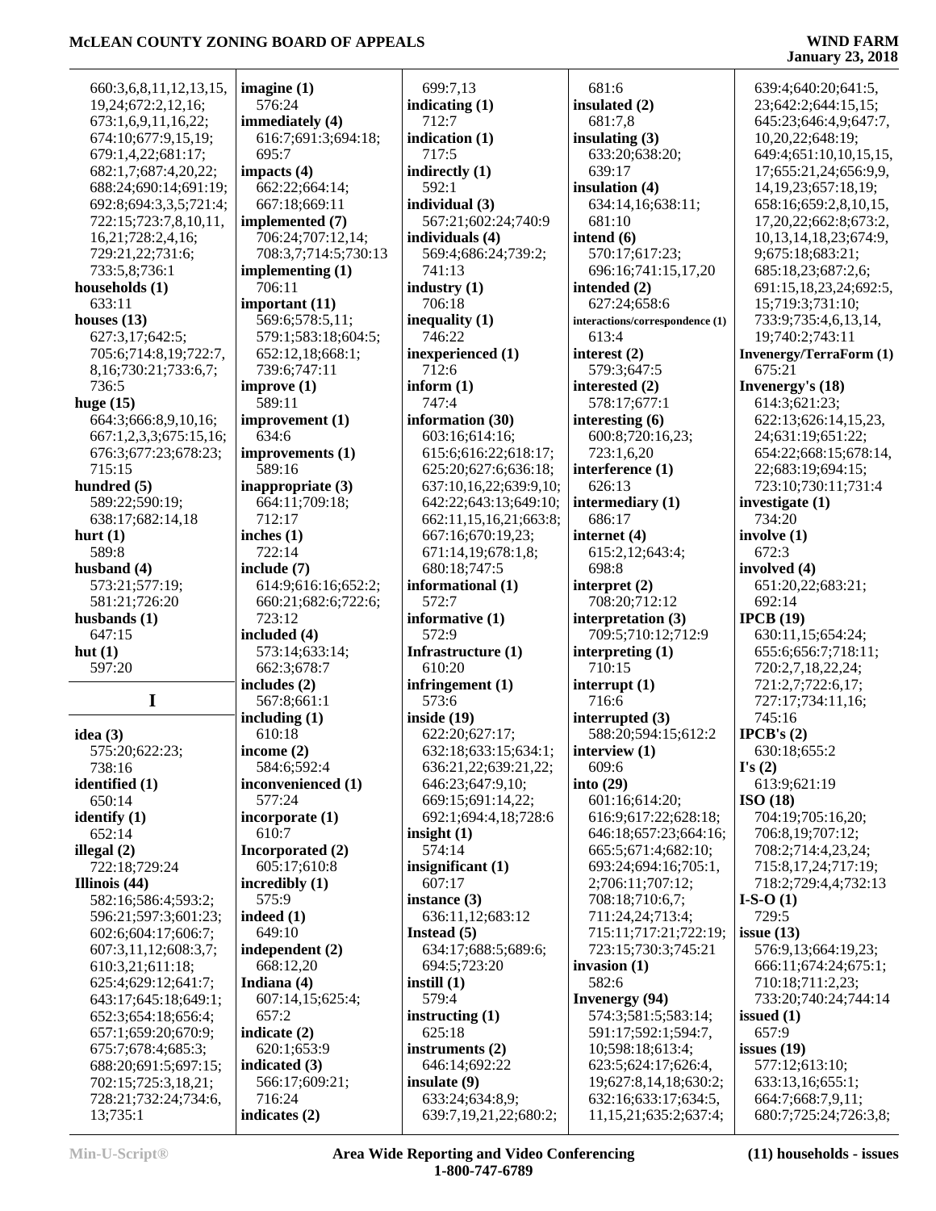660:3,6,8,11,12,13,15,19,24;672:2,12,16;673:1,6,9,11,16,22;674:10;677:9,15,19;679:1,4,22;681:17;682:1,7;687:4,20,22;688:24;690:14;691:19;692:8;694:3,3,5;721:4;722:15;723:7,8,10,11,16,21;728:2,4,16;729:21,22;731:6;733:5,8;736:1

**households (1)**
633:11

**houses (13)**
627:3,17;642:5;705:6;714:8,19;722:7,8,16;730:21;733:6,7;736:5

**huge (15)**
664:3;666:8,9,10,16;667:1,2,3,3;675:15,16;676:3;677:23;678:23;715:15

**hundred (5)**
589:22;590:19;638:17;682:14,18

**hurt (1)**
589:8

**husband (4)**
573:21;577:19;581:21;726:20

**husbands (1)**
647:15

**hut (1)**
597:20

# I

**idea (3)**
575:20;622:23;738:16

**identified (1)**
650:14

**identify (1)**
652:14

**illegal (2)**
722:18;729:24

**Illinois (44)**
582:16;586:4;593:2;596:21;597:3;601:23;602:6;604:17;606:7;607:3,11,12;608:3,7;610:3,21;611:18;625:4;629:12;641:7;643:17;645:18;649:1;652:3;654:18;656:4;657:1;659:20;670:9;675:7;678:4;685:3;688:20;691:5;697:15;702:15;725:3,18,21;728:21;732:24;734:6,13;735:1

**imagine (1)**
576:24

**immediately (4)**
616:7;691:3;694:18;695:7

**impacts (4)**
662:22;664:14;667:18;669:11

**implemented (7)**
706:24;707:12,14;708:3,7;714:5;730:13

**implementing (1)**
706:11

**important (11)**
569:6;578:5,11;579:1;583:18;604:5;652:12,18;668:1;739:6;747:11

**improve (1)**
589:11

**improvement (1)**
634:6

**improvements (1)**
589:16

**inappropriate (3)**
664:11;709:18;712:17

**inches (1)**
722:14

**include (7)**
614:9;616:16;652:2;660:21;682:6;722:6;723:12

**included (4)**
573:14;633:14;662:3;678:7

**includes (2)**
567:8;661:1

**including (1)**
610:18

**income (2)**
584:6;592:4

**inconvenienced (1)**
577:24

**incorporate (1)**
610:7

**Incorporated (2)**
605:17;610:8

**incredibly (1)**
575:9

**indeed (1)**
649:10

**independent (2)**
668:12,20

**Indiana (4)**
607:14,15;625:4;657:2

**indicate (2)**
620:1;653:9

**indicated (3)**
566:17;609:21;716:24

**indicates (2)**
699:7,13

**indicating (1)**
712:7

**indication (1)**
717:5

**indirectly (1)**
592:1

**individual (3)**
567:21;602:24;740:9

**individuals (4)**
569:4;686:24;739:2;741:13

**industry (1)**
706:18

**inequality (1)**
746:22

**inexperienced (1)**
712:6

**inform (1)**
747:4

**information (30)**
603:16;614:16;615:6;616:22;618:17;625:20;627:6;636:18;637:10,16,22;639:9,10;642:22;643:13;649:10;662:11,15,16,21;663:8;667:16;670:19,23;671:14,19;678:1,8;680:18;747:5

**informational (1)**
572:7

**informative (1)**
572:9

**Infrastructure (1)**
610:20

**infringement (1)**
573:6

**inside (19)**
622:20;627:17;632:18;633:15;634:1;636:21,22;639:21,22;646:23;647:9,10;669:15;691:14,22;692:1;694:4,18;728:6

**insight (1)**
574:14

**insignificant (1)**
607:17

**instance (3)**
636:11,12;683:12

**Instead (5)**
634:17;688:5;689:6;694:5;723:20

**instill (1)**
579:4

**instructing (1)**
625:18

**instruments (2)**
646:14;692:22

**insulate (9)**
633:24;634:8,9;639:7,19,21,22;680:2;681:6

**insulated (2)**
681:7,8

**insulating (3)**
633:20;638:20;639:17

**insulation (4)**
634:14,16;638:11;681:10

**intend (6)**
570:17;617:23;696:16;741:15,17,20

**intended (2)**
627:24;658:6

**interactions/correspondence (1)**
613:4

**interest (2)**
579:3;647:5

**interested (2)**
578:17;677:1

**interesting (6)**
600:8;720:16,23;723:1,6,20

**interference (1)**
626:13

**intermediary (1)**
686:17

**internet (4)**
615:2,12;643:4;698:8

**interpret (2)**
708:20;712:12

**interpretation (3)**
709:5;710:12;712:9

**interpreting (1)**
710:15

**interrupt (1)**
716:6

**interrupted (3)**
588:20;594:15;612:2

**interview (1)**
609:6

**into (29)**
601:16;614:20;616:9;617:22;628:18;646:18;657:23;664:16;665:5;671:4;682:10;693:24;694:16;705:1,2;706:11;707:12;708:18;710:6,7;711:24,24;713:4;715:11;717:21;722:19;723:15;730:3;745:21

**invasion (1)**
582:6

**Invenergy (94)**
574:3;581:5;583:14;591:17;592:1;594:7,10;598:18;613:4;623:5;624:17;626:4,19;627:8,14,18;630:2;632:16;633:17;634:5,11,15,21;635:2;637:4;639:4;640:20;641:5,23;642:2;644:15,15;645:23;646:4,9;647:7,10,20,22;648:19;649:4;651:10,10,15,15,17;655:21,24;656:9,9,14,19,23;657:18,19;658:16;659:2,8,10,15,17,20,22;662:8;673:2,10,13,14,18,23;674:9,9;675:18;683:21;685:18,23;687:2,6;691:15,18,23,24;692:5,15;719:3;731:10;733:9;735:4,6,13,14,19;740:2;743:11

**Invenergy/TerraForm (1)**
675:21

**Invenergy's (18)**
614:3;621:23;622:13;626:14,15,23,24;631:19;651:22;654:22;668:15;678:14,22;683:19;694:15;723:10;730:11;731:4

**investigate (1)**
734:20

**involve (1)**
672:3

**involved (4)**
651:20,22;683:21;692:14

**IPCB (19)**
630:11,15;654:24;655:6;656:7;718:11;720:2,7,18,22,24;721:2,7;722:6,17;727:17;734:11,16;745:16

**IPCB's (2)**
630:18;655:2

**I's (2)**
613:9;621:19

**ISO (18)**
704:19;705:16,20;706:8,19;707:12;708:2;714:4,23,24;715:8,17,24;717:19;718:2;729:4,4;732:13

**I-S-O (1)**
729:5

**issue (13)**
576:9,13;664:19,23;666:11;674:24;675:1;710:18;711:2,23;733:20;740:24;744:14

**issued (1)**
657:9

**issues (19)**
577:12;613:10;633:13,16;655:1;664:7;668:7,9,11;680:7;725:24;726:3,8;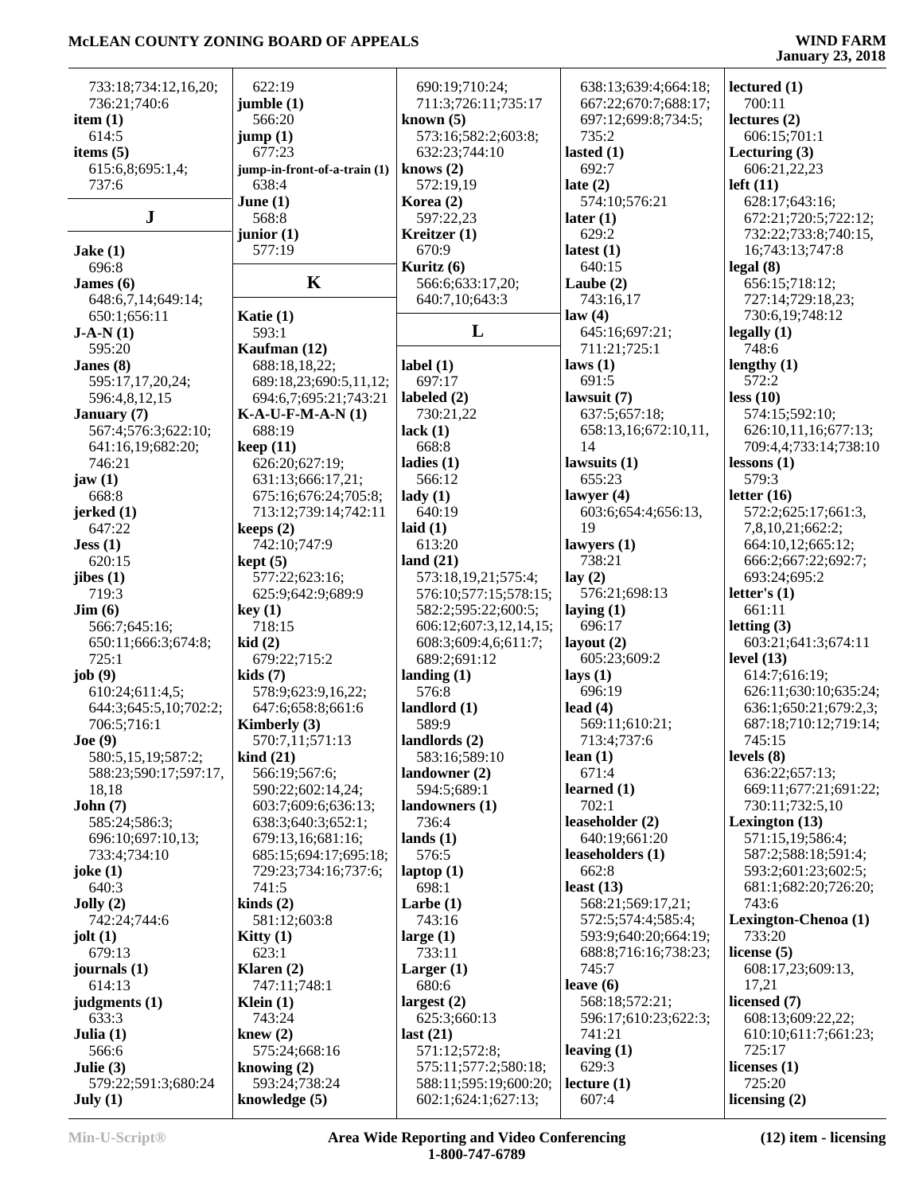733:18;734:12,16,20;
736:21;740:6
**item (1)**
614:5
**items (5)**
615:6,8;695:1,4;
737:6

## J

**Jake (1)**
696:8
**James (6)**
648:6,7,14;649:14;
650:1;656:11
**J-A-N (1)**
595:20
**Janes (8)**
595:17,17,20,24;
596:4,8,12,15
**January (7)**
567:4;576:3;622:10;
641:16,19;682:20;
746:21
**jaw (1)**
668:8
**jerked (1)**
647:22
**Jess (1)**
620:15
**jibes (1)**
719:3
**Jim (6)**
566:7;645:16;
650:11;666:3;674:8;
725:1
**job (9)**
610:24;611:4,5;
644:3;645:5,10;702:2;
706:5;716:1
**Joe (9)**
580:5,15,19;587:2;
588:23;590:17;597:17,
18,18
**John (7)**
585:24;586:3;
696:10;697:10,13;
733:4;734:10
**joke (1)**
640:3
**Jolly (2)**
742:24;744:6
**jolt (1)**
679:13
**journals (1)**
614:13
**judgments (1)**
633:3
**Julia (1)**
566:6
**Julie (3)**
579:22;591:3;680:24
**July (1)**
622:19
**jumble (1)**
566:20
**jump (1)**
677:23
**jump-in-front-of-a-train (1)**
638:4
**June (1)**
568:8
**junior (1)**
577:19

## K

**Katie (1)**
593:1
**Kaufman (12)**
688:18,18,22;
689:18,23;690:5,11,12;
694:6,7;695:21;743:21
**K-A-U-F-M-A-N (1)**
688:19
**keep (11)**
626:20;627:19;
631:13;666:17,21;
675:16;676:24;705:8;
713:12;739:14;742:11
**keeps (2)**
742:10;747:9
**kept (5)**
577:22;623:16;
625:9;642:9;689:9
**key (1)**
718:15
**kid (2)**
679:22;715:2
**kids (7)**
578:9;623:9,16,22;
647:6;658:8;661:6
**Kimberly (3)**
570:7,11;571:13
**kind (21)**
566:19;567:6;
590:22;602:14,24;
603:7;609:6;636:13;
638:3;640:3;652:1;
679:13,16;681:16;
685:15;694:17;695:18;
729:23;734:16;737:6;
741:5
**kinds (2)**
581:12;603:8
**Kitty (1)**
623:1
**Klaren (2)**
747:11;748:1
**Klein (1)**
743:24
**knew (2)**
575:24;668:16
**knowing (2)**
593:24;738:24
**knowledge (5)**
690:19;710:24;
711:3;726:11;735:17
**known (5)**
573:16;582:2;603:8;
632:23;744:10
**knows (2)**
572:19,19
**Korea (2)**
597:22,23
**Kreitzer (1)**
670:9
**Kuritz (6)**
566:6;633:17,20;
640:7,10;643:3

## L

**label (1)**
697:17
**labeled (2)**
730:21,22
**lack (1)**
668:8
**ladies (1)**
566:12
**lady (1)**
640:19
**laid (1)**
613:20
**land (21)**
573:18,19,21;575:4;
576:10;577:15;578:15;
582:2;595:22;600:5;
606:12;607:3,12,14,15;
608:3;609:4,6;611:7;
689:2;691:12
**landing (1)**
576:8
**landlord (1)**
589:9
**landlords (2)**
583:16;589:10
**landowner (2)**
594:5;689:1
**landowners (1)**
736:4
**lands (1)**
576:5
**laptop (1)**
698:1
**Larbe (1)**
743:16
**large (1)**
733:11
**Larger (1)**
680:6
**largest (2)**
625:3;660:13
**last (21)**
571:12;572:8;
575:11;577:2;580:18;
588:11;595:19;600:20;
602:1;624:1;627:13;
638:13;639:4;664:18;
667:22;670:7;688:17;
697:12;699:8;734:5;
735:2
**lasted (1)**
692:7
**late (2)**
574:10;576:21
**later (1)**
629:2
**latest (1)**
640:15
**Laube (2)**
743:16,17
**law (4)**
645:16;697:21;
711:21;725:1
**laws (1)**
691:5
**lawsuit (7)**
637:5;657:18;
658:13,16;672:10,11,
14
**lawsuits (1)**
655:23
**lawyer (4)**
603:6;654:4;656:13,
19
**lawyers (1)**
738:21
**lay (2)**
576:21;698:13
**laying (1)**
696:17
**layout (2)**
605:23;609:2
**lays (1)**
696:19
**lead (4)**
569:11;610:21;
713:4;737:6
**lean (1)**
671:4
**learned (1)**
702:1
**leaseholder (2)**
640:19;661:20
**leaseholders (1)**
662:8
**least (13)**
568:21;569:17,21;
572:5;574:4;585:4;
593:9;640:20;664:19;
688:8;716:16;738:23;
745:7
**leave (6)**
568:18;572:21;
596:17;610:23;622:3;
741:21
**leaving (1)**
629:3
**lecture (1)**
607:4
**lectured (1)**
700:11
**lectures (2)**
606:15;701:1
**Lecturing (3)**
606:21,22,23
**left (11)**
628:17;643:16;
672:21;720:5;722:12;
732:22;733:8;740:15,
16;743:13;747:8
**legal (8)**
656:15;718:12;
727:14;729:18,23;
730:6,19;748:12
**legally (1)**
748:6
**lengthy (1)**
572:2
**less (10)**
574:15;592:10;
626:10,11,16;677:13;
709:4,4;733:14;738:10
**lessons (1)**
579:3
**letter (16)**
572:2;625:17;661:3,
7,8,10,21;662:2;
664:10,12;665:12;
666:2;667:22;692:7;
693:24;695:2
**letter's (1)**
661:11
**letting (3)**
603:21;641:3;674:11
**level (13)**
614:7;616:19;
626:11;630:10;635:24;
636:1;650:21;679:2,3;
687:18;710:12;719:14;
745:15
**levels (8)**
636:22;657:13;
669:11;677:21;691:22;
730:11;732:5,10
**Lexington (13)**
571:15,19;586:4;
587:2;588:18;591:4;
593:2;601:23;602:5;
681:1;682:20;726:20;
743:6
**Lexington-Chenoa (1)**
733:20
**license (5)**
608:17,23;609:13,
17,21
**licensed (7)**
608:13;609:22,22;
610:10;611:7;661:23;
725:17
**licenses (1)**
725:20
**licensing (2)**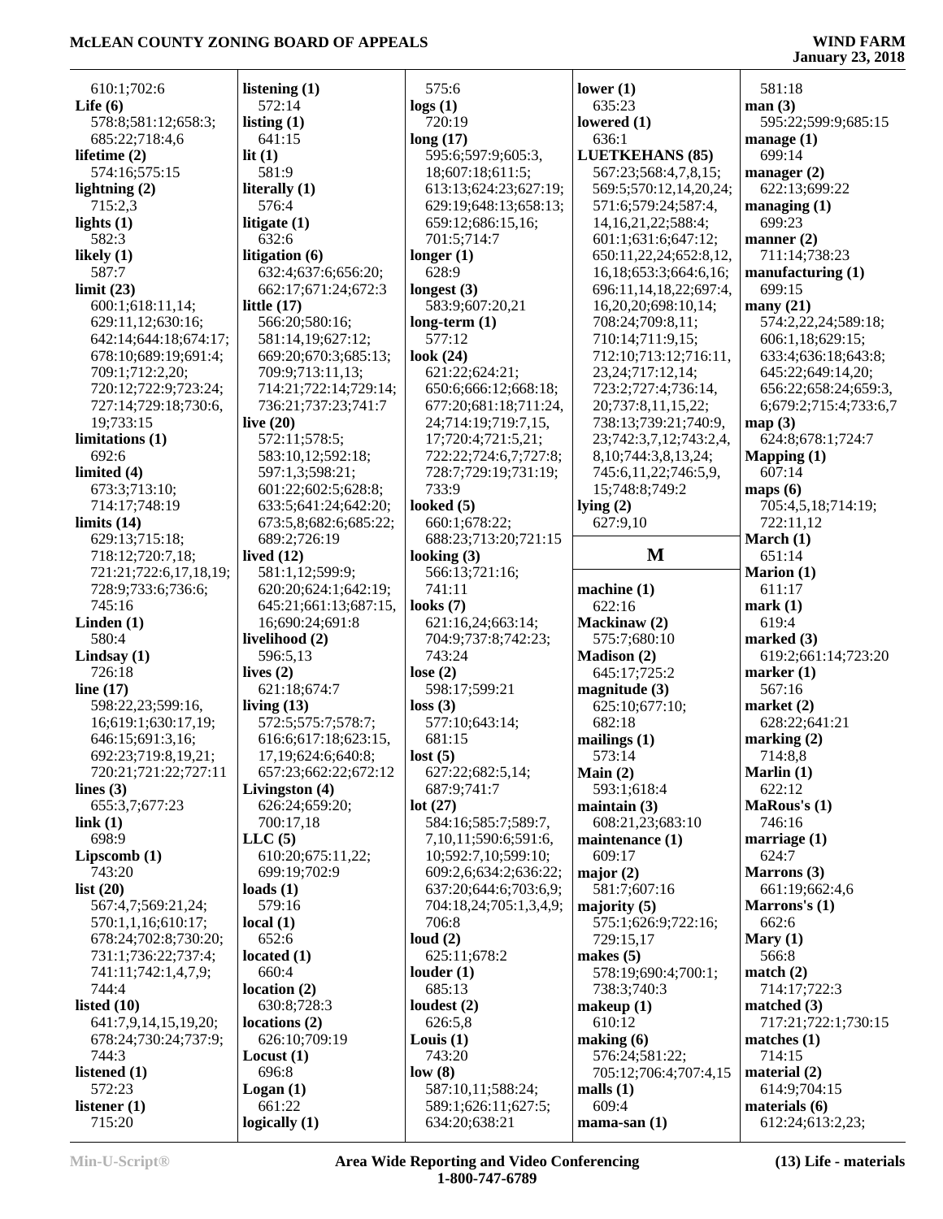610:1;702:6
**Life (6)**
578:8;581:12;658:3;
685:22;718:4,6
**lifetime (2)**
574:16;575:15
**lightning (2)**
715:2,3
**lights (1)**
582:3
**likely (1)**
587:7
**limit (23)**
600:1;618:11,14;
629:11,12;630:16;
642:14;644:18;674:17;
678:10;689:19;691:4;
709:1;712:2,20;
720:12;722:9;723:24;
727:14;729:18;730:6,
19;733:15
**limitations (1)**
692:6
**limited (4)**
673:3;713:10;
714:17;748:19
**limits (14)**
629:13;715:18;
718:12;720:7,18;
721:21;722:6,17,18,19;
728:9;733:6;736:6;
745:16
**Linden (1)**
580:4
**Lindsay (1)**
726:18
**line (17)**
598:22,23;599:16,
16;619:1;630:17,19;
646:15;691:3,16;
692:23;719:8,19,21;
720:21;721:22;727:11
**lines (3)**
655:3,7;677:23
**link (1)**
698:9
**Lipscomb (1)**
743:20
**list (20)**
567:4,7;569:21,24;
570:1,1,16;610:17;
678:24;702:8;730:20;
731:1;736:22;737:4;
741:11;742:1,4,7,9;
744:4
**listed (10)**
641:7,9,14,15,19,20;
678:24;730:24;737:9;
744:3
**listened (1)**
572:23
**listener (1)**
715:20
**listening (1)**
572:14
**listing (1)**
641:15
**lit (1)**
581:9
**literally (1)**
576:4
**litigate (1)**
632:6
**litigation (6)**
632:4;637:6;656:20;
662:17;671:24;672:3
**little (17)**
566:20;580:16;
581:14,19;627:12;
669:20;670:3;685:13;
709:9;713:11,13;
714:21;722:14;729:14;
736:21;737:23;741:7
**live (20)**
572:11;578:5;
583:10,12;592:18;
597:1,3;598:21;
601:22;602:5;628:8;
633:5;641:24;642:20;
673:5,8;682:6;685:22;
689:2;726:19
**lived (12)**
581:1,12;599:9;
620:20;624:1;642:19;
645:21;661:13;687:15,
16;690:24;691:8
**livelihood (2)**
596:5,13
**lives (2)**
621:18;674:7
**living (13)**
572:5;575:7;578:7;
616:6;617:18;623:15,
17,19;624:6;640:8;
657:23;662:22;672:12
**Livingston (4)**
626:24;659:20;
700:17,18
**LLC (5)**
610:20;675:11,22;
699:19;702:9
**loads (1)**
579:16
**local (1)**
652:6
**located (1)**
660:4
**location (2)**
630:8;728:3
**locations (2)**
626:10;709:19
**Locust (1)**
696:8
**Logan (1)**
661:22
**logically (1)**
575:6
**logs (1)**
720:19
**long (17)**
595:6;597:9;605:3,
18;607:18;611:5;
613:13;624:23;627:19;
629:19;648:13;658:13;
659:12;686:15,16;
701:5;714:7
**longer (1)**
628:9
**longest (3)**
583:9;607:20,21
**long-term (1)**
577:12
**look (24)**
621:22;624:21;
650:6;666:12;668:18;
677:20;681:18;711:24,
24;714:19;719:7,15,
17;720:4;721:5,21;
722:22;724:6,7;727:8;
728:7;729:19;731:19;
733:9
**looked (5)**
660:1;678:22;
688:23;713:20;721:15
**looking (3)**
566:13;721:16;
741:11
**looks (7)**
621:16,24;663:14;
704:9;737:8;742:23;
743:24
**lose (2)**
598:17;599:21
**loss (3)**
577:10;643:14;
681:15
**lost (5)**
627:22;682:5,14;
687:9;741:7
**lot (27)**
584:16;585:7;589:7,
7,10,11;590:6;591:6,
10;592:7,10;599:10;
609:2,6;634:2;636:22;
637:20;644:6;703:6,9;
704:18,24;705:1,3,4,9;
706:8
**loud (2)**
625:11;678:2
**louder (1)**
685:13
**loudest (2)**
626:5,8
**Louis (1)**
743:20
**low (8)**
587:10,11;588:24;
589:1;626:11;627:5;
634:20;638:21
**lower (1)**
635:23
**lowered (1)**
636:1
**LUETKEHANS (85)**
567:23;568:4,7,8,15;
569:5;570:12,14,20,24;
571:6;579:24;587:4,
14,16,21,22;588:4;
601:1;631:6;647:12;
650:11,22,24;652:8,12,
16,18;653:3;664:6,16;
696:11,14,18,22;697:4,
16,20,20;698:10,14;
708:24;709:8,11;
710:14;711:9,15;
712:10;713:12;716:11,
23,24;717:12,14;
723:2;727:4;736:14,
20;737:8,11,15,22;
738:13;739:21;740:9,
23;742:3,7,12;743:2,4,
8,10;744:3,8,13,24;
745:6,11,22;746:5,9,
15;748:8;749:2
**lying (2)**
627:9,10

## M

**machine (1)**
622:16
**Mackinaw (2)**
575:7;680:10
**Madison (2)**
645:17;725:2
**magnitude (3)**
625:10;677:10;
682:18
**mailings (1)**
573:14
**Main (2)**
593:1;618:4
**maintain (3)**
608:21,23;683:10
**maintenance (1)**
609:17
**major (2)**
581:7;607:16
**majority (5)**
575:1;626:9;722:16;
729:15,17
**makes (5)**
578:19;690:4;700:1;
738:3;740:3
**makeup (1)**
610:12
**making (6)**
576:24;581:22;
705:12;706:4;707:4,15
**malls (1)**
609:4
**mama-san (1)**
581:18
**man (3)**
595:22;599:9;685:15
**manage (1)**
699:14
**manager (2)**
622:13;699:22
**managing (1)**
699:23
**manner (2)**
711:14;738:23
**manufacturing (1)**
699:15
**many (21)**
574:2,22,24;589:18;
606:1,18;629:15;
633:4;636:18;643:8;
645:22;649:14,20;
656:22;658:24;659:3,
6;679:2;715:4;733:6,7
**map (3)**
624:8;678:1;724:7
**Mapping (1)**
607:14
**maps (6)**
705:4,5,18;714:19;
722:11,12
**March (1)**
651:14
**Marion (1)**
611:17
**mark (1)**
619:4
**marked (3)**
619:2;661:14;723:20
**marker (1)**
567:16
**market (2)**
628:22;641:21
**marking (2)**
714:8,8
**Marlin (1)**
622:12
**MaRous's (1)**
746:16
**marriage (1)**
624:7
**Marrons (3)**
661:19;662:4,6
**Marrons's (1)**
662:6
**Mary (1)**
566:8
**match (2)**
714:17;722:3
**matched (3)**
717:21;722:1;730:15
**matches (1)**
714:15
**material (2)**
614:9;704:15
**materials (6)**
612:24;613:2,23;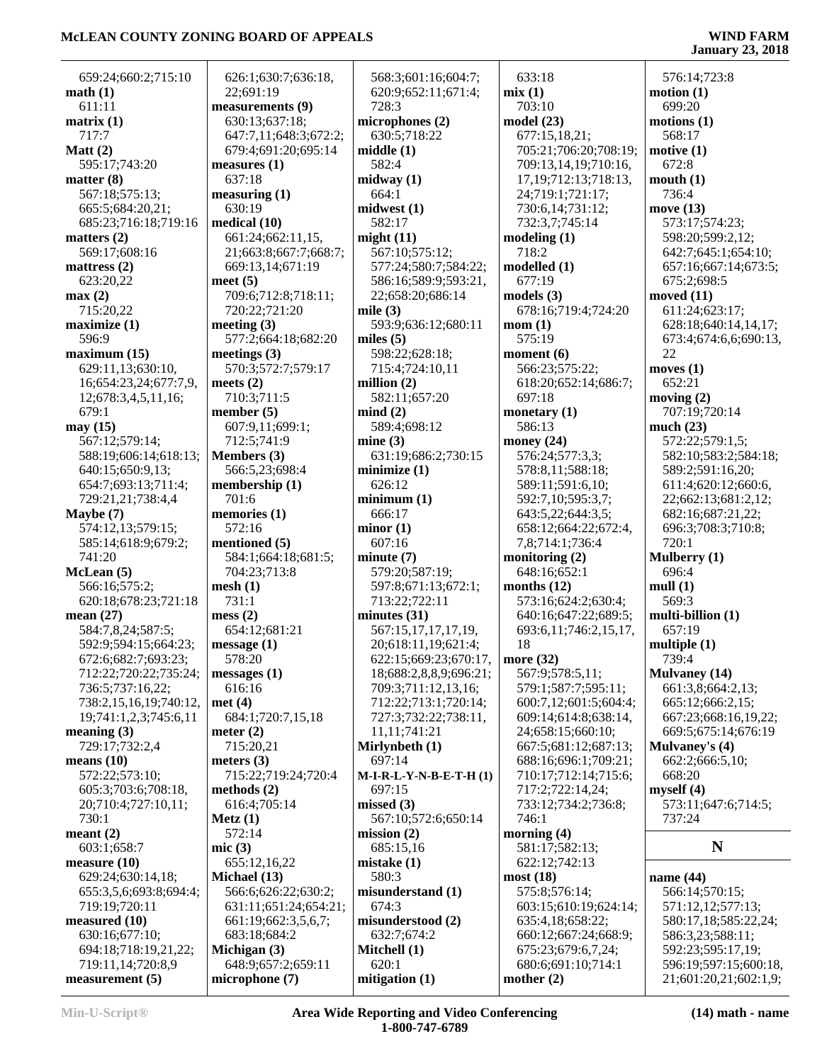659:24;660:2;715:10
**math (1)**
611:11
**matrix (1)**
717:7
**Matt (2)**
595:17;743:20
**matter (8)**
567:18;575:13;
665:5;684:20,21;
685:23;716:18;719:16
**matters (2)**
569:17;608:16
**mattress (2)**
623:20,22
**max (2)**
715:20,22
**maximize (1)**
596:9
**maximum (15)**
629:11,13;630:10,
16;654:23,24;677:7,9,
12;678:3,4,5,11,16;
679:1
**may (15)**
567:12;579:14;
588:19;606:14;618:13;
640:15;650:9,13;
654:7;693:13;711:4;
729:21,21;738:4,4
**Maybe (7)**
574:12,13;579:15;
585:14;618:9;679:2;
741:20
**McLean (5)**
566:16;575:2;
620:18;678:23;721:18
**mean (27)**
584:7,8,24;587:5;
592:9;594:15;664:23;
672:6;682:7;693:23;
712:22;720:22;735:24;
736:5;737:16,22;
738:2,15,16,19;740:12,
19;741:1,2,3;745:6,11
**meaning (3)**
729:17;732:2,4
**means (10)**
572:22;573:10;
605:3;703:6;708:18,
20;710:4;727:10,11;
730:1
**meant (2)**
603:1;658:7
**measure (10)**
629:24;630:14,18;
655:3,5,6;693:8;694:4;
719:19;720:11
**measured (10)**
630:16;677:10;
694:18;718:19,21,22;
719:11,14;720:8,9
**measurement (5)**
626:1;630:7;636:18,
22;691:19
**measurements (9)**
630:13;637:18;
647:7,11;648:3;672:2;
679:4;691:20;695:14
**measures (1)**
637:18
**measuring (1)**
630:19
**medical (10)**
661:24;662:11,15,
21;663:8;667:7;668:7;
669:13,14;671:19
**meet (5)**
709:6;712:8;718:11;
720:22;721:20
**meeting (3)**
577:2;664:18;682:20
**meetings (3)**
570:3;572:7;579:17
**meets (2)**
710:3;711:5
**member (5)**
607:9,11;699:1;
712:5;741:9
**Members (3)**
566:5,23;698:4
**membership (1)**
701:6
**memories (1)**
572:16
**mentioned (5)**
584:1;664:18;681:5;
704:23;713:8
**mesh (1)**
731:1
**mess (2)**
654:12;681:21
**message (1)**
578:20
**messages (1)**
616:16
**met (4)**
684:1;720:7,15,18
**meter (2)**
715:20,21
**meters (3)**
715:22;719:24;720:4
**methods (2)**
616:4;705:14
**Metz (1)**
572:14
**mic (3)**
655:12,16,22
**Michael (13)**
566:6;626:22;630:2;
631:11;651:24;654:21;
661:19;662:3,5,6,7;
683:18;684:2
**Michigan (3)**
648:9;657:2;659:11
**microphone (7)**
568:3;601:16;604:7;
620:9;652:11;671:4;
728:3
**microphones (2)**
630:5;718:22
**middle (1)**
582:4
**midway (1)**
664:1
**midwest (1)**
582:17
**might (11)**
567:10;575:12;
577:24;580:7;584:22;
586:16;589:9;593:21,
22;658:20;686:14
**mile (3)**
593:9;636:12;680:11
**miles (5)**
598:22;628:18;
715:4;724:10,11
**million (2)**
582:11;657:20
**mind (2)**
589:4;698:12
**mine (3)**
631:19;686:2;730:15
**minimize (1)**
626:12
**minimum (1)**
666:17
**minor (1)**
607:16
**minute (7)**
579:20;587:19;
597:8;671:13;672:1;
713:22;722:11
**minutes (31)**
567:15,17,17,17,19,
20;618:11,19;621:4;
622:15;669:23;670:17,
18;688:2,8,8,9;696:21;
709:3;711:12,13,16;
712:22;713:1;720:14;
727:3;732:22;738:11,
11,11;741:21
**Mirlynbeth (1)**
697:14
**M-I-R-L-Y-N-B-E-T-H (1)**
697:15
**missed (3)**
567:10;572:6;650:14
**mission (2)**
685:15,16
**mistake (1)**
580:3
**misunderstand (1)**
674:3
**misunderstood (2)**
632:7;674:2
**Mitchell (1)**
620:1
**mitigation (1)**
633:18
**mix (1)**
703:10
**model (23)**
677:15,18,21;
705:21;706:20;708:19;
709:13,14,19;710:16,
17,19;712:13;718:13,
24;719:1;721:17;
730:6,14;731:12;
732:3,7;745:14
**modeling (1)**
718:2
**modelled (1)**
677:19
**models (3)**
678:16;719:4;724:20
**mom (1)**
575:19
**moment (6)**
566:23;575:22;
618:20;652:14;686:7;
697:18
**monetary (1)**
586:13
**money (24)**
576:24;577:3,3;
578:8,11;588:18;
589:11;591:6,10;
592:7,10;595:3,7;
643:5,22;644:3,5;
658:12;664:22;672:4,
7,8;714:1;736:4
**monitoring (2)**
648:16;652:1
**months (12)**
573:16;624:2;630:4;
640:16;647:22;689:5;
693:6,11;746:2,15,17,
18
**more (32)**
567:9;578:5,11;
579:1;587:7;595:11;
600:7,12;601:5;604:4;
609:14;614:8;638:14,
24;658:15;660:10;
667:5;681:12;687:13;
688:16;696:1;709:21;
710:17;712:14;715:6;
717:2;722:14,24;
733:12;734:2;736:8;
746:1
**morning (4)**
581:17;582:13;
622:12;742:13
**most (18)**
575:8;576:14;
603:15;610:19;624:14;
635:4,18;658:22;
660:12;667:24;668:9;
675:23;679:6,7,24;
680:6;691:10;714:1
**mother (2)**
576:14;723:8
**motion (1)**
699:20
**motions (1)**
568:17
**motive (1)**
672:8
**mouth (1)**
736:4
**move (13)**
573:17;574:23;
598:20;599:2,12;
642:7;645:1;654:10;
657:16;667:14;673:5;
675:2;698:5
**moved (11)**
611:24;623:17;
628:18;640:14,14,17;
673:4;674:6,6;690:13,
22
**moves (1)**
652:21
**moving (2)**
707:19;720:14
**much (23)**
572:22;579:1,5;
582:10;583:2;584:18;
589:2;591:16,20;
611:4;620:12;660:6,
22;662:13;681:2,12;
682:16;687:21,22;
696:3;708:3;710:8;
720:1
**Mulberry (1)**
696:4
**mull (1)**
569:3
**multi-billion (1)**
657:19
**multiple (1)**
739:4
**Mulvaney (14)**
661:3,8;664:2,13;
665:12;666:2,15;
667:23;668:16,19,22;
669:5;675:14;676:19
**Mulvaney's (4)**
662:2;666:5,10;
668:20
**myself (4)**
573:11;647:6;714:5;
737:24

## N

**name (44)**
566:14;570:15;
571:12,12;577:13;
580:17,18;585:22,24;
586:3,23;588:11;
592:23;595:17,19;
596:19;597:15;600:18,
21;601:20,21;602:1,9;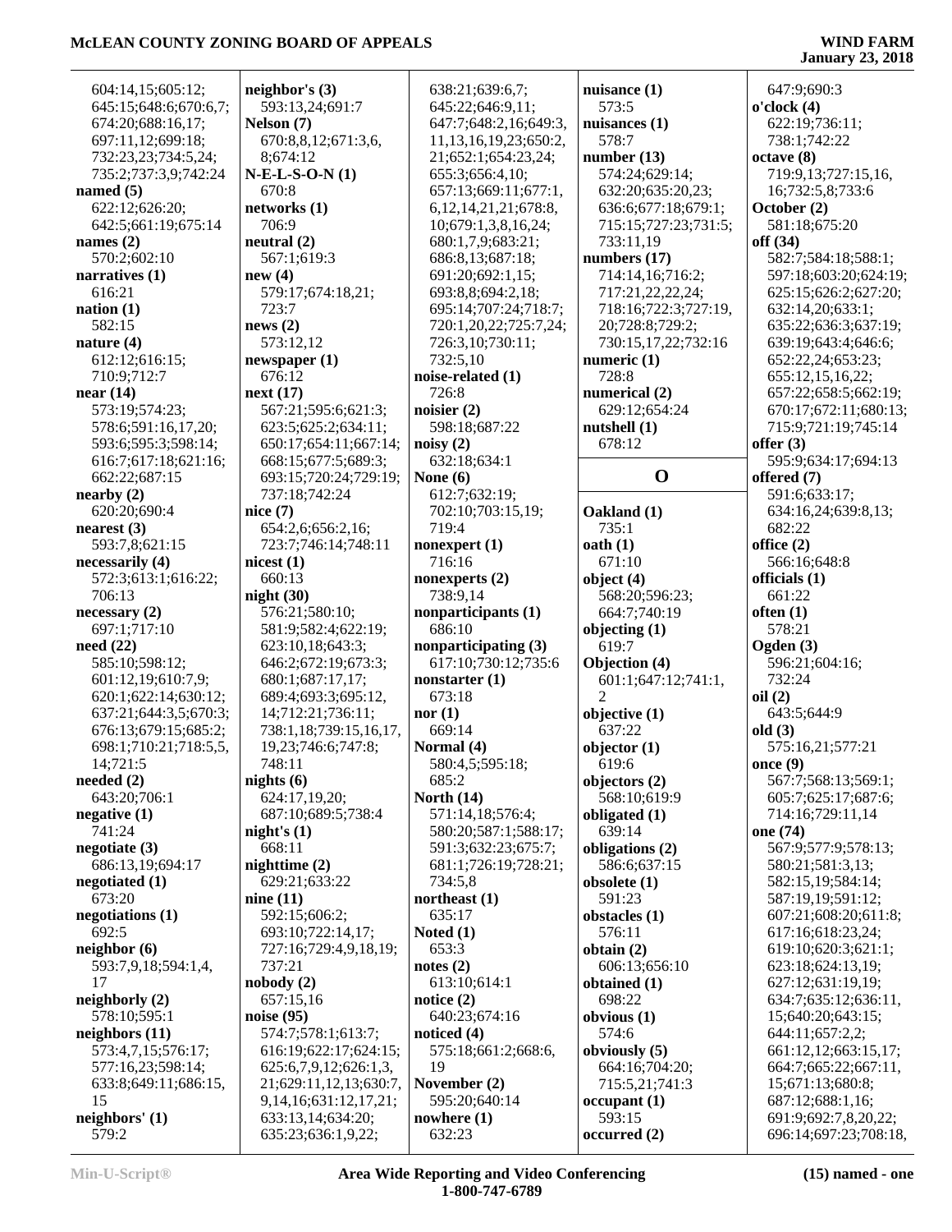604:14,15;605:12;
645:15;648:6;670:6,7;
674:20;688:16,17;
697:11,12;699:18;
732:23,23;734:5,24;
735:2;737:3,9;742:24

**named (5)**
622:12;626:20;
642:5;661:19;675:14

**names (2)**
570:2;602:10

**narratives (1)**
616:21

**nation (1)**
582:15

**nature (4)**
612:12;616:15;
710:9;712:7

**near (14)**
573:19;574:23;
578:6;591:16,17,20;
593:6;595:3;598:14;
616:7;617:18;621:16;
662:22;687:15

**nearby (2)**
620:20;690:4

**nearest (3)**
593:7,8;621:15

**necessarily (4)**
572:3;613:1;616:22;
706:13

**necessary (2)**
697:1;717:10

**need (22)**
585:10;598:12;
601:12,19;610:7,9;
620:1;622:14;630:12;
637:21;644:3,5;670:3;
676:13;679:15;685:2;
698:1;710:21;718:5,5,
14;721:5

**needed (2)**
643:20;706:1

**negative (1)**
741:24

**negotiate (3)**
686:13,19;694:17

**negotiated (1)**
673:20

**negotiations (1)**
692:5

**neighbor (6)**
593:7,9,18;594:1,4,
17

**neighborly (2)**
578:10;595:1

**neighbors (11)**
573:4,7,15;576:17;
577:16,23;598:14;
633:8;649:11;686:15,
15

**neighbors' (1)**
579:2

**neighbor's (3)**
593:13,24;691:7

**Nelson (7)**
670:8,8,12;671:3,6,
8;674:12

**N-E-L-S-O-N (1)**
670:8

**networks (1)**
706:9

**neutral (2)**
567:1;619:3

**new (4)**
579:17;674:18,21;
723:7

**news (2)**
573:12,12

**newspaper (1)**
676:12

**next (17)**
567:21;595:6;621:3;
623:5;625:2;634:11;
650:17;654:11;667:14;
668:15;677:5;689:3;
693:15;720:24;729:19;
737:18;742:24

**nice (7)**
654:2,6;656:2,16;
723:7;746:14;748:11

**nicest (1)**
660:13

**night (30)**
576:21;580:10;
581:9;582:4;622:19;
623:10,18;643:3;
646:2;672:19;673:3;
680:1;687:17,17;
689:4;693:3;695:12,
14;712:21;736:11;
738:1,18;739:15,16,17,
19,23;746:6;747:8;
748:11

**nights (6)**
624:17,19,20;
687:10;689:5;738:4

**night's (1)**
668:11

**nighttime (2)**
629:21;633:22

**nine (11)**
592:15;606:2;
693:10;722:14,17;
727:16;729:4,9,18,19;
737:21

**nobody (2)**
657:15,16

**noise (95)**
574:7;578:1;613:7;
616:19;622:17;624:15;
625:6,7,9,12;626:1,3,
21;629:11,12,13;630:7,
9,14,16;631:12,17,21;
633:13,14;634:20;
635:23;636:1,9,22;
638:21;639:6,7;
645:22;646:9,11;
647:7;648:2,16;649:3,
11,13,16,19,23;650:2,
21;652:1;654:23,24;
655:3;656:4,10;
657:13;669:11;677:1,
6,12,14,21,21;678:8,
10;679:1,3,8,16,24;
680:1,7,9;683:21;
686:8,13;687:18;
691:20;692:1,15;
693:8,8;694:2,18;
695:14;707:24;718:7;
720:1,20,22;725:7,24;
726:3,10;730:11;
732:5,10

**noise-related (1)**
726:8

**noisier (2)**
598:18;687:22

**noisy (2)**
632:18;634:1

**None (6)**
612:7;632:19;
702:10;703:15,19;
719:4

**nonexpert (1)**
716:16

**nonexperts (2)**
738:9,14

**nonparticipants (1)**
686:10

**nonparticipating (3)**
617:10;730:12;735:6

**nonstarter (1)**
673:18

**nor (1)**
669:14

**Normal (4)**
580:4,5;595:18;
685:2

**North (14)**
571:14,18;576:4;
580:20;587:1;588:17;
591:3;632:23;675:7;
681:1;726:19;728:21;
734:5,8

**northeast (1)**
635:17

**Noted (1)**
653:3

**notes (2)**
613:10;614:1

**notice (2)**
640:23;674:16

**noticed (4)**
575:18;661:2;668:6,
19

**November (2)**
595:20;640:14

**nowhere (1)**
632:23

**nuisance (1)**
573:5

**nuisances (1)**
578:7

**number (13)**
574:24;629:14;
632:20;635:20,23;
636:6;677:18;679:1;
715:15;727:23;731:5;
733:11,19

**numbers (17)**
714:14,16;716:2;
717:21,22,22,24;
718:16;722:3;727:19,
20;728:8;729:2;
730:15,17,22;732:16

**numeric (1)**
728:8

**numerical (2)**
629:12;654:24

**nutshell (1)**
678:12

## O

**Oakland (1)**
735:1

**oath (1)**
671:10

**object (4)**
568:20;596:23;
664:7;740:19

**objecting (1)**
619:7

**Objection (4)**
601:1;647:12;741:1,
2

**objective (1)**
637:22

**objector (1)**
619:6

**objectors (2)**
568:10;619:9

**obligated (1)**
639:14

**obligations (2)**
586:6;637:15

**obsolete (1)**
591:23

**obstacles (1)**
576:11

**obtain (2)**
606:13;656:10

**obtained (1)**
698:22

**obvious (1)**
574:6

**obviously (5)**
664:16;704:20;
715:5,21;741:3

**occupant (1)**
593:15

**occurred (2)**
647:9;690:3

**o'clock (4)**
622:19;736:11;
738:1;742:22

**octave (8)**
719:9,13;727:15,16,
16;732:5,8;733:6

**October (2)**
581:18;675:20

**off (34)**
582:7;584:18;588:1;
597:18;603:20;624:19;
625:15;626:2;627:20;
632:14,20;633:1;
635:22;636:3;637:19;
639:19;643:4;646:6;
652:22,24;653:23;
655:12,15,16,22;
657:22;658:5;662:19;
670:17;672:11;680:13;
715:9;721:19;745:14

**offer (3)**
595:9;634:17;694:13

**offered (7)**
591:6;633:17;
634:16,24;639:8,13;
682:22

**office (2)**
566:16;648:8

**officials (1)**
661:22

**often (1)**
578:21

**Ogden (3)**
596:21;604:16;
732:24

**oil (2)**
643:5;644:9

**old (3)**
575:16,21;577:21

**once (9)**
567:7;568:13;569:1;
605:7;625:17;687:6;
714:16;729:11,14

**one (74)**
567:9;577:9;578:13;
580:21;581:3,13;
582:15,19;584:14;
587:19,19;591:12;
607:21;608:20;611:8;
617:16;618:23,24;
619:10;620:3;621:1;
623:18;624:13,19;
627:12;631:19,19;
634:7;635:12;636:11,
15;640:20;643:15;
644:11;657:2,2;
661:12,12;663:15,17;
664:7;665:22;667:11,
15;671:13;680:8;
687:12;688:1,16;
691:9;692:7,8,20,22;
696:14;697:23;708:18,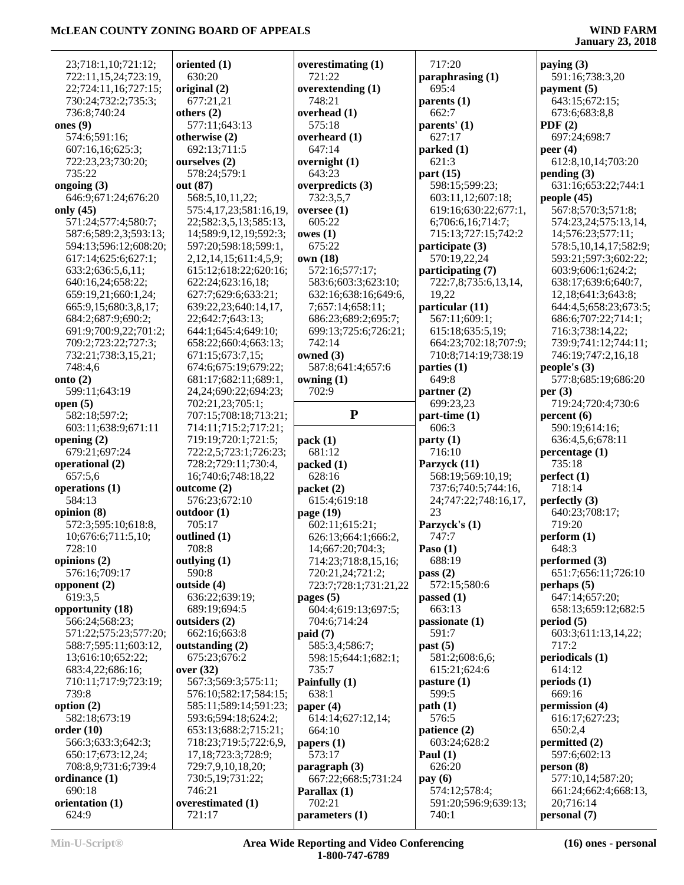23;718:1,10;721:12;
722:11,15,24;723:19,
22;724:11,16;727:15;
730:24;732:2;735:3;
736:8;740:24

**ones (9)**
574:6;591:16;
607:16,16;625:3;
722:23,23;730:20;
735:22

**ongoing (3)**
646:9;671:24;676:20

**only (45)**
571:24;577:4;580:7;
587:6;589:2,3;593:13;
594:13;596:12;608:20;
617:14;625:6;627:1;
633:2;636:5,6,11;
640:16,24;658:22;
659:19,21;660:1,24;
665:9,15;680:3,8,17;
684:2;687:9;690:2;
691:9;700:9,22;701:2;
709:2;723:22;727:3;
732:21;738:3,15,21;
748:4,6

**onto (2)**
599:11;643:19

**open (5)**
582:18;597:2;
603:11;638:9;671:11

**opening (2)**
679:21;697:24

**operational (2)**
657:5,6

**operations (1)**
584:13

**opinion (8)**
572:3;595:10;618:8,
10;676:6;711:5,10;
728:10

**opinions (2)**
576:16;709:17

**opponent (2)**
619:3,5

**opportunity (18)**
566:24;568:23;
571:22;575:23;577:20;
588:7;595:11;603:12,
13;616:10;652:22;
683:4,22;686:16;
710:11;717:9;723:19;
739:8

**option (2)**
582:18;673:19

**order (10)**
566:3;633:3;642:3;
650:17;673:12,24;
708:8,9;731:6;739:4

**ordinance (1)**
690:18

**orientation (1)**
624:9

**oriented (1)**
630:20

**original (2)**
677:21,21

**others (2)**
577:11;643:13

**otherwise (2)**
692:13;711:5

**ourselves (2)**
578:24;579:1

**out (87)**
568:5,10,11,22;
575:4,17,23;581:16,19,
22;582:3,5,13;585:13,
14;589:9,12,19;592:3;
597:20;598:18;599:1,
2,12,14,15;611:4,5,9;
615:12;618:22;620:16;
622:24;623:16,18;
627:7;629:6;633:21;
639:22,23;640:14,17,
22;642:7;643:13;
644:1;645:4;649:10;
658:22;660:4;663:13;
671:15;673:7,15;
674:6;675:19;679:22;
681:17;682:11;689:1,
24,24;690:22;694:23;
702:21,23;705:1;
707:15;708:18;713:21;
714:11;715:2;717:21;
719:19;720:1;721:5;
722:2,5;723:1;726:23;
728:2;729:11;730:4,
16;740:6;748:18,22

**outcome (2)**
576:23;672:10

**outdoor (1)**
705:17

**outlined (1)**
708:8

**outlying (1)**
590:8

**outside (4)**
636:22;639:19;
689:19;694:5

**outsiders (2)**
662:16;663:8

**outstanding (2)**
675:23;676:2

**over (32)**
567:3;569:3;575:11;
576:10;582:17;584:15;
585:11;589:14;591:23;
593:6;594:18;624:2;
653:13;688:2;715:21;
718:23;719:5;722:6,9,
17,18;723:3;728:9;
729:7,9,10,18,20;
730:5,19;731:22;
746:21

**overestimated (1)**
721:17

**overestimating (1)**
721:22

**overextending (1)**
748:21

**overhead (1)**
575:18

**overheard (1)**
647:14

**overnight (1)**
643:23

**overpredicts (3)**
732:3,5,7

**oversee (1)**
605:22

**owes (1)**
675:22

**own (18)**
572:16;577:17;
583:6;603:3;623:10;
632:16;638:16;649:6,
7;657:14;658:11;
686:23;689:2;695:7;
699:13;725:6;726:21;
742:14

**owned (3)**
587:8;641:4;657:6

**owning (1)**
702:9

## P

**pack (1)**
681:12

**packed (1)**
628:16

**packet (2)**
615:4;619:18

**page (19)**
602:11;615:21;
626:13;664:1;666:2,
14;667:20;704:3;
714:23;718:8,15,16;
720:21,24;721:2;
723:7;728:1;731:21,22

**pages (5)**
604:4;619:13;697:5;
704:6;714:24

**paid (7)**
585:3,4;586:7;
598:15;644:1;682:1;
735:7

**Painfully (1)**
638:1

**paper (4)**
614:14;627:12,14;
664:10

**papers (1)**
573:17

**paragraph (3)**
667:22;668:5;731:24

**Parallax (1)**
702:21

**parameters (1)**
717:20

**paraphrasing (1)**
695:4

**parents (1)**
662:7

**parents' (1)**
627:17

**parked (1)**
621:3

**part (15)**
598:15;599:23;
603:11,12;607:18;
619:16;630:22;677:1,
6;706:6,16;714:7;
715:13;727:15;742:2

**participate (3)**
570:19,22,24

**participating (7)**
722:7,8;735:6,13,14,
19,22

**particular (11)**
567:11;609:1;
615:18;635:5,19;
664:23;702:18;707:9;
710:8;714:19;738:19

**parties (1)**
649:8

**partner (2)**
699:23,23

**part-time (1)**
606:3

**party (1)**
716:10

**Parzyck (11)**
568:19;569:10,19;
737:6;740:5;744:16,
24;747:22;748:16,17,
23

**Parzyck's (1)**
747:7

**Paso (1)**
688:19

**pass (2)**
572:15;580:6

**passed (1)**
663:13

**passionate (1)**
591:7

**past (5)**
581:2;608:6,6;
615:21;624:6

**pasture (1)**
599:5

**path (1)**
576:5

**patience (2)**
603:24;628:2

**Paul (1)**
626:20

**pay (6)**
574:12;578:4;
591:20;596:9;639:13;
740:1

**paying (3)**
591:16;738:3,20

**payment (5)**
643:15;672:15;
673:6;683:8,8

**PDF (2)**
697:24;698:7

**peer (4)**
612:8,10,14;703:20

**pending (3)**
631:16;653:22;744:1

**people (45)**
567:8;570:3;571:8;
574:23,24;575:13,14,
14;576:23;577:11;
578:5,10,14,17;582:9;
593:21;597:3;602:22;
603:9;606:1;624:2;
638:17;639:6;640:7,
12,18;641:3;643:8;
644:4,5;658:23;673:5;
686:6;707:22;714:1;
716:3;738:14,22;
739:9;741:12;744:11;
746:19;747:2,16,18

**people's (3)**
577:8;685:19;686:20

**per (3)**
719:24;720:4;730:6

**percent (6)**
590:19;614:16;
636:4,5,6;678:11

**percentage (1)**
735:18

**perfect (1)**
718:14

**perfectly (3)**
640:23;708:17;
719:20

**perform (1)**
648:3

**performed (3)**
651:7;656:11;726:10

**perhaps (5)**
647:14;657:20;
658:13;659:12;682:5

**period (5)**
603:3;611:13,14,22;
717:2

**periodicals (1)**
614:12

**periods (1)**
669:16

**permission (4)**
616:17;627:23;
650:2,4

**permitted (2)**
597:6;602:13

**person (8)**
577:10,14;587:20;
661:24;662:4;668:13,
20;716:14

**personal (7)**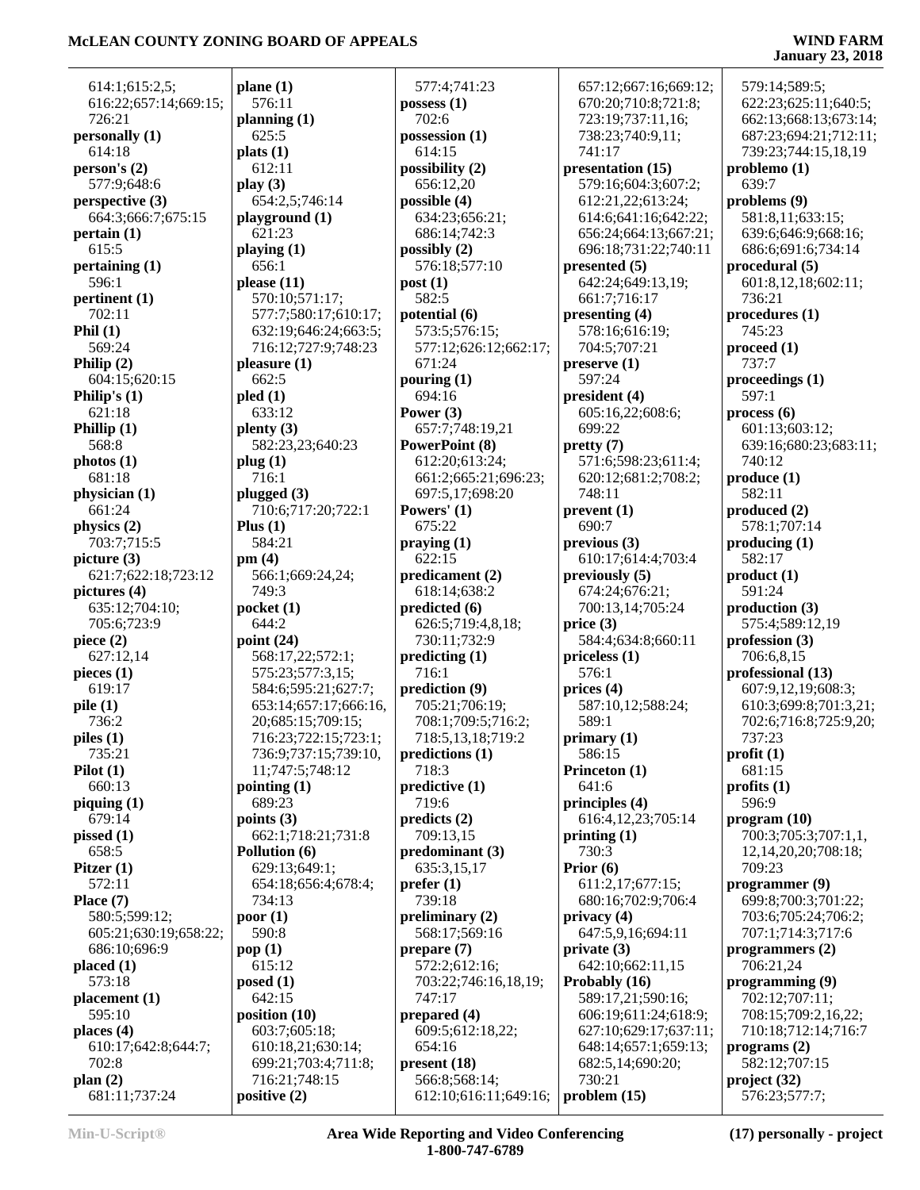614:1;615:2,5;
616:22;657:14;669:15;
726:21

**personally (1)**
614:18

**person's (2)**
577:9;648:6

**perspective (3)**
664:3;666:7;675:15

**pertain (1)**
615:5

**pertaining (1)**
596:1

**pertinent (1)**
702:11

**Phil (1)**
569:24

**Philip (2)**
604:15;620:15

**Philip's (1)**
621:18

**Phillip (1)**
568:8

**photos (1)**
681:18

**physician (1)**
661:24

**physics (2)**
703:7;715:5

**picture (3)**
621:7;622:18;723:12

**pictures (4)**
635:12;704:10;
705:6;723:9

**piece (2)**
627:12,14

**pieces (1)**
619:17

**pile (1)**
736:2

**piles (1)**
735:21

**Pilot (1)**
660:13

**piquing (1)**
679:14

**pissed (1)**
658:5

**Pitzer (1)**
572:11

**Place (7)**
580:5;599:12;
605:21;630:19;658:22;
686:10;696:9

**placed (1)**
573:18

**placement (1)**
595:10

**places (4)**
610:17;642:8;644:7;
702:8

**plan (2)**
681:11;737:24

**plane (1)**
576:11

**planning (1)**
625:5

**plats (1)**
612:11

**play (3)**
654:2,5;746:14

**playground (1)**
621:23

**playing (1)**
656:1

**please (11)**
570:10;571:17;
577:7;580:17;610:17;
632:19;646:24;663:5;
716:12;727:9;748:23

**pleasure (1)**
662:5

**pled (1)**
633:12

**plenty (3)**
582:23,23;640:23

**plug (1)**
716:1

**plugged (3)**
710:6;717:20;722:1

**Plus (1)**
584:21

**pm (4)**
566:1;669:24,24;
749:3

**pocket (1)**
644:2

**point (24)**
568:17,22;572:1;
575:23;577:3,15;
584:6;595:21;627:7;
653:14;657:17;666:16,
20;685:15;709:15;
716:23;722:15;723:1;
736:9;737:15;739:10,
11;747:5;748:12

**pointing (1)**
689:23

**points (3)**
662:1;718:21;731:8

**Pollution (6)**
629:13;649:1;
654:18;656:4;678:4;
734:13

**poor (1)**
590:8

**pop (1)**
615:12

**posed (1)**
642:15

**position (10)**
603:7;605:18;
610:18,21;630:14;
699:21;703:4;711:8;
716:21;748:15

**positive (2)**
577:4;741:23

**possess (1)**
702:6

**possession (1)**
614:15

**possibility (2)**
656:12,20

**possible (4)**
634:23;656:21;
686:14;742:3

**possibly (2)**
576:18;577:10

**post (1)**
582:5

**potential (6)**
573:5;576:15;
577:12;626:12;662:17;
671:24

**pouring (1)**
694:16

**Power (3)**
657:7;748:19,21

**PowerPoint (8)**
612:20;613:24;
661:2;665:21;696:23;
697:5,17;698:20

**Powers' (1)**
675:22

**praying (1)**
622:15

**predicament (2)**
618:14;638:2

**predicted (6)**
626:5;719:4,8,18;
730:11;732:9

**predicting (1)**
716:1

**prediction (9)**
705:21;706:19;
708:1;709:5;716:2;
718:5,13,18;719:2

**predictions (1)**
718:3

**predictive (1)**
719:6

**predicts (2)**
709:13,15

**predominant (3)**
635:3,15,17

**prefer (1)**
739:18

**preliminary (2)**
568:17;569:16

**prepare (7)**
572:2;612:16;
703:22;746:16,18,19;
747:17

**prepared (4)**
609:5;612:18,22;
654:16

**present (18)**
566:8;568:14;
612:10;616:11;649:16;
657:12;667:16;669:12;
670:20;710:8;721:8;
723:19;737:11,16;
738:23;740:9,11;
741:17

**presentation (15)**
579:16;604:3;607:2;
612:21,22;613:24;
614:6;641:16;642:22;
656:24;664:13;667:21;
696:18;731:22;740:11

**presented (5)**
642:24;649:13,19;
661:7;716:17

**presenting (4)**
578:16;616:19;
704:5;707:21

**preserve (1)**
597:24

**president (4)**
605:16,22;608:6;
699:22

**pretty (7)**
571:6;598:23;611:4;
620:12;681:2;708:2;
748:11

**prevent (1)**
690:7

**previous (3)**
610:17;614:4;703:4

**previously (5)**
674:24;676:21;
700:13,14;705:24

**price (3)**
584:4;634:8;660:11

**priceless (1)**
576:1

**prices (4)**
587:10,12;588:24;
589:1

**primary (1)**
586:15

**Princeton (1)**
641:6

**principles (4)**
616:4,12,23;705:14

**printing (1)**
730:3

**Prior (6)**
611:2,17;677:15;
680:16;702:9;706:4

**privacy (4)**
647:5,9,16;694:11

**private (3)**
642:10;662:11,15

**Probably (16)**
589:17,21;590:16;
606:19;611:24;618:9;
627:10;629:17;637:11;
648:14;657:1;659:13;
682:5,14;690:20;
730:21

**problem (15)**
579:14;589:5;
622:23;625:11;640:5;
662:13;668:13;673:14;
687:23;694:21;712:11;
739:23;744:15,18,19

**problemo (1)**
639:7

**problems (9)**
581:8,11;633:15;
639:6;646:9;668:16;
686:6;691:6;734:14

**procedural (5)**
601:8,12,18;602:11;
736:21

**procedures (1)**
745:23

**proceed (1)**
737:7

**proceedings (1)**
597:1

**process (6)**
601:13;603:12;
639:16;680:23;683:11;
740:12

**produce (1)**
582:11

**produced (2)**
578:1;707:14

**producing (1)**
582:17

**product (1)**
591:24

**production (3)**
575:4;589:12,19

**profession (3)**
706:6,8,15

**professional (13)**
607:9,12,19;608:3;
610:3;699:8;701:3,21;
702:6;716:8;725:9,20;
737:23

**profit (1)**
681:15

**profits (1)**
596:9

**program (10)**
700:3;705:3;707:1,1,
12,14,20,20;708:18;
709:23

**programmer (9)**
699:8;700:3;701:22;
703:6;705:24;706:2;
707:1;714:3;717:6

**programmers (2)**
706:21,24

**programming (9)**
702:12;707:11;
708:15;709:2,16,22;
710:18;712:14;716:7

**programs (2)**
582:12;707:15

**project (32)**
576:23;577:7;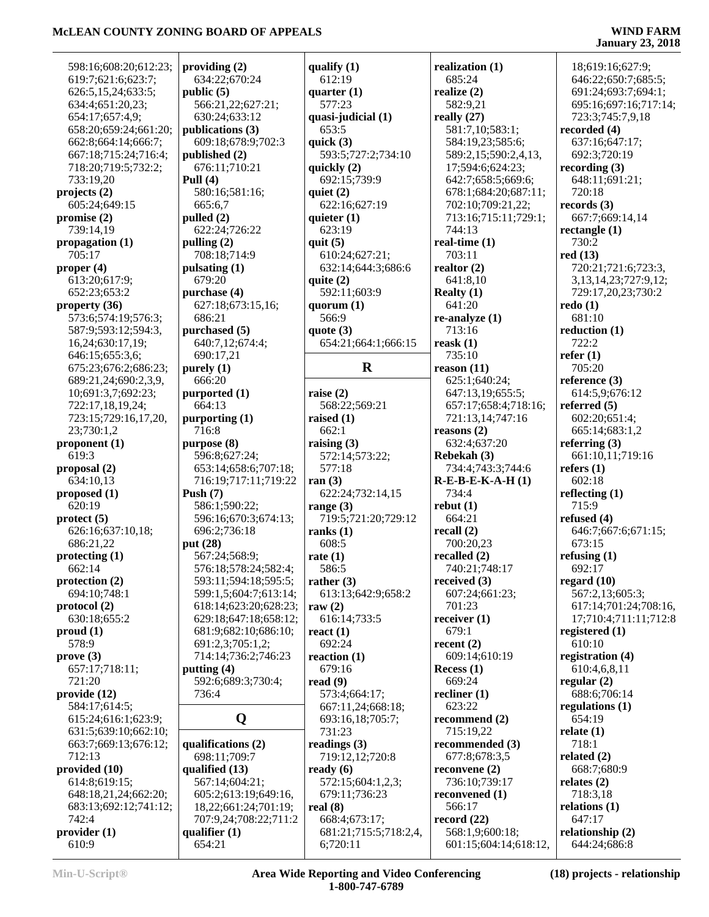598:16;608:20;612:23;
619:7;621:6;623:7;
626:5,15,24;633:5;
634:4;651:20,23;
654:17;657:4,9;
658:20;659:24;661:20;
662:8;664:14;666:7;
667:18;715:24;716:4;
718:20;719:5;732:2;
733:19,20

**projects (2)**
605:24;649:15

**promise (2)**
739:14,19

**propagation (1)**
705:17

**proper (4)**
613:20;617:9;
652:23;653:2

**property (36)**
573:6;574:19;576:3;
587:9;593:12;594:3,
16,24;630:17,19;
646:15;655:3,6;
675:23;676:2;686:23;
689:21,24;690:2,3,9,
10;691:3,7;692:23;
722:17,18,19,24;
723:15;729:16,17,20,
23;730:1,2

**proponent (1)**
619:3

**proposal (2)**
634:10,13

**proposed (1)**
620:19

**protect (5)**
626:16;637:10,18;
686:21,22

**protecting (1)**
662:14

**protection (2)**
694:10;748:1

**protocol (2)**
630:18;655:2

**proud (1)**
578:9

**prove (3)**
657:17;718:11;
721:20

**provide (12)**
584:17;614:5;
615:24;616:1;623:9;
631:5;639:10;662:10;
663:7;669:13;676:12;
712:13

**provided (10)**
614:8;619:15;
648:18,21,24;662:20;
683:13;692:12;741:12;
742:4

**provider (1)**
610:9

**providing (2)**
634:22;670:24

**public (5)**
566:21,22;627:21;
630:24;633:12

**publications (3)**
609:18;678:9;702:3

**published (2)**
676:11;710:21

**Pull (4)**
580:16;581:16;
665:6,7

**pulled (2)**
622:24;726:22

**pulling (2)**
708:18;714:9

**pulsating (1)**
679:20

**purchase (4)**
627:18;673:15,16;
686:21

**purchased (5)**
640:7,12;674:4;
690:17,21

**purely (1)**
666:20

**purported (1)**
664:13

**purporting (1)**
716:8

**purpose (8)**
596:8;627:24;
653:14;658:6;707:18;
716:19;717:11;719:22

**Push (7)**
586:1;590:22;
596:16;670:3;674:13;
696:2;736:18

**put (28)**
567:24;568:9;
576:18;578:24;582:4;
593:11;594:18;595:5;
599:1,5;604:7;613:14;
618:14;623:20;628:23;
629:18;647:18;658:12;
681:9;682:10;686:10;
691:2,3;705:1,2;
714:14;736:2;746:23

**putting (4)**
592:6;689:3;730:4;
736:4

## Q

**qualifications (2)**
698:11;709:7

**qualified (13)**
567:14;604:21;
605:2;613:19;649:16,
18,22;661:24;701:19;
707:9,24;708:22;711:2

**qualifier (1)**
654:21

**qualify (1)**
612:19

**quarter (1)**
577:23

**quasi-judicial (1)**
653:5

**quick (3)**
593:5;727:2;734:10

**quickly (2)**
692:15;739:9

**quiet (2)**
622:16;627:19

**quieter (1)**
623:19

**quit (5)**
610:24;627:21;
632:14;644:3;686:6

**quite (2)**
592:11;603:9

**quorum (1)**
566:9

**quote (3)**
654:21;664:1;666:15

## R

**raise (2)**
568:22;569:21

**raised (1)**
662:1

**raising (3)**
572:14;573:22;
577:18

**ran (3)**
622:24;732:14,15

**range (3)**
719:5;721:20;729:12

**ranks (1)**
608:5

**rate (1)**
586:5

**rather (3)**
613:13;642:9;658:2

**raw (2)**
616:14;733:5

**react (1)**
692:24

**reaction (1)**
679:16

**read (9)**
573:4;664:17;
667:11,24;668:18;
693:16,18;705:7;
731:23

**readings (3)**
719:12,12;720:8

**ready (6)**
572:15;604:1,2,3;
679:11;736:23

**real (8)**
668:4;673:17;
681:21;715:5;718:2,4,
6;720:11

**realization (1)**
685:24

**realize (2)**
582:9,21

**really (27)**
581:7,10;583:1;
584:19,23;585:6;
589:2,15;590:2,4,13,
17;594:6;624:23;
642:7;658:5;669:6;
678:1;684:20;687:11;
702:10;709:21,22;
713:16;715:11;729:1;
744:13

**real-time (1)**
703:11

**realtor (2)**
641:8,10

**Realty (1)**
641:20

**re-analyze (1)**
713:16

**reask (1)**
735:10

**reason (11)**
625:1;640:24;
647:13,19;655:5;
657:17;658:4;718:16;
721:13,14;747:16

**reasons (2)**
632:4;637:20

**Rebekah (3)**
734:4;743:3;744:6

**R-E-B-E-K-A-H (1)**
734:4

**rebut (1)**
664:21

**recall (2)**
700:20,23

**recalled (2)**
740:21;748:17

**received (3)**
607:24;661:23;
701:23

**receiver (1)**
679:1

**recent (2)**
609:14;610:19

**Recess (1)**
669:24

**recliner (1)**
623:22

**recommend (2)**
715:19,22

**recommended (3)**
677:8;678:3,5

**reconvene (2)**
736:10;739:17

**reconvened (1)**
566:17

**record (22)**
568:1,9;600:18;
601:15;604:14;618:12,
18;619:16;627:9;
646:22;650:7;685:5;
691:24;693:7;694:1;
695:16;697:16;717:14;
723:3;745:7,9,18

**recorded (4)**
637:16;647:17;
692:3;720:19

**recording (3)**
648:11;691:21;
720:18

**records (3)**
667:7;669:14,14

**rectangle (1)**
730:2

**red (13)**
720:21;721:6;723:3,
3,13,14,23;727:9,12;
729:17,20,23;730:2

**redo (1)**
681:10

**reduction (1)**
722:2

**refer (1)**
705:20

**reference (3)**
614:5,9;676:12

**referred (5)**
602:20;651:4;
665:14;683:1,2

**referring (3)**
661:10,11;719:16

**refers (1)**
602:18

**reflecting (1)**
715:9

**refused (4)**
646:7;667:6;671:15;
673:15

**refusing (1)**
692:17

**regard (10)**
567:2,13;605:3;
617:14;701:24;708:16,
17;710:4;711:11;712:8

**registered (1)**
610:10

**registration (4)**
610:4,6,8,11

**regular (2)**
688:6;706:14

**regulations (1)**
654:19

**relate (1)**
718:1

**related (2)**
668:7;680:9

**relates (2)**
718:3,18

**relations (1)**
647:17

**relationship (2)**
644:24;686:8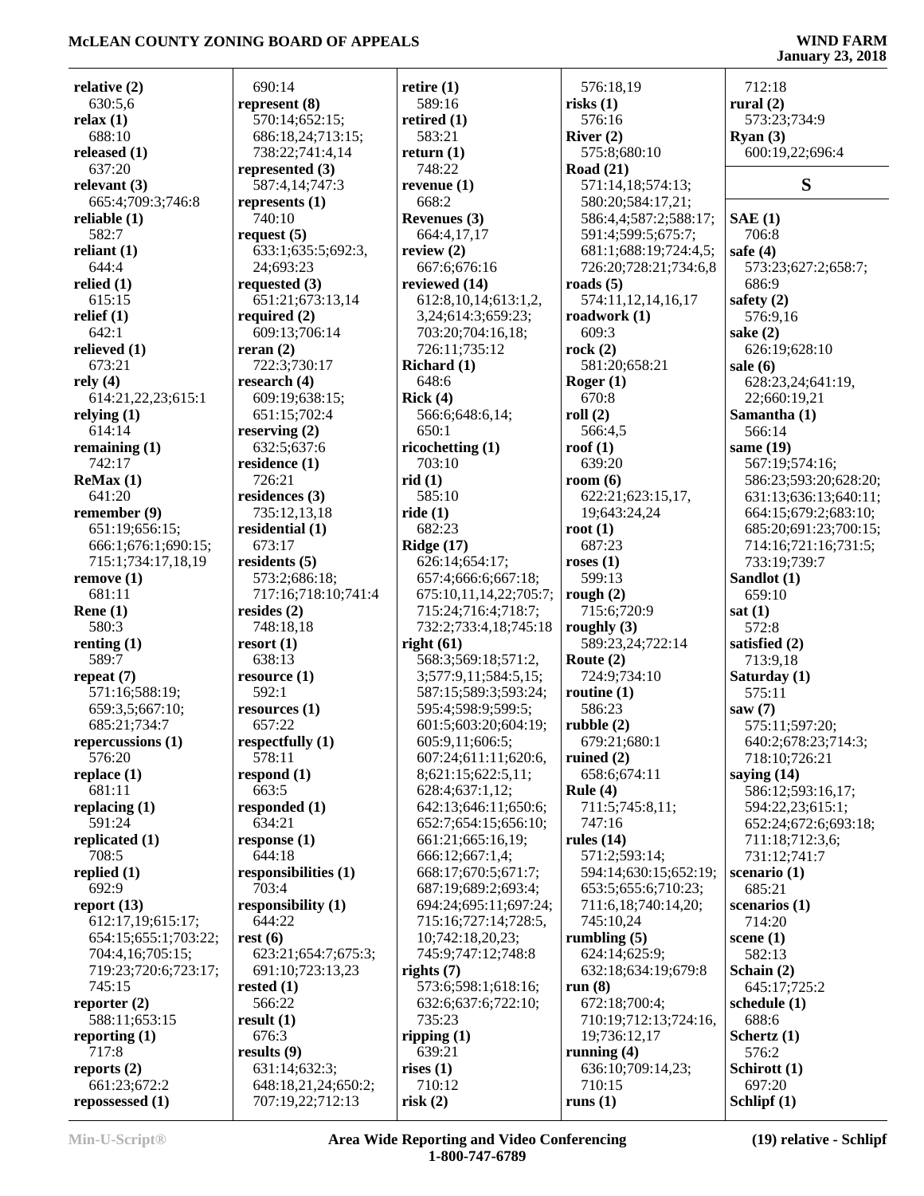**relative (2)**
630:5,6
**relax (1)**
688:10
**released (1)**
637:20
**relevant (3)**
665:4;709:3;746:8
**reliable (1)**
582:7
**reliant (1)**
644:4
**relied (1)**
615:15
**relief (1)**
642:1
**relieved (1)**
673:21
**rely (4)**
614:21,22,23;615:1
**relying (1)**
614:14
**remaining (1)**
742:17
**ReMax (1)**
641:20
**remember (9)**
651:19;656:15;
666:1;676:1;690:15;
715:1;734:17,18,19
**remove (1)**
681:11
**Rene (1)**
580:3
**renting (1)**
589:7
**repeat (7)**
571:16;588:19;
659:3,5;667:10;
685:21;734:7
**repercussions (1)**
576:20
**replace (1)**
681:11
**replacing (1)**
591:24
**replicated (1)**
708:5
**replied (1)**
692:9
**report (13)**
612:17,19;615:17;
654:15;655:1;703:22;
704:4,16;705:15;
719:23;720:6;723:17;
745:15
**reporter (2)**
588:11;653:15
**reporting (1)**
717:8
**reports (2)**
661:23;672:2
**repossessed (1)**
690:14
**represent (8)**
570:14;652:15;
686:18,24;713:15;
738:22;741:4,14
**represented (3)**
587:4,14;747:3
**represents (1)**
740:10
**request (5)**
633:1;635:5;692:3,
24;693:23
**requested (3)**
651:21;673:13,14
**required (2)**
609:13;706:14
**reran (2)**
722:3;730:17
**research (4)**
609:19;638:15;
651:15;702:4
**reserving (2)**
632:5;637:6
**residence (1)**
726:21
**residences (3)**
735:12,13,18
**residential (1)**
673:17
**residents (5)**
573:2;686:18;
717:16;718:10;741:4
**resides (2)**
748:18,18
**resort (1)**
638:13
**resource (1)**
592:1
**resources (1)**
657:22
**respectfully (1)**
578:11
**respond (1)**
663:5
**responded (1)**
634:21
**response (1)**
644:18
**responsibilities (1)**
703:4
**responsibility (1)**
644:22
**rest (6)**
623:21;654:7;675:3;
691:10;723:13,23
**rested (1)**
566:22
**result (1)**
676:3
**results (9)**
631:14;632:3;
648:18,21,24;650:2;
707:19,22;712:13
**retire (1)**
589:16
**retired (1)**
583:21
**return (1)**
748:22
**revenue (1)**
668:2
**Revenues (3)**
664:4,17,17
**review (2)**
667:6;676:16
**reviewed (14)**
612:8,10,14;613:1,2,
3,24;614:3;659:23;
703:20;704:16,18;
726:11;735:12
**Richard (1)**
648:6
**Rick (4)**
566:6;648:6,14;
650:1
**ricochetting (1)**
703:10
**rid (1)**
585:10
**ride (1)**
682:23
**Ridge (17)**
626:14;654:17;
657:4;666:6;667:18;
675:10,11,14,22;705:7;
715:24;716:4;718:7;
732:2;733:4,18;745:18
**right (61)**
568:3;569:18;571:2,
3;577:9,11;584:5,15;
587:15;589:3;593:24;
595:4;598:9;599:5;
601:5;603:20;604:19;
605:9,11;606:5;
607:24;611:11;620:6,
8;621:15;622:5,11;
628:4;637:1,12;
642:13;646:11;650:6;
652:7;654:15;656:10;
661:21;665:16,19;
666:12;667:1,4;
668:17;670:5;671:7;
687:19;689:2;693:4;
694:24;695:11;697:24;
715:16;727:14;728:5,
10;742:18,20,23;
745:9;747:12;748:8
**rights (7)**
573:6;598:1;618:16;
632:6;637:6;722:10;
735:23
**ripping (1)**
639:21
**rises (1)**
710:12
**risk (2)**
576:18,19
**risks (1)**
576:16
**River (2)**
575:8;680:10
**Road (21)**
571:14,18;574:13;
580:20;584:17,21;
586:4,4;587:2;588:17;
591:4;599:5;675:7;
681:1;688:19;724:4,5;
726:20;728:21;734:6,8
**roads (5)**
574:11,12,14,16,17
**roadwork (1)**
609:3
**rock (2)**
581:20;658:21
**Roger (1)**
670:8
**roll (2)**
566:4,5
**roof (1)**
639:20
**room (6)**
622:21;623:15,17,
19;643:24,24
**root (1)**
687:23
**roses (1)**
599:13
**rough (2)**
715:6;720:9
**roughly (3)**
589:23,24;722:14
**Route (2)**
724:9;734:10
**routine (1)**
586:23
**rubble (2)**
679:21;680:1
**ruined (2)**
658:6;674:11
**Rule (4)**
711:5;745:8,11;
747:16
**rules (14)**
571:2;593:14;
594:14;630:15;652:19;
653:5;655:6;710:23;
711:6,18;740:14,20;
745:10,24
**rumbling (5)**
624:14;625:9;
632:18;634:19;679:8
**run (8)**
672:18;700:4;
710:19;712:13;724:16,
19;736:12,17
**running (4)**
636:10;709:14,23;
710:15
**runs (1)**
712:18
**rural (2)**
573:23;734:9
**Ryan (3)**
600:19,22;696:4

## S

**SAE (1)**
706:8
**safe (4)**
573:23;627:2;658:7;
686:9
**safety (2)**
576:9,16
**sake (2)**
626:19;628:10
**sale (6)**
628:23,24;641:19,
22;660:19,21
**Samantha (1)**
566:14
**same (19)**
567:19;574:16;
586:23;593:20;628:20;
631:13;636:13;640:11;
664:15;679:2;683:10;
685:20;691:23;700:15;
714:16;721:16;731:5;
733:19;739:7
**Sandlot (1)**
659:10
**sat (1)**
572:8
**satisfied (2)**
713:9,18
**Saturday (1)**
575:11
**saw (7)**
575:11;597:20;
640:2;678:23;714:3;
718:10;726:21
**saying (14)**
586:12;593:16,17;
594:22,23;615:1;
652:24;672:6;693:18;
711:18;712:3,6;
731:12;741:7
**scenario (1)**
685:21
**scenarios (1)**
714:20
**scene (1)**
582:13
**Schain (2)**
645:17;725:2
**schedule (1)**
688:6
**Schertz (1)**
576:2
**Schirott (1)**
697:20
**Schlipf (1)**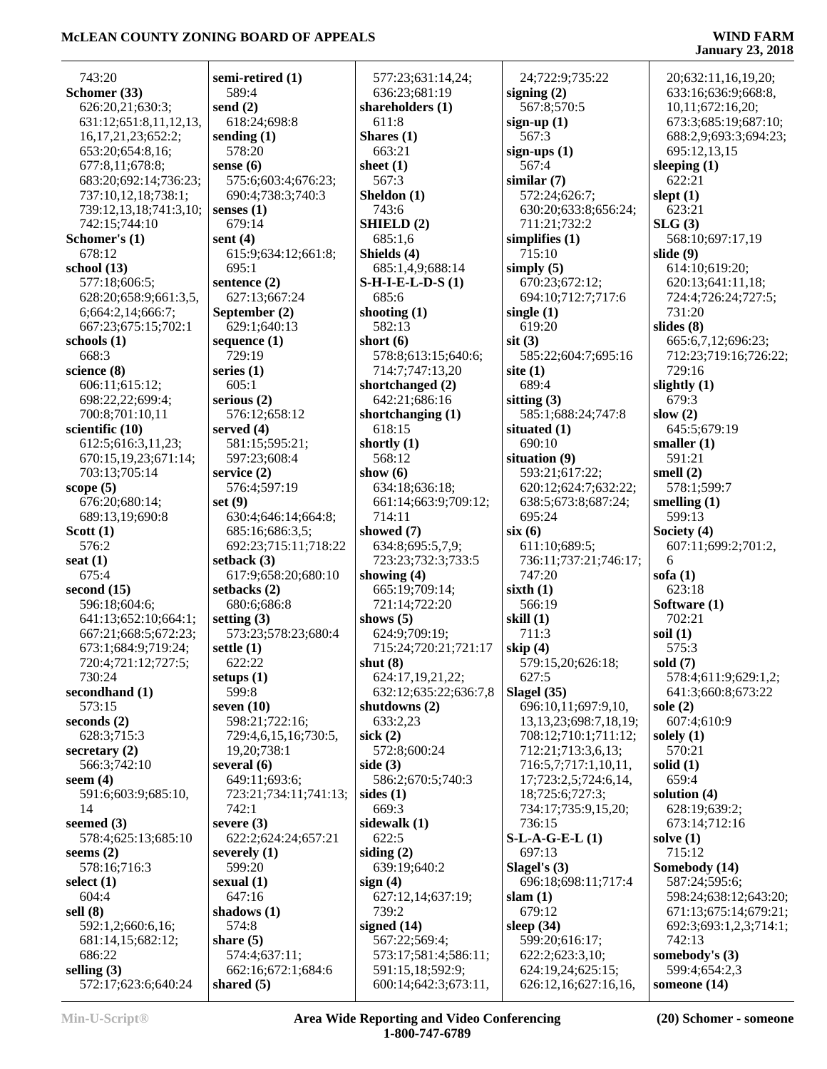743:20
**Schomer (33)**
626:20,21;630:3;
631:12;651:8,11,12,13,
16,17,21,23;652:2;
653:20;654:8,16;
677:8,11;678:8;
683:20;692:14;736:23;
737:10,12,18;738:1;
739:12,13,18;741:3,10;
742:15;744:10
**Schomer's (1)**
678:12
**school (13)**
577:18;606:5;
628:20;658:9;661:3,5,
6;664:2,14;666:7;
667:23;675:15;702:1
**schools (1)**
668:3
**science (8)**
606:11;615:12;
698:22,22;699:4;
700:8;701:10,11
**scientific (10)**
612:5;616:3,11,23;
670:15,19,23;671:14;
703:13;705:14
**scope (5)**
676:20;680:14;
689:13,19;690:8
**Scott (1)**
576:2
**seat (1)**
675:4
**second (15)**
596:18;604:6;
641:13;652:10;664:1;
667:21;668:5;672:23;
673:1;684:9;719:24;
720:4;721:12;727:5;
730:24
**secondhand (1)**
573:15
**seconds (2)**
628:3;715:3
**secretary (2)**
566:3;742:10
**seem (4)**
591:6;603:9;685:10,
14
**seemed (3)**
578:4;625:13;685:10
**seems (2)**
578:16;716:3
**select (1)**
604:4
**sell (8)**
592:1,2;660:6,16;
681:14,15;682:12;
686:22
**selling (3)**
572:17;623:6;640:24
**semi-retired (1)**
589:4
**send (2)**
618:24;698:8
**sending (1)**
578:20
**sense (6)**
575:6;603:4;676:23;
690:4;738:3;740:3
**senses (1)**
679:14
**sent (4)**
615:9;634:12;661:8;
695:1
**sentence (2)**
627:13;667:24
**September (2)**
629:1;640:13
**sequence (1)**
729:19
**series (1)**
605:1
**serious (2)**
576:12;658:12
**served (4)**
581:15;595:21;
597:23;608:4
**service (2)**
576:4;597:19
**set (9)**
630:4;646:14;664:8;
685:16;686:3,5;
692:23;715:11;718:22
**setback (3)**
617:9;658:20;680:10
**setbacks (2)**
680:6;686:8
**setting (3)**
573:23;578:23;680:4
**settle (1)**
622:22
**setups (1)**
599:8
**seven (10)**
598:21;722:16;
729:4,6,15,16;730:5,
19,20;738:1
**several (6)**
649:11;693:6;
723:21;734:11;741:13;
742:1
**severe (3)**
622:2;624:24;657:21
**severely (1)**
599:20
**sexual (1)**
647:16
**shadows (1)**
574:8
**share (5)**
574:4;637:11;
662:16;672:1;684:6
**shared (5)**
577:23;631:14,24;
636:23;681:19
**shareholders (1)**
611:8
**Shares (1)**
663:21
**sheet (1)**
567:3
**Sheldon (1)**
743:6
**SHIELD (2)**
685:1,6
**Shields (4)**
685:1,4,9;688:14
**S-H-I-E-L-D-S (1)**
685:6
**shooting (1)**
582:13
**short (6)**
578:8;613:15;640:6;
714:7;747:13,20
**shortchanged (2)**
642:21;686:16
**shortchanging (1)**
618:15
**shortly (1)**
568:12
**show (6)**
634:18;636:18;
661:14;663:9;709:12;
714:11
**showed (7)**
634:8;695:5,7,9;
723:23;732:3;733:5
**showing (4)**
665:19;709:14;
721:14;722:20
**shows (5)**
624:9;709:19;
715:24;720:21;721:17
**shut (8)**
624:17,19,21,22;
632:12;635:22;636:7,8
**shutdowns (2)**
633:2,23
**sick (2)**
572:8;600:24
**side (3)**
586:2;670:5;740:3
**sides (1)**
669:3
**sidewalk (1)**
622:5
**siding (2)**
639:19;640:2
**sign (4)**
627:12,14;637:19;
739:2
**signed (14)**
567:22;569:4;
573:17;581:4;586:11;
591:15,18;592:9;
600:14;642:3;673:11,
24;722:9;735:22
**signing (2)**
567:8;570:5
**sign-up (1)**
567:3
**sign-ups (1)**
567:4
**similar (7)**
572:24;626:7;
630:20;633:8;656:24;
711:21;732:2
**simplifies (1)**
715:10
**simply (5)**
670:23;672:12;
694:10;712:7;717:6
**single (1)**
619:20
**sit (3)**
585:22;604:7;695:16
**site (1)**
689:4
**sitting (3)**
585:1;688:24;747:8
**situated (1)**
690:10
**situation (9)**
593:21;617:22;
620:12;624:7;632:22;
638:5;673:8;687:24;
695:24
**six (6)**
611:10;689:5;
736:11;737:21;746:17;
747:20
**sixth (1)**
566:19
**skill (1)**
711:3
**skip (4)**
579:15,20;626:18;
627:5
**Slagel (35)**
696:10,11;697:9,10,
13,13,23;698:7,18,19;
708:12;710:1;711:12;
712:21;713:3,6,13;
716:5,7;717:1,10,11,
17;723:2,5;724:6,14,
18;725:6;727:3;
734:17;735:9,15,20;
736:15
**S-L-A-G-E-L (1)**
697:13
**Slagel's (3)**
696:18;698:11;717:4
**slam (1)**
679:12
**sleep (34)**
599:20;616:17;
622:2;623:3,10;
624:19,24;625:15;
626:12,16;627:16,16,
20;632:11,16,19,20;
633:16;636:9;668:8,
10,11;672:16,20;
673:3;685:19;687:10;
688:2,9;693:3;694:23;
695:12,13,15
**sleeping (1)**
622:21
**slept (1)**
623:21
**SLG (3)**
568:10;697:17,19
**slide (9)**
614:10;619:20;
620:13;641:11,18;
724:4;726:24;727:5;
731:20
**slides (8)**
665:6,7,12;696:23;
712:23;719:16;726:22;
729:16
**slightly (1)**
679:3
**slow (2)**
645:5;679:19
**smaller (1)**
591:21
**smell (2)**
578:1;599:7
**smelling (1)**
599:13
**Society (4)**
607:11;699:2;701:2,
6
**sofa (1)**
623:18
**Software (1)**
702:21
**soil (1)**
575:3
**sold (7)**
578:4;611:9;629:1,2;
641:3;660:8;673:22
**sole (2)**
607:4;610:9
**solely (1)**
570:21
**solid (1)**
659:4
**solution (4)**
628:19;639:2;
673:14;712:16
**solve (1)**
715:12
**Somebody (14)**
587:24;595:6;
598:24;638:12;643:20;
671:13;675:14;679:21;
692:3;693:1,2,3;714:1;
742:13
**somebody's (3)**
599:4;654:2,3
**someone (14)**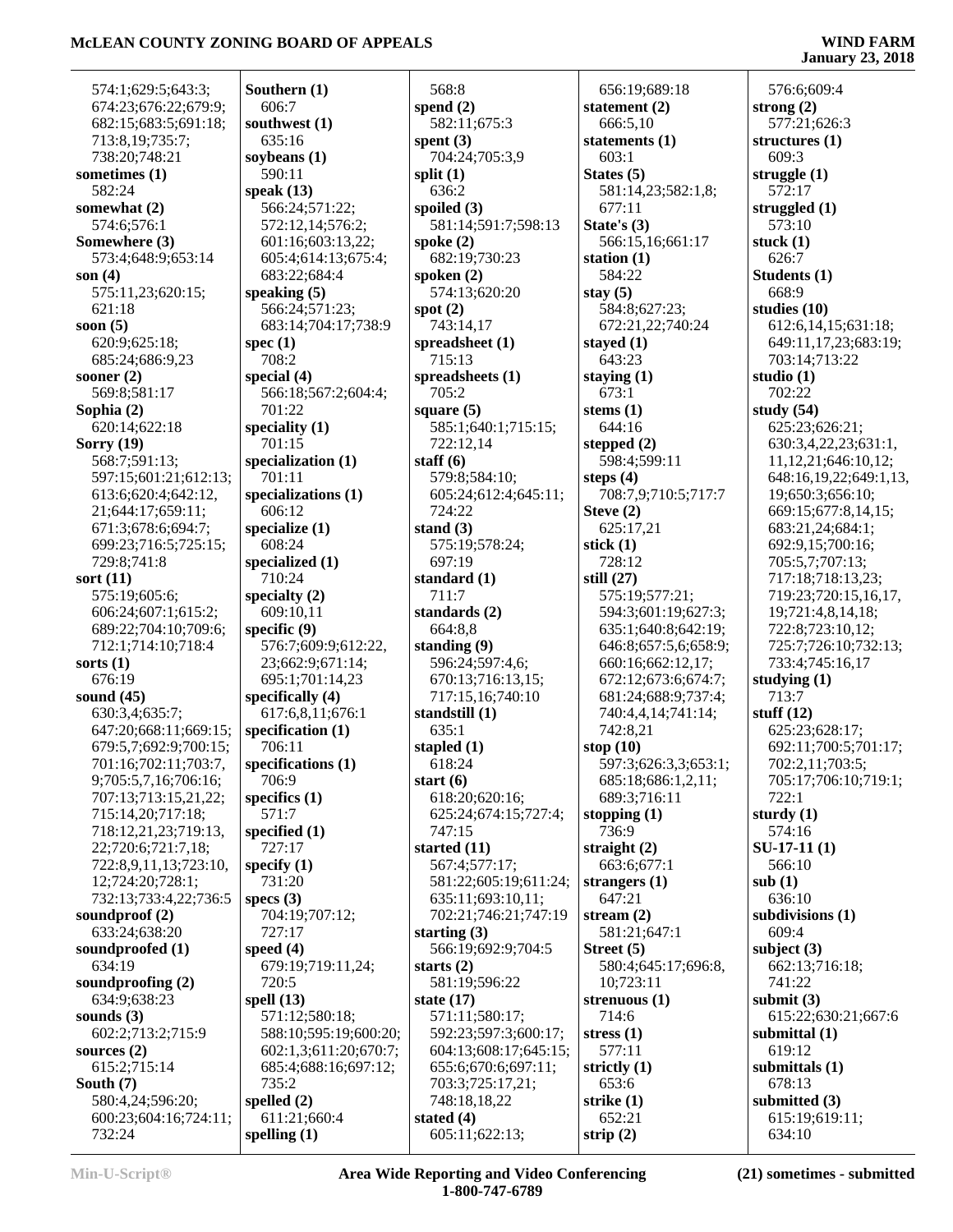574:1;629:5;643:3;
674:23;676:22;679:9;
682:15;683:5;691:18;
713:8,19;735:7;
738:20;748:21

**sometimes (1)**
582:24

**somewhat (2)**
574:6;576:1

**Somewhere (3)**
573:4;648:9;653:14

**son (4)**
575:11,23;620:15;
621:18

**soon (5)**
620:9;625:18;
685:24;686:9,23

**sooner (2)**
569:8;581:17

**Sophia (2)**
620:14;622:18

**Sorry (19)**
568:7;591:13;
597:15;601:21;612:13;
613:6;620:4;642:12,
21;644:17;659:11;
671:3;678:6;694:7;
699:23;716:5;725:15;
729:8;741:8

**sort (11)**
575:19;605:6;
606:24;607:1;615:2;
689:22;704:10;709:6;
712:1;714:10;718:4

**sorts (1)**
676:19

**sound (45)**
630:3,4;635:7;
647:20;668:11;669:15;
679:5,7;692:9;700:15;
701:16;702:11;703:7,
9;705:5,7,16;706:16;
707:13;713:15,21,22;
715:14,20;717:18;
718:12,21,23;719:13,
22;720:6;721:7,18;
722:8,9,11,13;723:10,
12;724:20;728:1;
732:13;733:4,22;736:5

**soundproof (2)**
633:24;638:20

**soundproofed (1)**
634:19

**soundproofing (2)**
634:9;638:23

**sounds (3)**
602:2;713:2;715:9

**sources (2)**
615:2;715:14

**South (7)**
580:4,24;596:20;
600:23;604:16;724:11;
732:24

**Southern (1)**
606:7

**southwest (1)**
635:16

**soybeans (1)**
590:11

**speak (13)**
566:24;571:22;
572:12,14;576:2;
601:16;603:13,22;
605:4;614:13;675:4;
683:22;684:4

**speaking (5)**
566:24;571:23;
683:14;704:17;738:9

**spec (1)**
708:2

**special (4)**
566:18;567:2;604:4;
701:22

**speciality (1)**
701:15

**specialization (1)**
701:11

**specializations (1)**
606:12

**specialize (1)**
608:24

**specialized (1)**
710:24

**specialty (2)**
609:10,11

**specific (9)**
576:7;609:9;612:22,
23;662:9;671:14;
695:1;701:14,23

**specifically (4)**
617:6,8,11;676:1

**specification (1)**
706:11

**specifications (1)**
706:9

**specifics (1)**
571:7

**specified (1)**
727:17

**specify (1)**
731:20

**specs (3)**
704:19;707:12;
727:17

**speed (4)**
679:19;719:11,24;
720:5

**spell (13)**
571:12;580:18;
588:10;595:19;600:20;
602:1,3;611:20;670:7;
685:4;688:16;697:12;
735:2

**spelled (2)**
611:21;660:4

**spelling (1)**
568:8

**spend (2)**
582:11;675:3

**spent (3)**
704:24;705:3,9

**split (1)**
636:2

**spoiled (3)**
581:14;591:7;598:13

**spoke (2)**
682:19;730:23

**spoken (2)**
574:13;620:20

**spot (2)**
743:14,17

**spreadsheet (1)**
715:13

**spreadsheets (1)**
705:2

**square (5)**
585:1;640:1;715:15;
722:12,14

**staff (6)**
579:8;584:10;
605:24;612:4;645:11;
724:22

**stand (3)**
575:19;578:24;
697:19

**standard (1)**
711:7

**standards (2)**
664:8,8

**standing (9)**
596:24;597:4,6;
670:13;716:13,15;
717:15,16;740:10

**standstill (1)**
635:1

**stapled (1)**
618:24

**start (6)**
618:20;620:16;
625:24;674:15;727:4;
747:15

**started (11)**
567:4;577:17;
581:22;605:19;611:24;
635:11;693:10,11;
702:21;746:21;747:19

**starting (3)**
566:19;692:9;704:5

**starts (2)**
581:19;596:22

**state (17)**
571:11;580:17;
592:23;597:3;600:17;
604:13;608:17;645:15;
655:6;670:6;697:11;
703:3;725:17,21;
748:18,18,22

**stated (4)**
605:11;622:13;
656:19;689:18

**statement (2)**
666:5,10

**statements (1)**
603:1

**States (5)**
581:14,23;582:1,8;
677:11

**State's (3)**
566:15,16;661:17

**station (1)**
584:22

**stay (5)**
584:8;627:23;
672:21,22;740:24

**stayed (1)**
643:23

**staying (1)**
673:1

**stems (1)**
644:16

**stepped (2)**
598:4;599:11

**steps (4)**
708:7,9;710:5;717:7

**Steve (2)**
625:17,21

**stick (1)**
728:12

**still (27)**
575:19;577:21;
594:3;601:19;627:3;
635:1;640:8;642:19;
646:8;657:5,6;658:9;
660:16;662:12,17;
672:12;673:6;674:7;
681:24;688:9;737:4;
740:4,4,14;741:14;
742:8,21

**stop (10)**
597:3;626:3,3;653:1;
685:18;686:1,2,11;
689:3;716:11

**stopping (1)**
736:9

**straight (2)**
663:6;677:1

**strangers (1)**
647:21

**stream (2)**
581:21;647:1

**Street (5)**
580:4;645:17;696:8,
10;723:11

**strenuous (1)**
714:6

**stress (1)**
577:11

**strictly (1)**
653:6

**strike (1)**
652:21

**strip (2)**
576:6;609:4

**strong (2)**
577:21;626:3

**structures (1)**
609:3

**struggle (1)**
572:17

**struggled (1)**
573:10

**stuck (1)**
626:7

**Students (1)**
668:9

**studies (10)**
612:6,14,15;631:18;
649:11,17,23;683:19;
703:14;713:22

**studio (1)**
702:22

**study (54)**
625:23;626:21;
630:3,4,22,23;631:1,
11,12,21;646:10,12;
648:16,19,22;649:1,13,
19;650:3;656:10;
669:15;677:8,14,15;
683:21,24;684:1;
692:9,15;700:16;
705:5,7;707:13;
717:18;718:13,23;
719:23;720:15,16,17,
19;721:4,8,14,18;
722:8;723:10,12;
725:7;726:10;732:13;
733:4;745:16,17

**studying (1)**
713:7

**stuff (12)**
625:23;628:17;
692:11;700:5;701:17;
702:2,11;703:5;
705:17;706:10;719:1;
722:1

**sturdy (1)**
574:16

**SU-17-11 (1)**
566:10

**sub (1)**
636:10

**subdivisions (1)**
609:4

**subject (3)**
662:13;716:18;
741:22

**submit (3)**
615:22;630:21;667:6

**submittal (1)**
619:12

**submittals (1)**
678:13

**submitted (3)**
615:19;619:11;
634:10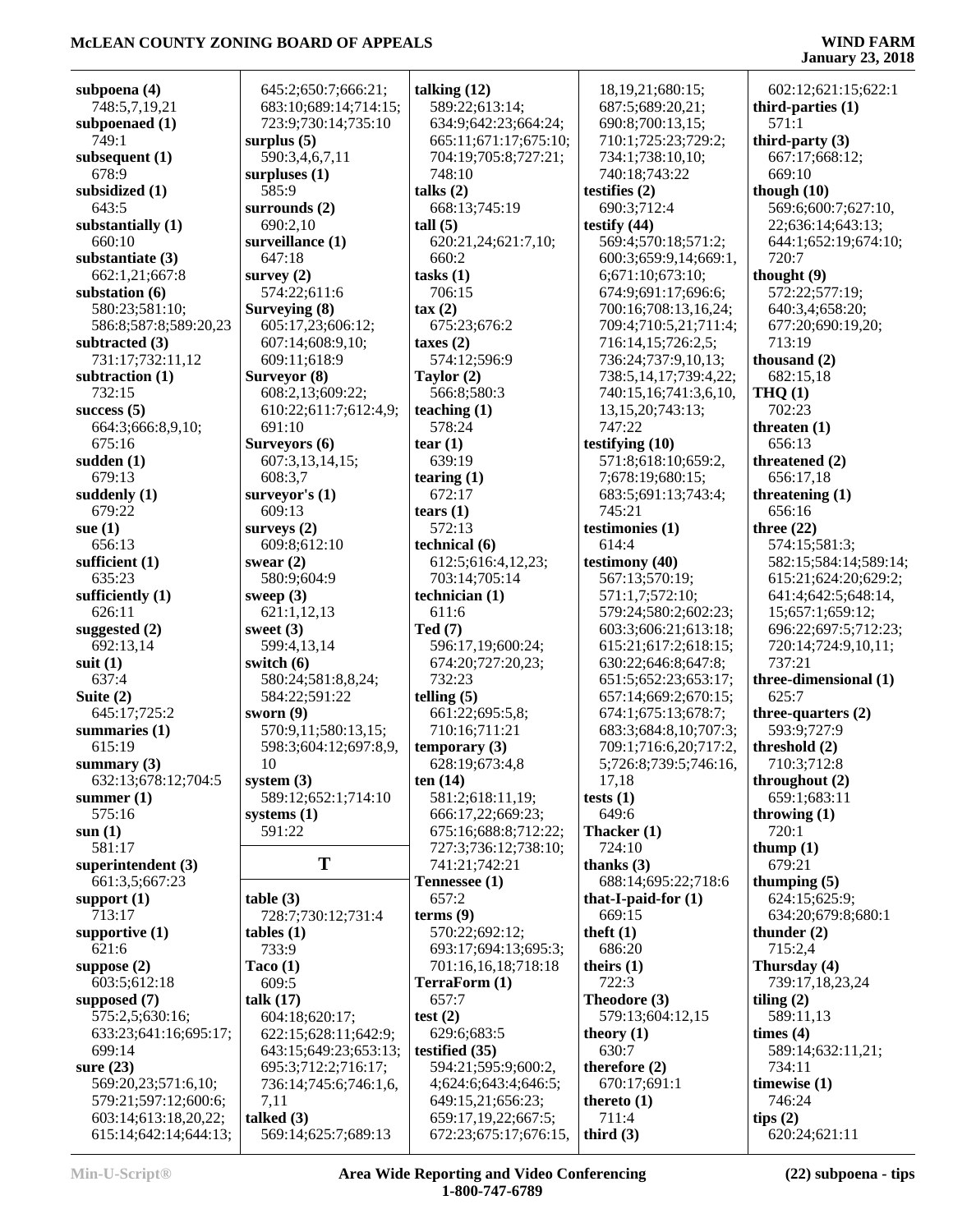**subpoena (4)**
748:5,7,19,21
**subpoenaed (1)**
749:1
**subsequent (1)**
678:9
**subsidized (1)**
643:5
**substantially (1)**
660:10
**substantiate (3)**
662:1,21;667:8
**substation (6)**
580:23;581:10;
586:8;587:8;589:20,23
**subtracted (3)**
731:17;732:11,12
**subtraction (1)**
732:15
**success (5)**
664:3;666:8,9,10;
675:16
**sudden (1)**
679:13
**suddenly (1)**
679:22
**sue (1)**
656:13
**sufficient (1)**
635:23
**sufficiently (1)**
626:11
**suggested (2)**
692:13,14
**suit (1)**
637:4
**Suite (2)**
645:17;725:2
**summaries (1)**
615:19
**summary (3)**
632:13;678:12;704:5
**summer (1)**
575:16
**sun (1)**
581:17
**superintendent (3)**
661:3,5;667:23
**support (1)**
713:17
**supportive (1)**
621:6
**suppose (2)**
603:5;612:18
**supposed (7)**
575:2,5;630:16;
633:23;641:16;695:17;
699:14
**sure (23)**
569:20,23;571:6,10;
579:21;597:12;600:6;
603:14;613:18,20,22;
615:14;642:14;644:13;
645:2;650:7;666:21;
683:10;689:14;714:15;
723:9;730:14;735:10
**surplus (5)**
590:3,4,6,7,11
**surpluses (1)**
585:9
**surrounds (2)**
690:2,10
**surveillance (1)**
647:18
**survey (2)**
574:22;611:6
**Surveying (8)**
605:17,23;606:12;
607:14;608:9,10;
609:11;618:9
**Surveyor (8)**
608:2,13;609:22;
610:22;611:7;612:4,9;
691:10
**Surveyors (6)**
607:3,13,14,15;
608:3,7
**surveyor's (1)**
609:13
**surveys (2)**
609:8;612:10
**swear (2)**
580:9;604:9
**sweep (3)**
621:1,12,13
**sweet (3)**
599:4,13,14
**switch (6)**
580:24;581:8,8,24;
584:22;591:22
**sworn (9)**
570:9,11;580:13,15;
598:3;604:12;697:8,9,
10
**system (3)**
589:12;652:1;714:10
**systems (1)**
591:22

## T

**table (3)**
728:7;730:12;731:4
**tables (1)**
733:9
**Taco (1)**
609:5
**talk (17)**
604:18;620:17;
622:15;628:11;642:9;
643:15;649:23;653:13;
695:3;712:2;716:17;
736:14;745:6;746:1,6,
7,11
**talked (3)**
569:14;625:7;689:13
**talking (12)**
589:22;613:14;
634:9;642:23;664:24;
665:11;671:17;675:10;
704:19;705:8;727:21;
748:10
**talks (2)**
668:13;745:19
**tall (5)**
620:21,24;621:7,10;
660:2
**tasks (1)**
706:15
**tax (2)**
675:23;676:2
**taxes (2)**
574:12;596:9
**Taylor (2)**
566:8;580:3
**teaching (1)**
578:24
**tear (1)**
639:19
**tearing (1)**
672:17
**tears (1)**
572:13
**technical (6)**
612:5;616:4,12,23;
703:14;705:14
**technician (1)**
611:6
**Ted (7)**
596:17,19;600:24;
674:20;727:20,23;
732:23
**telling (5)**
661:22;695:5,8;
710:16;711:21
**temporary (3)**
628:19;673:4,8
**ten (14)**
581:2;618:11,19;
666:17,22;669:23;
675:16;688:8;712:22;
727:3;736:12;738:10;
741:21;742:21
**Tennessee (1)**
657:2
**terms (9)**
570:22;692:12;
693:17;694:13;695:3;
701:16,16,18;718:18
**TerraForm (1)**
657:7
**test (2)**
629:6;683:5
**testified (35)**
594:21;595:9;600:2,
4;624:6;643:4;646:5;
649:15,21;656:23;
659:17,19,22;667:5;
672:23;675:17;676:15,
18,19,21;680:15;
687:5;689:20,21;
690:8;700:13,15;
710:1;725:23;729:2;
734:1;738:10,10;
740:18;743:22
**testifies (2)**
690:3;712:4
**testify (44)**
569:4;570:18;571:2;
600:3;659:9,14;669:1,
6;671:10;673:10;
674:9;691:17;696:6;
700:16;708:13,16,24;
709:4;710:5,21;711:4;
716:14,15;726:2,5;
736:24;737:9,10,13;
738:5,14,17;739:4,22;
740:15,16;741:3,6,10,
13,15,20;743:13;
747:22
**testifying (10)**
571:8;618:10;659:2,
7;678:19;680:15;
683:5;691:13;743:4;
745:21
**testimonies (1)**
614:4
**testimony (40)**
567:13;570:19;
571:1,7;572:10;
579:24;580:2;602:23;
603:3;606:21;613:18;
615:21;617:2;618:15;
630:22;646:8;647:8;
651:5;652:23;653:17;
657:14;669:2;670:15;
674:14;675:13;678:7;
683:3;684:8,10;707:3;
709:1;716:6,20;717:2,
5;726:8;739:5;746:16,
17,18
**tests (1)**
649:6
**Thacker (1)**
724:10
**thanks (3)**
688:14;695:22;718:6
**that-I-paid-for (1)**
669:15
**theft (1)**
686:20
**theirs (1)**
722:3
**Theodore (3)**
579:13;604:12,15
**theory (1)**
630:7
**therefore (2)**
670:17;691:1
**thereto (1)**
711:4
**third (3)**
602:12;621:15;622:1
**third-parties (1)**
571:1
**third-party (3)**
667:17;668:12;
669:10
**though (10)**
569:6;600:7;627:10,
22;636:14;643:13;
644:1;652:19;674:10;
720:7
**thought (9)**
572:22;577:19;
640:3,4;658:20;
677:20;690:19,20;
713:19
**thousand (2)**
682:15,18
**THQ (1)**
702:23
**threaten (1)**
656:13
**threatened (2)**
656:17,18
**threatening (1)**
656:16
**three (22)**
574:15;581:3;
582:15;584:14;589:14;
615:21;624:20;629:2;
641:4;642:5;648:14,
15;657:1;659:12;
696:22;697:5;712:23;
720:14;724:9,10,11;
737:21
**three-dimensional (1)**
625:7
**three-quarters (2)**
593:9;727:9
**threshold (2)**
710:3;712:8
**throughout (2)**
659:1;683:11
**throwing (1)**
720:1
**thump (1)**
679:21
**thumping (5)**
624:15;625:9;
634:20;679:8;680:1
**thunder (2)**
715:2,4
**Thursday (4)**
739:17,18,23,24
**tiling (2)**
589:11,13
**times (4)**
589:14;632:11,21;
734:11
**timewise (1)**
746:24
**tips (2)**
620:24;621:11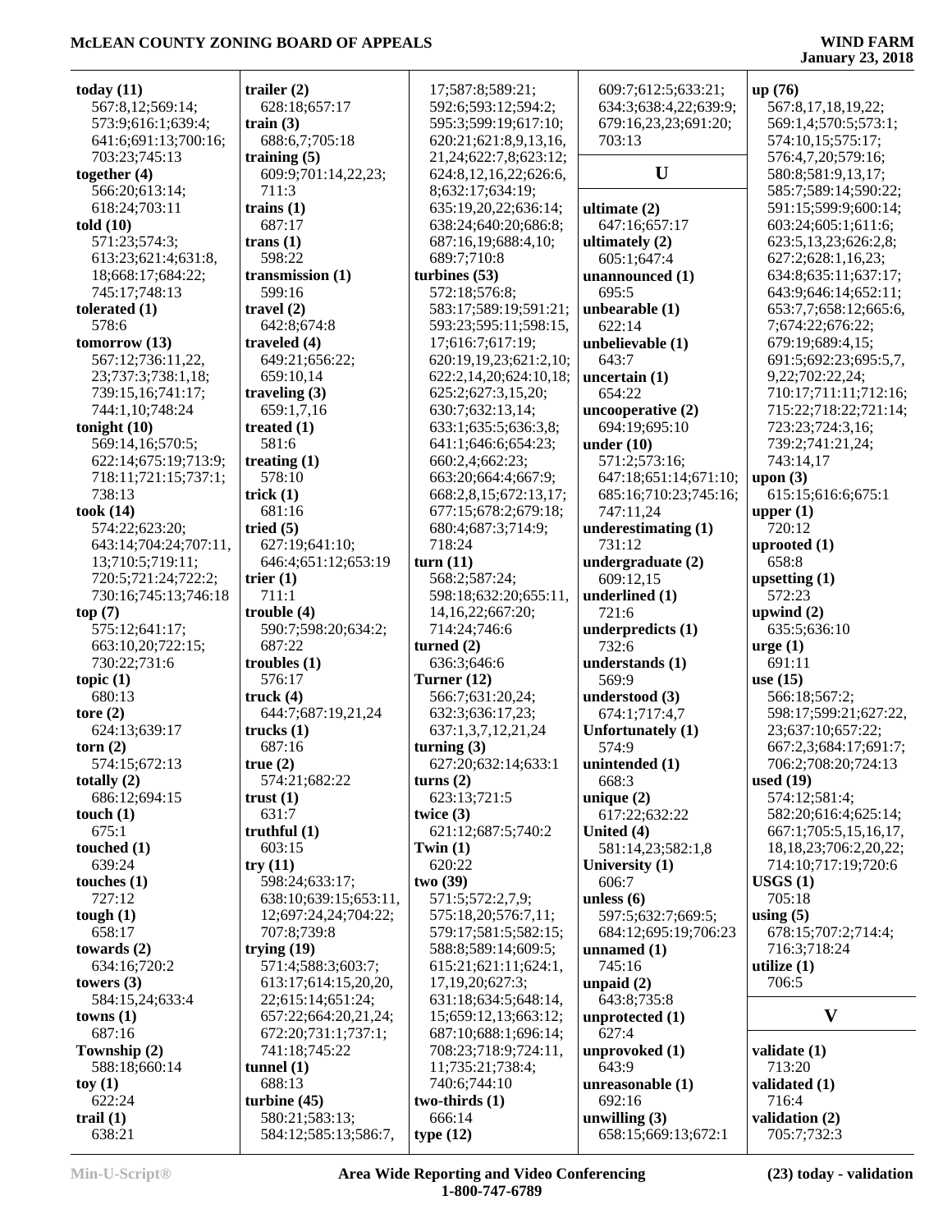**today (11)**
567:8,12;569:14;
573:9;616:1;639:4;
641:6;691:13;700:16;
703:23;745:13

**together (4)**
566:20;613:14;
618:24;703:11

**told (10)**
571:23;574:3;
613:23;621:4;631:8,
18;668:17;684:22;
745:17;748:13

**tolerated (1)**
578:6

**tomorrow (13)**
567:12;736:11,22,
23;737:3;738:1,18;
739:15,16;741:17;
744:1,10;748:24

**tonight (10)**
569:14,16;570:5;
622:14;675:19;713:9;
718:11;721:15;737:1;
738:13

**took (14)**
574:22;623:20;
643:14;704:24;707:11,
13;710:5;719:11;
720:5;721:24;722:2;
730:16;745:13;746:18

**top (7)**
575:12;641:17;
663:10,20;722:15;
730:22;731:6

**topic (1)**
680:13

**tore (2)**
624:13;639:17

**torn (2)**
574:15;672:13

**totally (2)**
686:12;694:15

**touch (1)**
675:1

**touched (1)**
639:24

**touches (1)**
727:12

**tough (1)**
658:17

**towards (2)**
634:16;720:2

**towers (3)**
584:15,24;633:4

**towns (1)**
687:16

**Township (2)**
588:18;660:14

**toy (1)**
622:24

**trail (1)**
638:21

**trailer (2)**
628:18;657:17

**train (3)**
688:6,7;705:18

**training (5)**
609:9;701:14,22,23;
711:3

**trains (1)**
687:17

**trans (1)**
598:22

**transmission (1)**
599:16

**travel (2)**
642:8;674:8

**traveled (4)**
649:21;656:22;
659:10,14

**traveling (3)**
659:1,7,16

**treated (1)**
581:6

**treating (1)**
578:10

**trick (1)**
681:16

**tried (5)**
627:19;641:10;
646:4;651:12;653:19

**trier (1)**
711:1

**trouble (4)**
590:7;598:20;634:2;
687:22

**troubles (1)**
576:17

**truck (4)**
644:7;687:19,21,24

**trucks (1)**
687:16

**true (2)**
574:21;682:22

**trust (1)**
631:7

**truthful (1)**
603:15

**try (11)**
598:24;633:17;
638:10;639:15;653:11,
12;697:24,24;704:22;
707:8;739:8

**trying (19)**
571:4;588:3;603:7;
613:17;614:15,20,20,
22;615:14;651:24;
657:22;664:20,21,24;
672:20;731:1;737:1;
741:18;745:22

**tunnel (1)**
688:13

**turbine (45)**
580:21;583:13;
584:12;585:13;586:7,
17;587:8;589:21;
592:6;593:12;594:2;
595:3;599:19;617:10;
620:21;621:8,9,13,16,
21,24;622:7,8;623:12;
624:8,12,16,22;626:6,
8;632:17;634:19;
635:19,20,22;636:14;
638:24;640:20;686:8;
687:16,19;688:4,10;
689:7;710:8

**turbines (53)**
572:18;576:8;
583:17;589:19;591:21;
593:23;595:11;598:15,
17;616:7;617:19;
620:19,19,23;621:2,10;
622:2,14,20;624:10,18;
625:2;627:3,15,20;
630:7;632:13,14;
633:1;635:5;636:3,8;
641:1;646:6;654:23;
660:2,4;662:23;
663:20;664:4;667:9;
668:2,8,15;672:13,17;
677:15;678:2;679:18;
680:4;687:3;714:9;
718:24

**turn (11)**
568:2;587:24;
598:18;632:20;655:11,
14,16,22;667:20;
714:24;746:6

**turned (2)**
636:3;646:6

**Turner (12)**
566:7;631:20,24;
632:3;636:17,23;
637:1,3,7,12,21,24

**turning (3)**
627:20;632:14;633:1

**turns (2)**
623:13;721:5

**twice (3)**
621:12;687:5;740:2

**Twin (1)**
620:22

**two (39)**
571:5;572:2,7,9;
575:18,20;576:7,11;
579:17;581:5;582:15;
588:8;589:14;609:5;
615:21;621:11;624:1,
17,19,20;627:3;
631:18;634:5;648:14,
15;659:12,13;663:12;
687:10;688:1;696:14;
708:23;718:9;724:11,
11;735:21;738:4;
740:6;744:10

**two-thirds (1)**
666:14

**type (12)**
609:7;612:5;633:21;
634:3;638:4,22;639:9;
679:16,23,23;691:20;
703:13

## U

**ultimate (2)**
647:16;657:17

**ultimately (2)**
605:1;647:4

**unannounced (1)**
695:5

**unbearable (1)**
622:14

**unbelievable (1)**
643:7

**uncertain (1)**
654:22

**uncooperative (2)**
694:19;695:10

**under (10)**
571:2;573:16;
647:18;651:14;671:10;
685:16;710:23;745:16;
747:11,24

**underestimating (1)**
731:12

**undergraduate (2)**
609:12,15

**underlined (1)**
721:6

**underpredicts (1)**
732:6

**understands (1)**
569:9

**understood (3)**
674:1;717:4,7

**Unfortunately (1)**
574:9

**unintended (1)**
668:3

**unique (2)**
617:22;632:22

**United (4)**
581:14,23;582:1,8

**University (1)**
606:7

**unless (6)**
597:5;632:7;669:5;
684:12;695:19;706:23

**unnamed (1)**
745:16

**unpaid (2)**
643:8;735:8

**unprotected (1)**
627:4

**unprovoked (1)**
643:9

**unreasonable (1)**
692:16

**unwilling (3)**
658:15;669:13;672:1

**up (76)**
567:8,17,18,19,22;
569:1,4;570:5;573:1;
574:10,15;575:17;
576:4,7,20;579:16;
580:8;581:9,13,17;
585:7;589:14;590:22;
591:15;599:9;600:14;
603:24;605:1;611:6;
623:5,13,23;626:2,8;
627:2;628:1,16,23;
634:8;635:11;637:17;
643:9;646:14;652:11;
653:7,7;658:12;665:6,
7;674:22;676:22;
679:19;689:4,15;
691:5;692:23;695:5,7,
9,22;702:22,24;
710:17;711:11;712:16;
715:22;718:22;721:14;
723:23;724:3,16;
739:2;741:21,24;
743:14,17

**upon (3)**
615:15;616:6;675:1

**upper (1)**
720:12

**uprooted (1)**
658:8

**upsetting (1)**
572:23

**upwind (2)**
635:5;636:10

**urge (1)**
691:11

**use (15)**
566:18;567:2;
598:17;599:21;627:22,
23;637:10;657:22;
667:2,3;684:17;691:7;
706:2;708:20;724:13

**used (19)**
574:12;581:4;
582:20;616:4;625:14;
667:1;705:5,15,16,17,
18,18,23;706:2,20,22;
714:10;717:19;720:6

**USGS (1)**
705:18

**using (5)**
678:15;707:2;714:4;
716:3;718:24

**utilize (1)**
706:5

## V

**validate (1)**
713:20

**validated (1)**
716:4

**validation (2)**
705:7;732:3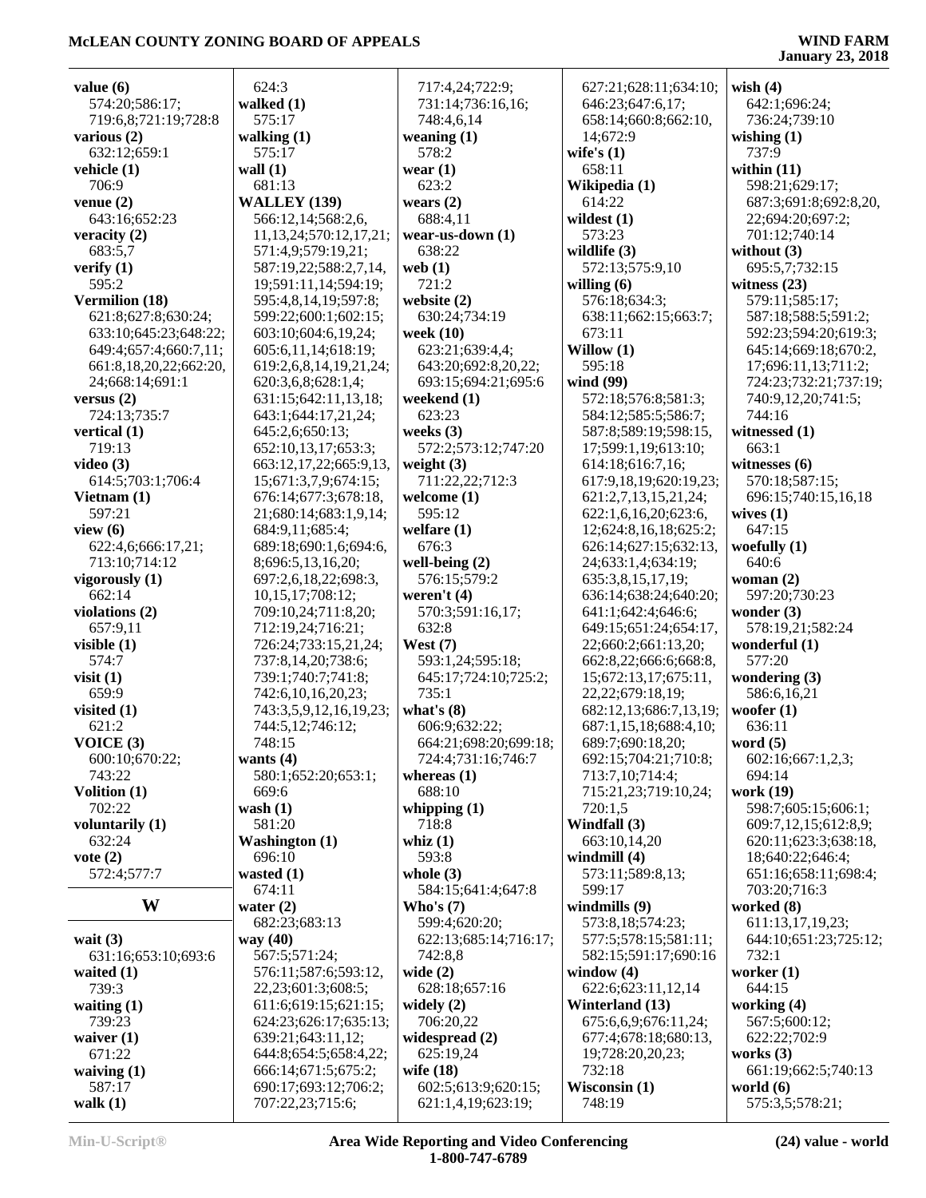**value (6)**
574:20;586:17;
719:6,8;721:19;728:8
**various (2)**
632:12;659:1
**vehicle (1)**
706:9
**venue (2)**
643:16;652:23
**veracity (2)**
683:5,7
**verify (1)**
595:2
**Vermilion (18)**
621:8;627:8;630:24;
633:10;645:23;648:22;
649:4;657:4;660:7,11;
661:8,18,20,22;662:20,
24;668:14;691:1
**versus (2)**
724:13;735:7
**vertical (1)**
719:13
**video (3)**
614:5;703:1;706:4
**Vietnam (1)**
597:21
**view (6)**
622:4,6;666:17,21;
713:10;714:12
**vigorously (1)**
662:14
**violations (2)**
657:9,11
**visible (1)**
574:7
**visit (1)**
659:9
**visited (1)**
621:2
**VOICE (3)**
600:10;670:22;
743:22
**Volition (1)**
702:22
**voluntarily (1)**
632:24
**vote (2)**
572:4;577:7

## W

**wait (3)**
631:16;653:10;693:6
**waited (1)**
739:3
**waiting (1)**
739:23
**waiver (1)**
671:22
**waiving (1)**
587:17
**walk (1)**
624:3
**walked (1)**
575:17
**walking (1)**
575:17
**wall (1)**
681:13
**WALLEY (139)**
566:12,14;568:2,6,
11,13,24;570:12,17,21;
571:4,9;579:19,21;
587:19,22;588:2,7,14,
19;591:11,14;594:19;
595:4,8,14,19;597:8;
599:22;600:1;602:15;
603:10;604:6,19,24;
605:6,11,14;618:19;
619:2,6,8,14,19,21,24;
620:3,6,8;628:1,4;
631:15;642:11,13,18;
643:1;644:17,21,24;
645:2,6;650:13;
652:10,13,17;653:3;
663:12,17,22;665:9,13,
15;671:3,7,9;674:15;
676:14;677:3;678:18,
21;680:14;683:1,9,14;
684:9,11;685:4;
689:18;690:1,6;694:6,
8;696:5,13,16,20;
697:2,6,18,22;698:3,
10,15,17;708:12;
709:10,24;711:8,20;
712:19,24;716:21;
726:24;733:15,21,24;
737:8,14,20;738:6;
739:1;740:7;741:8;
742:6,10,16,20,23;
743:3,5,9,12,16,19,23;
744:5,12;746:12;
748:15
**wants (4)**
580:1;652:20;653:1;
669:6
**wash (1)**
581:20
**Washington (1)**
696:10
**wasted (1)**
674:11
**water (2)**
682:23;683:13
**way (40)**
567:5;571:24;
576:11;587:6;593:12,
22,23;601:3;608:5;
611:6;619:15;621:15;
624:23;626:17;635:13;
639:21;643:11,12;
644:8;654:5;658:4,22;
666:14;671:5;675:2;
690:17;693:12;706:2;
707:22,23;715:6;
717:4,24;722:9;
731:14;736:16,16;
748:4,6,14
**weaning (1)**
578:2
**wear (1)**
623:2
**wears (2)**
688:4,11
**wear-us-down (1)**
638:22
**web (1)**
721:2
**website (2)**
630:24;734:19
**week (10)**
623:21;639:4,4;
643:20;692:8,20,22;
693:15;694:21;695:6
**weekend (1)**
623:23
**weeks (3)**
572:2;573:12;747:20
**weight (3)**
711:22,22;712:3
**welcome (1)**
595:12
**welfare (1)**
676:3
**well-being (2)**
576:15;579:2
**weren't (4)**
570:3;591:16,17;
632:8
**West (7)**
593:1,24;595:18;
645:17;724:10;725:2;
735:1
**what's (8)**
606:9;632:22;
664:21;698:20;699:18;
724:4;731:16;746:7
**whereas (1)**
688:10
**whipping (1)**
718:8
**whiz (1)**
593:8
**whole (3)**
584:15;641:4;647:8
**Who's (7)**
599:4;620:20;
622:13;685:14;716:17;
742:8,8
**wide (2)**
628:18;657:16
**widely (2)**
706:20,22
**widespread (2)**
625:19,24
**wife (18)**
602:5;613:9;620:15;
621:1,4,19;623:19;
627:21;628:11;634:10;
646:23;647:6,17;
658:14;660:8;662:10,
14;672:9
**wife's (1)**
658:11
**Wikipedia (1)**
614:22
**wildest (1)**
573:23
**wildlife (3)**
572:13;575:9,10
**willing (6)**
576:18;634:3;
638:11;662:15;663:7;
673:11
**Willow (1)**
595:18
**wind (99)**
572:18;576:8;581:3;
584:12;585:5;586:7;
587:8;589:19;598:15,
17;599:1,19;613:10;
614:18;616:7,16;
617:9,18,19;620:19,23;
621:2,7,13,15,21,24;
622:1,6,16,20;623:6,
12;624:8,16,18;625:2;
626:14;627:15;632:13,
24;633:1,4;634:19;
635:3,8,15,17,19;
636:14;638:24;640:20;
641:1;642:4;646:6;
649:15;651:24;654:17,
22;660:2;661:13,20;
662:8,22;666:6;668:8,
15;672:13,17;675:11,
22,22;679:18,19;
682:12,13;686:7,13,19;
687:1,15,18;688:4,10;
689:7;690:18,20;
692:15;704:21;710:8;
713:7,10;714:4;
715:21,23;719:10,24;
720:1,5
**Windfall (3)**
663:10,14,20
**windmill (4)**
573:11;589:8,13;
599:17
**windmills (9)**
573:8,18;574:23;
577:5;578:15;581:11;
582:15;591:17;690:16
**window (4)**
622:6;623:11,12,14
**Winterland (13)**
675:6,6,9;676:11,24;
677:4;678:18;680:13,
19;728:20,20,23;
732:18
**Wisconsin (1)**
748:19
**wish (4)**
642:1;696:24;
736:24;739:10
**wishing (1)**
737:9
**within (11)**
598:21;629:17;
687:3;691:8;692:8,20,
22;694:20;697:2;
701:12;740:14
**without (3)**
695:5,7;732:15
**witness (23)**
579:11;585:17;
587:18;588:5;591:2;
592:23;594:20;619:3;
645:14;669:18;670:2,
17;696:11,13;711:2;
724:23;732:21;737:19;
740:9,12,20;741:5;
744:16
**witnessed (1)**
663:1
**witnesses (6)**
570:18;587:15;
696:15;740:15,16,18
**wives (1)**
647:15
**woefully (1)**
640:6
**woman (2)**
597:20;730:23
**wonder (3)**
578:19,21;582:24
**wonderful (1)**
577:20
**wondering (3)**
586:6,16,21
**woofer (1)**
636:11
**word (5)**
602:16;667:1,2,3;
694:14
**work (19)**
598:7;605:15;606:1;
609:7,12,15;612:8,9;
620:11;623:3;638:18,
18;640:22;646:4;
651:16;658:11;698:4;
703:20;716:3
**worked (8)**
611:13,17,19,23;
644:10;651:23;725:12;
732:1
**worker (1)**
644:15
**working (4)**
567:5;600:12;
622:22;702:9
**works (3)**
661:19;662:5;740:13
**world (6)**
575:3,5;578:21;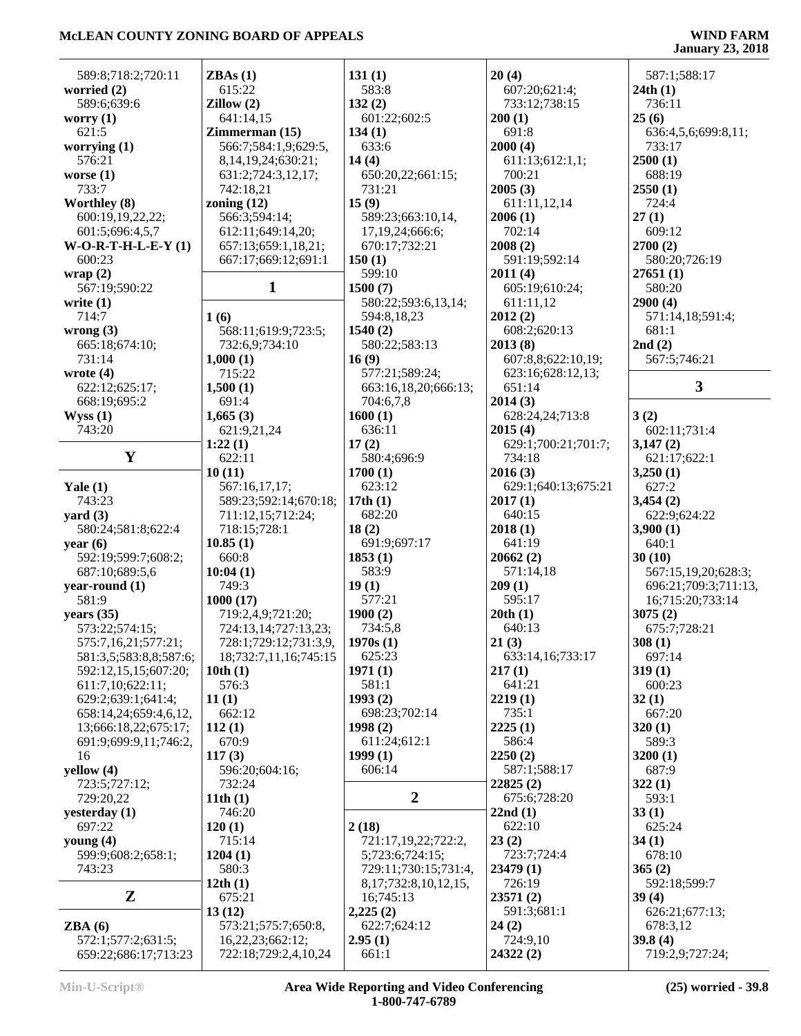589:8;718:2;720:11

**worried (2)**
589:6;639:6

**worry (1)**
621:5

**worrying (1)**
576:21

**worse (1)**
733:7

**Worthley (8)**
600:19,19,22,22;
601:5;696:4,5,7

**W-O-R-T-H-L-E-Y (1)**
600:23

**wrap (2)**
567:19;590:22

**write (1)**
714:7

**wrong (3)**
665:18;674:10;
731:14

**wrote (4)**
622:12;625:17;
668:19;695:2

**Wyss (1)**
743:20

## Y

**Yale (1)**
743:23

**yard (3)**
580:24;581:8;622:4

**year (6)**
592:19;599:7;608:2;
687:10;689:5,6

**year-round (1)**
581:9

**years (35)**
573:22;574:15;
575:7,16,21;577:21;
581:3,5;583:8,8;587:6;
592:12,15,15;607:20;
611:7,10;622:11;
629:2;639:1;641:4;
658:14,24;659:4,6,12,
13;666:18,22;675:17;
691:9;699:9,11;746:2,
16

**yellow (4)**
723:5;727:12;
729:20,22

**yesterday (1)**
697:22

**young (4)**
599:9;608:2;658:1;
743:23

## Z

**ZBA (6)**
572:1;577:2;631:5;
659:22;686:17;713:23

**ZBAs (1)**
615:22

**Zillow (2)**
641:14,15

**Zimmerman (15)**
566:7;584:1,9;629:5,
8,14,19,24;630:21;
631:2;724:3,12,17;
742:18,21

**zoning (12)**
566:3;594:14;
612:11;649:14,20;
657:13;659:1,18,21;
667:17;669:12;691:1

## 1

**1 (6)**
568:11;619:9;723:5;
732:6,9;734:10

**1,000 (1)**
715:22

**1,500 (1)**
691:4

**1,665 (3)**
621:9,21,24

**1:22 (1)**
622:11

**10 (11)**
567:16,17,17;
589:23;592:14;670:18;
711:12,15;712:24;
718:15;728:1

**10.85 (1)**
660:8

**10:04 (1)**
749:3

**1000 (17)**
719:2,4,9;721:20;
724:13,14;727:13,23;
728:1;729:12;731:3,9,
18;732:7,11,16;745:15

**10th (1)**
576:3

**11 (1)**
662:12

**112 (1)**
670:9

**117 (3)**
596:20;604:16;
732:24

**11th (1)**
746:20

**120 (1)**
715:14

**1204 (1)**
580:3

**12th (1)**
675:21

**13 (12)**
573:21;575:7;650:8,
16,22,23;662:12;
722:18;729:2,4,10,24

**131 (1)**
583:8

**132 (2)**
601:22;602:5

**134 (1)**
633:6

**14 (4)**
650:20,22;661:15;
731:21

**15 (9)**
589:23;663:10,14,
17,19,24;666:6;
670:17;732:21

**150 (1)**
599:10

**1500 (7)**
580:22;593:6,13,14;
594:8,18,23

**1540 (2)**
580:22;583:13

**16 (9)**
577:21;589:24;
663:16,18,20;666:13;
704:6,7,8

**1600 (1)**
636:11

**17 (2)**
580:4;696:9

**1700 (1)**
623:12

**17th (1)**
682:20

**18 (2)**
691:9;697:17

**1853 (1)**
583:9

**19 (1)**
577:21

**1900 (2)**
734:5,8

**1970s (1)**
625:23

**1971 (1)**
581:1

**1993 (2)**
698:23;702:14

**1998 (2)**
611:24;612:1

**1999 (1)**
606:14

## 2

**2 (18)**
721:17,19,22;722:2,
5;723:6;724:15;
729:11;730:15;731:4,
8,17;732:8,10,12,15,
16;745:13

**2,225 (2)**
622:7;624:12

**2.95 (1)**
661:1

**20 (4)**
607:20;621:4;
733:12;738:15

**200 (1)**
691:8

**2000 (4)**
611:13;612:1,1;
700:21

**2005 (3)**
611:11,12,14

**2006 (1)**
702:14

**2008 (2)**
591:19;592:14

**2011 (4)**
605:19;610:24;
611:11,12

**2012 (2)**
608:2;620:13

**2013 (8)**
607:8,8;622:10,19;
623:16;628:12,13;
651:14

**2014 (3)**
628:24,24;713:8

**2015 (4)**
629:1;700:21;701:7;
734:18

**2016 (3)**
629:1;640:13;675:21

**2017 (1)**
640:15

**2018 (1)**
641:19

**20662 (2)**
571:14,18

**209 (1)**
595:17

**20th (1)**
640:13

**21 (3)**
633:14,16;733:17

**217 (1)**
641:21

**2219 (1)**
735:1

**2225 (1)**
586:4

**2250 (2)**
587:1;588:17

**22825 (2)**
675:6;728:20

**22nd (1)**
622:10

**23 (2)**
723:7;724:4

**23479 (1)**
726:19

**23571 (2)**
591:3;681:1

**24 (2)**
724:9,10

**24322 (2)**
587:1;588:17

**24th (1)**
736:11

**25 (6)**
636:4,5,6;699:8,11;
733:17

**2500 (1)**
688:19

**2550 (1)**
724:4

**27 (1)**
609:12

**2700 (2)**
580:20;726:19

**27651 (1)**
580:20

**2900 (4)**
571:14,18;591:4;
681:1

**2nd (2)**
567:5;746:21

## 3

**3 (2)**
602:11;731:4

**3,147 (2)**
621:17;622:1

**3,250 (1)**
627:2

**3,454 (2)**
622:9;624:22

**3,900 (1)**
640:1

**30 (10)**
567:15,19,20;628:3;
696:21;709:3;711:13,
16;715:20;733:14

**3075 (2)**
675:7;728:21

**308 (1)**
697:14

**319 (1)**
600:23

**32 (1)**
667:20

**320 (1)**
589:3

**3200 (1)**
687:9

**322 (1)**
593:1

**33 (1)**
625:24

**34 (1)**
678:10

**365 (2)**
592:18;599:7

**39 (4)**
626:21;677:13;
678:3,12

**39.8 (4)**
719:2,9;727:24;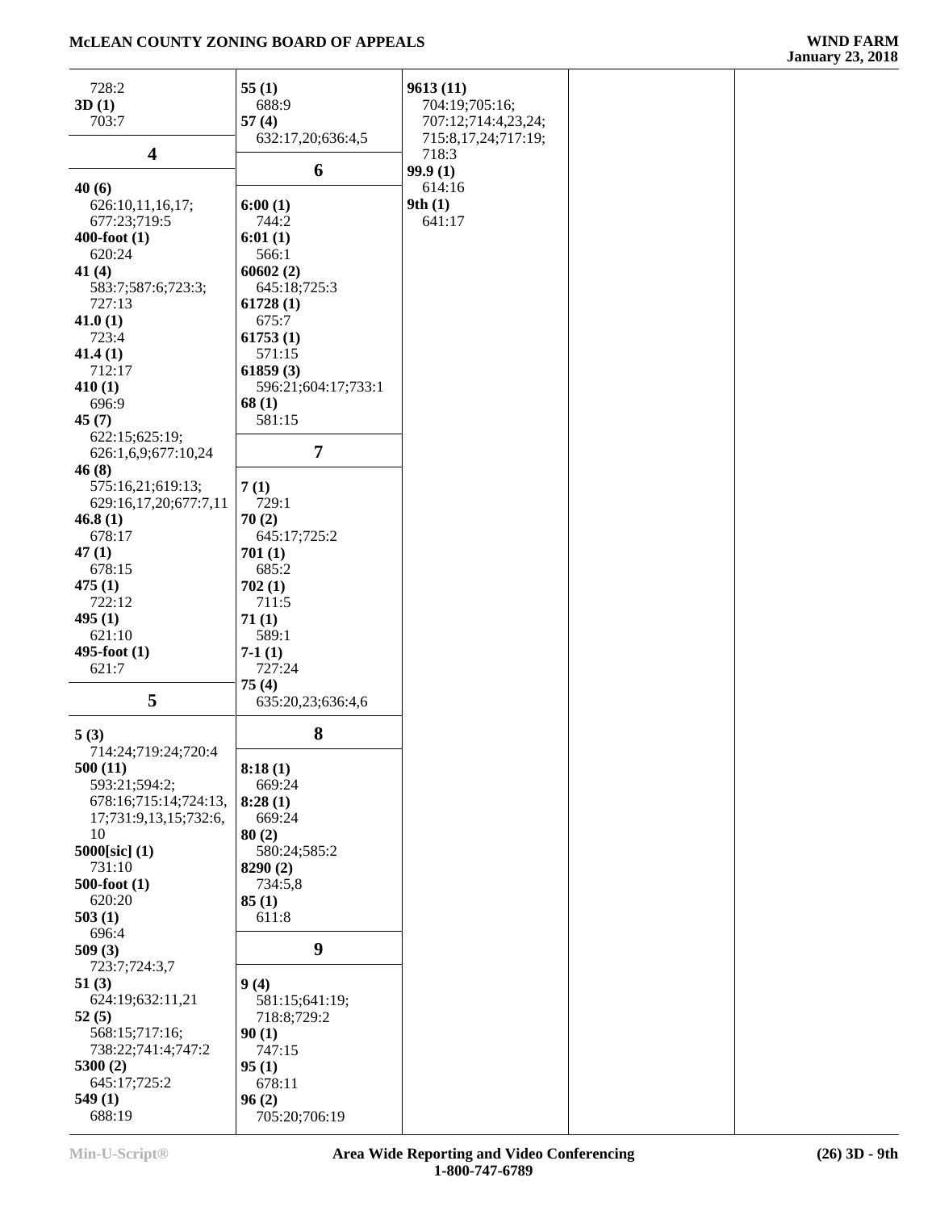728:2
**3D (1)**
703:7

## 4

**40 (6)**
626:10,11,16,17;
677:23;719:5
**400-foot (1)**
620:24
**41 (4)**
583:7;587:6;723:3;
727:13
**41.0 (1)**
723:4
**41.4 (1)**
712:17
**410 (1)**
696:9
**45 (7)**
622:15;625:19;
626:1,6,9;677:10,24
**46 (8)**
575:16,21;619:13;
629:16,17,20;677:7,11
**46.8 (1)**
678:17
**47 (1)**
678:15
**475 (1)**
722:12
**495 (1)**
621:10
**495-foot (1)**
621:7

## 5

**5 (3)**
714:24;719:24;720:4
**500 (11)**
593:21;594:2;
678:16;715:14;724:13,
17;731:9,13,15;732:6,
10
**5000[sic] (1)**
731:10
**500-foot (1)**
620:20
**503 (1)**
696:4
**509 (3)**
723:7;724:3,7
**51 (3)**
624:19;632:11,21
**52 (5)**
568:15;717:16;
738:22;741:4;747:2
**5300 (2)**
645:17;725:2
**549 (1)**
688:19
**55 (1)**
688:9
**57 (4)**
632:17,20;636:4,5

## 6

**6:00 (1)**
744:2
**6:01 (1)**
566:1
**60602 (2)**
645:18;725:3
**61728 (1)**
675:7
**61753 (1)**
571:15
**61859 (3)**
596:21;604:17;733:1
**68 (1)**
581:15

## 7

**7 (1)**
729:1
**70 (2)**
645:17;725:2
**701 (1)**
685:2
**702 (1)**
711:5
**71 (1)**
589:1
**7-1 (1)**
727:24
**75 (4)**
635:20,23;636:4,6

## 8

**8:18 (1)**
669:24
**8:28 (1)**
669:24
**80 (2)**
580:24;585:2
**8290 (2)**
734:5,8
**85 (1)**
611:8

## 9

**9 (4)**
581:15;641:19;
718:8;729:2
**90 (1)**
747:15
**95 (1)**
678:11
**96 (2)**
705:20;706:19
**9613 (11)**
704:19;705:16;
707:12;714:4,23,24;
715:8,17,24;717:19;
718:3
**99.9 (1)**
614:16
**9th (1)**
641:17